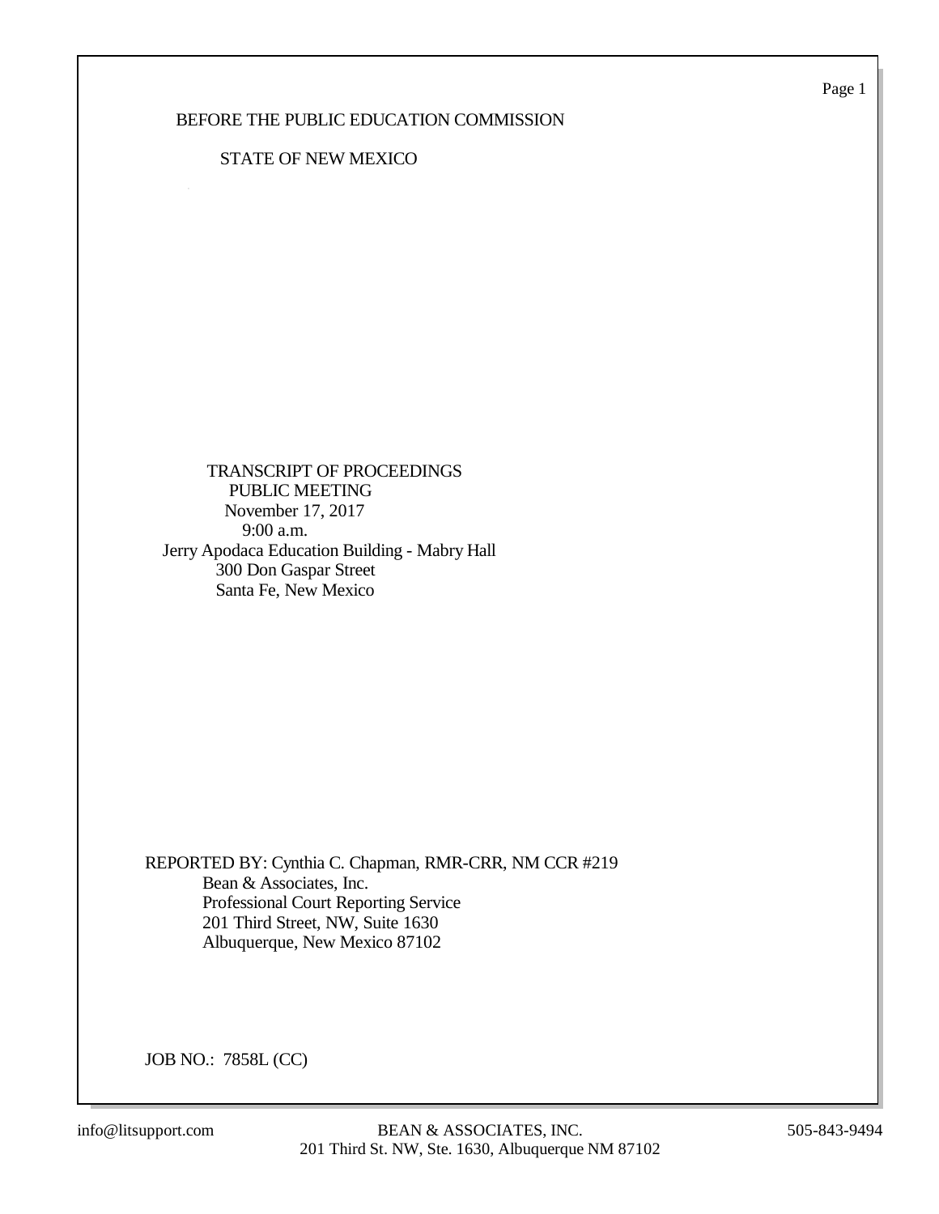BEFORE THE PUBLIC EDUCATION COMMISSION

STATE OF NEW MEXICO

TRANSCRIPT OF PROCEEDINGS
PUBLIC MEETING
November 17, 2017
9:00 a.m.
Jerry Apodaca Education Building - Mabry Hall
300 Don Gaspar Street
Santa Fe, New Mexico

REPORTED BY: Cynthia C. Chapman, RMR-CRR, NM CCR #219
Bean & Associates, Inc.
Professional Court Reporting Service
201 Third Street, NW, Suite 1630
Albuquerque, New Mexico 87102

JOB NO.: 7858L (CC)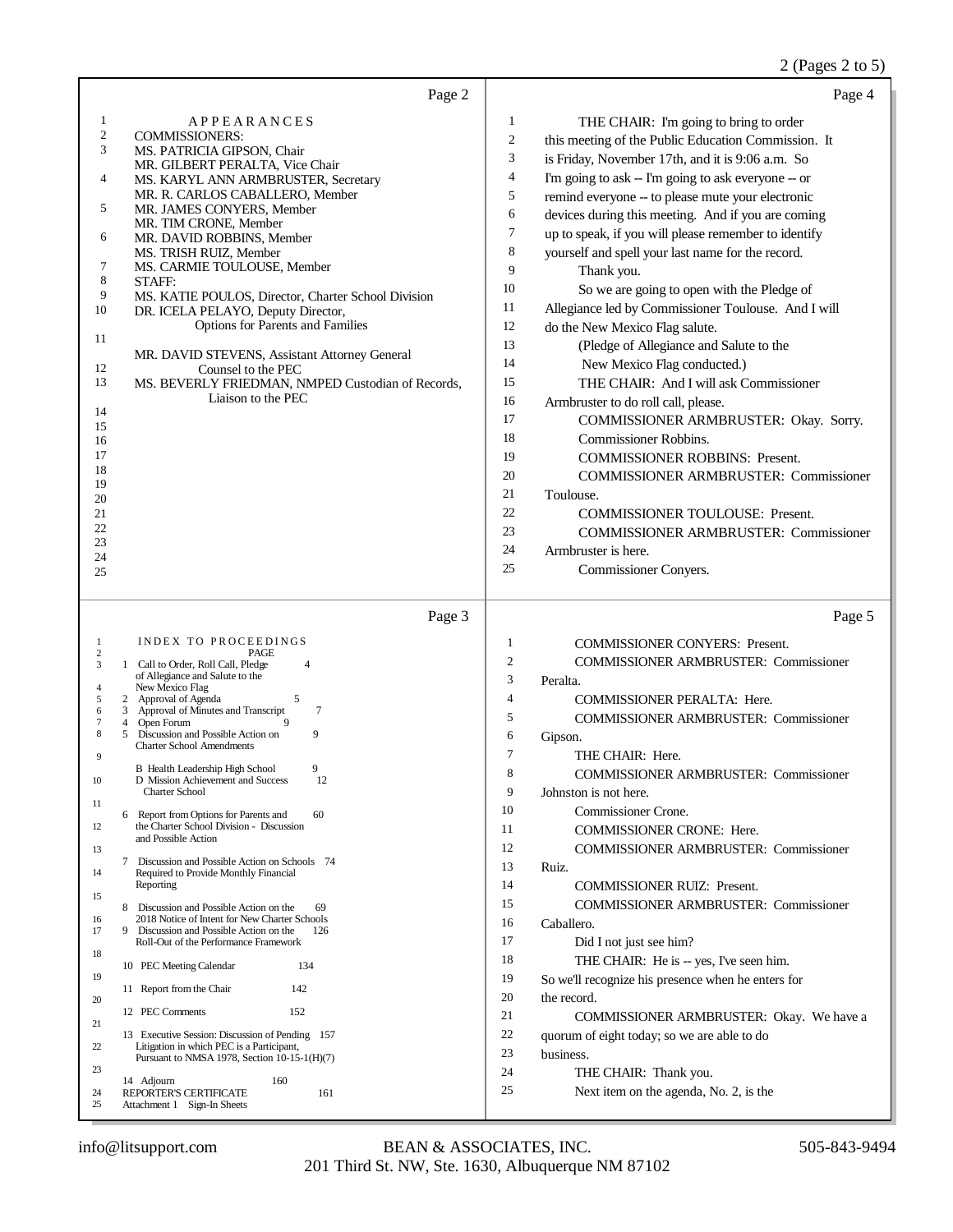Page 2

APPEARANCES

COMMISSIONERS:

MS. PATRICIA GIPSON, Chair
MR. GILBERT PERALTA, Vice Chair
MS. KARYL ANN ARMBRUSTER, Secretary
MR. R. CARLOS CABALLERO, Member
MR. JAMES CONYERS, Member
MR. TIM CRONE, Member
MR. DAVID ROBBINS, Member
MS. TRISH RUIZ, Member
MS. CARMIE TOULOUSE, Member

STAFF:

MS. KATIE POULOS, Director, Charter School Division
DR. ICELA PELAYO, Deputy Director, Options for Parents and Families

MR. DAVID STEVENS, Assistant Attorney General Counsel to the PEC
MS. BEVERLY FRIEDMAN, NMPED Custodian of Records, Liaison to the PEC

Page 3

INDEX TO PROCEEDINGS

| | PAGE |
|---|---|
| 1 Call to Order, Roll Call, Pledge of Allegiance and Salute to the New Mexico Flag | 4 |
| 2 Approval of Agenda | 5 |
| 3 Approval of Minutes and Transcript | 7 |
| 4 Open Forum | 9 |
| 5 Discussion and Possible Action on Charter School Amendments | 9 |
| B Health Leadership High School | 9 |
| D Mission Achievement and Success Charter School | 12 |
| 6 Report from Options for Parents and the Charter School Division - Discussion and Possible Action | 60 |
| 7 Discussion and Possible Action on Schools Required to Provide Monthly Financial Reporting | 74 |
| 8 Discussion and Possible Action on the 2018 Notice of Intent for New Charter Schools | 69 |
| 9 Discussion and Possible Action on the Roll-Out of the Performance Framework | 126 |
| 10 PEC Meeting Calendar | 134 |
| 11 Report from the Chair | 142 |
| 12 PEC Comments | 152 |
| 13 Executive Session: Discussion of Pending Litigation in which PEC is a Participant, Pursuant to NMSA 1978, Section 10-15-1(H)(7) | 157 |
| 14 Adjourn | 160 |
| REPORTER'S CERTIFICATE | 161 |
| Attachment 1 Sign-In Sheets | |

Page 4

1 THE CHAIR: I'm going to bring to order
2 this meeting of the Public Education Commission. It
3 is Friday, November 17th, and it is 9:06 a.m. So
4 I'm going to ask -- I'm going to ask everyone -- or
5 remind everyone -- to please mute your electronic
6 devices during this meeting. And if you are coming
7 up to speak, if you will please remember to identify
8 yourself and spell your last name for the record.
9 Thank you.
10 So we are going to open with the Pledge of
11 Allegiance led by Commissioner Toulouse. And I will
12 do the New Mexico Flag salute.
13 (Pledge of Allegiance and Salute to the
14 New Mexico Flag conducted.)
15 THE CHAIR: And I will ask Commissioner
16 Armbruster to do roll call, please.
17 COMMISSIONER ARMBRUSTER: Okay. Sorry.
18 Commissioner Robbins.
19 COMMISSIONER ROBBINS: Present.
20 COMMISSIONER ARMBRUSTER: Commissioner
21 Toulouse.
22 COMMISSIONER TOULOUSE: Present.
23 COMMISSIONER ARMBRUSTER: Commissioner
24 Armbruster is here.
25 Commissioner Conyers.

Page 5

1 COMMISSIONER CONYERS: Present.
2 COMMISSIONER ARMBRUSTER: Commissioner
3 Peralta.
4 COMMISSIONER PERALTA: Here.
5 COMMISSIONER ARMBRUSTER: Commissioner
6 Gipson.
7 THE CHAIR: Here.
8 COMMISSIONER ARMBRUSTER: Commissioner
9 Johnston is not here.
10 Commissioner Crone.
11 COMMISSIONER CRONE: Here.
12 COMMISSIONER ARMBRUSTER: Commissioner
13 Ruiz.
14 COMMISSIONER RUIZ: Present.
15 COMMISSIONER ARMBRUSTER: Commissioner
16 Caballero.
17 Did I not just see him?
18 THE CHAIR: He is -- yes, I've seen him.
19 So we'll recognize his presence when he enters for
20 the record.
21 COMMISSIONER ARMBRUSTER: Okay. We have a
22 quorum of eight today; so we are able to do
23 business.
24 THE CHAIR: Thank you.
25 Next item on the agenda, No. 2, is the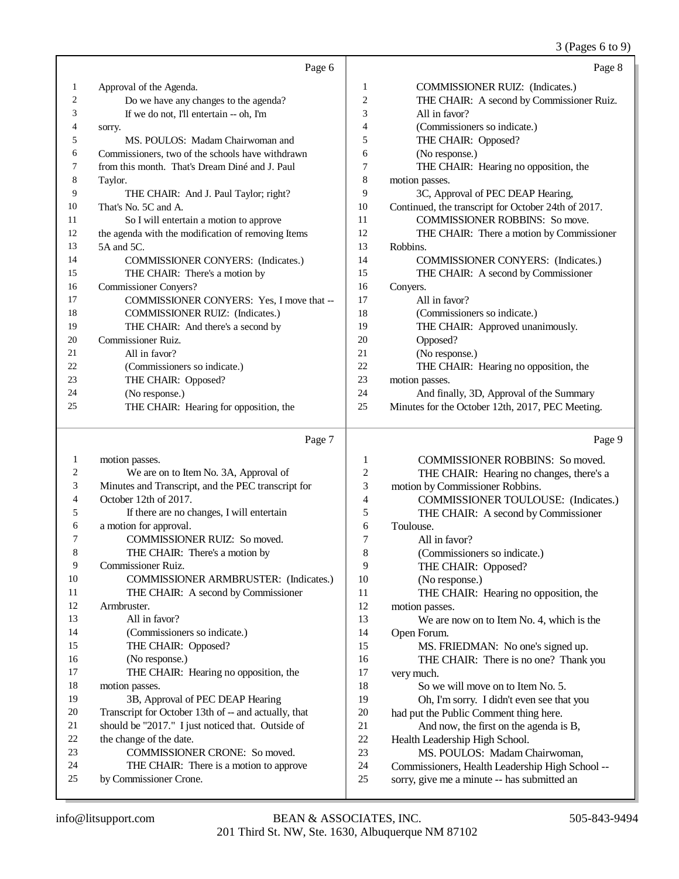Page 6

1 Approval of the Agenda.
2 Do we have any changes to the agenda?
3 If we do not, I'll entertain -- oh, I'm
4 sorry.
5 MS. POULOS: Madam Chairwoman and
6 Commissioners, two of the schools have withdrawn
7 from this month. That's Dream Diné and J. Paul
8 Taylor.
9 THE CHAIR: And J. Paul Taylor; right?
10 That's No. 5C and A.
11 So I will entertain a motion to approve
12 the agenda with the modification of removing Items
13 5A and 5C.
14 COMMISSIONER CONYERS: (Indicates.)
15 THE CHAIR: There's a motion by
16 Commissioner Conyers?
17 COMMISSIONER CONYERS: Yes, I move that --
18 COMMISSIONER RUIZ: (Indicates.)
19 THE CHAIR: And there's a second by
20 Commissioner Ruiz.
21 All in favor?
22 (Commissioners so indicate.)
23 THE CHAIR: Opposed?
24 (No response.)
25 THE CHAIR: Hearing for opposition, the

Page 7

1 motion passes.
2 We are on to Item No. 3A, Approval of
3 Minutes and Transcript, and the PEC transcript for
4 October 12th of 2017.
5 If there are no changes, I will entertain
6 a motion for approval.
7 COMMISSIONER RUIZ: So moved.
8 THE CHAIR: There's a motion by
9 Commissioner Ruiz.
10 COMMISSIONER ARMBRUSTER: (Indicates.)
11 THE CHAIR: A second by Commissioner
12 Armbruster.
13 All in favor?
14 (Commissioners so indicate.)
15 THE CHAIR: Opposed?
16 (No response.)
17 THE CHAIR: Hearing no opposition, the
18 motion passes.
19 3B, Approval of PEC DEAP Hearing
20 Transcript for October 13th of -- and actually, that
21 should be "2017." I just noticed that. Outside of
22 the change of the date.
23 COMMISSIONER CRONE: So moved.
24 THE CHAIR: There is a motion to approve
25 by Commissioner Crone.

Page 8

1 COMMISSIONER RUIZ: (Indicates.)
2 THE CHAIR: A second by Commissioner Ruiz.
3 All in favor?
4 (Commissioners so indicate.)
5 THE CHAIR: Opposed?
6 (No response.)
7 THE CHAIR: Hearing no opposition, the
8 motion passes.
9 3C, Approval of PEC DEAP Hearing,
10 Continued, the transcript for October 24th of 2017.
11 COMMISSIONER ROBBINS: So move.
12 THE CHAIR: There a motion by Commissioner
13 Robbins.
14 COMMISSIONER CONYERS: (Indicates.)
15 THE CHAIR: A second by Commissioner
16 Conyers.
17 All in favor?
18 (Commissioners so indicate.)
19 THE CHAIR: Approved unanimously.
20 Opposed?
21 (No response.)
22 THE CHAIR: Hearing no opposition, the
23 motion passes.
24 And finally, 3D, Approval of the Summary
25 Minutes for the October 12th, 2017, PEC Meeting.

Page 9

1 COMMISSIONER ROBBINS: So moved.
2 THE CHAIR: Hearing no changes, there's a
3 motion by Commissioner Robbins.
4 COMMISSIONER TOULOUSE: (Indicates.)
5 THE CHAIR: A second by Commissioner
6 Toulouse.
7 All in favor?
8 (Commissioners so indicate.)
9 THE CHAIR: Opposed?
10 (No response.)
11 THE CHAIR: Hearing no opposition, the
12 motion passes.
13 We are now on to Item No. 4, which is the
14 Open Forum.
15 MS. FRIEDMAN: No one's signed up.
16 THE CHAIR: There is no one? Thank you
17 very much.
18 So we will move on to Item No. 5.
19 Oh, I'm sorry. I didn't even see that you
20 had put the Public Comment thing here.
21 And now, the first on the agenda is B,
22 Health Leadership High School.
23 MS. POULOS: Madam Chairwoman,
24 Commissioners, Health Leadership High School --
25 sorry, give me a minute -- has submitted an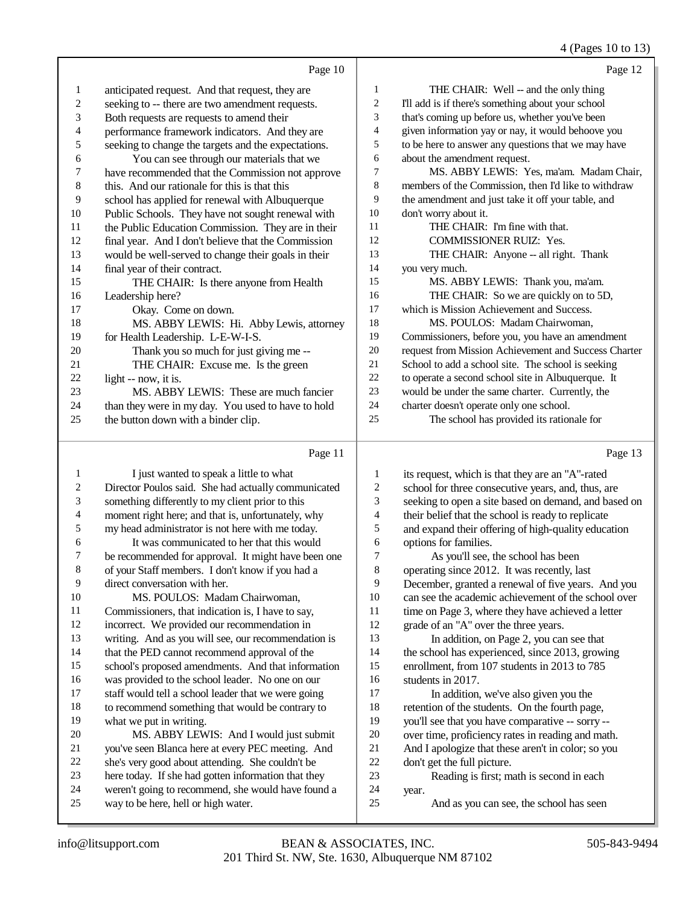Page 10

anticipated request. And that request, they are seeking to -- there are two amendment requests. Both requests are requests to amend their performance framework indicators. And they are seeking to change the targets and the expectations.

You can see through our materials that we have recommended that the Commission not approve this. And our rationale for this is that this school has applied for renewal with Albuquerque Public Schools. They have not sought renewal with the Public Education Commission. They are in their final year. And I don't believe that the Commission would be well-served to change their goals in their final year of their contract.

THE CHAIR: Is there anyone from Health Leadership here?

Okay. Come on down.

MS. ABBY LEWIS: Hi. Abby Lewis, attorney for Health Leadership. L-E-W-I-S.

Thank you so much for just giving me --

THE CHAIR: Excuse me. Is the green light -- now, it is.

MS. ABBY LEWIS: These are much fancier than they were in my day. You used to have to hold the button down with a binder clip.

Page 11

I just wanted to speak a little to what Director Poulos said. She had actually communicated something differently to my client prior to this moment right here; and that is, unfortunately, why my head administrator is not here with me today.

It was communicated to her that this would be recommended for approval. It might have been one of your Staff members. I don't know if you had a direct conversation with her.

MS. POULOS: Madam Chairwoman, Commissioners, that indication is, I have to say, incorrect. We provided our recommendation in writing. And as you will see, our recommendation is that the PED cannot recommend approval of the school's proposed amendments. And that information was provided to the school leader. No one on our staff would tell a school leader that we were going to recommend something that would be contrary to what we put in writing.

MS. ABBY LEWIS: And I would just submit you've seen Blanca here at every PEC meeting. And she's very good about attending. She couldn't be here today. If she had gotten information that they weren't going to recommend, she would have found a way to be here, hell or high water.

Page 12

THE CHAIR: Well -- and the only thing I'll add is if there's something about your school that's coming up before us, whether you've been given information yay or nay, it would behoove you to be here to answer any questions that we may have about the amendment request.

MS. ABBY LEWIS: Yes, ma'am. Madam Chair, members of the Commission, then I'd like to withdraw the amendment and just take it off your table, and don't worry about it.

THE CHAIR: I'm fine with that.

COMMISSIONER RUIZ: Yes.

THE CHAIR: Anyone -- all right. Thank you very much.

MS. ABBY LEWIS: Thank you, ma'am.

THE CHAIR: So we are quickly on to 5D, which is Mission Achievement and Success.

MS. POULOS: Madam Chairwoman, Commissioners, before you, you have an amendment request from Mission Achievement and Success Charter School to add a school site. The school is seeking to operate a second school site in Albuquerque. It would be under the same charter. Currently, the charter doesn't operate only one school.

The school has provided its rationale for

Page 13

its request, which is that they are an "A"-rated school for three consecutive years, and, thus, are seeking to open a site based on demand, and based on their belief that the school is ready to replicate and expand their offering of high-quality education options for families.

As you'll see, the school has been operating since 2012. It was recently, last December, granted a renewal of five years. And you can see the academic achievement of the school over time on Page 3, where they have achieved a letter grade of an "A" over the three years.

In addition, on Page 2, you can see that the school has experienced, since 2013, growing enrollment, from 107 students in 2013 to 785 students in 2017.

In addition, we've also given you the retention of the students. On the fourth page, you'll see that you have comparative -- sorry -- over time, proficiency rates in reading and math. And I apologize that these aren't in color; so you don't get the full picture.

Reading is first; math is second in each year.

And as you can see, the school has seen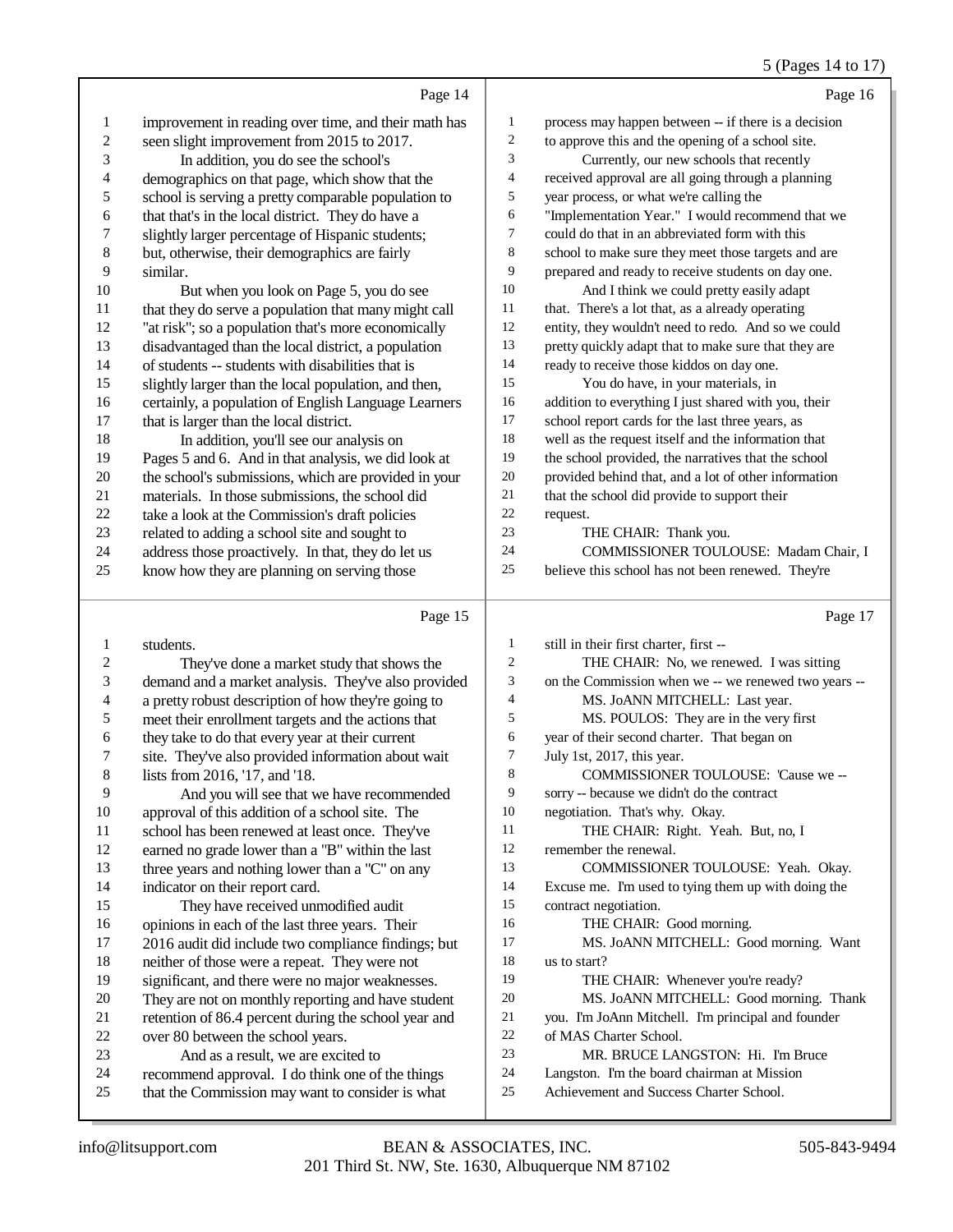Page 14

1 improvement in reading over time, and their math has
2 seen slight improvement from 2015 to 2017.
3 In addition, you do see the school's
4 demographics on that page, which show that the
5 school is serving a pretty comparable population to
6 that that's in the local district. They do have a
7 slightly larger percentage of Hispanic students;
8 but, otherwise, their demographics are fairly
9 similar.
10 But when you look on Page 5, you do see
11 that they do serve a population that many might call
12 "at risk"; so a population that's more economically
13 disadvantaged than the local district, a population
14 of students -- students with disabilities that is
15 slightly larger than the local population, and then,
16 certainly, a population of English Language Learners
17 that is larger than the local district.
18 In addition, you'll see our analysis on
19 Pages 5 and 6. And in that analysis, we did look at
20 the school's submissions, which are provided in your
21 materials. In those submissions, the school did
22 take a look at the Commission's draft policies
23 related to adding a school site and sought to
24 address those proactively. In that, they do let us
25 know how they are planning on serving those

Page 15

1 students.
2 They've done a market study that shows the
3 demand and a market analysis. They've also provided
4 a pretty robust description of how they're going to
5 meet their enrollment targets and the actions that
6 they take to do that every year at their current
7 site. They've also provided information about wait
8 lists from 2016, '17, and '18.
9 And you will see that we have recommended
10 approval of this addition of a school site. The
11 school has been renewed at least once. They've
12 earned no grade lower than a "B" within the last
13 three years and nothing lower than a "C" on any
14 indicator on their report card.
15 They have received unmodified audit
16 opinions in each of the last three years. Their
17 2016 audit did include two compliance findings; but
18 neither of those were a repeat. They were not
19 significant, and there were no major weaknesses.
20 They are not on monthly reporting and have student
21 retention of 86.4 percent during the school year and
22 over 80 between the school years.
23 And as a result, we are excited to
24 recommend approval. I do think one of the things
25 that the Commission may want to consider is what

Page 16

1 process may happen between -- if there is a decision
2 to approve this and the opening of a school site.
3 Currently, our new schools that recently
4 received approval are all going through a planning
5 year process, or what we're calling the
6 "Implementation Year." I would recommend that we
7 could do that in an abbreviated form with this
8 school to make sure they meet those targets and are
9 prepared and ready to receive students on day one.
10 And I think we could pretty easily adapt
11 that. There's a lot that, as a already operating
12 entity, they wouldn't need to redo. And so we could
13 pretty quickly adapt that to make sure that they are
14 ready to receive those kiddos on day one.
15 You do have, in your materials, in
16 addition to everything I just shared with you, their
17 school report cards for the last three years, as
18 well as the request itself and the information that
19 the school provided, the narratives that the school
20 provided behind that, and a lot of other information
21 that the school did provide to support their
22 request.
23 THE CHAIR: Thank you.
24 COMMISSIONER TOULOUSE: Madam Chair, I
25 believe this school has not been renewed. They're

Page 17

1 still in their first charter, first --
2 THE CHAIR: No, we renewed. I was sitting
3 on the Commission when we -- we renewed two years --
4 MS. JoANN MITCHELL: Last year.
5 MS. POULOS: They are in the very first
6 year of their second charter. That began on
7 July 1st, 2017, this year.
8 COMMISSIONER TOULOUSE: 'Cause we --
9 sorry -- because we didn't do the contract
10 negotiation. That's why. Okay.
11 THE CHAIR: Right. Yeah. But, no, I
12 remember the renewal.
13 COMMISSIONER TOULOUSE: Yeah. Okay.
14 Excuse me. I'm used to tying them up with doing the
15 contract negotiation.
16 THE CHAIR: Good morning.
17 MS. JoANN MITCHELL: Good morning. Want
18 us to start?
19 THE CHAIR: Whenever you're ready?
20 MS. JoANN MITCHELL: Good morning. Thank
21 you. I'm JoAnn Mitchell. I'm principal and founder
22 of MAS Charter School.
23 MR. BRUCE LANGSTON: Hi. I'm Bruce
24 Langston. I'm the board chairman at Mission
25 Achievement and Success Charter School.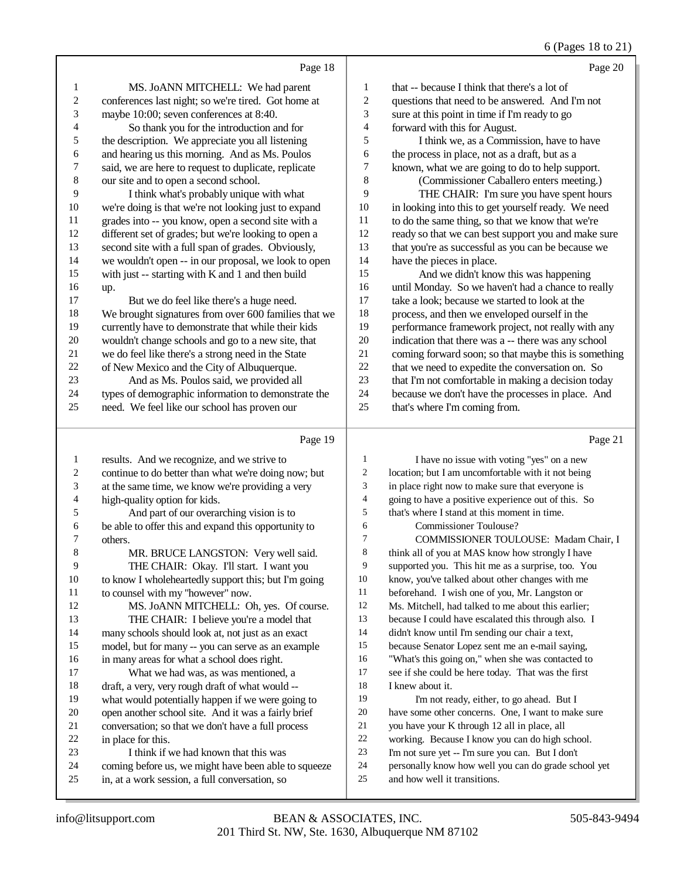Page 18

MS. JoANN MITCHELL: We had parent conferences last night; so we're tired. Got home at maybe 10:00; seven conferences at 8:40.

So thank you for the introduction and for the description. We appreciate you all listening and hearing us this morning. And as Ms. Poulos said, we are here to request to duplicate, replicate our site and to open a second school.

I think what's probably unique with what we're doing is that we're not looking just to expand grades into -- you know, open a second site with a different set of grades; but we're looking to open a second site with a full span of grades. Obviously, we wouldn't open -- in our proposal, we look to open with just -- starting with K and 1 and then build up.

But we do feel like there's a huge need. We brought signatures from over 600 families that we currently have to demonstrate that while their kids wouldn't change schools and go to a new site, that we do feel like there's a strong need in the State of New Mexico and the City of Albuquerque.

And as Ms. Poulos said, we provided all types of demographic information to demonstrate the need. We feel like our school has proven our

Page 19

results. And we recognize, and we strive to continue to do better than what we're doing now; but at the same time, we know we're providing a very high-quality option for kids.

And part of our overarching vision is to be able to offer this and expand this opportunity to others.

MR. BRUCE LANGSTON: Very well said.

THE CHAIR: Okay. I'll start. I want you to know I wholeheartedly support this; but I'm going to counsel with my "however" now.

MS. JoANN MITCHELL: Oh, yes. Of course.

THE CHAIR: I believe you're a model that many schools should look at, not just as an exact model, but for many -- you can serve as an example in many areas for what a school does right.

What we had was, as was mentioned, a draft, a very, very rough draft of what would -- what would potentially happen if we were going to open another school site. And it was a fairly brief conversation; so that we don't have a full process in place for this.

I think if we had known that this was coming before us, we might have been able to squeeze in, at a work session, a full conversation, so

Page 20

that -- because I think that there's a lot of questions that need to be answered. And I'm not sure at this point in time if I'm ready to go forward with this for August.

I think we, as a Commission, have to have the process in place, not as a draft, but as a known, what we are going to do to help support.

(Commissioner Caballero enters meeting.)

THE CHAIR: I'm sure you have spent hours in looking into this to get yourself ready. We need to do the same thing, so that we know that we're ready so that we can best support you and make sure that you're as successful as you can be because we have the pieces in place.

And we didn't know this was happening until Monday. So we haven't had a chance to really take a look; because we started to look at the process, and then we enveloped ourself in the performance framework project, not really with any indication that there was a -- there was any school coming forward soon; so that maybe this is something that we need to expedite the conversation on. So that I'm not comfortable in making a decision today because we don't have the processes in place. And that's where I'm coming from.

Page 21

I have no issue with voting "yes" on a new location; but I am uncomfortable with it not being in place right now to make sure that everyone is going to have a positive experience out of this. So that's where I stand at this moment in time.

Commissioner Toulouse?

COMMISSIONER TOULOUSE: Madam Chair, I think all of you at MAS know how strongly I have supported you. This hit me as a surprise, too. You know, you've talked about other changes with me beforehand. I wish one of you, Mr. Langston or Ms. Mitchell, had talked to me about this earlier; because I could have escalated this through also. I didn't know until I'm sending our chair a text, because Senator Lopez sent me an e-mail saying, "What's this going on," when she was contacted to see if she could be here today. That was the first I knew about it.

I'm not ready, either, to go ahead. But I have some other concerns. One, I want to make sure you have your K through 12 all in place, all working. Because I know you can do high school. I'm not sure yet -- I'm sure you can. But I don't personally know how well you can do grade school yet and how well it transitions.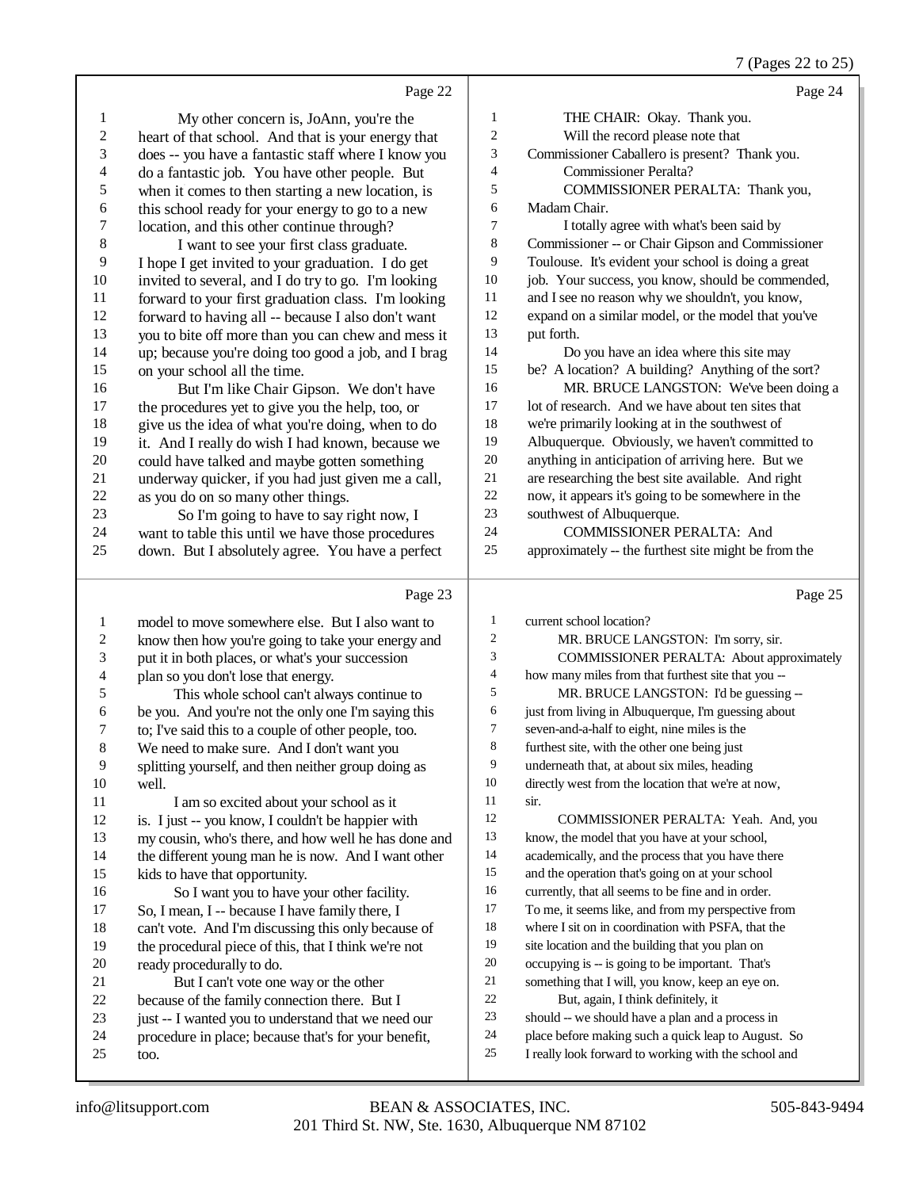## Page 22

My other concern is, JoAnn, you're the heart of that school. And that is your energy that does -- you have a fantastic staff where I know you do a fantastic job. You have other people. But when it comes to then starting a new location, is this school ready for your energy to go to a new location, and this other continue through?

I want to see your first class graduate. I hope I get invited to your graduation. I do get invited to several, and I do try to go. I'm looking forward to your first graduation class. I'm looking forward to having all -- because I also don't want you to bite off more than you can chew and mess it up; because you're doing too good a job, and I brag on your school all the time.

But I'm like Chair Gipson. We don't have the procedures yet to give you the help, too, or give us the idea of what you're doing, when to do it. And I really do wish I had known, because we could have talked and maybe gotten something underway quicker, if you had just given me a call, as you do on so many other things.

So I'm going to have to say right now, I want to table this until we have those procedures down. But I absolutely agree. You have a perfect

## Page 23

model to move somewhere else. But I also want to know then how you're going to take your energy and put it in both places, or what's your succession plan so you don't lose that energy.

This whole school can't always continue to be you. And you're not the only one I'm saying this to; I've said this to a couple of other people, too. We need to make sure. And I don't want you splitting yourself, and then neither group doing as well.

I am so excited about your school as it is. I just -- you know, I couldn't be happier with my cousin, who's there, and how well he has done and the different young man he is now. And I want other kids to have that opportunity.

So I want you to have your other facility. So, I mean, I -- because I have family there, I can't vote. And I'm discussing this only because of the procedural piece of this, that I think we're not ready procedurally to do.

But I can't vote one way or the other because of the family connection there. But I just -- I wanted you to understand that we need our procedure in place; because that's for your benefit, too.

## Page 24

THE CHAIR: Okay. Thank you.

Will the record please note that Commissioner Caballero is present? Thank you.

Commissioner Peralta?

COMMISSIONER PERALTA: Thank you, Madam Chair.

I totally agree with what's been said by Commissioner -- or Chair Gipson and Commissioner Toulouse. It's evident your school is doing a great job. Your success, you know, should be commended, and I see no reason why we shouldn't, you know, expand on a similar model, or the model that you've put forth.

Do you have an idea where this site may be? A location? A building? Anything of the sort?

MR. BRUCE LANGSTON: We've been doing a lot of research. And we have about ten sites that we're primarily looking at in the southwest of Albuquerque. Obviously, we haven't committed to anything in anticipation of arriving here. But we are researching the best site available. And right now, it appears it's going to be somewhere in the southwest of Albuquerque.

COMMISSIONER PERALTA: And approximately -- the furthest site might be from the

## Page 25

current school location?

MR. BRUCE LANGSTON: I'm sorry, sir.

COMMISSIONER PERALTA: About approximately how many miles from that furthest site that you --

MR. BRUCE LANGSTON: I'd be guessing -- just from living in Albuquerque, I'm guessing about seven-and-a-half to eight, nine miles is the furthest site, with the other one being just underneath that, at about six miles, heading directly west from the location that we're at now, sir.

COMMISSIONER PERALTA: Yeah. And, you know, the model that you have at your school, academically, and the process that you have there and the operation that's going on at your school currently, that all seems to be fine and in order. To me, it seems like, and from my perspective from where I sit on in coordination with PSFA, that the site location and the building that you plan on occupying is -- is going to be important. That's something that I will, you know, keep an eye on.

But, again, I think definitely, it should -- we should have a plan and a process in place before making such a quick leap to August. So I really look forward to working with the school and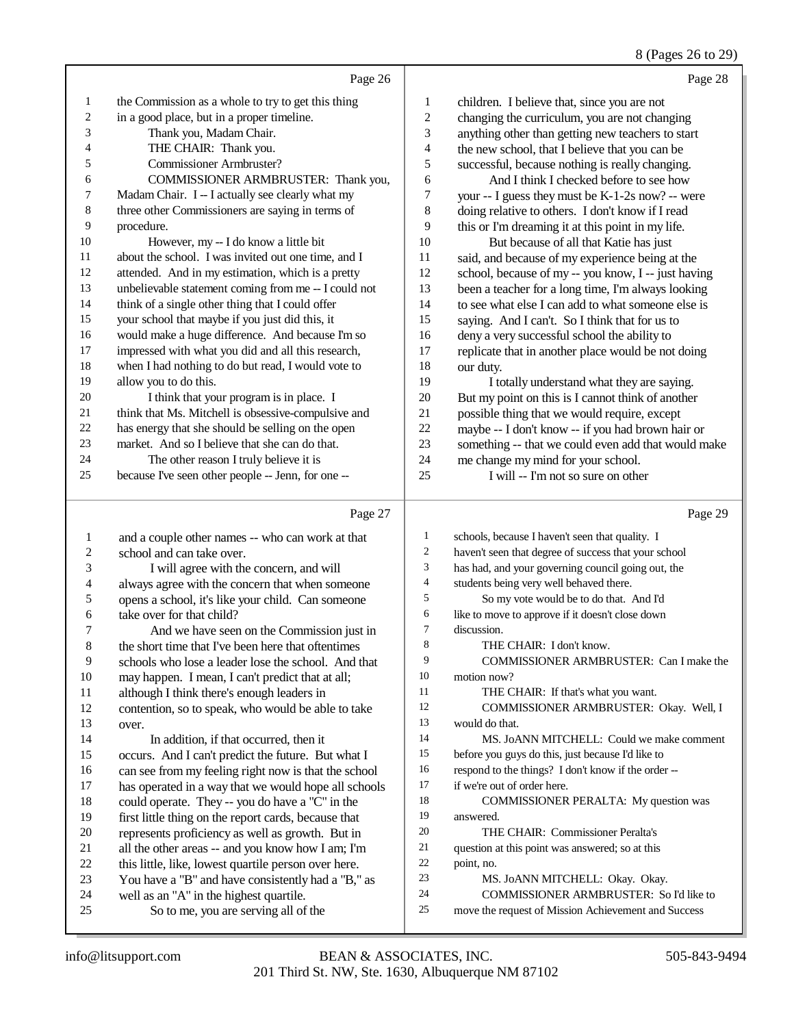Page 26

1 the Commission as a whole to try to get this thing
2 in a good place, but in a proper timeline.
3 Thank you, Madam Chair.
4 THE CHAIR: Thank you.
5 Commissioner Armbruster?
6 COMMISSIONER ARMBRUSTER: Thank you,
7 Madam Chair. I -- I actually see clearly what my
8 three other Commissioners are saying in terms of
9 procedure.
10 However, my -- I do know a little bit
11 about the school. I was invited out one time, and I
12 attended. And in my estimation, which is a pretty
13 unbelievable statement coming from me -- I could not
14 think of a single other thing that I could offer
15 your school that maybe if you just did this, it
16 would make a huge difference. And because I'm so
17 impressed with what you did and all this research,
18 when I had nothing to do but read, I would vote to
19 allow you to do this.
20 I think that your program is in place. I
21 think that Ms. Mitchell is obsessive-compulsive and
22 has energy that she should be selling on the open
23 market. And so I believe that she can do that.
24 The other reason I truly believe it is
25 because I've seen other people -- Jenn, for one --

Page 27

1 and a couple other names -- who can work at that
2 school and can take over.
3 I will agree with the concern, and will
4 always agree with the concern that when someone
5 opens a school, it's like your child. Can someone
6 take over for that child?
7 And we have seen on the Commission just in
8 the short time that I've been here that oftentimes
9 schools who lose a leader lose the school. And that
10 may happen. I mean, I can't predict that at all;
11 although I think there's enough leaders in
12 contention, so to speak, who would be able to take
13 over.
14 In addition, if that occurred, then it
15 occurs. And I can't predict the future. But what I
16 can see from my feeling right now is that the school
17 has operated in a way that we would hope all schools
18 could operate. They -- you do have a "C" in the
19 first little thing on the report cards, because that
20 represents proficiency as well as growth. But in
21 all the other areas -- and you know how I am; I'm
22 this little, like, lowest quartile person over here.
23 You have a "B" and have consistently had a "B," as
24 well as an "A" in the highest quartile.
25 So to me, you are serving all of the

Page 28

1 children. I believe that, since you are not
2 changing the curriculum, you are not changing
3 anything other than getting new teachers to start
4 the new school, that I believe that you can be
5 successful, because nothing is really changing.
6 And I think I checked before to see how
7 your -- I guess they must be K-1-2s now? -- were
8 doing relative to others. I don't know if I read
9 this or I'm dreaming it at this point in my life.
10 But because of all that Katie has just
11 said, and because of my experience being at the
12 school, because of my -- you know, I -- just having
13 been a teacher for a long time, I'm always looking
14 to see what else I can add to what someone else is
15 saying. And I can't. So I think that for us to
16 deny a very successful school the ability to
17 replicate that in another place would be not doing
18 our duty.
19 I totally understand what they are saying.
20 But my point on this is I cannot think of another
21 possible thing that we would require, except
22 maybe -- I don't know -- if you had brown hair or
23 something -- that we could even add that would make
24 me change my mind for your school.
25 I will -- I'm not so sure on other

Page 29

1 schools, because I haven't seen that quality. I
2 haven't seen that degree of success that your school
3 has had, and your governing council going out, the
4 students being very well behaved there.
5 So my vote would be to do that. And I'd
6 like to move to approve if it doesn't close down
7 discussion.
8 THE CHAIR: I don't know.
9 COMMISSIONER ARMBRUSTER: Can I make the
10 motion now?
11 THE CHAIR: If that's what you want.
12 COMMISSIONER ARMBRUSTER: Okay. Well, I
13 would do that.
14 MS. JoANN MITCHELL: Could we make comment
15 before you guys do this, just because I'd like to
16 respond to the things? I don't know if the order --
17 if we're out of order here.
18 COMMISSIONER PERALTA: My question was
19 answered.
20 THE CHAIR: Commissioner Peralta's
21 question at this point was answered; so at this
22 point, no.
23 MS. JoANN MITCHELL: Okay. Okay.
24 COMMISSIONER ARMBRUSTER: So I'd like to
25 move the request of Mission Achievement and Success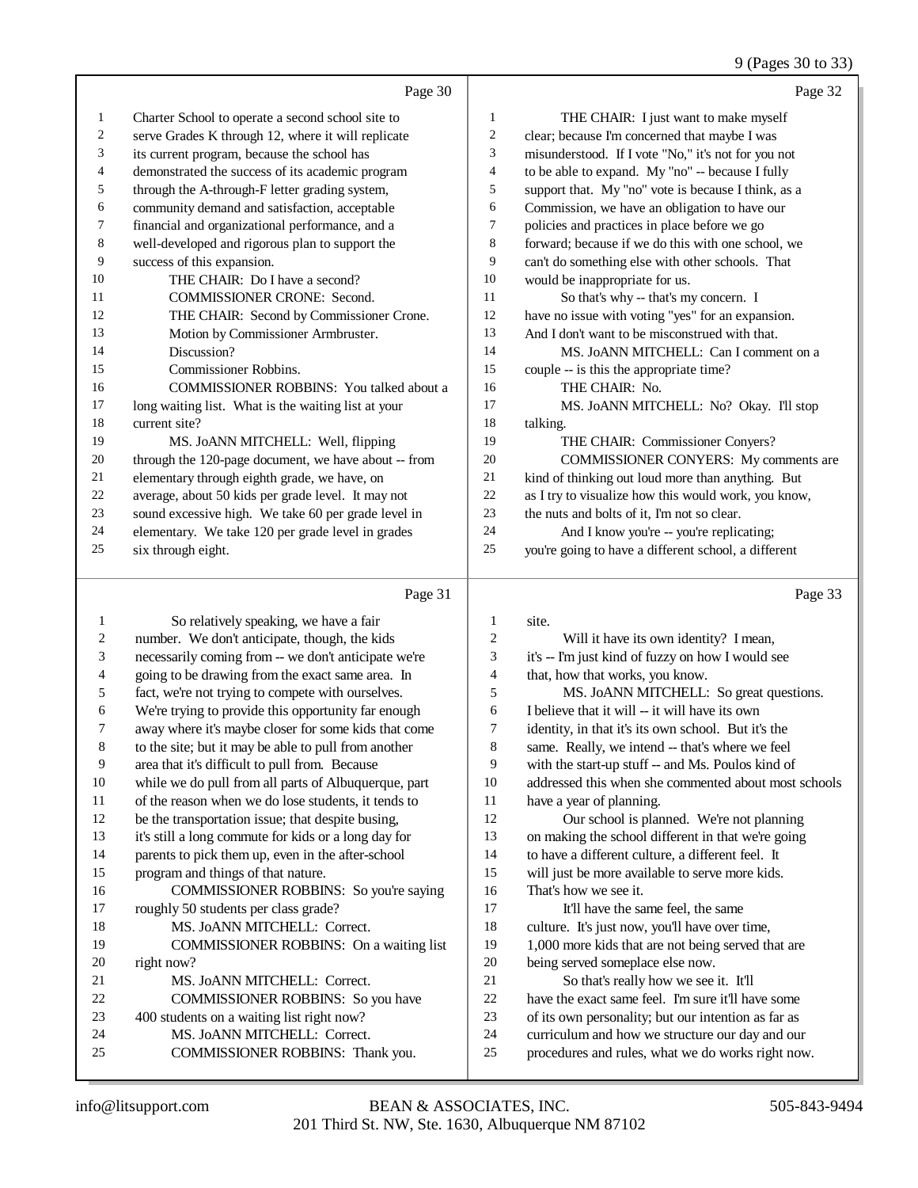Page 30

Charter School to operate a second school site to serve Grades K through 12, where it will replicate its current program, because the school has demonstrated the success of its academic program through the A-through-F letter grading system, community demand and satisfaction, acceptable financial and organizational performance, and a well-developed and rigorous plan to support the success of this expansion.

THE CHAIR: Do I have a second?

COMMISSIONER CRONE: Second.

THE CHAIR: Second by Commissioner Crone.

Motion by Commissioner Armbruster.

Discussion?

Commissioner Robbins.

COMMISSIONER ROBBINS: You talked about a long waiting list. What is the waiting list at your current site?

MS. JoANN MITCHELL: Well, flipping through the 120-page document, we have about -- from elementary through eighth grade, we have, on average, about 50 kids per grade level. It may not sound excessive high. We take 60 per grade level in elementary. We take 120 per grade level in grades six through eight.

Page 31

So relatively speaking, we have a fair number. We don't anticipate, though, the kids necessarily coming from -- we don't anticipate we're going to be drawing from the exact same area. In fact, we're not trying to compete with ourselves. We're trying to provide this opportunity far enough away where it's maybe closer for some kids that come to the site; but it may be able to pull from another area that it's difficult to pull from. Because while we do pull from all parts of Albuquerque, part of the reason when we do lose students, it tends to be the transportation issue; that despite busing, it's still a long commute for kids or a long day for parents to pick them up, even in the after-school program and things of that nature.

COMMISSIONER ROBBINS: So you're saying roughly 50 students per class grade?

MS. JoANN MITCHELL: Correct.

COMMISSIONER ROBBINS: On a waiting list right now?

MS. JoANN MITCHELL: Correct.

COMMISSIONER ROBBINS: So you have 400 students on a waiting list right now?

MS. JoANN MITCHELL: Correct.

COMMISSIONER ROBBINS: Thank you.

Page 32

THE CHAIR: I just want to make myself clear; because I'm concerned that maybe I was misunderstood. If I vote "No," it's not for you not to be able to expand. My "no" -- because I fully support that. My "no" vote is because I think, as a Commission, we have an obligation to have our policies and practices in place before we go forward; because if we do this with one school, we can't do something else with other schools. That would be inappropriate for us.

So that's why -- that's my concern. I have no issue with voting "yes" for an expansion. And I don't want to be misconstrued with that.

MS. JoANN MITCHELL: Can I comment on a couple -- is this the appropriate time?

THE CHAIR: No.

MS. JoANN MITCHELL: No? Okay. I'll stop talking.

THE CHAIR: Commissioner Conyers?

COMMISSIONER CONYERS: My comments are kind of thinking out loud more than anything. But as I try to visualize how this would work, you know, the nuts and bolts of it, I'm not so clear.

And I know you're -- you're replicating; you're going to have a different school, a different site.

Page 33

Will it have its own identity? I mean, it's -- I'm just kind of fuzzy on how I would see that, how that works, you know.

MS. JoANN MITCHELL: So great questions. I believe that it will -- it will have its own identity, in that it's its own school. But it's the same. Really, we intend -- that's where we feel with the start-up stuff -- and Ms. Poulos kind of addressed this when she commented about most schools have a year of planning.

Our school is planned. We're not planning on making the school different in that we're going to have a different culture, a different feel. It will just be more available to serve more kids. That's how we see it.

It'll have the same feel, the same culture. It's just now, you'll have over time, 1,000 more kids that are not being served that are being served someplace else now.

So that's really how we see it. It'll have the exact same feel. I'm sure it'll have some of its own personality; but our intention as far as curriculum and how we structure our day and our procedures and rules, what we do works right now.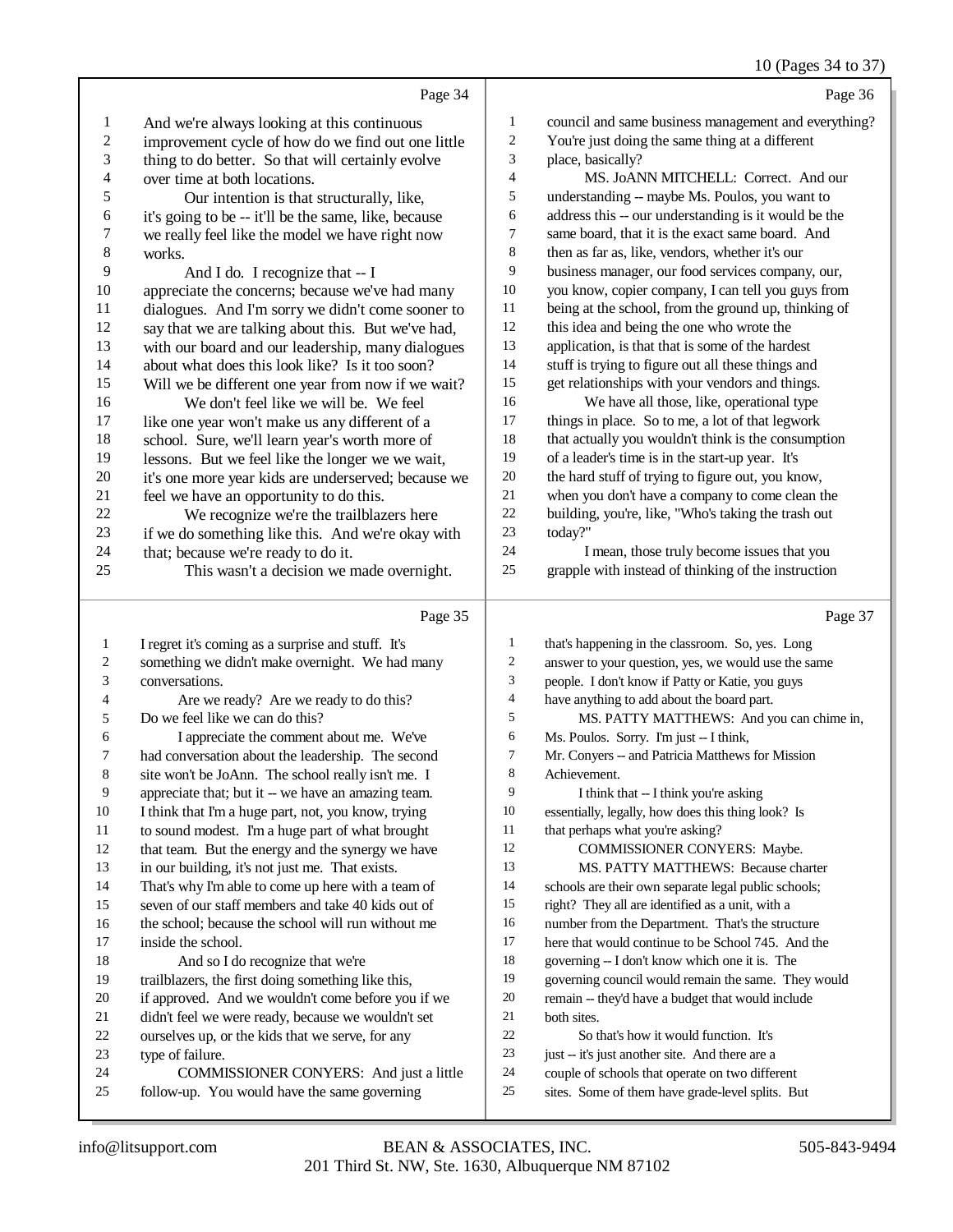Page 34

1 And we're always looking at this continuous
2 improvement cycle of how do we find out one little
3 thing to do better. So that will certainly evolve
4 over time at both locations.
5 Our intention is that structurally, like,
6 it's going to be -- it'll be the same, like, because
7 we really feel like the model we have right now
8 works.
9 And I do. I recognize that -- I
10 appreciate the concerns; because we've had many
11 dialogues. And I'm sorry we didn't come sooner to
12 say that we are talking about this. But we've had,
13 with our board and our leadership, many dialogues
14 about what does this look like? Is it too soon?
15 Will we be different one year from now if we wait?
16 We don't feel like we will be. We feel
17 like one year won't make us any different of a
18 school. Sure, we'll learn year's worth more of
19 lessons. But we feel like the longer we we wait,
20 it's one more year kids are underserved; because we
21 feel we have an opportunity to do this.
22 We recognize we're the trailblazers here
23 if we do something like this. And we're okay with
24 that; because we're ready to do it.
25 This wasn't a decision we made overnight.

Page 35

1 I regret it's coming as a surprise and stuff. It's
2 something we didn't make overnight. We had many
3 conversations.
4 Are we ready? Are we ready to do this?
5 Do we feel like we can do this?
6 I appreciate the comment about me. We've
7 had conversation about the leadership. The second
8 site won't be JoAnn. The school really isn't me. I
9 appreciate that; but it -- we have an amazing team.
10 I think that I'm a huge part, not, you know, trying
11 to sound modest. I'm a huge part of what brought
12 that team. But the energy and the synergy we have
13 in our building, it's not just me. That exists.
14 That's why I'm able to come up here with a team of
15 seven of our staff members and take 40 kids out of
16 the school; because the school will run without me
17 inside the school.
18 And so I do recognize that we're
19 trailblazers, the first doing something like this,
20 if approved. And we wouldn't come before you if we
21 didn't feel we were ready, because we wouldn't set
22 ourselves up, or the kids that we serve, for any
23 type of failure.
24 COMMISSIONER CONYERS: And just a little
25 follow-up. You would have the same governing

Page 36

1 council and same business management and everything?
2 You're just doing the same thing at a different
3 place, basically?
4 MS. JoANN MITCHELL: Correct. And our
5 understanding -- maybe Ms. Poulos, you want to
6 address this -- our understanding is it would be the
7 same board, that it is the exact same board. And
8 then as far as, like, vendors, whether it's our
9 business manager, our food services company, our,
10 you know, copier company, I can tell you guys from
11 being at the school, from the ground up, thinking of
12 this idea and being the one who wrote the
13 application, is that that is some of the hardest
14 stuff is trying to figure out all these things and
15 get relationships with your vendors and things.
16 We have all those, like, operational type
17 things in place. So to me, a lot of that legwork
18 that actually you wouldn't think is the consumption
19 of a leader's time is in the start-up year. It's
20 the hard stuff of trying to figure out, you know,
21 when you don't have a company to come clean the
22 building, you're, like, "Who's taking the trash out
23 today?"
24 I mean, those truly become issues that you
25 grapple with instead of thinking of the instruction

Page 37

1 that's happening in the classroom. So, yes. Long
2 answer to your question, yes, we would use the same
3 people. I don't know if Patty or Katie, you guys
4 have anything to add about the board part.
5 MS. PATTY MATTHEWS: And you can chime in,
6 Ms. Poulos. Sorry. I'm just -- I think,
7 Mr. Conyers -- and Patricia Matthews for Mission
8 Achievement.
9 I think that -- I think you're asking
10 essentially, legally, how does this thing look? Is
11 that perhaps what you're asking?
12 COMMISSIONER CONYERS: Maybe.
13 MS. PATTY MATTHEWS: Because charter
14 schools are their own separate legal public schools;
15 right? They all are identified as a unit, with a
16 number from the Department. That's the structure
17 here that would continue to be School 745. And the
18 governing -- I don't know which one it is. The
19 governing council would remain the same. They would
20 remain -- they'd have a budget that would include
21 both sites.
22 So that's how it would function. It's
23 just -- it's just another site. And there are a
24 couple of schools that operate on two different
25 sites. Some of them have grade-level splits. But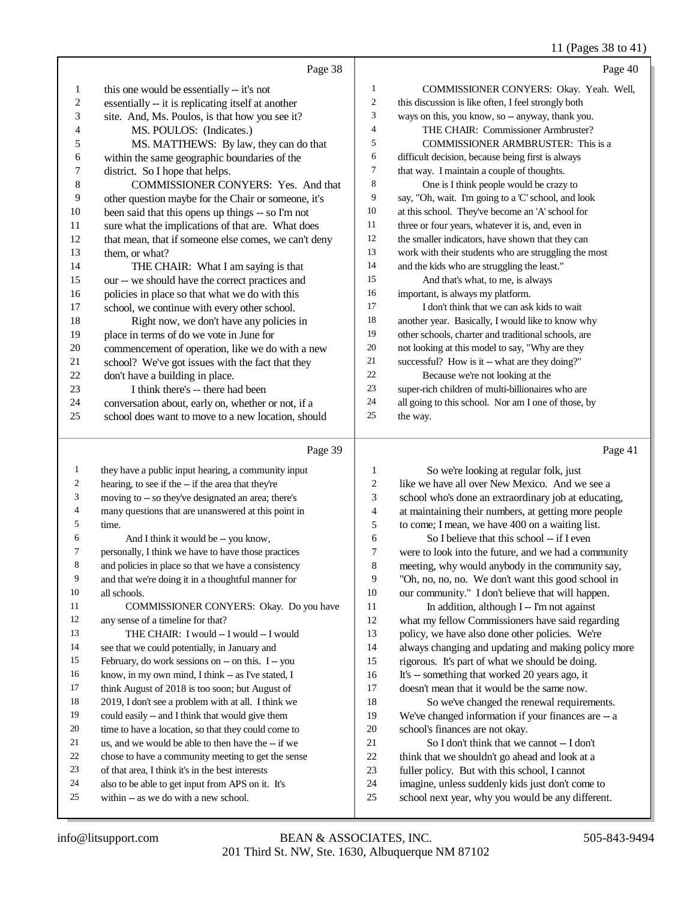Page 38

1 this one would be essentially -- it's not
2 essentially -- it is replicating itself at another
3 site. And, Ms. Poulos, is that how you see it?
4 MS. POULOS: (Indicates.)
5 MS. MATTHEWS: By law, they can do that
6 within the same geographic boundaries of the
7 district. So I hope that helps.
8 COMMISSIONER CONYERS: Yes. And that
9 other question maybe for the Chair or someone, it's
10 been said that this opens up things -- so I'm not
11 sure what the implications of that are. What does
12 that mean, that if someone else comes, we can't deny
13 them, or what?
14 THE CHAIR: What I am saying is that
15 our -- we should have the correct practices and
16 policies in place so that what we do with this
17 school, we continue with every other school.
18 Right now, we don't have any policies in
19 place in terms of do we vote in June for
20 commencement of operation, like we do with a new
21 school? We've got issues with the fact that they
22 don't have a building in place.
23 I think there's -- there had been
24 conversation about, early on, whether or not, if a
25 school does want to move to a new location, should

Page 39

1 they have a public input hearing, a community input
2 hearing, to see if the -- if the area that they're
3 moving to -- so they've designated an area; there's
4 many questions that are unanswered at this point in
5 time.
6 And I think it would be -- you know,
7 personally, I think we have to have those practices
8 and policies in place so that we have a consistency
9 and that we're doing it in a thoughtful manner for
10 all schools.
11 COMMISSIONER CONYERS: Okay. Do you have
12 any sense of a timeline for that?
13 THE CHAIR: I would -- I would -- I would
14 see that we could potentially, in January and
15 February, do work sessions on -- on this. I -- you
16 know, in my own mind, I think -- as I've stated, I
17 think August of 2018 is too soon; but August of
18 2019, I don't see a problem with at all. I think we
19 could easily -- and I think that would give them
20 time to have a location, so that they could come to
21 us, and we would be able to then have the -- if we
22 chose to have a community meeting to get the sense
23 of that area, I think it's in the best interests
24 also to be able to get input from APS on it. It's
25 within -- as we do with a new school.

Page 40

1 COMMISSIONER CONYERS: Okay. Yeah. Well,
2 this discussion is like often, I feel strongly both
3 ways on this, you know, so -- anyway, thank you.
4 THE CHAIR: Commissioner Armbruster?
5 COMMISSIONER ARMBRUSTER: This is a
6 difficult decision, because being first is always
7 that way. I maintain a couple of thoughts.
8 One is I think people would be crazy to
9 say, "Oh, wait. I'm going to a 'C' school, and look
10 at this school. They've become an 'A' school for
11 three or four years, whatever it is, and, even in
12 the smaller indicators, have shown that they can
13 work with their students who are struggling the most
14 and the kids who are struggling the least."
15 And that's what, to me, is always
16 important, is always my platform.
17 I don't think that we can ask kids to wait
18 another year. Basically, I would like to know why
19 other schools, charter and traditional schools, are
20 not looking at this model to say, "Why are they
21 successful? How is it -- what are they doing?"
22 Because we're not looking at the
23 super-rich children of multi-billionaires who are
24 all going to this school. Nor am I one of those, by
25 the way.

Page 41

1 So we're looking at regular folk, just
2 like we have all over New Mexico. And we see a
3 school who's done an extraordinary job at educating,
4 at maintaining their numbers, at getting more people
5 to come; I mean, we have 400 on a waiting list.
6 So I believe that this school -- if I even
7 were to look into the future, and we had a community
8 meeting, why would anybody in the community say,
9 "Oh, no, no, no. We don't want this good school in
10 our community." I don't believe that will happen.
11 In addition, although I -- I'm not against
12 what my fellow Commissioners have said regarding
13 policy, we have also done other policies. We're
14 always changing and updating and making policy more
15 rigorous. It's part of what we should be doing.
16 It's -- something that worked 20 years ago, it
17 doesn't mean that it would be the same now.
18 So we've changed the renewal requirements.
19 We've changed information if your finances are -- a
20 school's finances are not okay.
21 So I don't think that we cannot -- I don't
22 think that we shouldn't go ahead and look at a
23 fuller policy. But with this school, I cannot
24 imagine, unless suddenly kids just don't come to
25 school next year, why you would be any different.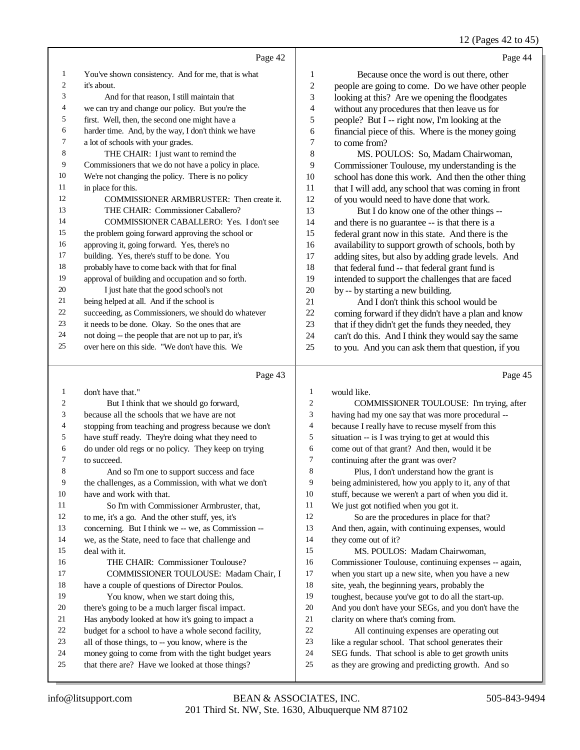Page 42

You've shown consistency. And for me, that is what it's about.

And for that reason, I still maintain that we can try and change our policy. But you're the first. Well, then, the second one might have a harder time. And, by the way, I don't think we have a lot of schools with your grades.

THE CHAIR: I just want to remind the Commissioners that we do not have a policy in place. We're not changing the policy. There is no policy in place for this.

COMMISSIONER ARMBRUSTER: Then create it.

THE CHAIR: Commissioner Caballero?

COMMISSIONER CABALLERO: Yes. I don't see the problem going forward approving the school or approving it, going forward. Yes, there's no building. Yes, there's stuff to be done. You probably have to come back with that for final approval of building and occupation and so forth.

I just hate that the good school's not being helped at all. And if the school is succeeding, as Commissioners, we should do whatever it needs to be done. Okay. So the ones that are not doing -- the people that are not up to par, it's over here on this side. "We don't have this. We don't have that."

But I think that we should go forward, because all the schools that we have are not stopping from teaching and progress because we don't have stuff ready. They're doing what they need to do under old regs or no policy. They keep on trying to succeed.

And so I'm one to support success and face the challenges, as a Commission, with what we don't have and work with that.

So I'm with Commissioner Armbruster, that, to me, it's a go. And the other stuff, yes, it's concerning. But I think we -- we, as Commission -- we, as the State, need to face that challenge and deal with it.

THE CHAIR: Commissioner Toulouse?

COMMISSIONER TOULOUSE: Madam Chair, I have a couple of questions of Director Poulos.

You know, when we start doing this, there's going to be a much larger fiscal impact. Has anybody looked at how it's going to impact a budget for a school to have a whole second facility, all of those things, to -- you know, where is the money going to come from with the tight budget years that there are? Have we looked at those things?

Page 44

Because once the word is out there, other people are going to come. Do we have other people looking at this? Are we opening the floodgates without any procedures that then leave us for people? But I -- right now, I'm looking at the financial piece of this. Where is the money going to come from?

MS. POULOS: So, Madam Chairwoman, Commissioner Toulouse, my understanding is the school has done this work. And then the other thing that I will add, any school that was coming in front of you would need to have done that work.

But I do know one of the other things -- and there is no guarantee -- is that there is a federal grant now in this state. And there is the availability to support growth of schools, both by adding sites, but also by adding grade levels. And that federal fund -- that federal grant fund is intended to support the challenges that are faced by -- by starting a new building.

And I don't think this school would be coming forward if they didn't have a plan and know that if they didn't get the funds they needed, they can't do this. And I think they would say the same to you. And you can ask them that question, if you would like.

COMMISSIONER TOULOUSE: I'm trying, after having had my one say that was more procedural -- because I really have to recuse myself from this situation -- is I was trying to get at would this come out of that grant? And then, would it be continuing after the grant was over?

Plus, I don't understand how the grant is being administered, how you apply to it, any of that stuff, because we weren't a part of when you did it. We just got notified when you got it.

So are the procedures in place for that? And then, again, with continuing expenses, would they come out of it?

MS. POULOS: Madam Chairwoman, Commissioner Toulouse, continuing expenses -- again, when you start up a new site, when you have a new site, yeah, the beginning years, probably the toughest, because you've got to do all the start-up. And you don't have your SEGs, and you don't have the clarity on where that's coming from.

All continuing expenses are operating out like a regular school. That school generates their SEG funds. That school is able to get growth units as they are growing and predicting growth. And so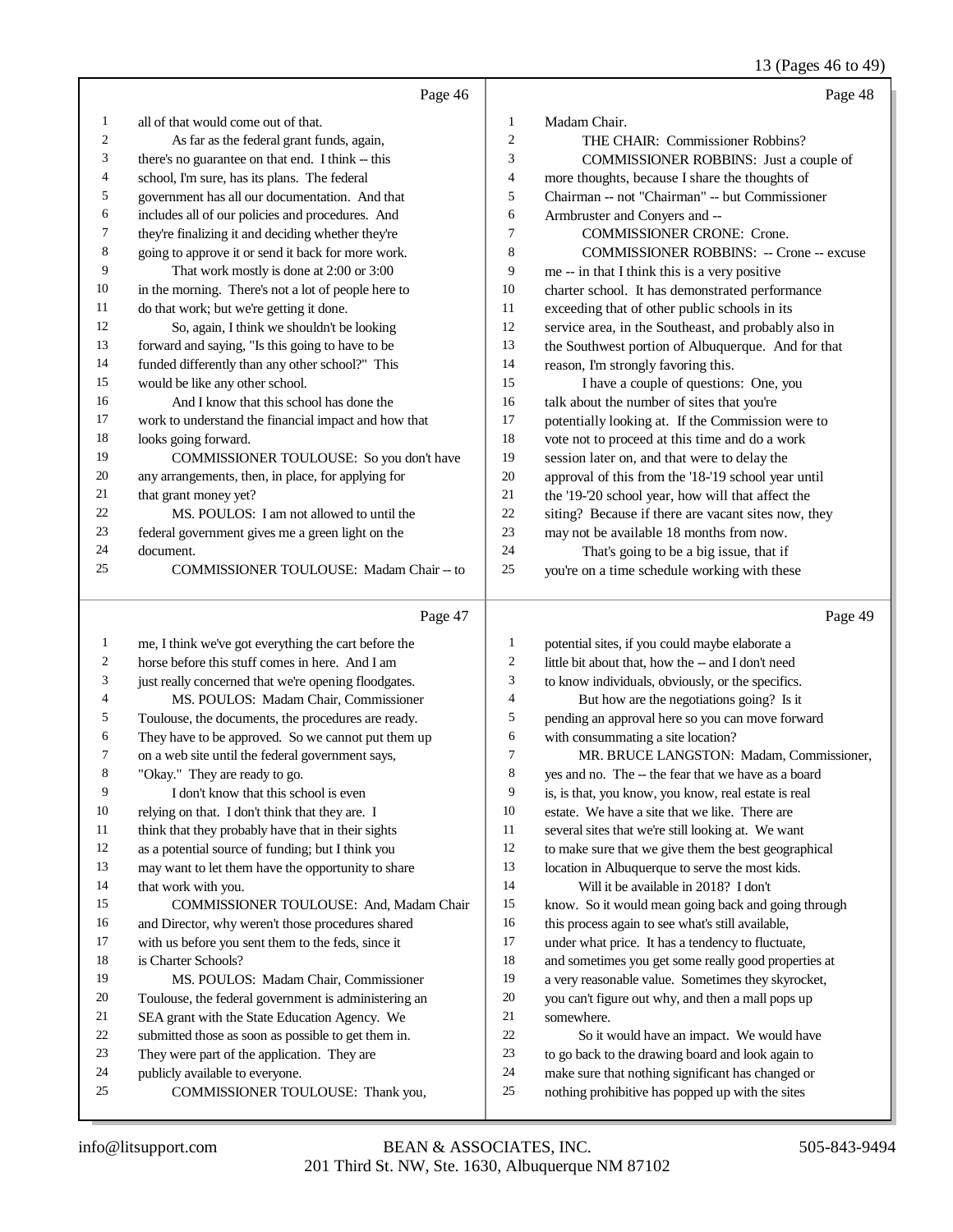Page 46

1 all of that would come out of that.
2 As far as the federal grant funds, again,
3 there's no guarantee on that end. I think -- this
4 school, I'm sure, has its plans. The federal
5 government has all our documentation. And that
6 includes all of our policies and procedures. And
7 they're finalizing it and deciding whether they're
8 going to approve it or send it back for more work.
9 That work mostly is done at 2:00 or 3:00
10 in the morning. There's not a lot of people here to
11 do that work; but we're getting it done.
12 So, again, I think we shouldn't be looking
13 forward and saying, "Is this going to have to be
14 funded differently than any other school?" This
15 would be like any other school.
16 And I know that this school has done the
17 work to understand the financial impact and how that
18 looks going forward.
19 COMMISSIONER TOULOUSE: So you don't have
20 any arrangements, then, in place, for applying for
21 that grant money yet?
22 MS. POULOS: I am not allowed to until the
23 federal government gives me a green light on the
24 document.
25 COMMISSIONER TOULOUSE: Madam Chair -- to

Page 47

1 me, I think we've got everything the cart before the
2 horse before this stuff comes in here. And I am
3 just really concerned that we're opening floodgates.
4 MS. POULOS: Madam Chair, Commissioner
5 Toulouse, the documents, the procedures are ready.
6 They have to be approved. So we cannot put them up
7 on a web site until the federal government says,
8 "Okay." They are ready to go.
9 I don't know that this school is even
10 relying on that. I don't think that they are. I
11 think that they probably have that in their sights
12 as a potential source of funding; but I think you
13 may want to let them have the opportunity to share
14 that work with you.
15 COMMISSIONER TOULOUSE: And, Madam Chair
16 and Director, why weren't those procedures shared
17 with us before you sent them to the feds, since it
18 is Charter Schools?
19 MS. POULOS: Madam Chair, Commissioner
20 Toulouse, the federal government is administering an
21 SEA grant with the State Education Agency. We
22 submitted those as soon as possible to get them in.
23 They were part of the application. They are
24 publicly available to everyone.
25 COMMISSIONER TOULOUSE: Thank you,

Page 48

1 Madam Chair.
2 THE CHAIR: Commissioner Robbins?
3 COMMISSIONER ROBBINS: Just a couple of
4 more thoughts, because I share the thoughts of
5 Chairman -- not "Chairman" -- but Commissioner
6 Armbruster and Conyers and --
7 COMMISSIONER CRONE: Crone.
8 COMMISSIONER ROBBINS: -- Crone -- excuse
9 me -- in that I think this is a very positive
10 charter school. It has demonstrated performance
11 exceeding that of other public schools in its
12 service area, in the Southeast, and probably also in
13 the Southwest portion of Albuquerque. And for that
14 reason, I'm strongly favoring this.
15 I have a couple of questions: One, you
16 talk about the number of sites that you're
17 potentially looking at. If the Commission were to
18 vote not to proceed at this time and do a work
19 session later on, and that were to delay the
20 approval of this from the '18-'19 school year until
21 the '19-'20 school year, how will that affect the
22 siting? Because if there are vacant sites now, they
23 may not be available 18 months from now.
24 That's going to be a big issue, that if
25 you're on a time schedule working with these

Page 49

1 potential sites, if you could maybe elaborate a
2 little bit about that, how the -- and I don't need
3 to know individuals, obviously, or the specifics.
4 But how are the negotiations going? Is it
5 pending an approval here so you can move forward
6 with consummating a site location?
7 MR. BRUCE LANGSTON: Madam, Commissioner,
8 yes and no. The -- the fear that we have as a board
9 is, is that, you know, you know, real estate is real
10 estate. We have a site that we like. There are
11 several sites that we're still looking at. We want
12 to make sure that we give them the best geographical
13 location in Albuquerque to serve the most kids.
14 Will it be available in 2018? I don't
15 know. So it would mean going back and going through
16 this process again to see what's still available,
17 under what price. It has a tendency to fluctuate,
18 and sometimes you get some really good properties at
19 a very reasonable value. Sometimes they skyrocket,
20 you can't figure out why, and then a mall pops up
21 somewhere.
22 So it would have an impact. We would have
23 to go back to the drawing board and look again to
24 make sure that nothing significant has changed or
25 nothing prohibitive has popped up with the sites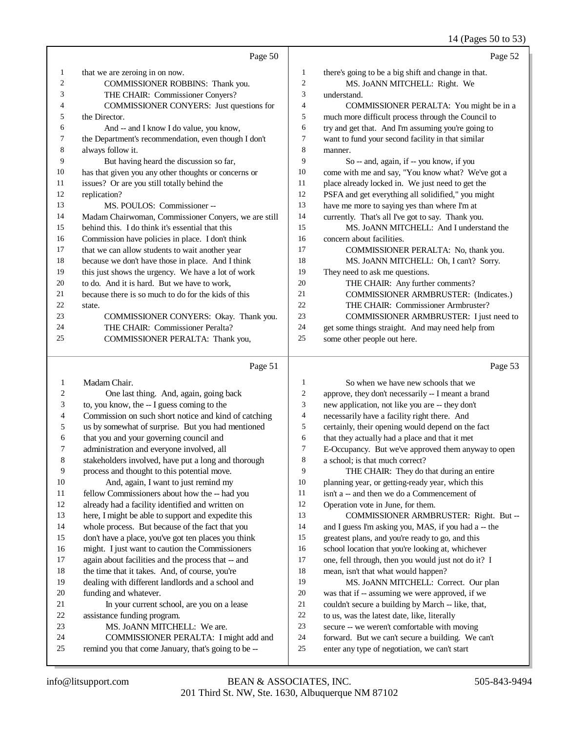Page 50

1 that we are zeroing in on now.
2 COMMISSIONER ROBBINS: Thank you.
3 THE CHAIR: Commissioner Conyers?
4 COMMISSIONER CONYERS: Just questions for
5 the Director.
6 And -- and I know I do value, you know,
7 the Department's recommendation, even though I don't
8 always follow it.
9 But having heard the discussion so far,
10 has that given you any other thoughts or concerns or
11 issues? Or are you still totally behind the
12 replication?
13 MS. POULOS: Commissioner --
14 Madam Chairwoman, Commissioner Conyers, we are still
15 behind this. I do think it's essential that this
16 Commission have policies in place. I don't think
17 that we can allow students to wait another year
18 because we don't have those in place. And I think
19 this just shows the urgency. We have a lot of work
20 to do. And it is hard. But we have to work,
21 because there is so much to do for the kids of this
22 state.
23 COMMISSIONER CONYERS: Okay. Thank you.
24 THE CHAIR: Commissioner Peralta?
25 COMMISSIONER PERALTA: Thank you,

Page 51

1 Madam Chair.
2 One last thing. And, again, going back
3 to, you know, the -- I guess coming to the
4 Commission on such short notice and kind of catching
5 us by somewhat of surprise. But you had mentioned
6 that you and your governing council and
7 administration and everyone involved, all
8 stakeholders involved, have put a long and thorough
9 process and thought to this potential move.
10 And, again, I want to just remind my
11 fellow Commissioners about how the -- had you
12 already had a facility identified and written on
13 here, I might be able to support and expedite this
14 whole process. But because of the fact that you
15 don't have a place, you've got ten places you think
16 might. I just want to caution the Commissioners
17 again about facilities and the process that -- and
18 the time that it takes. And, of course, you're
19 dealing with different landlords and a school and
20 funding and whatever.
21 In your current school, are you on a lease
22 assistance funding program.
23 MS. JoANN MITCHELL: We are.
24 COMMISSIONER PERALTA: I might add and
25 remind you that come January, that's going to be --

Page 52

1 there's going to be a big shift and change in that.
2 MS. JoANN MITCHELL: Right. We
3 understand.
4 COMMISSIONER PERALTA: You might be in a
5 much more difficult process through the Council to
6 try and get that. And I'm assuming you're going to
7 want to fund your second facility in that similar
8 manner.
9 So -- and, again, if -- you know, if you
10 come with me and say, "You know what? We've got a
11 place already locked in. We just need to get the
12 PSFA and get everything all solidified," you might
13 have me more to saying yes than where I'm at
14 currently. That's all I've got to say. Thank you.
15 MS. JoANN MITCHELL: And I understand the
16 concern about facilities.
17 COMMISSIONER PERALTA: No, thank you.
18 MS. JoANN MITCHELL: Oh, I can't? Sorry.
19 They need to ask me questions.
20 THE CHAIR: Any further comments?
21 COMMISSIONER ARMBRUSTER: (Indicates.)
22 THE CHAIR: Commissioner Armbruster?
23 COMMISSIONER ARMBRUSTER: I just need to
24 get some things straight. And may need help from
25 some other people out here.

Page 53

1 So when we have new schools that we
2 approve, they don't necessarily -- I meant a brand
3 new application, not like you are -- they don't
4 necessarily have a facility right there. And
5 certainly, their opening would depend on the fact
6 that they actually had a place and that it met
7 E-Occupancy. But we've approved them anyway to open
8 a school; is that much correct?
9 THE CHAIR: They do that during an entire
10 planning year, or getting-ready year, which this
11 isn't a -- and then we do a Commencement of
12 Operation vote in June, for them.
13 COMMISSIONER ARMBRUSTER: Right. But --
14 and I guess I'm asking you, MAS, if you had a -- the
15 greatest plans, and you're ready to go, and this
16 school location that you're looking at, whichever
17 one, fell through, then you would just not do it? I
18 mean, isn't that what would happen?
19 MS. JoANN MITCHELL: Correct. Our plan
20 was that if -- assuming we were approved, if we
21 couldn't secure a building by March -- like, that,
22 to us, was the latest date, like, literally
23 secure -- we weren't comfortable with moving
24 forward. But we can't secure a building. We can't
25 enter any type of negotiation, we can't start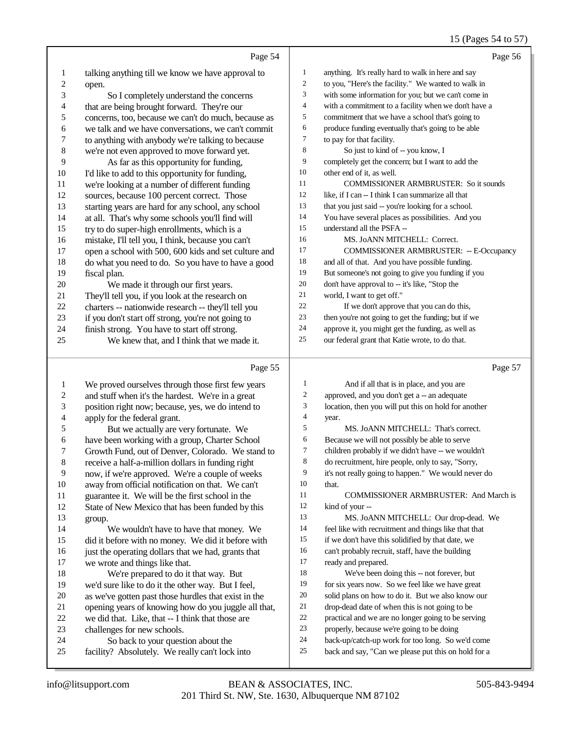15 (Pages 54 to 57)

Page 54

1 talking anything till we know we have approval to
2 open.
3 So I completely understand the concerns
4 that are being brought forward. They're our
5 concerns, too, because we can't do much, because as
6 we talk and we have conversations, we can't commit
7 to anything with anybody we're talking to because
8 we're not even approved to move forward yet.
9 As far as this opportunity for funding,
10 I'd like to add to this opportunity for funding,
11 we're looking at a number of different funding
12 sources, because 100 percent correct. Those
13 starting years are hard for any school, any school
14 at all. That's why some schools you'll find will
15 try to do super-high enrollments, which is a
16 mistake, I'll tell you, I think, because you can't
17 open a school with 500, 600 kids and set culture and
18 do what you need to do. So you have to have a good
19 fiscal plan.
20 We made it through our first years.
21 They'll tell you, if you look at the research on
22 charters -- nationwide research -- they'll tell you
23 if you don't start off strong, you're not going to
24 finish strong. You have to start off strong.
25 We knew that, and I think that we made it.

Page 55

1 We proved ourselves through those first few years
2 and stuff when it's the hardest. We're in a great
3 position right now; because, yes, we do intend to
4 apply for the federal grant.
5 But we actually are very fortunate. We
6 have been working with a group, Charter School
7 Growth Fund, out of Denver, Colorado. We stand to
8 receive a half-a-million dollars in funding right
9 now, if we're approved. We're a couple of weeks
10 away from official notification on that. We can't
11 guarantee it. We will be the first school in the
12 State of New Mexico that has been funded by this
13 group.
14 We wouldn't have to have that money. We
15 did it before with no money. We did it before with
16 just the operating dollars that we had, grants that
17 we wrote and things like that.
18 We're prepared to do it that way. But
19 we'd sure like to do it the other way. But I feel,
20 as we've gotten past those hurdles that exist in the
21 opening years of knowing how do you juggle all that,
22 we did that. Like, that -- I think that those are
23 challenges for new schools.
24 So back to your question about the
25 facility? Absolutely. We really can't lock into

Page 56

1 anything. It's really hard to walk in here and say
2 to you, "Here's the facility." We wanted to walk in
3 with some information for you; but we can't come in
4 with a commitment to a facility when we don't have a
5 commitment that we have a school that's going to
6 produce funding eventually that's going to be able
7 to pay for that facility.
8 So just to kind of -- you know, I
9 completely get the concern; but I want to add the
10 other end of it, as well.
11 COMMISSIONER ARMBRUSTER: So it sounds
12 like, if I can -- I think I can summarize all that
13 that you just said -- you're looking for a school.
14 You have several places as possibilities. And you
15 understand all the PSFA --
16 MS. JoANN MITCHELL: Correct.
17 COMMISSIONER ARMBRUSTER: -- E-Occupancy
18 and all of that. And you have possible funding.
19 But someone's not going to give you funding if you
20 don't have approval to -- it's like, "Stop the
21 world, I want to get off."
22 If we don't approve that you can do this,
23 then you're not going to get the funding; but if we
24 approve it, you might get the funding, as well as
25 our federal grant that Katie wrote, to do that.

Page 57

1 And if all that is in place, and you are
2 approved, and you don't get a -- an adequate
3 location, then you will put this on hold for another
4 year.
5 MS. JoANN MITCHELL: That's correct.
6 Because we will not possibly be able to serve
7 children probably if we didn't have -- we wouldn't
8 do recruitment, hire people, only to say, "Sorry,
9 it's not really going to happen." We would never do
10 that.
11 COMMISSIONER ARMBRUSTER: And March is
12 kind of your --
13 MS. JoANN MITCHELL: Our drop-dead. We
14 feel like with recruitment and things like that that
15 if we don't have this solidified by that date, we
16 can't probably recruit, staff, have the building
17 ready and prepared.
18 We've been doing this -- not forever, but
19 for six years now. So we feel like we have great
20 solid plans on how to do it. But we also know our
21 drop-dead date of when this is not going to be
22 practical and we are no longer going to be serving
23 properly, because we're going to be doing
24 back-up/catch-up work for too long. So we'd come
25 back and say, "Can we please put this on hold for a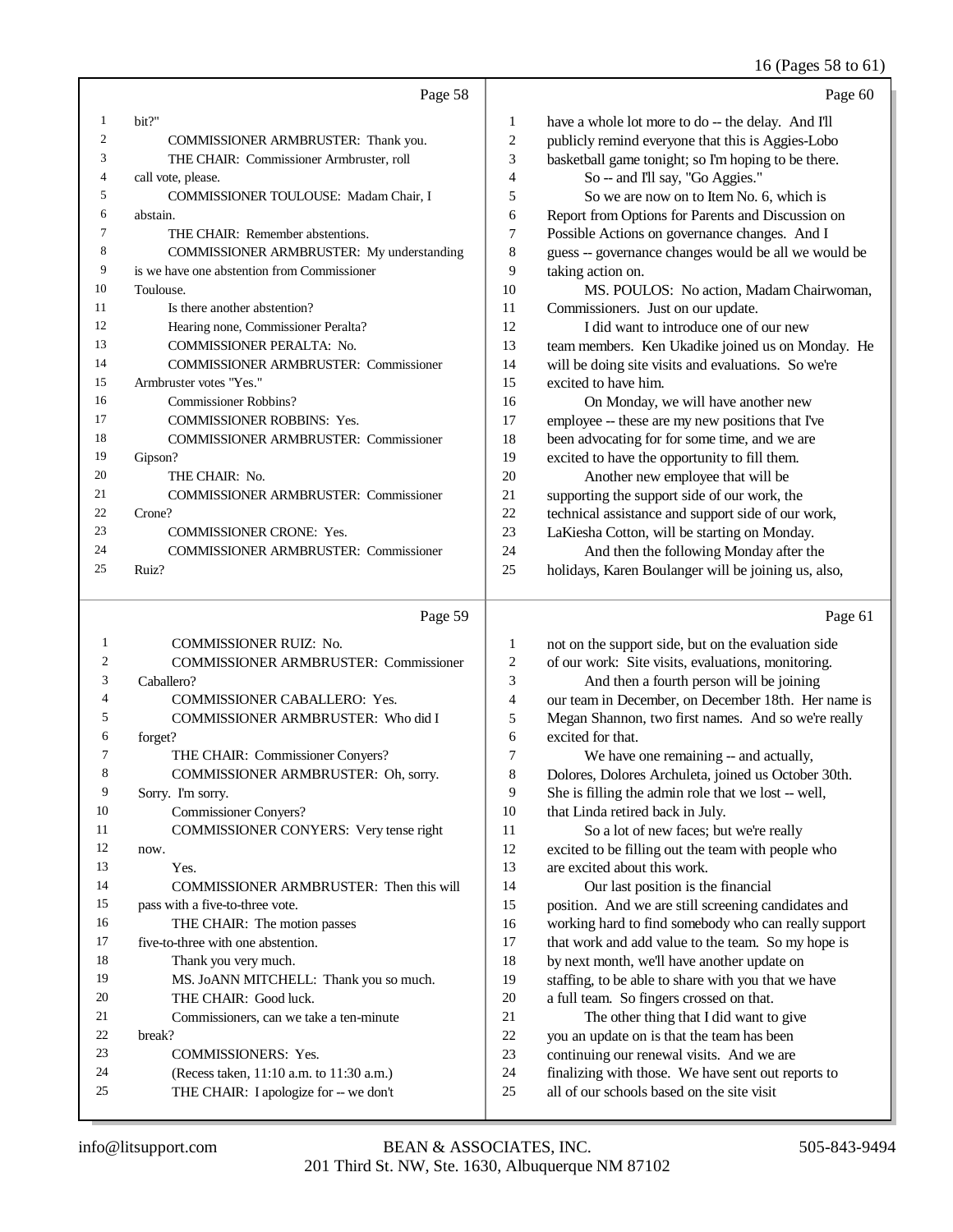Page 58

1 bit?"
2 COMMISSIONER ARMBRUSTER: Thank you.
3 THE CHAIR: Commissioner Armbruster, roll
4 call vote, please.
5 COMMISSIONER TOULOUSE: Madam Chair, I
6 abstain.
7 THE CHAIR: Remember abstentions.
8 COMMISSIONER ARMBRUSTER: My understanding
9 is we have one abstention from Commissioner
10 Toulouse.
11 Is there another abstention?
12 Hearing none, Commissioner Peralta?
13 COMMISSIONER PERALTA: No.
14 COMMISSIONER ARMBRUSTER: Commissioner
15 Armbruster votes "Yes."
16 Commissioner Robbins?
17 COMMISSIONER ROBBINS: Yes.
18 COMMISSIONER ARMBRUSTER: Commissioner
19 Gipson?
20 THE CHAIR: No.
21 COMMISSIONER ARMBRUSTER: Commissioner
22 Crone?
23 COMMISSIONER CRONE: Yes.
24 COMMISSIONER ARMBRUSTER: Commissioner
25 Ruiz?

Page 59

1 COMMISSIONER RUIZ: No.
2 COMMISSIONER ARMBRUSTER: Commissioner
3 Caballero?
4 COMMISSIONER CABALLERO: Yes.
5 COMMISSIONER ARMBRUSTER: Who did I
6 forget?
7 THE CHAIR: Commissioner Conyers?
8 COMMISSIONER ARMBRUSTER: Oh, sorry.
9 Sorry. I'm sorry.
10 Commissioner Conyers?
11 COMMISSIONER CONYERS: Very tense right
12 now.
13 Yes.
14 COMMISSIONER ARMBRUSTER: Then this will
15 pass with a five-to-three vote.
16 THE CHAIR: The motion passes
17 five-to-three with one abstention.
18 Thank you very much.
19 MS. JoANN MITCHELL: Thank you so much.
20 THE CHAIR: Good luck.
21 Commissioners, can we take a ten-minute
22 break?
23 COMMISSIONERS: Yes.
24 (Recess taken, 11:10 a.m. to 11:30 a.m.)
25 THE CHAIR: I apologize for -- we don't

Page 60

1 have a whole lot more to do -- the delay. And I'll
2 publicly remind everyone that this is Aggies-Lobo
3 basketball game tonight; so I'm hoping to be there.
4 So -- and I'll say, "Go Aggies."
5 So we are now on to Item No. 6, which is
6 Report from Options for Parents and Discussion on
7 Possible Actions on governance changes. And I
8 guess -- governance changes would be all we would be
9 taking action on.
10 MS. POULOS: No action, Madam Chairwoman,
11 Commissioners. Just on our update.
12 I did want to introduce one of our new
13 team members. Ken Ukadike joined us on Monday. He
14 will be doing site visits and evaluations. So we're
15 excited to have him.
16 On Monday, we will have another new
17 employee -- these are my new positions that I've
18 been advocating for for some time, and we are
19 excited to have the opportunity to fill them.
20 Another new employee that will be
21 supporting the support side of our work, the
22 technical assistance and support side of our work,
23 LaKiesha Cotton, will be starting on Monday.
24 And then the following Monday after the
25 holidays, Karen Boulanger will be joining us, also,

Page 61

1 not on the support side, but on the evaluation side
2 of our work: Site visits, evaluations, monitoring.
3 And then a fourth person will be joining
4 our team in December, on December 18th. Her name is
5 Megan Shannon, two first names. And so we're really
6 excited for that.
7 We have one remaining -- and actually,
8 Dolores, Dolores Archuleta, joined us October 30th.
9 She is filling the admin role that we lost -- well,
10 that Linda retired back in July.
11 So a lot of new faces; but we're really
12 excited to be filling out the team with people who
13 are excited about this work.
14 Our last position is the financial
15 position. And we are still screening candidates and
16 working hard to find somebody who can really support
17 that work and add value to the team. So my hope is
18 by next month, we'll have another update on
19 staffing, to be able to share with you that we have
20 a full team. So fingers crossed on that.
21 The other thing that I did want to give
22 you an update on is that the team has been
23 continuing our renewal visits. And we are
24 finalizing with those. We have sent out reports to
25 all of our schools based on the site visit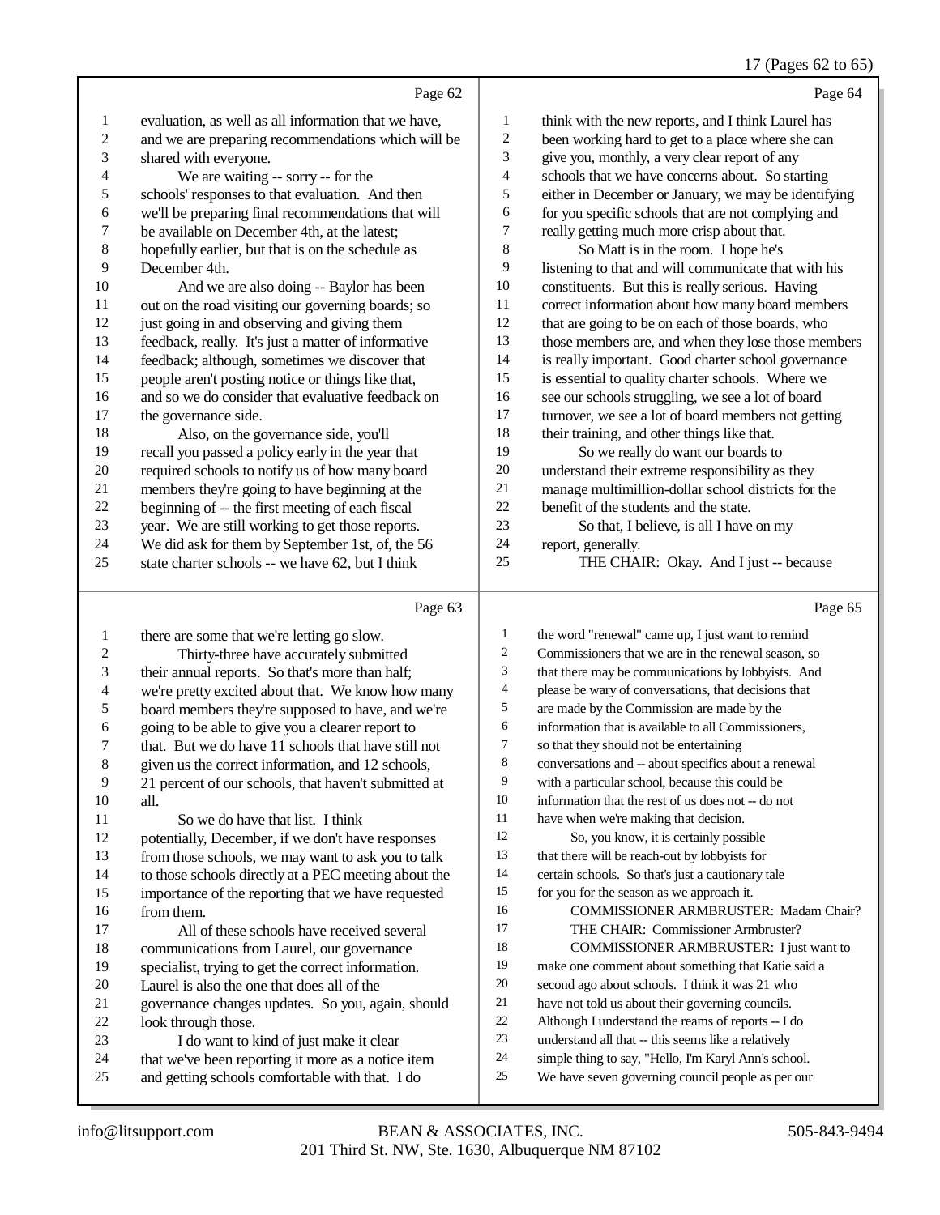Page 62

evaluation, as well as all information that we have, and we are preparing recommendations which will be shared with everyone.

We are waiting -- sorry -- for the schools' responses to that evaluation. And then we'll be preparing final recommendations that will be available on December 4th, at the latest; hopefully earlier, but that is on the schedule as December 4th.

And we are also doing -- Baylor has been out on the road visiting our governing boards; so just going in and observing and giving them feedback, really. It's just a matter of informative feedback; although, sometimes we discover that people aren't posting notice or things like that, and so we do consider that evaluative feedback on the governance side.

Also, on the governance side, you'll recall you passed a policy early in the year that required schools to notify us of how many board members they're going to have beginning at the beginning of -- the first meeting of each fiscal year. We are still working to get those reports. We did ask for them by September 1st, of, the 56 state charter schools -- we have 62, but I think

Page 63

there are some that we're letting go slow.

Thirty-three have accurately submitted their annual reports. So that's more than half; we're pretty excited about that. We know how many board members they're supposed to have, and we're going to be able to give you a clearer report to that. But we do have 11 schools that have still not given us the correct information, and 12 schools, 21 percent of our schools, that haven't submitted at all.

So we do have that list. I think potentially, December, if we don't have responses from those schools, we may want to ask you to talk to those schools directly at a PEC meeting about the importance of the reporting that we have requested from them.

All of these schools have received several communications from Laurel, our governance specialist, trying to get the correct information. Laurel is also the one that does all of the governance changes updates. So you, again, should look through those.

I do want to kind of just make it clear that we've been reporting it more as a notice item and getting schools comfortable with that. I do

Page 64

think with the new reports, and I think Laurel has been working hard to get to a place where she can give you, monthly, a very clear report of any schools that we have concerns about. So starting either in December or January, we may be identifying for you specific schools that are not complying and really getting much more crisp about that.

So Matt is in the room. I hope he's listening to that and will communicate that with his constituents. But this is really serious. Having correct information about how many board members that are going to be on each of those boards, who those members are, and when they lose those members is really important. Good charter school governance is essential to quality charter schools. Where we see our schools struggling, we see a lot of board turnover, we see a lot of board members not getting their training, and other things like that.

So we really do want our boards to understand their extreme responsibility as they manage multimillion-dollar school districts for the benefit of the students and the state.

So that, I believe, is all I have on my report, generally.

THE CHAIR: Okay. And I just -- because

Page 65

the word "renewal" came up, I just want to remind Commissioners that we are in the renewal season, so that there may be communications by lobbyists. And please be wary of conversations, that decisions that are made by the Commission are made by the information that is available to all Commissioners, so that they should not be entertaining conversations and -- about specifics about a renewal with a particular school, because this could be information that the rest of us does not -- do not have when we're making that decision.

So, you know, it is certainly possible that there will be reach-out by lobbyists for certain schools. So that's just a cautionary tale for you for the season as we approach it.

COMMISSIONER ARMBRUSTER: Madam Chair?

THE CHAIR: Commissioner Armbruster?

COMMISSIONER ARMBRUSTER: I just want to make one comment about something that Katie said a second ago about schools. I think it was 21 who have not told us about their governing councils. Although I understand the reams of reports -- I do understand all that -- this seems like a relatively simple thing to say, "Hello, I'm Karyl Ann's school. We have seven governing council people as per our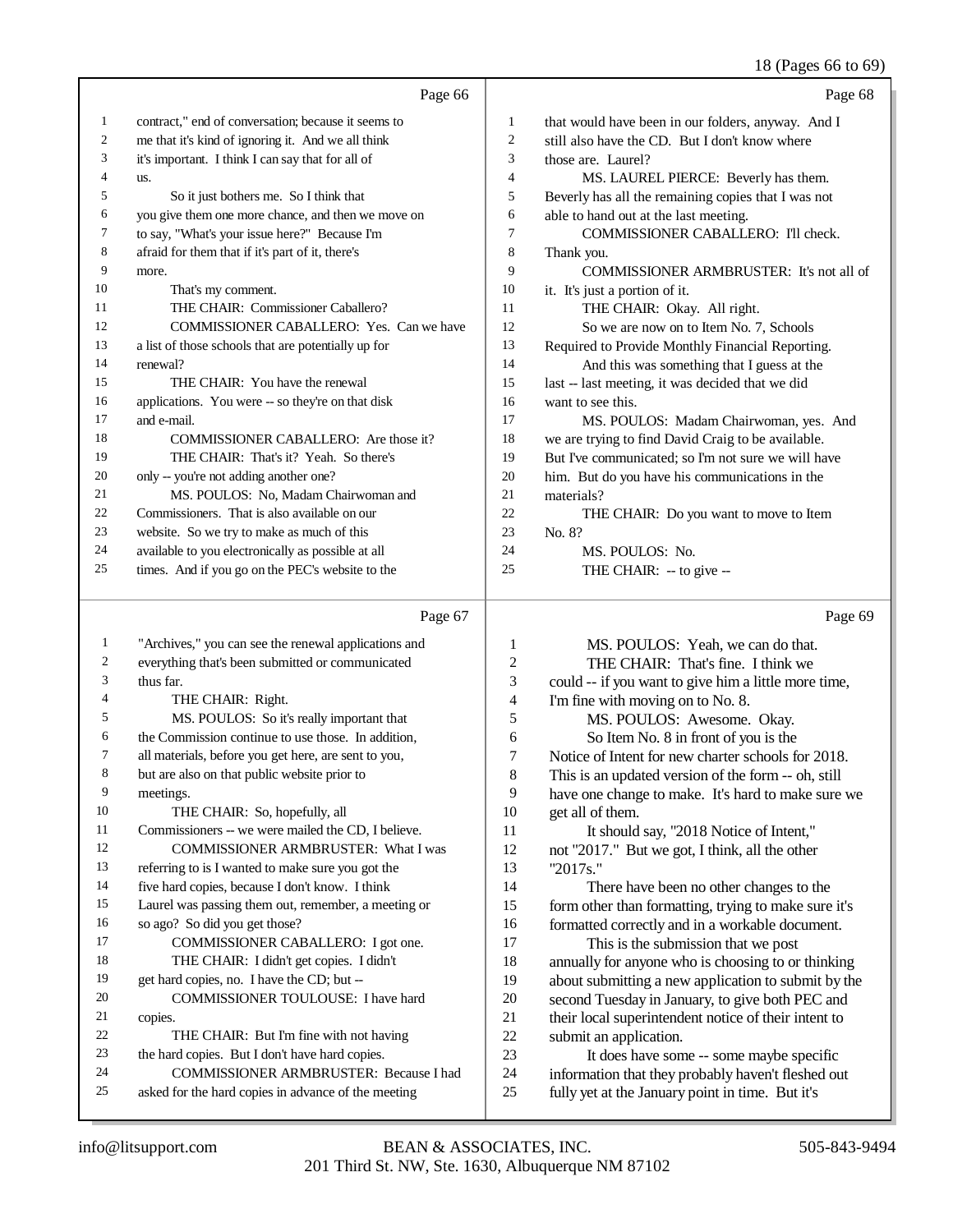Page 66

contract," end of conversation; because it seems to me that it's kind of ignoring it. And we all think it's important. I think I can say that for all of us.

So it just bothers me. So I think that you give them one more chance, and then we move on to say, "What's your issue here?" Because I'm afraid for them that if it's part of it, there's more.

That's my comment.

THE CHAIR: Commissioner Caballero?

COMMISSIONER CABALLERO: Yes. Can we have a list of those schools that are potentially up for renewal?

THE CHAIR: You have the renewal applications. You were -- so they're on that disk and e-mail.

COMMISSIONER CABALLERO: Are those it?

THE CHAIR: That's it? Yeah. So there's only -- you're not adding another one?

MS. POULOS: No, Madam Chairwoman and Commissioners. That is also available on our website. So we try to make as much of this available to you electronically as possible at all times. And if you go on the PEC's website to the

Page 67

"Archives," you can see the renewal applications and everything that's been submitted or communicated thus far.

THE CHAIR: Right.

MS. POULOS: So it's really important that the Commission continue to use those. In addition, all materials, before you get here, are sent to you, but are also on that public website prior to meetings.

THE CHAIR: So, hopefully, all Commissioners -- we were mailed the CD, I believe.

COMMISSIONER ARMBRUSTER: What I was referring to is I wanted to make sure you got the five hard copies, because I don't know. I think Laurel was passing them out, remember, a meeting or so ago? So did you get those?

COMMISSIONER CABALLERO: I got one.

THE CHAIR: I didn't get copies. I didn't get hard copies, no. I have the CD; but --

COMMISSIONER TOULOUSE: I have hard copies.

THE CHAIR: But I'm fine with not having the hard copies. But I don't have hard copies.

COMMISSIONER ARMBRUSTER: Because I had asked for the hard copies in advance of the meeting

Page 68

that would have been in our folders, anyway. And I still also have the CD. But I don't know where those are. Laurel?

MS. LAUREL PIERCE: Beverly has them. Beverly has all the remaining copies that I was not able to hand out at the last meeting.

COMMISSIONER CABALLERO: I'll check. Thank you.

COMMISSIONER ARMBRUSTER: It's not all of it. It's just a portion of it.

THE CHAIR: Okay. All right.

So we are now on to Item No. 7, Schools Required to Provide Monthly Financial Reporting.

And this was something that I guess at the last -- last meeting, it was decided that we did want to see this.

MS. POULOS: Madam Chairwoman, yes. And we are trying to find David Craig to be available. But I've communicated; so I'm not sure we will have him. But do you have his communications in the materials?

THE CHAIR: Do you want to move to Item No. 8?

MS. POULOS: No.

THE CHAIR: -- to give --

Page 69

MS. POULOS: Yeah, we can do that.

THE CHAIR: That's fine. I think we could -- if you want to give him a little more time, I'm fine with moving on to No. 8.

MS. POULOS: Awesome. Okay.

So Item No. 8 in front of you is the Notice of Intent for new charter schools for 2018. This is an updated version of the form -- oh, still have one change to make. It's hard to make sure we get all of them.

It should say, "2018 Notice of Intent," not "2017." But we got, I think, all the other "2017s."

There have been no other changes to the form other than formatting, trying to make sure it's formatted correctly and in a workable document.

This is the submission that we post annually for anyone who is choosing to or thinking about submitting a new application to submit by the second Tuesday in January, to give both PEC and their local superintendent notice of their intent to submit an application.

It does have some -- some maybe specific information that they probably haven't fleshed out fully yet at the January point in time. But it's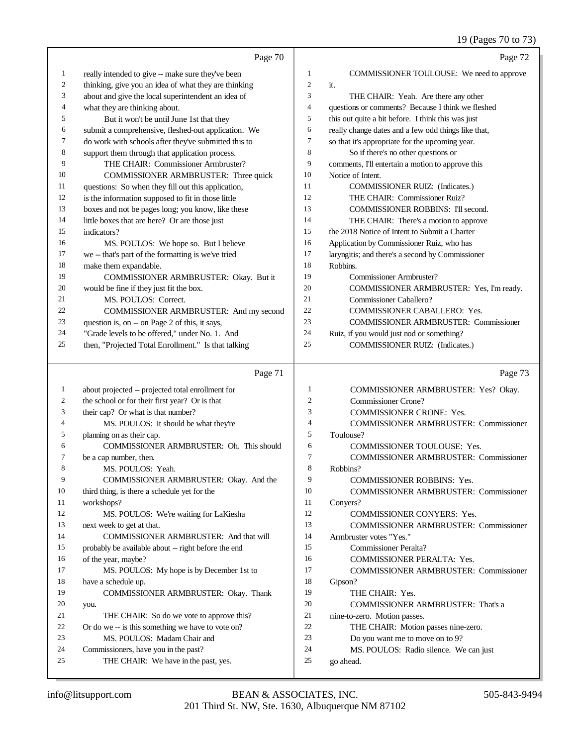Page 70

1 really intended to give -- make sure they've been
2 thinking, give you an idea of what they are thinking
3 about and give the local superintendent an idea of
4 what they are thinking about.
5 But it won't be until June 1st that they
6 submit a comprehensive, fleshed-out application. We
7 do work with schools after they've submitted this to
8 support them through that application process.
9 THE CHAIR: Commissioner Armbruster?
10 COMMISSIONER ARMBRUSTER: Three quick
11 questions: So when they fill out this application,
12 is the information supposed to fit in those little
13 boxes and not be pages long; you know, like these
14 little boxes that are here? Or are those just
15 indicators?
16 MS. POULOS: We hope so. But I believe
17 we -- that's part of the formatting is we've tried
18 make them expandable.
19 COMMISSIONER ARMBRUSTER: Okay. But it
20 would be fine if they just fit the box.
21 MS. POULOS: Correct.
22 COMMISSIONER ARMBRUSTER: And my second
23 question is, on -- on Page 2 of this, it says,
24 "Grade levels to be offered," under No. 1. And
25 then, "Projected Total Enrollment." Is that talking

Page 71

1 about projected -- projected total enrollment for
2 the school or for their first year? Or is that
3 their cap? Or what is that number?
4 MS. POULOS: It should be what they're
5 planning on as their cap.
6 COMMISSIONER ARMBRUSTER: Oh. This should
7 be a cap number, then.
8 MS. POULOS: Yeah.
9 COMMISSIONER ARMBRUSTER: Okay. And the
10 third thing, is there a schedule yet for the
11 workshops?
12 MS. POULOS: We're waiting for LaKiesha
13 next week to get at that.
14 COMMISSIONER ARMBRUSTER: And that will
15 probably be available about -- right before the end
16 of the year, maybe?
17 MS. POULOS: My hope is by December 1st to
18 have a schedule up.
19 COMMISSIONER ARMBRUSTER: Okay. Thank
20 you.
21 THE CHAIR: So do we vote to approve this?
22 Or do we -- is this something we have to vote on?
23 MS. POULOS: Madam Chair and
24 Commissioners, have you in the past?
25 THE CHAIR: We have in the past, yes.

Page 72

1 COMMISSIONER TOULOUSE: We need to approve
2 it.
3 THE CHAIR: Yeah. Are there any other
4 questions or comments? Because I think we fleshed
5 this out quite a bit before. I think this was just
6 really change dates and a few odd things like that,
7 so that it's appropriate for the upcoming year.
8 So if there's no other questions or
9 comments, I'll entertain a motion to approve this
10 Notice of Intent.
11 COMMISSIONER RUIZ: (Indicates.)
12 THE CHAIR: Commissioner Ruiz?
13 COMMISSIONER ROBBINS: I'll second.
14 THE CHAIR: There's a motion to approve
15 the 2018 Notice of Intent to Submit a Charter
16 Application by Commissioner Ruiz, who has
17 laryngitis; and there's a second by Commissioner
18 Robbins.
19 Commissioner Armbruster?
20 COMMISSIONER ARMBRUSTER: Yes, I'm ready.
21 Commissioner Caballero?
22 COMMISSIONER CABALLERO: Yes.
23 COMMISSIONER ARMBRUSTER: Commissioner
24 Ruiz, if you would just nod or something?
25 COMMISSIONER RUIZ: (Indicates.)

Page 73

1 COMMISSIONER ARMBRUSTER: Yes? Okay.
2 Commissioner Crone?
3 COMMISSIONER CRONE: Yes.
4 COMMISSIONER ARMBRUSTER: Commissioner
5 Toulouse?
6 COMMISSIONER TOULOUSE: Yes.
7 COMMISSIONER ARMBRUSTER: Commissioner
8 Robbins?
9 COMMISSIONER ROBBINS: Yes.
10 COMMISSIONER ARMBRUSTER: Commissioner
11 Conyers?
12 COMMISSIONER CONYERS: Yes.
13 COMMISSIONER ARMBRUSTER: Commissioner
14 Armbruster votes "Yes."
15 Commissioner Peralta?
16 COMMISSIONER PERALTA: Yes.
17 COMMISSIONER ARMBRUSTER: Commissioner
18 Gipson?
19 THE CHAIR: Yes.
20 COMMISSIONER ARMBRUSTER: That's a
21 nine-to-zero. Motion passes.
22 THE CHAIR: Motion passes nine-zero.
23 Do you want me to move on to 9?
24 MS. POULOS: Radio silence. We can just
25 go ahead.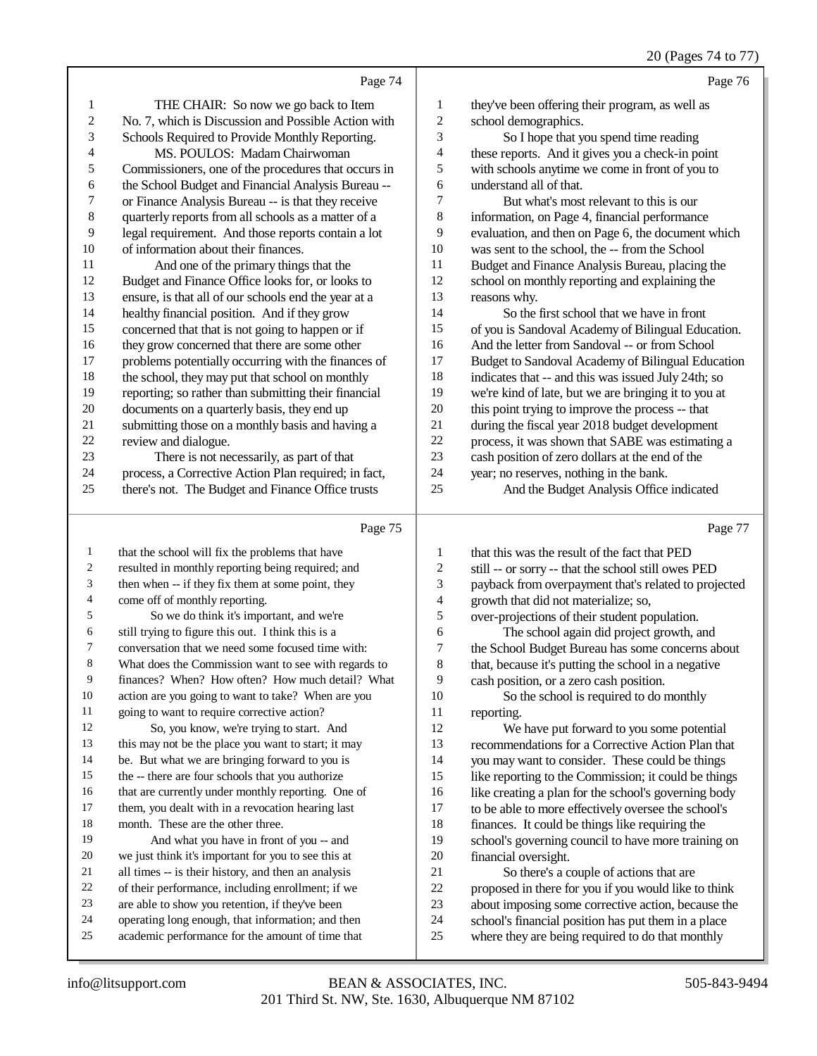Page 74

THE CHAIR: So now we go back to Item No. 7, which is Discussion and Possible Action with Schools Required to Provide Monthly Reporting.

MS. POULOS: Madam Chairwoman Commissioners, one of the procedures that occurs in the School Budget and Financial Analysis Bureau -- or Finance Analysis Bureau -- is that they receive quarterly reports from all schools as a matter of a legal requirement. And those reports contain a lot of information about their finances.

And one of the primary things that the Budget and Finance Office looks for, or looks to ensure, is that all of our schools end the year at a healthy financial position. And if they grow concerned that that is not going to happen or if they grow concerned that there are some other problems potentially occurring with the finances of the school, they may put that school on monthly reporting; so rather than submitting their financial documents on a quarterly basis, they end up submitting those on a monthly basis and having a review and dialogue.

There is not necessarily, as part of that process, a Corrective Action Plan required; in fact, there's not. The Budget and Finance Office trusts

Page 75

that the school will fix the problems that have resulted in monthly reporting being required; and then when -- if they fix them at some point, they come off of monthly reporting.

So we do think it's important, and we're still trying to figure this out. I think this is a conversation that we need some focused time with: What does the Commission want to see with regards to finances? When? How often? How much detail? What action are you going to want to take? When are you going to want to require corrective action?

So, you know, we're trying to start. And this may not be the place you want to start; it may be. But what we are bringing forward to you is the -- there are four schools that you authorize that are currently under monthly reporting. One of them, you dealt with in a revocation hearing last month. These are the other three.

And what you have in front of you -- and we just think it's important for you to see this at all times -- is their history, and then an analysis of their performance, including enrollment; if we are able to show you retention, if they've been operating long enough, that information; and then academic performance for the amount of time that

Page 76

they've been offering their program, as well as school demographics.

So I hope that you spend time reading these reports. And it gives you a check-in point with schools anytime we come in front of you to understand all of that.

But what's most relevant to this is our information, on Page 4, financial performance evaluation, and then on Page 6, the document which was sent to the school, the -- from the School Budget and Finance Analysis Bureau, placing the school on monthly reporting and explaining the reasons why.

So the first school that we have in front of you is Sandoval Academy of Bilingual Education. And the letter from Sandoval -- or from School Budget to Sandoval Academy of Bilingual Education indicates that -- and this was issued July 24th; so we're kind of late, but we are bringing it to you at this point trying to improve the process -- that during the fiscal year 2018 budget development process, it was shown that SABE was estimating a cash position of zero dollars at the end of the year; no reserves, nothing in the bank.

And the Budget Analysis Office indicated

Page 77

that this was the result of the fact that PED still -- or sorry -- that the school still owes PED payback from overpayment that's related to projected growth that did not materialize; so, over-projections of their student population.

The school again did project growth, and the School Budget Bureau has some concerns about that, because it's putting the school in a negative cash position, or a zero cash position.

So the school is required to do monthly reporting.

We have put forward to you some potential recommendations for a Corrective Action Plan that you may want to consider. These could be things like reporting to the Commission; it could be things like creating a plan for the school's governing body to be able to more effectively oversee the school's finances. It could be things like requiring the school's governing council to have more training on financial oversight.

So there's a couple of actions that are proposed in there for you if you would like to think about imposing some corrective action, because the school's financial position has put them in a place where they are being required to do that monthly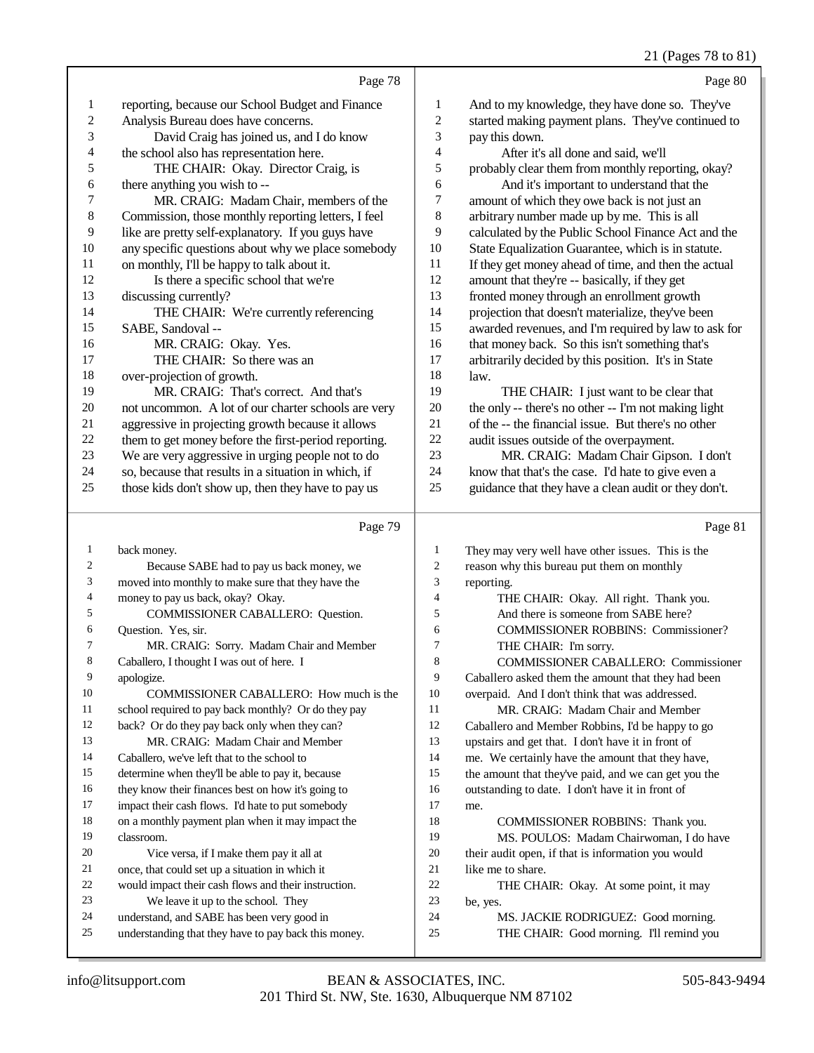Page 78

reporting, because our School Budget and Finance Analysis Bureau does have concerns.

David Craig has joined us, and I do know the school also has representation here.

THE CHAIR: Okay. Director Craig, is there anything you wish to --

MR. CRAIG: Madam Chair, members of the Commission, those monthly reporting letters, I feel like are pretty self-explanatory. If you guys have any specific questions about why we place somebody on monthly, I'll be happy to talk about it.

Is there a specific school that we're discussing currently?

THE CHAIR: We're currently referencing SABE, Sandoval --

MR. CRAIG: Okay. Yes.

THE CHAIR: So there was an over-projection of growth.

MR. CRAIG: That's correct. And that's not uncommon. A lot of our charter schools are very aggressive in projecting growth because it allows them to get money before the first-period reporting. We are very aggressive in urging people not to do so, because that results in a situation in which, if those kids don't show up, then they have to pay us back money.

Page 79

Because SABE had to pay us back money, we moved into monthly to make sure that they have the money to pay us back, okay? Okay.

COMMISSIONER CABALLERO: Question. Question. Yes, sir.

MR. CRAIG: Sorry. Madam Chair and Member Caballero, I thought I was out of here. I apologize.

COMMISSIONER CABALLERO: How much is the school required to pay back monthly? Or do they pay back? Or do they pay back only when they can?

MR. CRAIG: Madam Chair and Member Caballero, we've left that to the school to determine when they'll be able to pay it, because they know their finances best on how it's going to impact their cash flows. I'd hate to put somebody on a monthly payment plan when it may impact the classroom.

Vice versa, if I make them pay it all at once, that could set up a situation in which it would impact their cash flows and their instruction.

We leave it up to the school. They understand, and SABE has been very good in understanding that they have to pay back this money.

Page 80

And to my knowledge, they have done so. They've started making payment plans. They've continued to pay this down.

After it's all done and said, we'll probably clear them from monthly reporting, okay?

And it's important to understand that the amount of which they owe back is not just an arbitrary number made up by me. This is all calculated by the Public School Finance Act and the State Equalization Guarantee, which is in statute. If they get money ahead of time, and then the actual amount that they're -- basically, if they get fronted money through an enrollment growth projection that doesn't materialize, they've been awarded revenues, and I'm required by law to ask for that money back. So this isn't something that's arbitrarily decided by this position. It's in State law.

THE CHAIR: I just want to be clear that the only -- there's no other -- I'm not making light of the -- the financial issue. But there's no other audit issues outside of the overpayment.

MR. CRAIG: Madam Chair Gipson. I don't know that that's the case. I'd hate to give even a guidance that they have a clean audit or they don't.

Page 81

They may very well have other issues. This is the reason why this bureau put them on monthly reporting.

THE CHAIR: Okay. All right. Thank you.

And there is someone from SABE here?

COMMISSIONER ROBBINS: Commissioner?

THE CHAIR: I'm sorry.

COMMISSIONER CABALLERO: Commissioner Caballero asked them the amount that they had been overpaid. And I don't think that was addressed.

MR. CRAIG: Madam Chair and Member Caballero and Member Robbins, I'd be happy to go upstairs and get that. I don't have it in front of me. We certainly have the amount that they have, the amount that they've paid, and we can get you the outstanding to date. I don't have it in front of me.

COMMISSIONER ROBBINS: Thank you.

MS. POULOS: Madam Chairwoman, I do have their audit open, if that is information you would like me to share.

THE CHAIR: Okay. At some point, it may be, yes.

MS. JACKIE RODRIGUEZ: Good morning.

THE CHAIR: Good morning. I'll remind you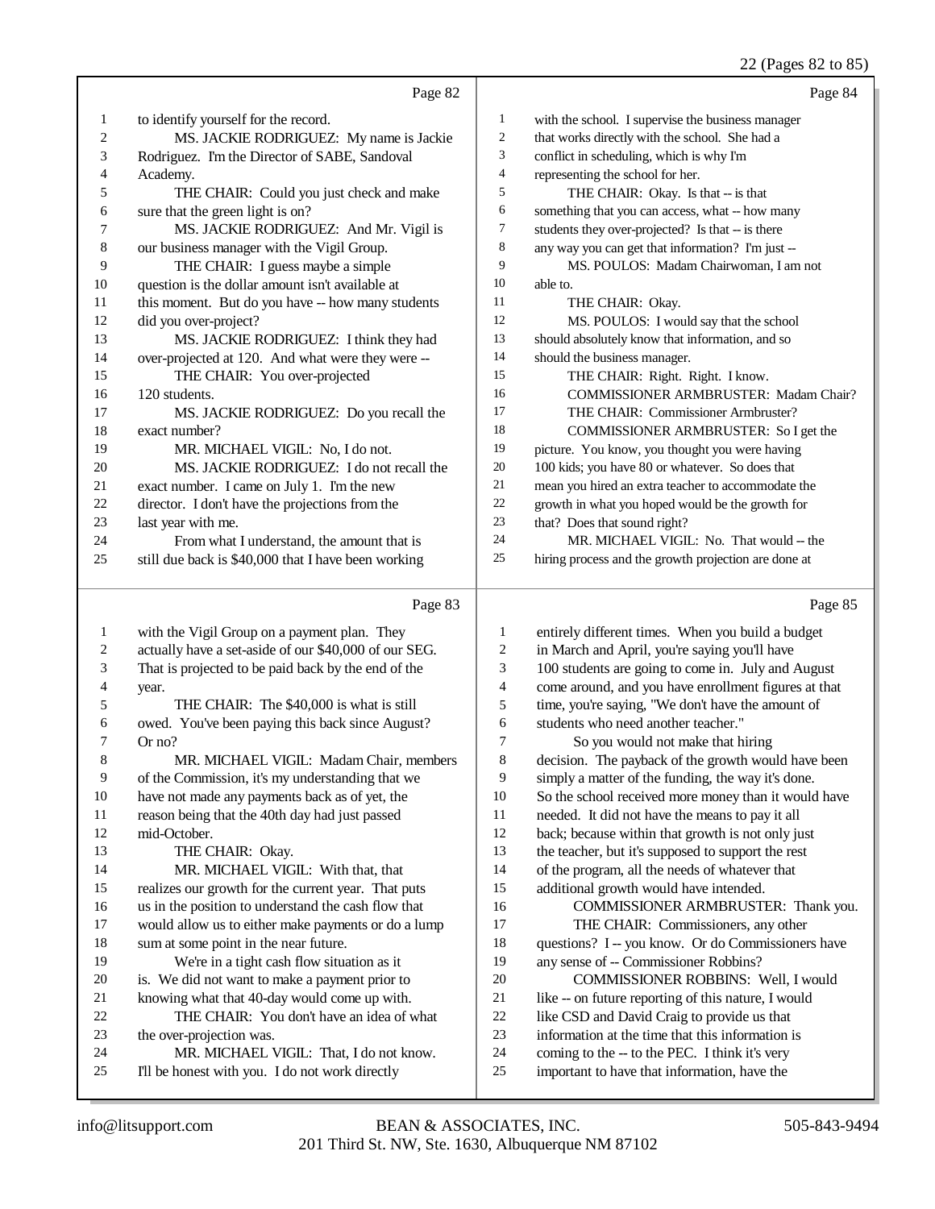Page 82

1 to identify yourself for the record.
2 MS. JACKIE RODRIGUEZ: My name is Jackie
3 Rodriguez. I'm the Director of SABE, Sandoval
4 Academy.
5 THE CHAIR: Could you just check and make
6 sure that the green light is on?
7 MS. JACKIE RODRIGUEZ: And Mr. Vigil is
8 our business manager with the Vigil Group.
9 THE CHAIR: I guess maybe a simple
10 question is the dollar amount isn't available at
11 this moment. But do you have -- how many students
12 did you over-project?
13 MS. JACKIE RODRIGUEZ: I think they had
14 over-projected at 120. And what were they were --
15 THE CHAIR: You over-projected
16 120 students.
17 MS. JACKIE RODRIGUEZ: Do you recall the
18 exact number?
19 MR. MICHAEL VIGIL: No, I do not.
20 MS. JACKIE RODRIGUEZ: I do not recall the
21 exact number. I came on July 1. I'm the new
22 director. I don't have the projections from the
23 last year with me.
24 From what I understand, the amount that is
25 still due back is $40,000 that I have been working

Page 83

1 with the Vigil Group on a payment plan. They
2 actually have a set-aside of our $40,000 of our SEG.
3 That is projected to be paid back by the end of the
4 year.
5 THE CHAIR: The $40,000 is what is still
6 owed. You've been paying this back since August?
7 Or no?
8 MR. MICHAEL VIGIL: Madam Chair, members
9 of the Commission, it's my understanding that we
10 have not made any payments back as of yet, the
11 reason being that the 40th day had just passed
12 mid-October.
13 THE CHAIR: Okay.
14 MR. MICHAEL VIGIL: With that, that
15 realizes our growth for the current year. That puts
16 us in the position to understand the cash flow that
17 would allow us to either make payments or do a lump
18 sum at some point in the near future.
19 We're in a tight cash flow situation as it
20 is. We did not want to make a payment prior to
21 knowing what that 40-day would come up with.
22 THE CHAIR: You don't have an idea of what
23 the over-projection was.
24 MR. MICHAEL VIGIL: That, I do not know.
25 I'll be honest with you. I do not work directly

Page 84

1 with the school. I supervise the business manager
2 that works directly with the school. She had a
3 conflict in scheduling, which is why I'm
4 representing the school for her.
5 THE CHAIR: Okay. Is that -- is that
6 something that you can access, what -- how many
7 students they over-projected? Is that -- is there
8 any way you can get that information? I'm just --
9 MS. POULOS: Madam Chairwoman, I am not
10 able to.
11 THE CHAIR: Okay.
12 MS. POULOS: I would say that the school
13 should absolutely know that information, and so
14 should the business manager.
15 THE CHAIR: Right. Right. I know.
16 COMMISSIONER ARMBRUSTER: Madam Chair?
17 THE CHAIR: Commissioner Armbruster?
18 COMMISSIONER ARMBRUSTER: So I get the
19 picture. You know, you thought you were having
20 100 kids; you have 80 or whatever. So does that
21 mean you hired an extra teacher to accommodate the
22 growth in what you hoped would be the growth for
23 that? Does that sound right?
24 MR. MICHAEL VIGIL: No. That would -- the
25 hiring process and the growth projection are done at

Page 85

1 entirely different times. When you build a budget
2 in March and April, you're saying you'll have
3 100 students are going to come in. July and August
4 come around, and you have enrollment figures at that
5 time, you're saying, "We don't have the amount of
6 students who need another teacher."
7 So you would not make that hiring
8 decision. The payback of the growth would have been
9 simply a matter of the funding, the way it's done.
10 So the school received more money than it would have
11 needed. It did not have the means to pay it all
12 back; because within that growth is not only just
13 the teacher, but it's supposed to support the rest
14 of the program, all the needs of whatever that
15 additional growth would have intended.
16 COMMISSIONER ARMBRUSTER: Thank you.
17 THE CHAIR: Commissioners, any other
18 questions? I -- you know. Or do Commissioners have
19 any sense of -- Commissioner Robbins?
20 COMMISSIONER ROBBINS: Well, I would
21 like -- on future reporting of this nature, I would
22 like CSD and David Craig to provide us that
23 information at the time that this information is
24 coming to the -- to the PEC. I think it's very
25 important to have that information, have the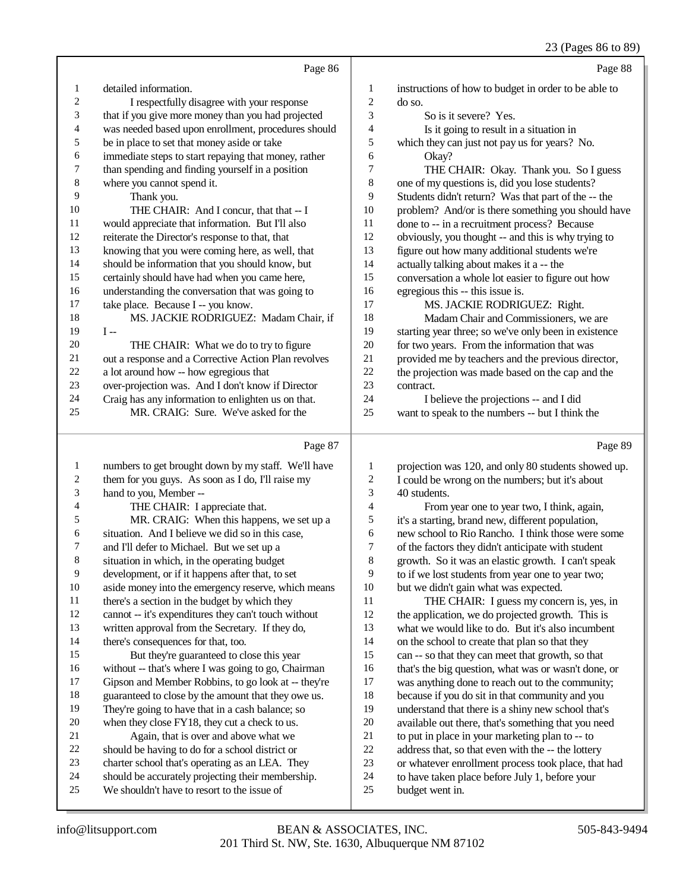Page 86

1 detailed information.
2 I respectfully disagree with your response
3 that if you give more money than you had projected
4 was needed based upon enrollment, procedures should
5 be in place to set that money aside or take
6 immediate steps to start repaying that money, rather
7 than spending and finding yourself in a position
8 where you cannot spend it.
9 Thank you.
10 THE CHAIR: And I concur, that that -- I
11 would appreciate that information. But I'll also
12 reiterate the Director's response to that, that
13 knowing that you were coming here, as well, that
14 should be information that you should know, but
15 certainly should have had when you came here,
16 understanding the conversation that was going to
17 take place. Because I -- you know.
18 MS. JACKIE RODRIGUEZ: Madam Chair, if
19 I --
20 THE CHAIR: What we do to try to figure
21 out a response and a Corrective Action Plan revolves
22 a lot around how -- how egregious that
23 over-projection was. And I don't know if Director
24 Craig has any information to enlighten us on that.
25 MR. CRAIG: Sure. We've asked for the

Page 87

1 numbers to get brought down by my staff. We'll have
2 them for you guys. As soon as I do, I'll raise my
3 hand to you, Member --
4 THE CHAIR: I appreciate that.
5 MR. CRAIG: When this happens, we set up a
6 situation. And I believe we did so in this case,
7 and I'll defer to Michael. But we set up a
8 situation in which, in the operating budget
9 development, or if it happens after that, to set
10 aside money into the emergency reserve, which means
11 there's a section in the budget by which they
12 cannot -- it's expenditures they can't touch without
13 written approval from the Secretary. If they do,
14 there's consequences for that, too.
15 But they're guaranteed to close this year
16 without -- that's where I was going to go, Chairman
17 Gipson and Member Robbins, to go look at -- they're
18 guaranteed to close by the amount that they owe us.
19 They're going to have that in a cash balance; so
20 when they close FY18, they cut a check to us.
21 Again, that is over and above what we
22 should be having to do for a school district or
23 charter school that's operating as an LEA. They
24 should be accurately projecting their membership.
25 We shouldn't have to resort to the issue of

Page 88

1 instructions of how to budget in order to be able to
2 do so.
3 So is it severe? Yes.
4 Is it going to result in a situation in
5 which they can just not pay us for years? No.
6 Okay?
7 THE CHAIR: Okay. Thank you. So I guess
8 one of my questions is, did you lose students?
9 Students didn't return? Was that part of the -- the
10 problem? And/or is there something you should have
11 done to -- in a recruitment process? Because
12 obviously, you thought -- and this is why trying to
13 figure out how many additional students we're
14 actually talking about makes it a -- the
15 conversation a whole lot easier to figure out how
16 egregious this -- this issue is.
17 MS. JACKIE RODRIGUEZ: Right.
18 Madam Chair and Commissioners, we are
19 starting year three; so we've only been in existence
20 for two years. From the information that was
21 provided me by teachers and the previous director,
22 the projection was made based on the cap and the
23 contract.
24 I believe the projections -- and I did
25 want to speak to the numbers -- but I think the

Page 89

1 projection was 120, and only 80 students showed up.
2 I could be wrong on the numbers; but it's about
3 40 students.
4 From year one to year two, I think, again,
5 it's a starting, brand new, different population,
6 new school to Rio Rancho. I think those were some
7 of the factors they didn't anticipate with student
8 growth. So it was an elastic growth. I can't speak
9 to if we lost students from year one to year two;
10 but we didn't gain what was expected.
11 THE CHAIR: I guess my concern is, yes, in
12 the application, we do projected growth. This is
13 what we would like to do. But it's also incumbent
14 on the school to create that plan so that they
15 can -- so that they can meet that growth, so that
16 that's the big question, what was or wasn't done, or
17 was anything done to reach out to the community;
18 because if you do sit in that community and you
19 understand that there is a shiny new school that's
20 available out there, that's something that you need
21 to put in place in your marketing plan to -- to
22 address that, so that even with the -- the lottery
23 or whatever enrollment process took place, that had
24 to have taken place before July 1, before your
25 budget went in.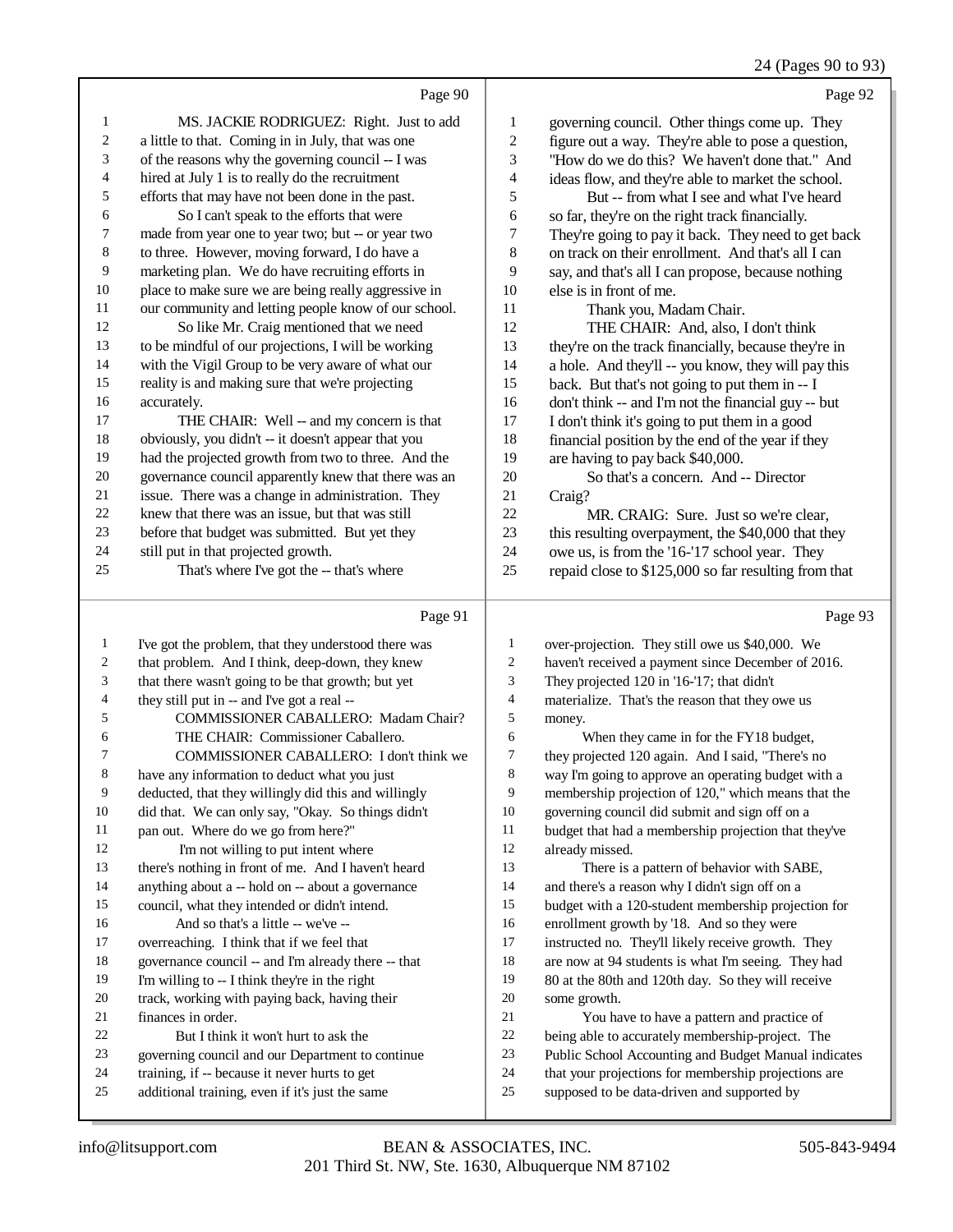Page 90

1 MS. JACKIE RODRIGUEZ: Right. Just to add
2 a little to that. Coming in in July, that was one
3 of the reasons why the governing council -- I was
4 hired at July 1 is to really do the recruitment
5 efforts that may have not been done in the past.
6 So I can't speak to the efforts that were
7 made from year one to year two; but -- or year two
8 to three. However, moving forward, I do have a
9 marketing plan. We do have recruiting efforts in
10 place to make sure we are being really aggressive in
11 our community and letting people know of our school.
12 So like Mr. Craig mentioned that we need
13 to be mindful of our projections, I will be working
14 with the Vigil Group to be very aware of what our
15 reality is and making sure that we're projecting
16 accurately.
17 THE CHAIR: Well -- and my concern is that
18 obviously, you didn't -- it doesn't appear that you
19 had the projected growth from two to three. And the
20 governance council apparently knew that there was an
21 issue. There was a change in administration. They
22 knew that there was an issue, but that was still
23 before that budget was submitted. But yet they
24 still put in that projected growth.
25 That's where I've got the -- that's where

Page 91

1 I've got the problem, that they understood there was
2 that problem. And I think, deep-down, they knew
3 that there wasn't going to be that growth; but yet
4 they still put in -- and I've got a real --
5 COMMISSIONER CABALLERO: Madam Chair?
6 THE CHAIR: Commissioner Caballero.
7 COMMISSIONER CABALLERO: I don't think we
8 have any information to deduct what you just
9 deducted, that they willingly did this and willingly
10 did that. We can only say, "Okay. So things didn't
11 pan out. Where do we go from here?"
12 I'm not willing to put intent where
13 there's nothing in front of me. And I haven't heard
14 anything about a -- hold on -- about a governance
15 council, what they intended or didn't intend.
16 And so that's a little -- we've --
17 overreaching. I think that if we feel that
18 governance council -- and I'm already there -- that
19 I'm willing to -- I think they're in the right
20 track, working with paying back, having their
21 finances in order.
22 But I think it won't hurt to ask the
23 governing council and our Department to continue
24 training, if -- because it never hurts to get
25 additional training, even if it's just the same

Page 92

1 governing council. Other things come up. They
2 figure out a way. They're able to pose a question,
3 "How do we do this? We haven't done that." And
4 ideas flow, and they're able to market the school.
5 But -- from what I see and what I've heard
6 so far, they're on the right track financially.
7 They're going to pay it back. They need to get back
8 on track on their enrollment. And that's all I can
9 say, and that's all I can propose, because nothing
10 else is in front of me.
11 Thank you, Madam Chair.
12 THE CHAIR: And, also, I don't think
13 they're on the track financially, because they're in
14 a hole. And they'll -- you know, they will pay this
15 back. But that's not going to put them in -- I
16 don't think -- and I'm not the financial guy -- but
17 I don't think it's going to put them in a good
18 financial position by the end of the year if they
19 are having to pay back $40,000.
20 So that's a concern. And -- Director
21 Craig?
22 MR. CRAIG: Sure. Just so we're clear,
23 this resulting overpayment, the $40,000 that they
24 owe us, is from the '16-'17 school year. They
25 repaid close to $125,000 so far resulting from that

Page 93

1 over-projection. They still owe us $40,000. We
2 haven't received a payment since December of 2016.
3 They projected 120 in '16-'17; that didn't
4 materialize. That's the reason that they owe us
5 money.
6 When they came in for the FY18 budget,
7 they projected 120 again. And I said, "There's no
8 way I'm going to approve an operating budget with a
9 membership projection of 120," which means that the
10 governing council did submit and sign off on a
11 budget that had a membership projection that they've
12 already missed.
13 There is a pattern of behavior with SABE,
14 and there's a reason why I didn't sign off on a
15 budget with a 120-student membership projection for
16 enrollment growth by '18. And so they were
17 instructed no. They'll likely receive growth. They
18 are now at 94 students is what I'm seeing. They had
19 80 at the 80th and 120th day. So they will receive
20 some growth.
21 You have to have a pattern and practice of
22 being able to accurately membership-project. The
23 Public School Accounting and Budget Manual indicates
24 that your projections for membership projections are
25 supposed to be data-driven and supported by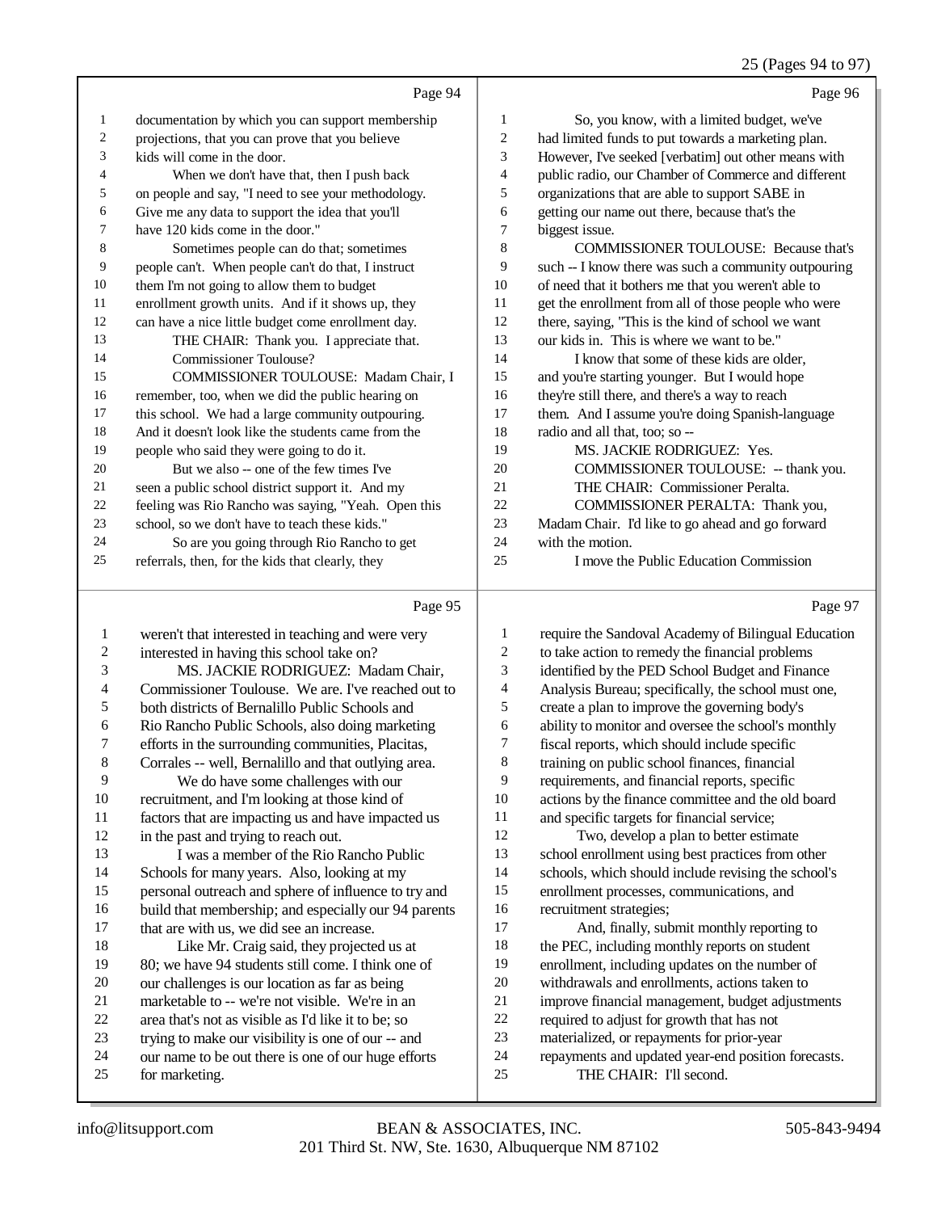Page 94

1 documentation by which you can support membership
2 projections, that you can prove that you believe
3 kids will come in the door.
4 When we don't have that, then I push back
5 on people and say, "I need to see your methodology.
6 Give me any data to support the idea that you'll
7 have 120 kids come in the door."
8 Sometimes people can do that; sometimes
9 people can't. When people can't do that, I instruct
10 them I'm not going to allow them to budget
11 enrollment growth units. And if it shows up, they
12 can have a nice little budget come enrollment day.
13 THE CHAIR: Thank you. I appreciate that.
14 Commissioner Toulouse?
15 COMMISSIONER TOULOUSE: Madam Chair, I
16 remember, too, when we did the public hearing on
17 this school. We had a large community outpouring.
18 And it doesn't look like the students came from the
19 people who said they were going to do it.
20 But we also -- one of the few times I've
21 seen a public school district support it. And my
22 feeling was Rio Rancho was saying, "Yeah. Open this
23 school, so we don't have to teach these kids."
24 So are you going through Rio Rancho to get
25 referrals, then, for the kids that clearly, they

Page 95

1 weren't that interested in teaching and were very
2 interested in having this school take on?
3 MS. JACKIE RODRIGUEZ: Madam Chair,
4 Commissioner Toulouse. We are. I've reached out to
5 both districts of Bernalillo Public Schools and
6 Rio Rancho Public Schools, also doing marketing
7 efforts in the surrounding communities, Placitas,
8 Corrales -- well, Bernalillo and that outlying area.
9 We do have some challenges with our
10 recruitment, and I'm looking at those kind of
11 factors that are impacting us and have impacted us
12 in the past and trying to reach out.
13 I was a member of the Rio Rancho Public
14 Schools for many years. Also, looking at my
15 personal outreach and sphere of influence to try and
16 build that membership; and especially our 94 parents
17 that are with us, we did see an increase.
18 Like Mr. Craig said, they projected us at
19 80; we have 94 students still come. I think one of
20 our challenges is our location as far as being
21 marketable to -- we're not visible. We're in an
22 area that's not as visible as I'd like it to be; so
23 trying to make our visibility is one of our -- and
24 our name to be out there is one of our huge efforts
25 for marketing.

Page 96

1 So, you know, with a limited budget, we've
2 had limited funds to put towards a marketing plan.
3 However, I've seeked [verbatim] out other means with
4 public radio, our Chamber of Commerce and different
5 organizations that are able to support SABE in
6 getting our name out there, because that's the
7 biggest issue.
8 COMMISSIONER TOULOUSE: Because that's
9 such -- I know there was such a community outpouring
10 of need that it bothers me that you weren't able to
11 get the enrollment from all of those people who were
12 there, saying, "This is the kind of school we want
13 our kids in. This is where we want to be."
14 I know that some of these kids are older,
15 and you're starting younger. But I would hope
16 they're still there, and there's a way to reach
17 them. And I assume you're doing Spanish-language
18 radio and all that, too; so --
19 MS. JACKIE RODRIGUEZ: Yes.
20 COMMISSIONER TOULOUSE: -- thank you.
21 THE CHAIR: Commissioner Peralta.
22 COMMISSIONER PERALTA: Thank you,
23 Madam Chair. I'd like to go ahead and go forward
24 with the motion.
25 I move the Public Education Commission

Page 97

1 require the Sandoval Academy of Bilingual Education
2 to take action to remedy the financial problems
3 identified by the PED School Budget and Finance
4 Analysis Bureau; specifically, the school must one,
5 create a plan to improve the governing body's
6 ability to monitor and oversee the school's monthly
7 fiscal reports, which should include specific
8 training on public school finances, financial
9 requirements, and financial reports, specific
10 actions by the finance committee and the old board
11 and specific targets for financial service;
12 Two, develop a plan to better estimate
13 school enrollment using best practices from other
14 schools, which should include revising the school's
15 enrollment processes, communications, and
16 recruitment strategies;
17 And, finally, submit monthly reporting to
18 the PEC, including monthly reports on student
19 enrollment, including updates on the number of
20 withdrawals and enrollments, actions taken to
21 improve financial management, budget adjustments
22 required to adjust for growth that has not
23 materialized, or repayments for prior-year
24 repayments and updated year-end position forecasts.
25 THE CHAIR: I'll second.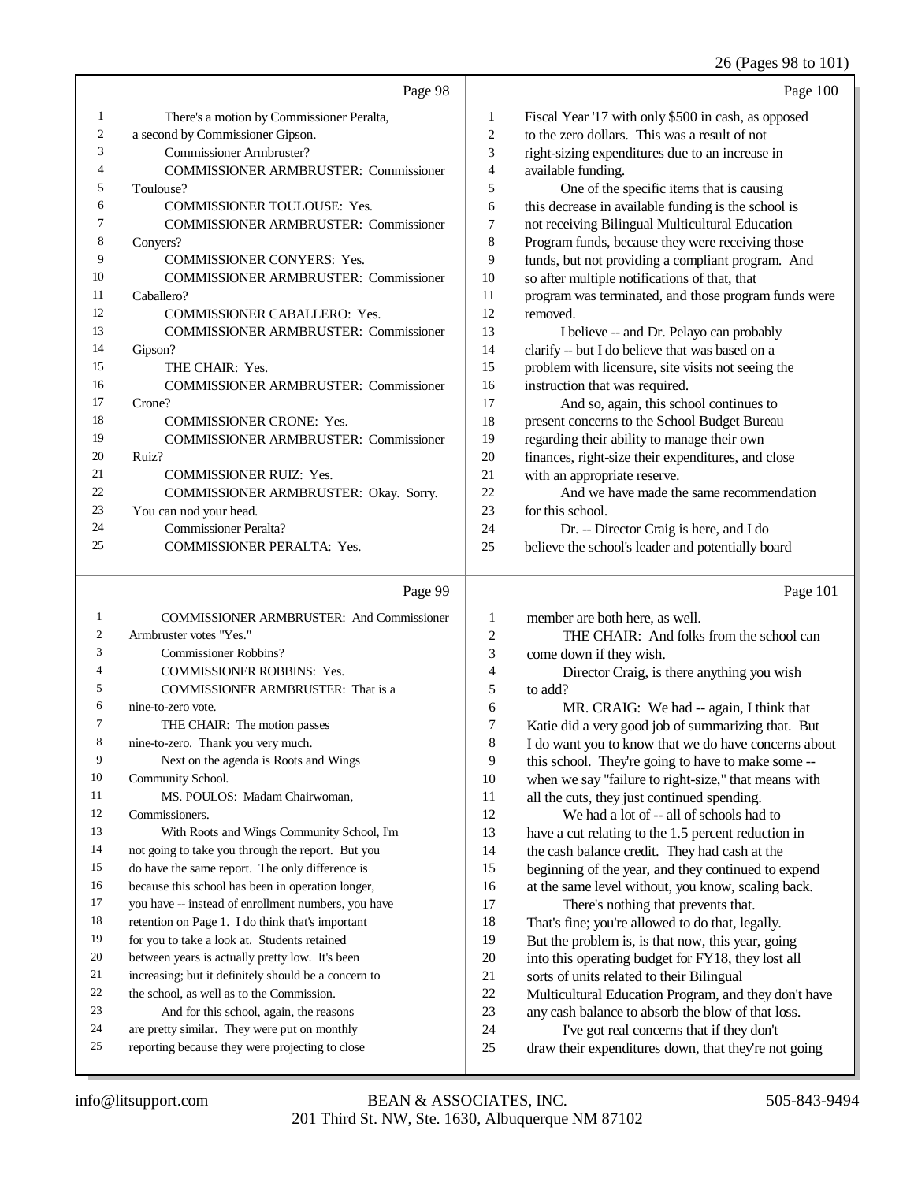Page 98

1 There's a motion by Commissioner Peralta,
2 a second by Commissioner Gipson.
3 Commissioner Armbruster?
4 COMMISSIONER ARMBRUSTER: Commissioner
5 Toulouse?
6 COMMISSIONER TOULOUSE: Yes.
7 COMMISSIONER ARMBRUSTER: Commissioner
8 Conyers?
9 COMMISSIONER CONYERS: Yes.
10 COMMISSIONER ARMBRUSTER: Commissioner
11 Caballero?
12 COMMISSIONER CABALLERO: Yes.
13 COMMISSIONER ARMBRUSTER: Commissioner
14 Gipson?
15 THE CHAIR: Yes.
16 COMMISSIONER ARMBRUSTER: Commissioner
17 Crone?
18 COMMISSIONER CRONE: Yes.
19 COMMISSIONER ARMBRUSTER: Commissioner
20 Ruiz?
21 COMMISSIONER RUIZ: Yes.
22 COMMISSIONER ARMBRUSTER: Okay. Sorry.
23 You can nod your head.
24 Commissioner Peralta?
25 COMMISSIONER PERALTA: Yes.

Page 99

1 COMMISSIONER ARMBRUSTER: And Commissioner
2 Armbruster votes "Yes."
3 Commissioner Robbins?
4 COMMISSIONER ROBBINS: Yes.
5 COMMISSIONER ARMBRUSTER: That is a
6 nine-to-zero vote.
7 THE CHAIR: The motion passes
8 nine-to-zero. Thank you very much.
9 Next on the agenda is Roots and Wings
10 Community School.
11 MS. POULOS: Madam Chairwoman,
12 Commissioners.
13 With Roots and Wings Community School, I'm
14 not going to take you through the report. But you
15 do have the same report. The only difference is
16 because this school has been in operation longer,
17 you have -- instead of enrollment numbers, you have
18 retention on Page 1. I do think that's important
19 for you to take a look at. Students retained
20 between years is actually pretty low. It's been
21 increasing; but it definitely should be a concern to
22 the school, as well as to the Commission.
23 And for this school, again, the reasons
24 are pretty similar. They were put on monthly
25 reporting because they were projecting to close

Page 100

1 Fiscal Year '17 with only $500 in cash, as opposed
2 to the zero dollars. This was a result of not
3 right-sizing expenditures due to an increase in
4 available funding.
5 One of the specific items that is causing
6 this decrease in available funding is the school is
7 not receiving Bilingual Multicultural Education
8 Program funds, because they were receiving those
9 funds, but not providing a compliant program. And
10 so after multiple notifications of that, that
11 program was terminated, and those program funds were
12 removed.
13 I believe -- and Dr. Pelayo can probably
14 clarify -- but I do believe that was based on a
15 problem with licensure, site visits not seeing the
16 instruction that was required.
17 And so, again, this school continues to
18 present concerns to the School Budget Bureau
19 regarding their ability to manage their own
20 finances, right-size their expenditures, and close
21 with an appropriate reserve.
22 And we have made the same recommendation
23 for this school.
24 Dr. -- Director Craig is here, and I do
25 believe the school's leader and potentially board

Page 101

1 member are both here, as well.
2 THE CHAIR: And folks from the school can
3 come down if they wish.
4 Director Craig, is there anything you wish
5 to add?
6 MR. CRAIG: We had -- again, I think that
7 Katie did a very good job of summarizing that. But
8 I do want you to know that we do have concerns about
9 this school. They're going to have to make some --
10 when we say "failure to right-size," that means with
11 all the cuts, they just continued spending.
12 We had a lot of -- all of schools had to
13 have a cut relating to the 1.5 percent reduction in
14 the cash balance credit. They had cash at the
15 beginning of the year, and they continued to expend
16 at the same level without, you know, scaling back.
17 There's nothing that prevents that.
18 That's fine; you're allowed to do that, legally.
19 But the problem is, is that now, this year, going
20 into this operating budget for FY18, they lost all
21 sorts of units related to their Bilingual
22 Multicultural Education Program, and they don't have
23 any cash balance to absorb the blow of that loss.
24 I've got real concerns that if they don't
25 draw their expenditures down, that they're not going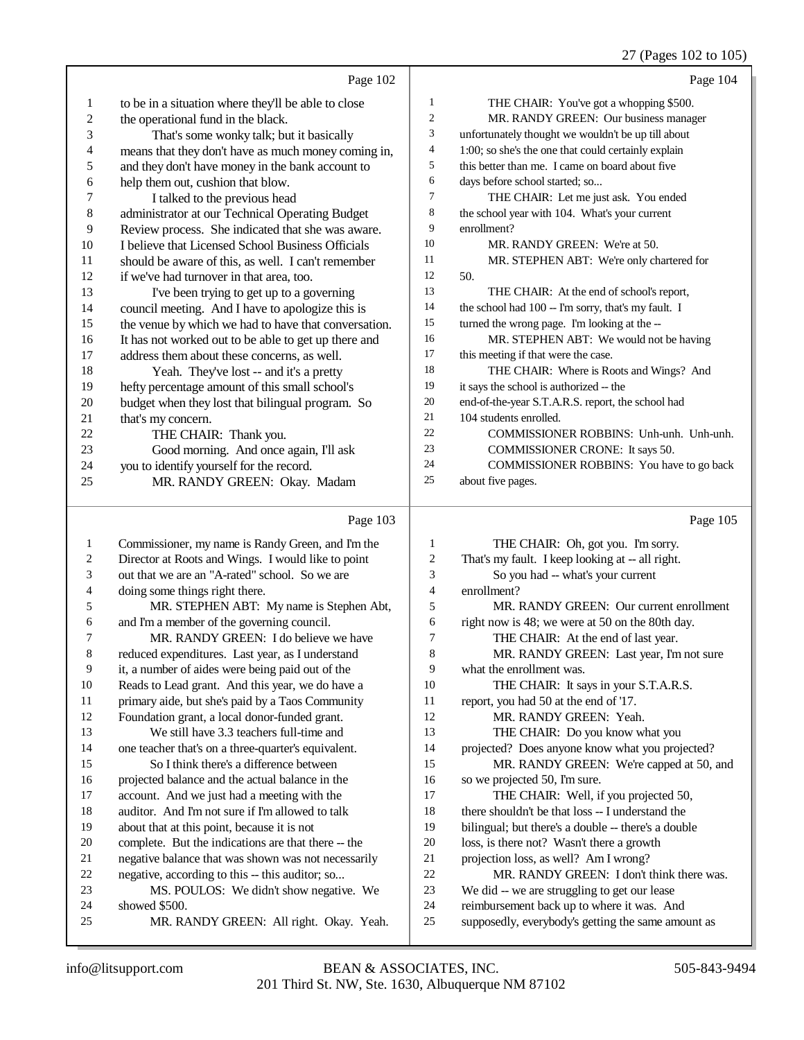Page 102

1 to be in a situation where they'll be able to close
2 the operational fund in the black.
3 That's some wonky talk; but it basically
4 means that they don't have as much money coming in,
5 and they don't have money in the bank account to
6 help them out, cushion that blow.
7 I talked to the previous head
8 administrator at our Technical Operating Budget
9 Review process. She indicated that she was aware.
10 I believe that Licensed School Business Officials
11 should be aware of this, as well. I can't remember
12 if we've had turnover in that area, too.
13 I've been trying to get up to a governing
14 council meeting. And I have to apologize this is
15 the venue by which we had to have that conversation.
16 It has not worked out to be able to get up there and
17 address them about these concerns, as well.
18 Yeah. They've lost -- and it's a pretty
19 hefty percentage amount of this small school's
20 budget when they lost that bilingual program. So
21 that's my concern.
22 THE CHAIR: Thank you.
23 Good morning. And once again, I'll ask
24 you to identify yourself for the record.
25 MR. RANDY GREEN: Okay. Madam

Page 103

1 Commissioner, my name is Randy Green, and I'm the
2 Director at Roots and Wings. I would like to point
3 out that we are an "A-rated" school. So we are
4 doing some things right there.
5 MR. STEPHEN ABT: My name is Stephen Abt,
6 and I'm a member of the governing council.
7 MR. RANDY GREEN: I do believe we have
8 reduced expenditures. Last year, as I understand
9 it, a number of aides were being paid out of the
10 Reads to Lead grant. And this year, we do have a
11 primary aide, but she's paid by a Taos Community
12 Foundation grant, a local donor-funded grant.
13 We still have 3.3 teachers full-time and
14 one teacher that's on a three-quarter's equivalent.
15 So I think there's a difference between
16 projected balance and the actual balance in the
17 account. And we just had a meeting with the
18 auditor. And I'm not sure if I'm allowed to talk
19 about that at this point, because it is not
20 complete. But the indications are that there -- the
21 negative balance that was shown was not necessarily
22 negative, according to this -- this auditor; so...
23 MS. POULOS: We didn't show negative. We
24 showed $500.
25 MR. RANDY GREEN: All right. Okay. Yeah.

Page 104

1 THE CHAIR: You've got a whopping $500.
2 MR. RANDY GREEN: Our business manager
3 unfortunately thought we wouldn't be up till about
4 1:00; so she's the one that could certainly explain
5 this better than me. I came on board about five
6 days before school started; so...
7 THE CHAIR: Let me just ask. You ended
8 the school year with 104. What's your current
9 enrollment?
10 MR. RANDY GREEN: We're at 50.
11 MR. STEPHEN ABT: We're only chartered for
12 50.
13 THE CHAIR: At the end of school's report,
14 the school had 100 -- I'm sorry, that's my fault. I
15 turned the wrong page. I'm looking at the --
16 MR. STEPHEN ABT: We would not be having
17 this meeting if that were the case.
18 THE CHAIR: Where is Roots and Wings? And
19 it says the school is authorized -- the
20 end-of-the-year S.T.A.R.S. report, the school had
21 104 students enrolled.
22 COMMISSIONER ROBBINS: Unh-unh. Unh-unh.
23 COMMISSIONER CRONE: It says 50.
24 COMMISSIONER ROBBINS: You have to go back
25 about five pages.

Page 105

1 THE CHAIR: Oh, got you. I'm sorry.
2 That's my fault. I keep looking at -- all right.
3 So you had -- what's your current
4 enrollment?
5 MR. RANDY GREEN: Our current enrollment
6 right now is 48; we were at 50 on the 80th day.
7 THE CHAIR: At the end of last year.
8 MR. RANDY GREEN: Last year, I'm not sure
9 what the enrollment was.
10 THE CHAIR: It says in your S.T.A.R.S.
11 report, you had 50 at the end of '17.
12 MR. RANDY GREEN: Yeah.
13 THE CHAIR: Do you know what you
14 projected? Does anyone know what you projected?
15 MR. RANDY GREEN: We're capped at 50, and
16 so we projected 50, I'm sure.
17 THE CHAIR: Well, if you projected 50,
18 there shouldn't be that loss -- I understand the
19 bilingual; but there's a double -- there's a double
20 loss, is there not? Wasn't there a growth
21 projection loss, as well? Am I wrong?
22 MR. RANDY GREEN: I don't think there was.
23 We did -- we are struggling to get our lease
24 reimbursement back up to where it was. And
25 supposedly, everybody's getting the same amount as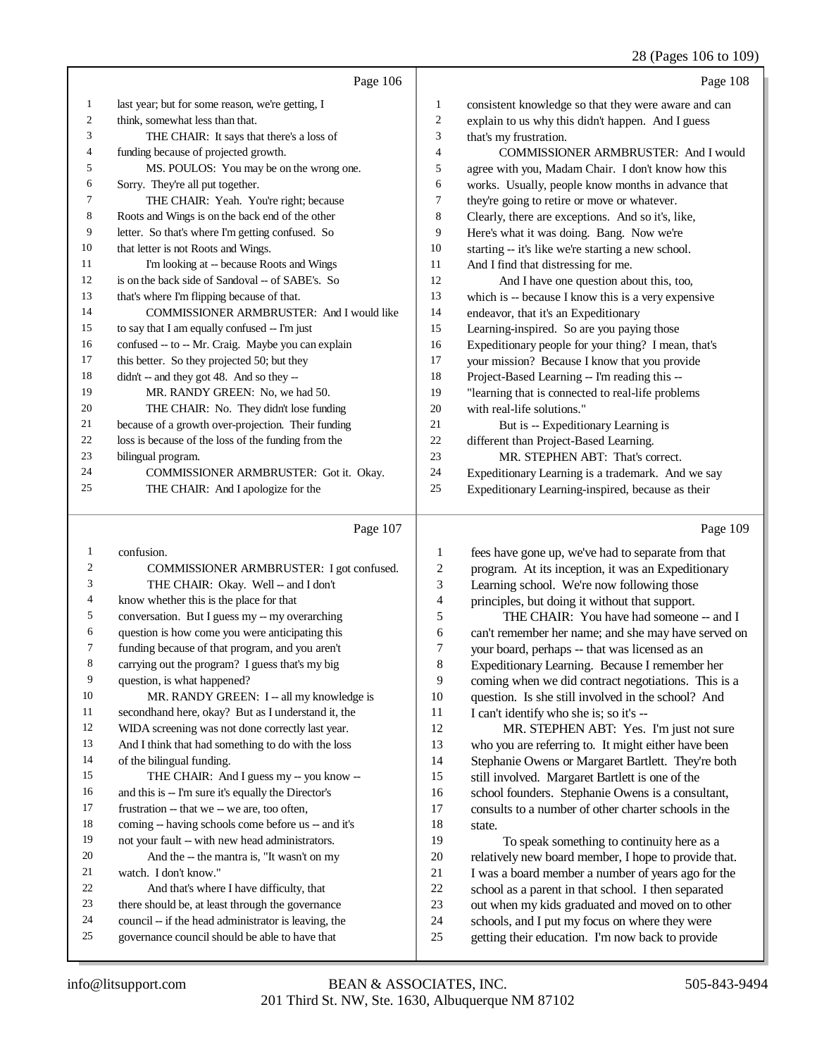28 (Pages 106 to 109)

Page 106

1 last year; but for some reason, we're getting, I
2 think, somewhat less than that.
3 THE CHAIR: It says that there's a loss of
4 funding because of projected growth.
5 MS. POULOS: You may be on the wrong one.
6 Sorry. They're all put together.
7 THE CHAIR: Yeah. You're right; because
8 Roots and Wings is on the back end of the other
9 letter. So that's where I'm getting confused. So
10 that letter is not Roots and Wings.
11 I'm looking at -- because Roots and Wings
12 is on the back side of Sandoval -- of SABE's. So
13 that's where I'm flipping because of that.
14 COMMISSIONER ARMBRUSTER: And I would like
15 to say that I am equally confused -- I'm just
16 confused -- to -- Mr. Craig. Maybe you can explain
17 this better. So they projected 50; but they
18 didn't -- and they got 48. And so they --
19 MR. RANDY GREEN: No, we had 50.
20 THE CHAIR: No. They didn't lose funding
21 because of a growth over-projection. Their funding
22 loss is because of the loss of the funding from the
23 bilingual program.
24 COMMISSIONER ARMBRUSTER: Got it. Okay.
25 THE CHAIR: And I apologize for the

Page 107

1 confusion.
2 COMMISSIONER ARMBRUSTER: I got confused.
3 THE CHAIR: Okay. Well -- and I don't
4 know whether this is the place for that
5 conversation. But I guess my -- my overarching
6 question is how come you were anticipating this
7 funding because of that program, and you aren't
8 carrying out the program? I guess that's my big
9 question, is what happened?
10 MR. RANDY GREEN: I -- all my knowledge is
11 secondhand here, okay? But as I understand it, the
12 WIDA screening was not done correctly last year.
13 And I think that had something to do with the loss
14 of the bilingual funding.
15 THE CHAIR: And I guess my -- you know --
16 and this is -- I'm sure it's equally the Director's
17 frustration -- that we -- we are, too often,
18 coming -- having schools come before us -- and it's
19 not your fault -- with new head administrators.
20 And the -- the mantra is, "It wasn't on my
21 watch. I don't know."
22 And that's where I have difficulty, that
23 there should be, at least through the governance
24 council -- if the head administrator is leaving, the
25 governance council should be able to have that

Page 108

1 consistent knowledge so that they were aware and can
2 explain to us why this didn't happen. And I guess
3 that's my frustration.
4 COMMISSIONER ARMBRUSTER: And I would
5 agree with you, Madam Chair. I don't know how this
6 works. Usually, people know months in advance that
7 they're going to retire or move or whatever.
8 Clearly, there are exceptions. And so it's, like,
9 Here's what it was doing. Bang. Now we're
10 starting -- it's like we're starting a new school.
11 And I find that distressing for me.
12 And I have one question about this, too,
13 which is -- because I know this is a very expensive
14 endeavor, that it's an Expeditionary
15 Learning-inspired. So are you paying those
16 Expeditionary people for your thing? I mean, that's
17 your mission? Because I know that you provide
18 Project-Based Learning -- I'm reading this --
19 "learning that is connected to real-life problems
20 with real-life solutions."
21 But is -- Expeditionary Learning is
22 different than Project-Based Learning.
23 MR. STEPHEN ABT: That's correct.
24 Expeditionary Learning is a trademark. And we say
25 Expeditionary Learning-inspired, because as their

Page 109

1 fees have gone up, we've had to separate from that
2 program. At its inception, it was an Expeditionary
3 Learning school. We're now following those
4 principles, but doing it without that support.
5 THE CHAIR: You have had someone -- and I
6 can't remember her name; and she may have served on
7 your board, perhaps -- that was licensed as an
8 Expeditionary Learning. Because I remember her
9 coming when we did contract negotiations. This is a
10 question. Is she still involved in the school? And
11 I can't identify who she is; so it's --
12 MR. STEPHEN ABT: Yes. I'm just not sure
13 who you are referring to. It might either have been
14 Stephanie Owens or Margaret Bartlett. They're both
15 still involved. Margaret Bartlett is one of the
16 school founders. Stephanie Owens is a consultant,
17 consults to a number of other charter schools in the
18 state.
19 To speak something to continuity here as a
20 relatively new board member, I hope to provide that.
21 I was a board member a number of years ago for the
22 school as a parent in that school. I then separated
23 out when my kids graduated and moved on to other
24 schools, and I put my focus on where they were
25 getting their education. I'm now back to provide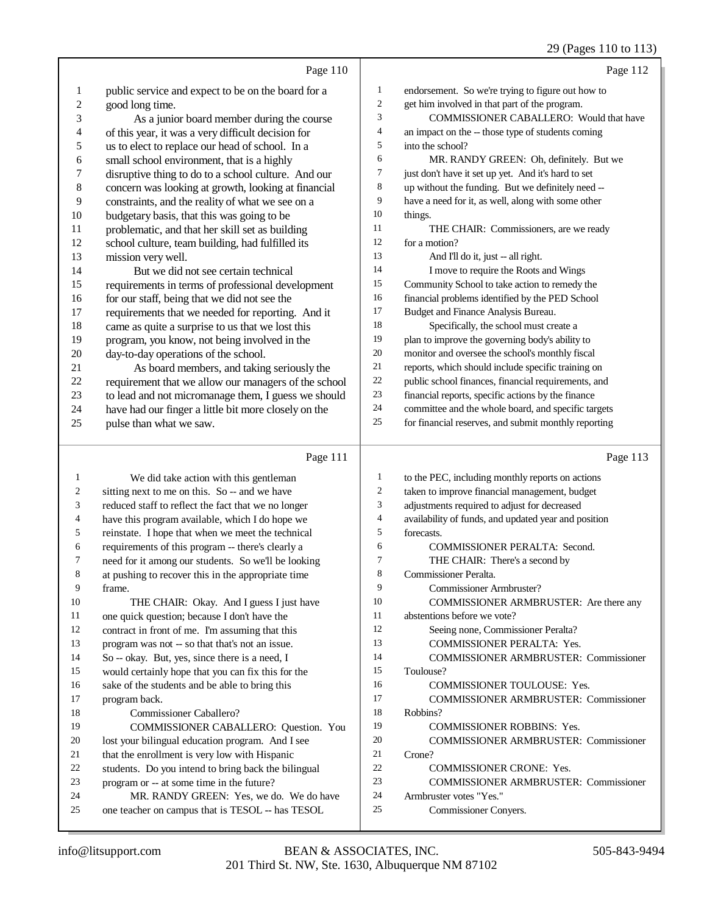Page 110

1 public service and expect to be on the board for a
2 good long time.
3 As a junior board member during the course
4 of this year, it was a very difficult decision for
5 us to elect to replace our head of school. In a
6 small school environment, that is a highly
7 disruptive thing to do to a school culture. And our
8 concern was looking at growth, looking at financial
9 constraints, and the reality of what we see on a
10 budgetary basis, that this was going to be
11 problematic, and that her skill set as building
12 school culture, team building, had fulfilled its
13 mission very well.
14 But we did not see certain technical
15 requirements in terms of professional development
16 for our staff, being that we did not see the
17 requirements that we needed for reporting. And it
18 came as quite a surprise to us that we lost this
19 program, you know, not being involved in the
20 day-to-day operations of the school.
21 As board members, and taking seriously the
22 requirement that we allow our managers of the school
23 to lead and not micromanage them, I guess we should
24 have had our finger a little bit more closely on the
25 pulse than what we saw.

Page 111

1 We did take action with this gentleman
2 sitting next to me on this. So -- and we have
3 reduced staff to reflect the fact that we no longer
4 have this program available, which I do hope we
5 reinstate. I hope that when we meet the technical
6 requirements of this program -- there's clearly a
7 need for it among our students. So we'll be looking
8 at pushing to recover this in the appropriate time
9 frame.
10 THE CHAIR: Okay. And I guess I just have
11 one quick question; because I don't have the
12 contract in front of me. I'm assuming that this
13 program was not -- so that that's not an issue.
14 So -- okay. But, yes, since there is a need, I
15 would certainly hope that you can fix this for the
16 sake of the students and be able to bring this
17 program back.
18 Commissioner Caballero?
19 COMMISSIONER CABALLERO: Question. You
20 lost your bilingual education program. And I see
21 that the enrollment is very low with Hispanic
22 students. Do you intend to bring back the bilingual
23 program or -- at some time in the future?
24 MR. RANDY GREEN: Yes, we do. We do have
25 one teacher on campus that is TESOL -- has TESOL

Page 112

1 endorsement. So we're trying to figure out how to
2 get him involved in that part of the program.
3 COMMISSIONER CABALLERO: Would that have
4 an impact on the -- those type of students coming
5 into the school?
6 MR. RANDY GREEN: Oh, definitely. But we
7 just don't have it set up yet. And it's hard to set
8 up without the funding. But we definitely need --
9 have a need for it, as well, along with some other
10 things.
11 THE CHAIR: Commissioners, are we ready
12 for a motion?
13 And I'll do it, just -- all right.
14 I move to require the Roots and Wings
15 Community School to take action to remedy the
16 financial problems identified by the PED School
17 Budget and Finance Analysis Bureau.
18 Specifically, the school must create a
19 plan to improve the governing body's ability to
20 monitor and oversee the school's monthly fiscal
21 reports, which should include specific training on
22 public school finances, financial requirements, and
23 financial reports, specific actions by the finance
24 committee and the whole board, and specific targets
25 for financial reserves, and submit monthly reporting

Page 113

1 to the PEC, including monthly reports on actions
2 taken to improve financial management, budget
3 adjustments required to adjust for decreased
4 availability of funds, and updated year and position
5 forecasts.
6 COMMISSIONER PERALTA: Second.
7 THE CHAIR: There's a second by
8 Commissioner Peralta.
9 Commissioner Armbruster?
10 COMMISSIONER ARMBRUSTER: Are there any
11 abstentions before we vote?
12 Seeing none, Commissioner Peralta?
13 COMMISSIONER PERALTA: Yes.
14 COMMISSIONER ARMBRUSTER: Commissioner
15 Toulouse?
16 COMMISSIONER TOULOUSE: Yes.
17 COMMISSIONER ARMBRUSTER: Commissioner
18 Robbins?
19 COMMISSIONER ROBBINS: Yes.
20 COMMISSIONER ARMBRUSTER: Commissioner
21 Crone?
22 COMMISSIONER CRONE: Yes.
23 COMMISSIONER ARMBRUSTER: Commissioner
24 Armbruster votes "Yes."
25 Commissioner Conyers.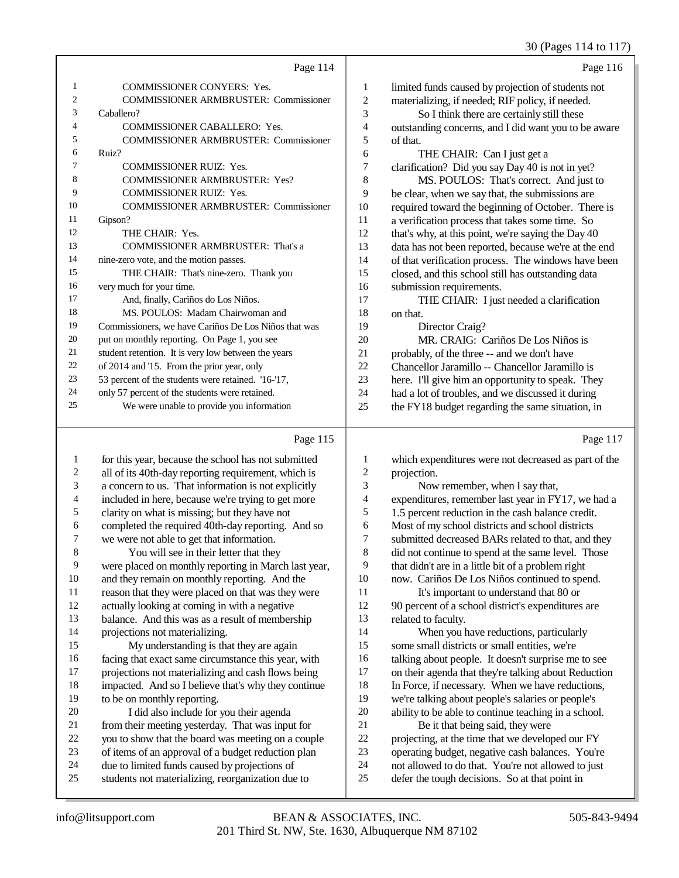Page 114

1 COMMISSIONER CONYERS: Yes.
2 COMMISSIONER ARMBRUSTER: Commissioner
3 Caballero?
4 COMMISSIONER CABALLERO: Yes.
5 COMMISSIONER ARMBRUSTER: Commissioner
6 Ruiz?
7 COMMISSIONER RUIZ: Yes.
8 COMMISSIONER ARMBRUSTER: Yes?
9 COMMISSIONER RUIZ: Yes.
10 COMMISSIONER ARMBRUSTER: Commissioner
11 Gipson?
12 THE CHAIR: Yes.
13 COMMISSIONER ARMBRUSTER: That's a
14 nine-zero vote, and the motion passes.
15 THE CHAIR: That's nine-zero. Thank you
16 very much for your time.
17 And, finally, Cariños do Los Niños.
18 MS. POULOS: Madam Chairwoman and
19 Commissioners, we have Cariños De Los Niños that was
20 put on monthly reporting. On Page 1, you see
21 student retention. It is very low between the years
22 of 2014 and '15. From the prior year, only
23 53 percent of the students were retained. '16-'17,
24 only 57 percent of the students were retained.
25 We were unable to provide you information

Page 115

1 for this year, because the school has not submitted
2 all of its 40th-day reporting requirement, which is
3 a concern to us. That information is not explicitly
4 included in here, because we're trying to get more
5 clarity on what is missing; but they have not
6 completed the required 40th-day reporting. And so
7 we were not able to get that information.
8 You will see in their letter that they
9 were placed on monthly reporting in March last year,
10 and they remain on monthly reporting. And the
11 reason that they were placed on that was they were
12 actually looking at coming in with a negative
13 balance. And this was as a result of membership
14 projections not materializing.
15 My understanding is that they are again
16 facing that exact same circumstance this year, with
17 projections not materializing and cash flows being
18 impacted. And so I believe that's why they continue
19 to be on monthly reporting.
20 I did also include for you their agenda
21 from their meeting yesterday. That was input for
22 you to show that the board was meeting on a couple
23 of items of an approval of a budget reduction plan
24 due to limited funds caused by projections of
25 students not materializing, reorganization due to

Page 116

1 limited funds caused by projection of students not
2 materializing, if needed; RIF policy, if needed.
3 So I think there are certainly still these
4 outstanding concerns, and I did want you to be aware
5 of that.
6 THE CHAIR: Can I just get a
7 clarification? Did you say Day 40 is not in yet?
8 MS. POULOS: That's correct. And just to
9 be clear, when we say that, the submissions are
10 required toward the beginning of October. There is
11 a verification process that takes some time. So
12 that's why, at this point, we're saying the Day 40
13 data has not been reported, because we're at the end
14 of that verification process. The windows have been
15 closed, and this school still has outstanding data
16 submission requirements.
17 THE CHAIR: I just needed a clarification
18 on that.
19 Director Craig?
20 MR. CRAIG: Cariños De Los Niños is
21 probably, of the three -- and we don't have
22 Chancellor Jaramillo -- Chancellor Jaramillo is
23 here. I'll give him an opportunity to speak. They
24 had a lot of troubles, and we discussed it during
25 the FY18 budget regarding the same situation, in

Page 117

1 which expenditures were not decreased as part of the
2 projection.
3 Now remember, when I say that,
4 expenditures, remember last year in FY17, we had a
5 1.5 percent reduction in the cash balance credit.
6 Most of my school districts and school districts
7 submitted decreased BARs related to that, and they
8 did not continue to spend at the same level. Those
9 that didn't are in a little bit of a problem right
10 now. Cariños De Los Niños continued to spend.
11 It's important to understand that 80 or
12 90 percent of a school district's expenditures are
13 related to faculty.
14 When you have reductions, particularly
15 some small districts or small entities, we're
16 talking about people. It doesn't surprise me to see
17 on their agenda that they're talking about Reduction
18 In Force, if necessary. When we have reductions,
19 we're talking about people's salaries or people's
20 ability to be able to continue teaching in a school.
21 Be it that being said, they were
22 projecting, at the time that we developed our FY
23 operating budget, negative cash balances. You're
24 not allowed to do that. You're not allowed to just
25 defer the tough decisions. So at that point in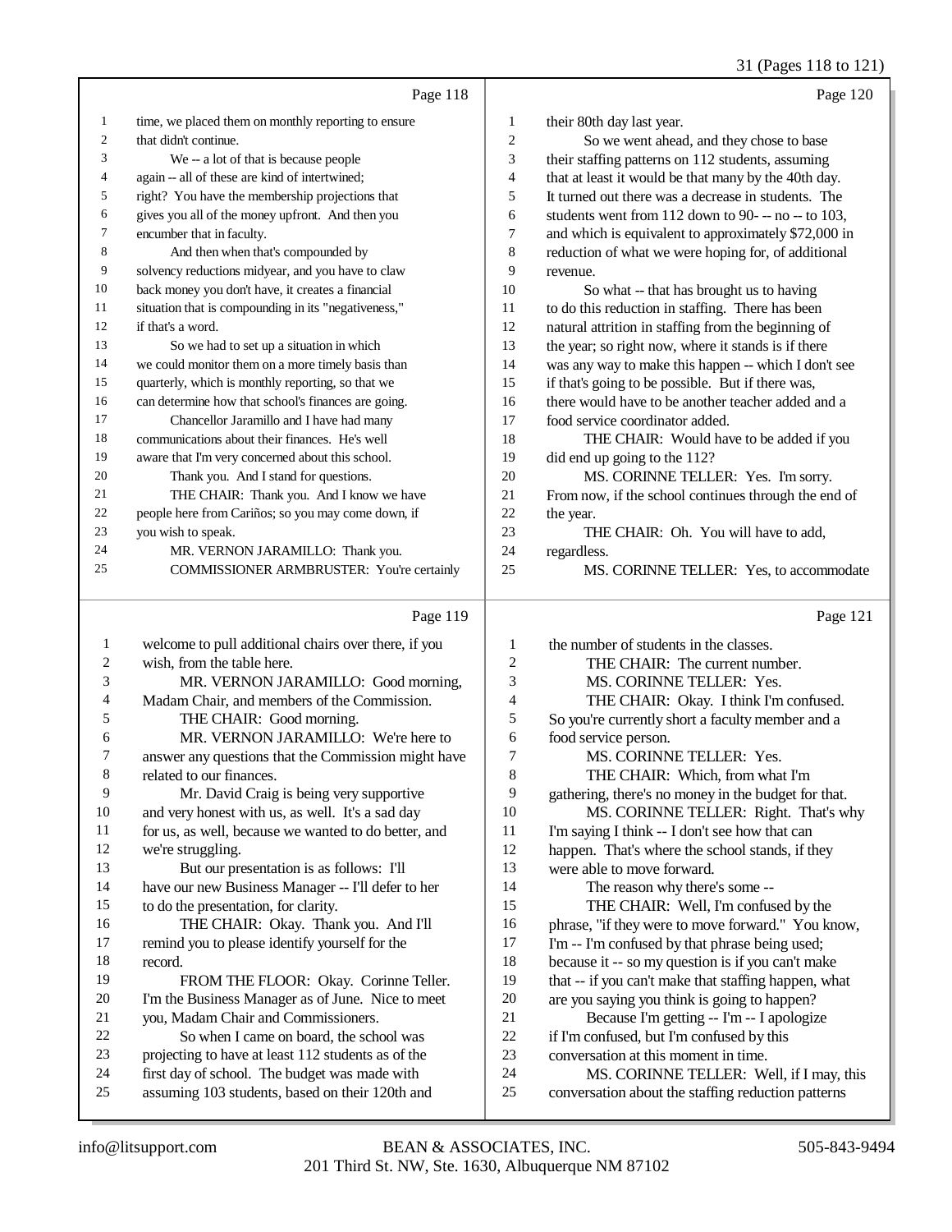Page 118

1 time, we placed them on monthly reporting to ensure
2 that didn't continue.
3 We -- a lot of that is because people
4 again -- all of these are kind of intertwined;
5 right? You have the membership projections that
6 gives you all of the money upfront. And then you
7 encumber that in faculty.
8 And then when that's compounded by
9 solvency reductions midyear, and you have to claw
10 back money you don't have, it creates a financial
11 situation that is compounding in its "negativeness,"
12 if that's a word.
13 So we had to set up a situation in which
14 we could monitor them on a more timely basis than
15 quarterly, which is monthly reporting, so that we
16 can determine how that school's finances are going.
17 Chancellor Jaramillo and I have had many
18 communications about their finances. He's well
19 aware that I'm very concerned about this school.
20 Thank you. And I stand for questions.
21 THE CHAIR: Thank you. And I know we have
22 people here from Cariños; so you may come down, if
23 you wish to speak.
24 MR. VERNON JARAMILLO: Thank you.
25 COMMISSIONER ARMBRUSTER: You're certainly

Page 119

1 welcome to pull additional chairs over there, if you
2 wish, from the table here.
3 MR. VERNON JARAMILLO: Good morning,
4 Madam Chair, and members of the Commission.
5 THE CHAIR: Good morning.
6 MR. VERNON JARAMILLO: We're here to
7 answer any questions that the Commission might have
8 related to our finances.
9 Mr. David Craig is being very supportive
10 and very honest with us, as well. It's a sad day
11 for us, as well, because we wanted to do better, and
12 we're struggling.
13 But our presentation is as follows: I'll
14 have our new Business Manager -- I'll defer to her
15 to do the presentation, for clarity.
16 THE CHAIR: Okay. Thank you. And I'll
17 remind you to please identify yourself for the
18 record.
19 FROM THE FLOOR: Okay. Corinne Teller.
20 I'm the Business Manager as of June. Nice to meet
21 you, Madam Chair and Commissioners.
22 So when I came on board, the school was
23 projecting to have at least 112 students as of the
24 first day of school. The budget was made with
25 assuming 103 students, based on their 120th and

Page 120

1 their 80th day last year.
2 So we went ahead, and they chose to base
3 their staffing patterns on 112 students, assuming
4 that at least it would be that many by the 40th day.
5 It turned out there was a decrease in students. The
6 students went from 112 down to 90- -- no -- to 103,
7 and which is equivalent to approximately $72,000 in
8 reduction of what we were hoping for, of additional
9 revenue.
10 So what -- that has brought us to having
11 to do this reduction in staffing. There has been
12 natural attrition in staffing from the beginning of
13 the year; so right now, where it stands is if there
14 was any way to make this happen -- which I don't see
15 if that's going to be possible. But if there was,
16 there would have to be another teacher added and a
17 food service coordinator added.
18 THE CHAIR: Would have to be added if you
19 did end up going to the 112?
20 MS. CORINNE TELLER: Yes. I'm sorry.
21 From now, if the school continues through the end of
22 the year.
23 THE CHAIR: Oh. You will have to add,
24 regardless.
25 MS. CORINNE TELLER: Yes, to accommodate

Page 121

1 the number of students in the classes.
2 THE CHAIR: The current number.
3 MS. CORINNE TELLER: Yes.
4 THE CHAIR: Okay. I think I'm confused.
5 So you're currently short a faculty member and a
6 food service person.
7 MS. CORINNE TELLER: Yes.
8 THE CHAIR: Which, from what I'm
9 gathering, there's no money in the budget for that.
10 MS. CORINNE TELLER: Right. That's why
11 I'm saying I think -- I don't see how that can
12 happen. That's where the school stands, if they
13 were able to move forward.
14 The reason why there's some --
15 THE CHAIR: Well, I'm confused by the
16 phrase, "if they were to move forward." You know,
17 I'm -- I'm confused by that phrase being used;
18 because it -- so my question is if you can't make
19 that -- if you can't make that staffing happen, what
20 are you saying you think is going to happen?
21 Because I'm getting -- I'm -- I apologize
22 if I'm confused, but I'm confused by this
23 conversation at this moment in time.
24 MS. CORINNE TELLER: Well, if I may, this
25 conversation about the staffing reduction patterns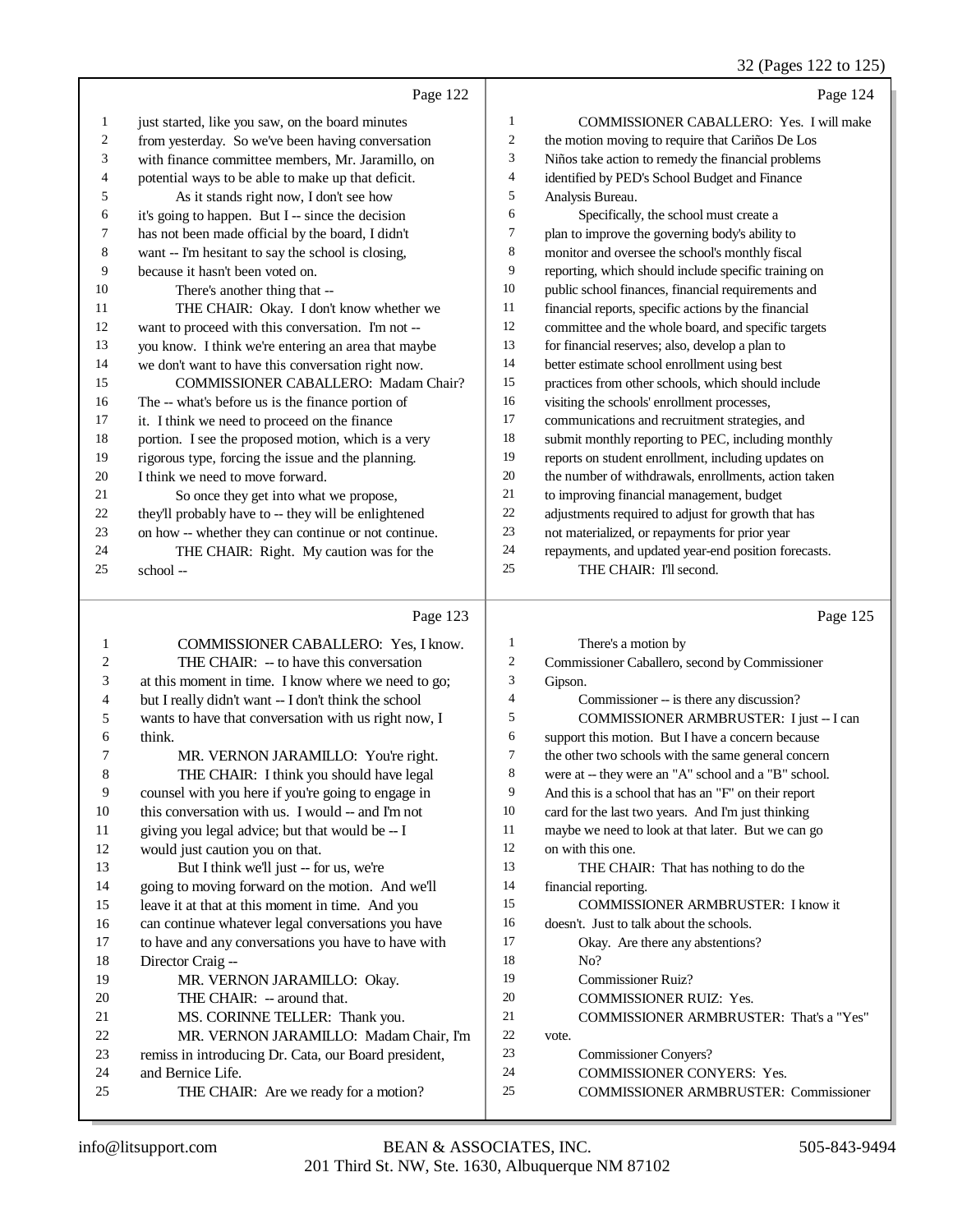Page 122

1 just started, like you saw, on the board minutes
2 from yesterday. So we've been having conversation
3 with finance committee members, Mr. Jaramillo, on
4 potential ways to be able to make up that deficit.
5 As it stands right now, I don't see how
6 it's going to happen. But I -- since the decision
7 has not been made official by the board, I didn't
8 want -- I'm hesitant to say the school is closing,
9 because it hasn't been voted on.
10 There's another thing that --
11 THE CHAIR: Okay. I don't know whether we
12 want to proceed with this conversation. I'm not --
13 you know. I think we're entering an area that maybe
14 we don't want to have this conversation right now.
15 COMMISSIONER CABALLERO: Madam Chair?
16 The -- what's before us is the finance portion of
17 it. I think we need to proceed on the finance
18 portion. I see the proposed motion, which is a very
19 rigorous type, forcing the issue and the planning.
20 I think we need to move forward.
21 So once they get into what we propose,
22 they'll probably have to -- they will be enlightened
23 on how -- whether they can continue or not continue.
24 THE CHAIR: Right. My caution was for the
25 school --

Page 123

1 COMMISSIONER CABALLERO: Yes, I know.
2 THE CHAIR: -- to have this conversation
3 at this moment in time. I know where we need to go;
4 but I really didn't want -- I don't think the school
5 wants to have that conversation with us right now, I
6 think.
7 MR. VERNON JARAMILLO: You're right.
8 THE CHAIR: I think you should have legal
9 counsel with you here if you're going to engage in
10 this conversation with us. I would -- and I'm not
11 giving you legal advice; but that would be -- I
12 would just caution you on that.
13 But I think we'll just -- for us, we're
14 going to moving forward on the motion. And we'll
15 leave it at that at this moment in time. And you
16 can continue whatever legal conversations you have
17 to have and any conversations you have to have with
18 Director Craig --
19 MR. VERNON JARAMILLO: Okay.
20 THE CHAIR: -- around that.
21 MS. CORINNE TELLER: Thank you.
22 MR. VERNON JARAMILLO: Madam Chair, I'm
23 remiss in introducing Dr. Cata, our Board president,
24 and Bernice Life.
25 THE CHAIR: Are we ready for a motion?

Page 124

1 COMMISSIONER CABALLERO: Yes. I will make
2 the motion moving to require that Cariños De Los
3 Niños take action to remedy the financial problems
4 identified by PED's School Budget and Finance
5 Analysis Bureau.
6 Specifically, the school must create a
7 plan to improve the governing body's ability to
8 monitor and oversee the school's monthly fiscal
9 reporting, which should include specific training on
10 public school finances, financial requirements and
11 financial reports, specific actions by the financial
12 committee and the whole board, and specific targets
13 for financial reserves; also, develop a plan to
14 better estimate school enrollment using best
15 practices from other schools, which should include
16 visiting the schools' enrollment processes,
17 communications and recruitment strategies, and
18 submit monthly reporting to PEC, including monthly
19 reports on student enrollment, including updates on
20 the number of withdrawals, enrollments, action taken
21 to improving financial management, budget
22 adjustments required to adjust for growth that has
23 not materialized, or repayments for prior year
24 repayments, and updated year-end position forecasts.
25 THE CHAIR: I'll second.

Page 125

1 There's a motion by
2 Commissioner Caballero, second by Commissioner
3 Gipson.
4 Commissioner -- is there any discussion?
5 COMMISSIONER ARMBRUSTER: I just -- I can
6 support this motion. But I have a concern because
7 the other two schools with the same general concern
8 were at -- they were an "A" school and a "B" school.
9 And this is a school that has an "F" on their report
10 card for the last two years. And I'm just thinking
11 maybe we need to look at that later. But we can go
12 on with this one.
13 THE CHAIR: That has nothing to do the
14 financial reporting.
15 COMMISSIONER ARMBRUSTER: I know it
16 doesn't. Just to talk about the schools.
17 Okay. Are there any abstentions?
18 No?
19 Commissioner Ruiz?
20 COMMISSIONER RUIZ: Yes.
21 COMMISSIONER ARMBRUSTER: That's a "Yes"
22 vote.
23 Commissioner Conyers?
24 COMMISSIONER CONYERS: Yes.
25 COMMISSIONER ARMBRUSTER: Commissioner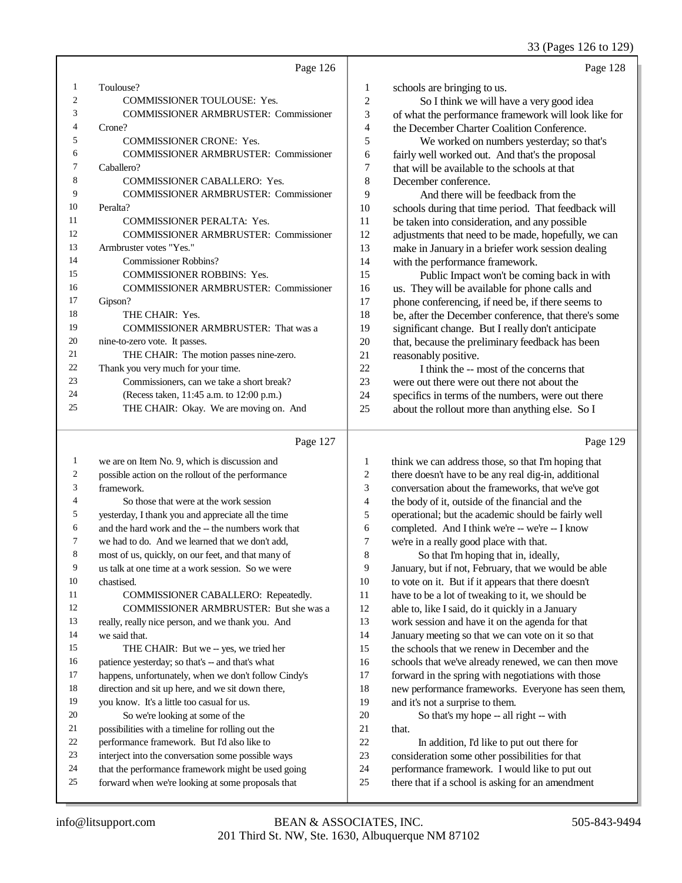Page 126

1 Toulouse?
2 COMMISSIONER TOULOUSE: Yes.
3 COMMISSIONER ARMBRUSTER: Commissioner
4 Crone?
5 COMMISSIONER CRONE: Yes.
6 COMMISSIONER ARMBRUSTER: Commissioner
7 Caballero?
8 COMMISSIONER CABALLERO: Yes.
9 COMMISSIONER ARMBRUSTER: Commissioner
10 Peralta?
11 COMMISSIONER PERALTA: Yes.
12 COMMISSIONER ARMBRUSTER: Commissioner
13 Armbruster votes "Yes."
14 Commissioner Robbins?
15 COMMISSIONER ROBBINS: Yes.
16 COMMISSIONER ARMBRUSTER: Commissioner
17 Gipson?
18 THE CHAIR: Yes.
19 COMMISSIONER ARMBRUSTER: That was a
20 nine-to-zero vote. It passes.
21 THE CHAIR: The motion passes nine-zero.
22 Thank you very much for your time.
23 Commissioners, can we take a short break?
24 (Recess taken, 11:45 a.m. to 12:00 p.m.)
25 THE CHAIR: Okay. We are moving on. And

Page 127

1 we are on Item No. 9, which is discussion and
2 possible action on the rollout of the performance
3 framework.
4 So those that were at the work session
5 yesterday, I thank you and appreciate all the time
6 and the hard work and the -- the numbers work that
7 we had to do. And we learned that we don't add,
8 most of us, quickly, on our feet, and that many of
9 us talk at one time at a work session. So we were
10 chastised.
11 COMMISSIONER CABALLERO: Repeatedly.
12 COMMISSIONER ARMBRUSTER: But she was a
13 really, really nice person, and we thank you. And
14 we said that.
15 THE CHAIR: But we -- yes, we tried her
16 patience yesterday; so that's -- and that's what
17 happens, unfortunately, when we don't follow Cindy's
18 direction and sit up here, and we sit down there,
19 you know. It's a little too casual for us.
20 So we're looking at some of the
21 possibilities with a timeline for rolling out the
22 performance framework. But I'd also like to
23 interject into the conversation some possible ways
24 that the performance framework might be used going
25 forward when we're looking at some proposals that

Page 128

1 schools are bringing to us.
2 So I think we will have a very good idea
3 of what the performance framework will look like for
4 the December Charter Coalition Conference.
5 We worked on numbers yesterday; so that's
6 fairly well worked out. And that's the proposal
7 that will be available to the schools at that
8 December conference.
9 And there will be feedback from the
10 schools during that time period. That feedback will
11 be taken into consideration, and any possible
12 adjustments that need to be made, hopefully, we can
13 make in January in a briefer work session dealing
14 with the performance framework.
15 Public Impact won't be coming back in with
16 us. They will be available for phone calls and
17 phone conferencing, if need be, if there seems to
18 be, after the December conference, that there's some
19 significant change. But I really don't anticipate
20 that, because the preliminary feedback has been
21 reasonably positive.
22 I think the -- most of the concerns that
23 were out there were out there not about the
24 specifics in terms of the numbers, were out there
25 about the rollout more than anything else. So I

Page 129

1 think we can address those, so that I'm hoping that
2 there doesn't have to be any real dig-in, additional
3 conversation about the frameworks, that we've got
4 the body of it, outside of the financial and the
5 operational; but the academic should be fairly well
6 completed. And I think we're -- we're -- I know
7 we're in a really good place with that.
8 So that I'm hoping that in, ideally,
9 January, but if not, February, that we would be able
10 to vote on it. But if it appears that there doesn't
11 have to be a lot of tweaking to it, we should be
12 able to, like I said, do it quickly in a January
13 work session and have it on the agenda for that
14 January meeting so that we can vote on it so that
15 the schools that we renew in December and the
16 schools that we've already renewed, we can then move
17 forward in the spring with negotiations with those
18 new performance frameworks. Everyone has seen them,
19 and it's not a surprise to them.
20 So that's my hope -- all right -- with
21 that.
22 In addition, I'd like to put out there for
23 consideration some other possibilities for that
24 performance framework. I would like to put out
25 there that if a school is asking for an amendment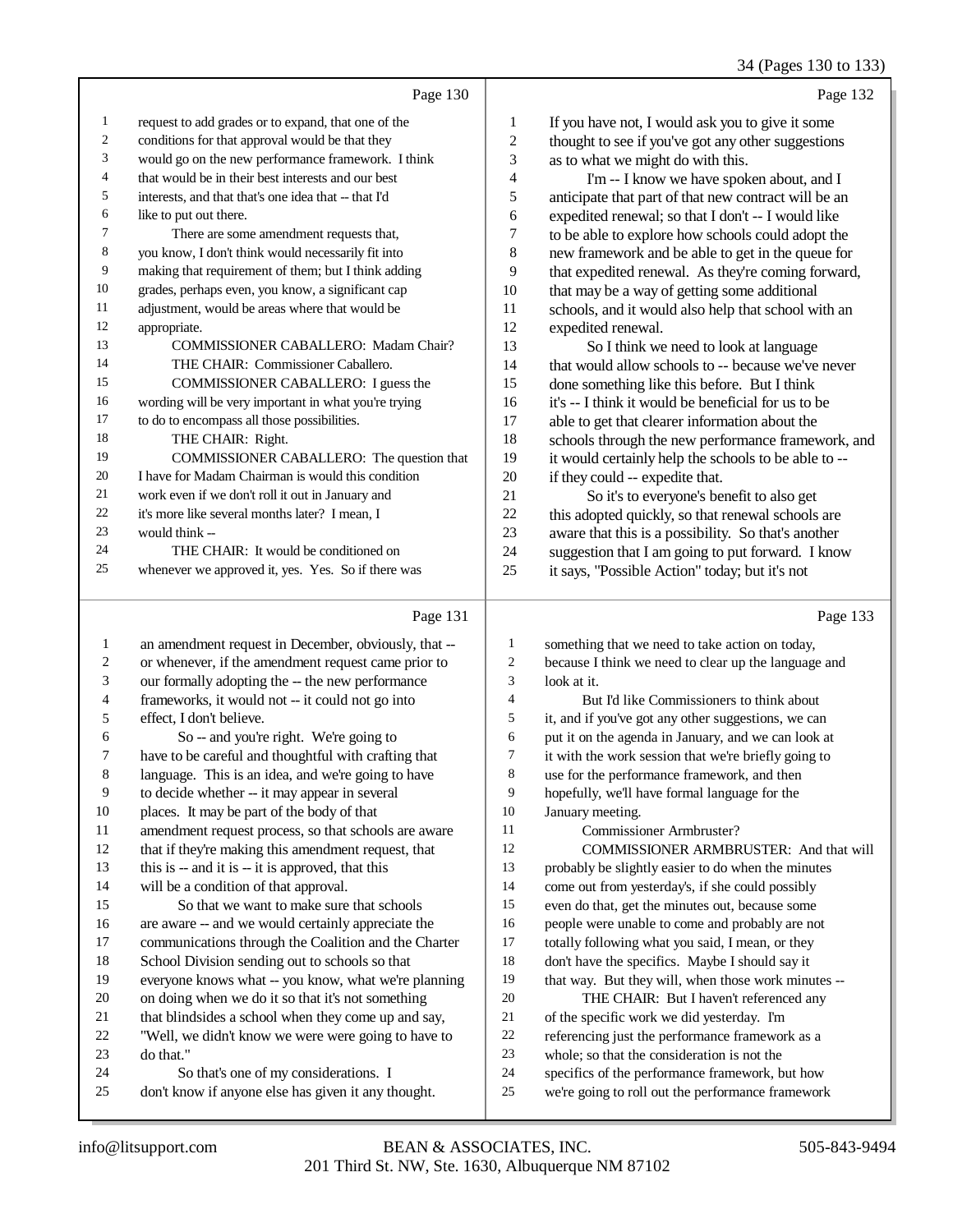Page 130

1 request to add grades or to expand, that one of the
2 conditions for that approval would be that they
3 would go on the new performance framework. I think
4 that would be in their best interests and our best
5 interests, and that that's one idea that -- that I'd
6 like to put out there.
7 There are some amendment requests that,
8 you know, I don't think would necessarily fit into
9 making that requirement of them; but I think adding
10 grades, perhaps even, you know, a significant cap
11 adjustment, would be areas where that would be
12 appropriate.
13 COMMISSIONER CABALLERO: Madam Chair?
14 THE CHAIR: Commissioner Caballero.
15 COMMISSIONER CABALLERO: I guess the
16 wording will be very important in what you're trying
17 to do to encompass all those possibilities.
18 THE CHAIR: Right.
19 COMMISSIONER CABALLERO: The question that
20 I have for Madam Chairman is would this condition
21 work even if we don't roll it out in January and
22 it's more like several months later? I mean, I
23 would think --
24 THE CHAIR: It would be conditioned on
25 whenever we approved it, yes. Yes. So if there was

Page 131

1 an amendment request in December, obviously, that --
2 or whenever, if the amendment request came prior to
3 our formally adopting the -- the new performance
4 frameworks, it would not -- it could not go into
5 effect, I don't believe.
6 So -- and you're right. We're going to
7 have to be careful and thoughtful with crafting that
8 language. This is an idea, and we're going to have
9 to decide whether -- it may appear in several
10 places. It may be part of the body of that
11 amendment request process, so that schools are aware
12 that if they're making this amendment request, that
13 this is -- and it is -- it is approved, that this
14 will be a condition of that approval.
15 So that we want to make sure that schools
16 are aware -- and we would certainly appreciate the
17 communications through the Coalition and the Charter
18 School Division sending out to schools so that
19 everyone knows what -- you know, what we're planning
20 on doing when we do it so that it's not something
21 that blindsides a school when they come up and say,
22 "Well, we didn't know we were were going to have to
23 do that."
24 So that's one of my considerations. I
25 don't know if anyone else has given it any thought.

Page 132

1 If you have not, I would ask you to give it some
2 thought to see if you've got any other suggestions
3 as to what we might do with this.
4 I'm -- I know we have spoken about, and I
5 anticipate that part of that new contract will be an
6 expedited renewal; so that I don't -- I would like
7 to be able to explore how schools could adopt the
8 new framework and be able to get in the queue for
9 that expedited renewal. As they're coming forward,
10 that may be a way of getting some additional
11 schools, and it would also help that school with an
12 expedited renewal.
13 So I think we need to look at language
14 that would allow schools to -- because we've never
15 done something like this before. But I think
16 it's -- I think it would be beneficial for us to be
17 able to get that clearer information about the
18 schools through the new performance framework, and
19 it would certainly help the schools to be able to --
20 if they could -- expedite that.
21 So it's to everyone's benefit to also get
22 this adopted quickly, so that renewal schools are
23 aware that this is a possibility. So that's another
24 suggestion that I am going to put forward. I know
25 it says, "Possible Action" today; but it's not

Page 133

1 something that we need to take action on today,
2 because I think we need to clear up the language and
3 look at it.
4 But I'd like Commissioners to think about
5 it, and if you've got any other suggestions, we can
6 put it on the agenda in January, and we can look at
7 it with the work session that we're briefly going to
8 use for the performance framework, and then
9 hopefully, we'll have formal language for the
10 January meeting.
11 Commissioner Armbruster?
12 COMMISSIONER ARMBRUSTER: And that will
13 probably be slightly easier to do when the minutes
14 come out from yesterday's, if she could possibly
15 even do that, get the minutes out, because some
16 people were unable to come and probably are not
17 totally following what you said, I mean, or they
18 don't have the specifics. Maybe I should say it
19 that way. But they will, when those work minutes --
20 THE CHAIR: But I haven't referenced any
21 of the specific work we did yesterday. I'm
22 referencing just the performance framework as a
23 whole; so that the consideration is not the
24 specifics of the performance framework, but how
25 we're going to roll out the performance framework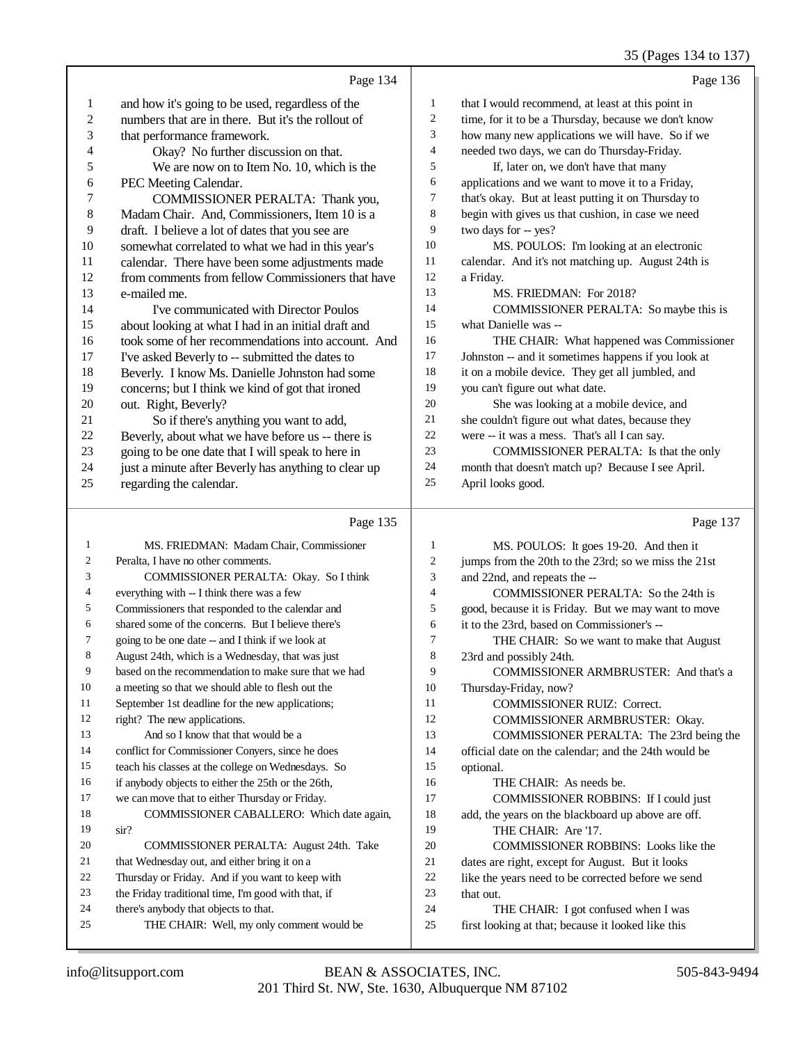Page 134

1 and how it's going to be used, regardless of the
2 numbers that are in there. But it's the rollout of
3 that performance framework.
4 Okay? No further discussion on that.
5 We are now on to Item No. 10, which is the
6 PEC Meeting Calendar.
7 COMMISSIONER PERALTA: Thank you,
8 Madam Chair. And, Commissioners, Item 10 is a
9 draft. I believe a lot of dates that you see are
10 somewhat correlated to what we had in this year's
11 calendar. There have been some adjustments made
12 from comments from fellow Commissioners that have
13 e-mailed me.
14 I've communicated with Director Poulos
15 about looking at what I had in an initial draft and
16 took some of her recommendations into account. And
17 I've asked Beverly to -- submitted the dates to
18 Beverly. I know Ms. Danielle Johnston had some
19 concerns; but I think we kind of got that ironed
20 out. Right, Beverly?
21 So if there's anything you want to add,
22 Beverly, about what we have before us -- there is
23 going to be one date that I will speak to here in
24 just a minute after Beverly has anything to clear up
25 regarding the calendar.

Page 135

1 MS. FRIEDMAN: Madam Chair, Commissioner
2 Peralta, I have no other comments.
3 COMMISSIONER PERALTA: Okay. So I think
4 everything with -- I think there was a few
5 Commissioners that responded to the calendar and
6 shared some of the concerns. But I believe there's
7 going to be one date -- and I think if we look at
8 August 24th, which is a Wednesday, that was just
9 based on the recommendation to make sure that we had
10 a meeting so that we should able to flesh out the
11 September 1st deadline for the new applications;
12 right? The new applications.
13 And so I know that that would be a
14 conflict for Commissioner Conyers, since he does
15 teach his classes at the college on Wednesdays. So
16 if anybody objects to either the 25th or the 26th,
17 we can move that to either Thursday or Friday.
18 COMMISSIONER CABALLERO: Which date again,
19 sir?
20 COMMISSIONER PERALTA: August 24th. Take
21 that Wednesday out, and either bring it on a
22 Thursday or Friday. And if you want to keep with
23 the Friday traditional time, I'm good with that, if
24 there's anybody that objects to that.
25 THE CHAIR: Well, my only comment would be

Page 136

1 that I would recommend, at least at this point in
2 time, for it to be a Thursday, because we don't know
3 how many new applications we will have. So if we
4 needed two days, we can do Thursday-Friday.
5 If, later on, we don't have that many
6 applications and we want to move it to a Friday,
7 that's okay. But at least putting it on Thursday to
8 begin with gives us that cushion, in case we need
9 two days for -- yes?
10 MS. POULOS: I'm looking at an electronic
11 calendar. And it's not matching up. August 24th is
12 a Friday.
13 MS. FRIEDMAN: For 2018?
14 COMMISSIONER PERALTA: So maybe this is
15 what Danielle was --
16 THE CHAIR: What happened was Commissioner
17 Johnston -- and it sometimes happens if you look at
18 it on a mobile device. They get all jumbled, and
19 you can't figure out what date.
20 She was looking at a mobile device, and
21 she couldn't figure out what dates, because they
22 were -- it was a mess. That's all I can say.
23 COMMISSIONER PERALTA: Is that the only
24 month that doesn't match up? Because I see April.
25 April looks good.

Page 137

1 MS. POULOS: It goes 19-20. And then it
2 jumps from the 20th to the 23rd; so we miss the 21st
3 and 22nd, and repeats the --
4 COMMISSIONER PERALTA: So the 24th is
5 good, because it is Friday. But we may want to move
6 it to the 23rd, based on Commissioner's --
7 THE CHAIR: So we want to make that August
8 23rd and possibly 24th.
9 COMMISSIONER ARMBRUSTER: And that's a
10 Thursday-Friday, now?
11 COMMISSIONER RUIZ: Correct.
12 COMMISSIONER ARMBRUSTER: Okay.
13 COMMISSIONER PERALTA: The 23rd being the
14 official date on the calendar; and the 24th would be
15 optional.
16 THE CHAIR: As needs be.
17 COMMISSIONER ROBBINS: If I could just
18 add, the years on the blackboard up above are off.
19 THE CHAIR: Are '17.
20 COMMISSIONER ROBBINS: Looks like the
21 dates are right, except for August. But it looks
22 like the years need to be corrected before we send
23 that out.
24 THE CHAIR: I got confused when I was
25 first looking at that; because it looked like this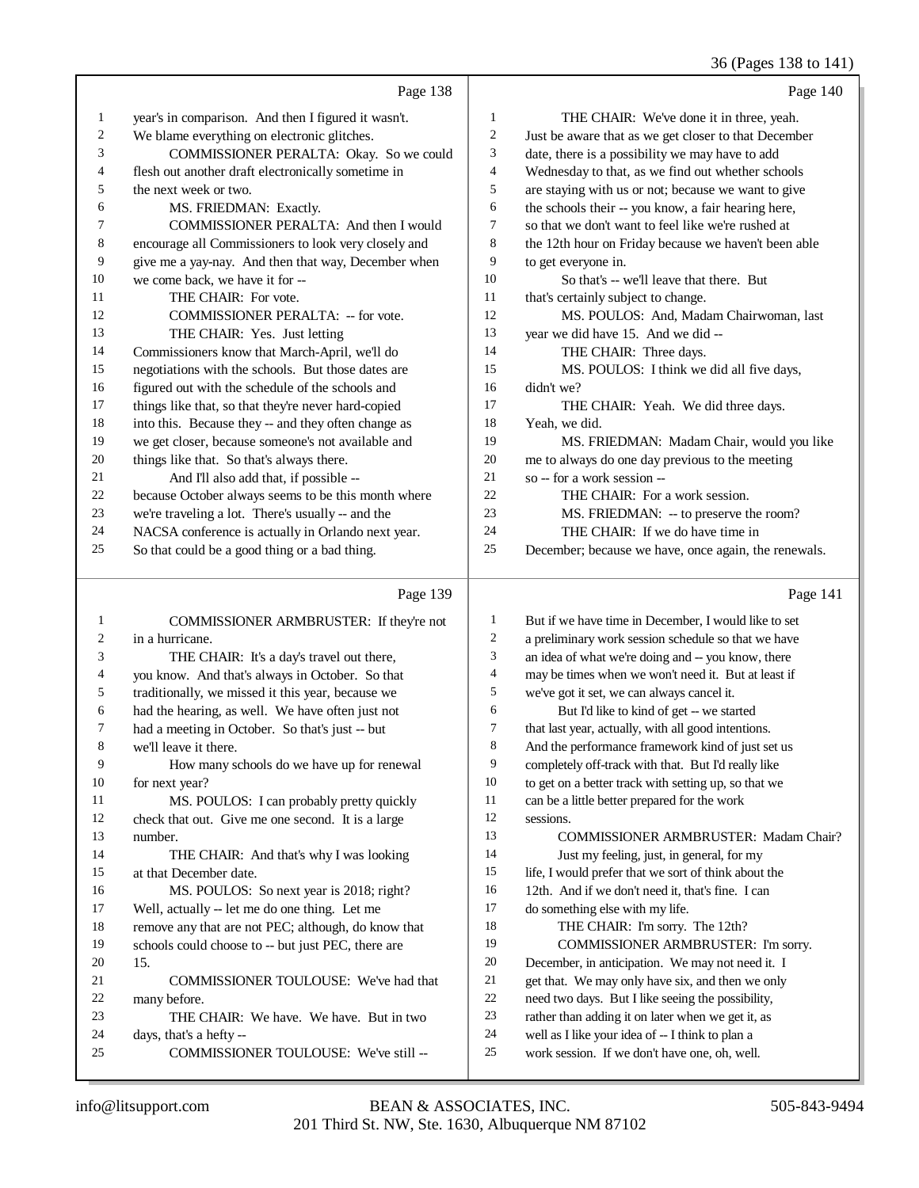Page 138

1 year's in comparison. And then I figured it wasn't.
2 We blame everything on electronic glitches.
3 COMMISSIONER PERALTA: Okay. So we could
4 flesh out another draft electronically sometime in
5 the next week or two.
6 MS. FRIEDMAN: Exactly.
7 COMMISSIONER PERALTA: And then I would
8 encourage all Commissioners to look very closely and
9 give me a yay-nay. And then that way, December when
10 we come back, we have it for --
11 THE CHAIR: For vote.
12 COMMISSIONER PERALTA: -- for vote.
13 THE CHAIR: Yes. Just letting
14 Commissioners know that March-April, we'll do
15 negotiations with the schools. But those dates are
16 figured out with the schedule of the schools and
17 things like that, so that they're never hard-copied
18 into this. Because they -- and they often change as
19 we get closer, because someone's not available and
20 things like that. So that's always there.
21 And I'll also add that, if possible --
22 because October always seems to be this month where
23 we're traveling a lot. There's usually -- and the
24 NACSA conference is actually in Orlando next year.
25 So that could be a good thing or a bad thing.

Page 139

1 COMMISSIONER ARMBRUSTER: If they're not
2 in a hurricane.
3 THE CHAIR: It's a day's travel out there,
4 you know. And that's always in October. So that
5 traditionally, we missed it this year, because we
6 had the hearing, as well. We have often just not
7 had a meeting in October. So that's just -- but
8 we'll leave it there.
9 How many schools do we have up for renewal
10 for next year?
11 MS. POULOS: I can probably pretty quickly
12 check that out. Give me one second. It is a large
13 number.
14 THE CHAIR: And that's why I was looking
15 at that December date.
16 MS. POULOS: So next year is 2018; right?
17 Well, actually -- let me do one thing. Let me
18 remove any that are not PEC; although, do know that
19 schools could choose to -- but just PEC, there are
20 15.
21 COMMISSIONER TOULOUSE: We've had that
22 many before.
23 THE CHAIR: We have. We have. But in two
24 days, that's a hefty --
25 COMMISSIONER TOULOUSE: We've still --

Page 140

1 THE CHAIR: We've done it in three, yeah.
2 Just be aware that as we get closer to that December
3 date, there is a possibility we may have to add
4 Wednesday to that, as we find out whether schools
5 are staying with us or not; because we want to give
6 the schools their -- you know, a fair hearing here,
7 so that we don't want to feel like we're rushed at
8 the 12th hour on Friday because we haven't been able
9 to get everyone in.
10 So that's -- we'll leave that there. But
11 that's certainly subject to change.
12 MS. POULOS: And, Madam Chairwoman, last
13 year we did have 15. And we did --
14 THE CHAIR: Three days.
15 MS. POULOS: I think we did all five days,
16 didn't we?
17 THE CHAIR: Yeah. We did three days.
18 Yeah, we did.
19 MS. FRIEDMAN: Madam Chair, would you like
20 me to always do one day previous to the meeting
21 so -- for a work session --
22 THE CHAIR: For a work session.
23 MS. FRIEDMAN: -- to preserve the room?
24 THE CHAIR: If we do have time in
25 December; because we have, once again, the renewals.

Page 141

1 But if we have time in December, I would like to set
2 a preliminary work session schedule so that we have
3 an idea of what we're doing and -- you know, there
4 may be times when we won't need it. But at least if
5 we've got it set, we can always cancel it.
6 But I'd like to kind of get -- we started
7 that last year, actually, with all good intentions.
8 And the performance framework kind of just set us
9 completely off-track with that. But I'd really like
10 to get on a better track with setting up, so that we
11 can be a little better prepared for the work
12 sessions.
13 COMMISSIONER ARMBRUSTER: Madam Chair?
14 Just my feeling, just, in general, for my
15 life, I would prefer that we sort of think about the
16 12th. And if we don't need it, that's fine. I can
17 do something else with my life.
18 THE CHAIR: I'm sorry. The 12th?
19 COMMISSIONER ARMBRUSTER: I'm sorry.
20 December, in anticipation. We may not need it. I
21 get that. We may only have six, and then we only
22 need two days. But I like seeing the possibility,
23 rather than adding it on later when we get it, as
24 well as I like your idea of -- I think to plan a
25 work session. If we don't have one, oh, well.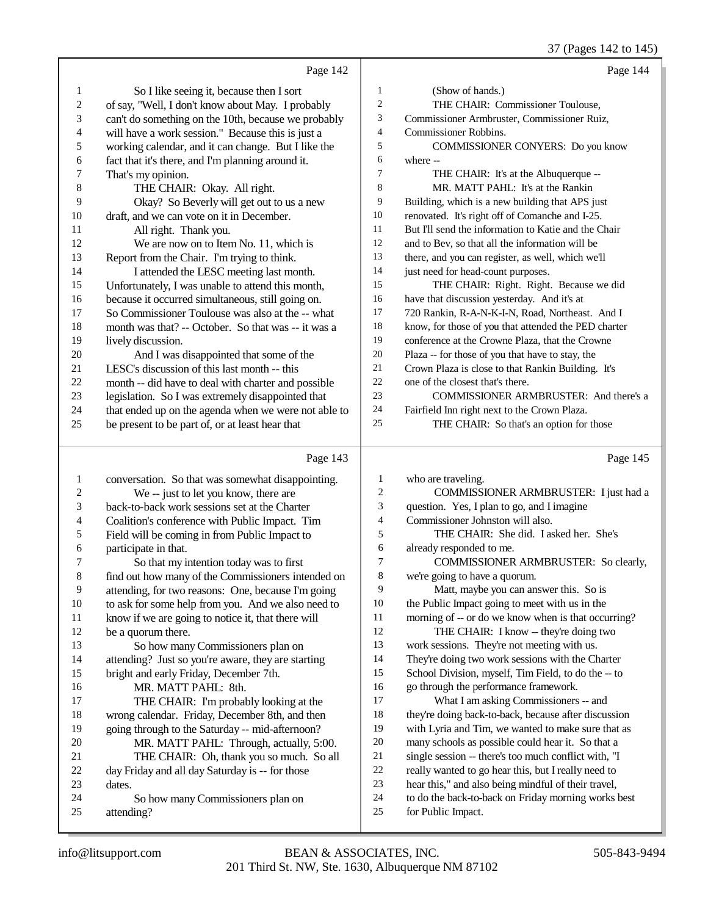Page 142

1 So I like seeing it, because then I sort
2 of say, "Well, I don't know about May. I probably
3 can't do something on the 10th, because we probably
4 will have a work session." Because this is just a
5 working calendar, and it can change. But I like the
6 fact that it's there, and I'm planning around it.
7 That's my opinion.
8 THE CHAIR: Okay. All right.
9 Okay? So Beverly will get out to us a new
10 draft, and we can vote on it in December.
11 All right. Thank you.
12 We are now on to Item No. 11, which is
13 Report from the Chair. I'm trying to think.
14 I attended the LESC meeting last month.
15 Unfortunately, I was unable to attend this month,
16 because it occurred simultaneous, still going on.
17 So Commissioner Toulouse was also at the -- what
18 month was that? -- October. So that was -- it was a
19 lively discussion.
20 And I was disappointed that some of the
21 LESC's discussion of this last month -- this
22 month -- did have to deal with charter and possible
23 legislation. So I was extremely disappointed that
24 that ended up on the agenda when we were not able to
25 be present to be part of, or at least hear that

Page 143

1 conversation. So that was somewhat disappointing.
2 We -- just to let you know, there are
3 back-to-back work sessions set at the Charter
4 Coalition's conference with Public Impact. Tim
5 Field will be coming in from Public Impact to
6 participate in that.
7 So that my intention today was to first
8 find out how many of the Commissioners intended on
9 attending, for two reasons: One, because I'm going
10 to ask for some help from you. And we also need to
11 know if we are going to notice it, that there will
12 be a quorum there.
13 So how many Commissioners plan on
14 attending? Just so you're aware, they are starting
15 bright and early Friday, December 7th.
16 MR. MATT PAHL: 8th.
17 THE CHAIR: I'm probably looking at the
18 wrong calendar. Friday, December 8th, and then
19 going through to the Saturday -- mid-afternoon?
20 MR. MATT PAHL: Through, actually, 5:00.
21 THE CHAIR: Oh, thank you so much. So all
22 day Friday and all day Saturday is -- for those
23 dates.
24 So how many Commissioners plan on
25 attending?

Page 144

1 (Show of hands.)
2 THE CHAIR: Commissioner Toulouse,
3 Commissioner Armbruster, Commissioner Ruiz,
4 Commissioner Robbins.
5 COMMISSIONER CONYERS: Do you know
6 where --
7 THE CHAIR: It's at the Albuquerque --
8 MR. MATT PAHL: It's at the Rankin
9 Building, which is a new building that APS just
10 renovated. It's right off of Comanche and I-25.
11 But I'll send the information to Katie and the Chair
12 and to Bev, so that all the information will be
13 there, and you can register, as well, which we'll
14 just need for head-count purposes.
15 THE CHAIR: Right. Right. Because we did
16 have that discussion yesterday. And it's at
17 720 Rankin, R-A-N-K-I-N, Road, Northeast. And I
18 know, for those of you that attended the PED charter
19 conference at the Crowne Plaza, that the Crowne
20 Plaza -- for those of you that have to stay, the
21 Crown Plaza is close to that Rankin Building. It's
22 one of the closest that's there.
23 COMMISSIONER ARMBRUSTER: And there's a
24 Fairfield Inn right next to the Crown Plaza.
25 THE CHAIR: So that's an option for those

Page 145

1 who are traveling.
2 COMMISSIONER ARMBRUSTER: I just had a
3 question. Yes, I plan to go, and I imagine
4 Commissioner Johnston will also.
5 THE CHAIR: She did. I asked her. She's
6 already responded to me.
7 COMMISSIONER ARMBRUSTER: So clearly,
8 we're going to have a quorum.
9 Matt, maybe you can answer this. So is
10 the Public Impact going to meet with us in the
11 morning of -- or do we know when is that occurring?
12 THE CHAIR: I know -- they're doing two
13 work sessions. They're not meeting with us.
14 They're doing two work sessions with the Charter
15 School Division, myself, Tim Field, to do the -- to
16 go through the performance framework.
17 What I am asking Commissioners -- and
18 they're doing back-to-back, because after discussion
19 with Lyria and Tim, we wanted to make sure that as
20 many schools as possible could hear it. So that a
21 single session -- there's too much conflict with, "I
22 really wanted to go hear this, but I really need to
23 hear this," and also being mindful of their travel,
24 to do the back-to-back on Friday morning works best
25 for Public Impact.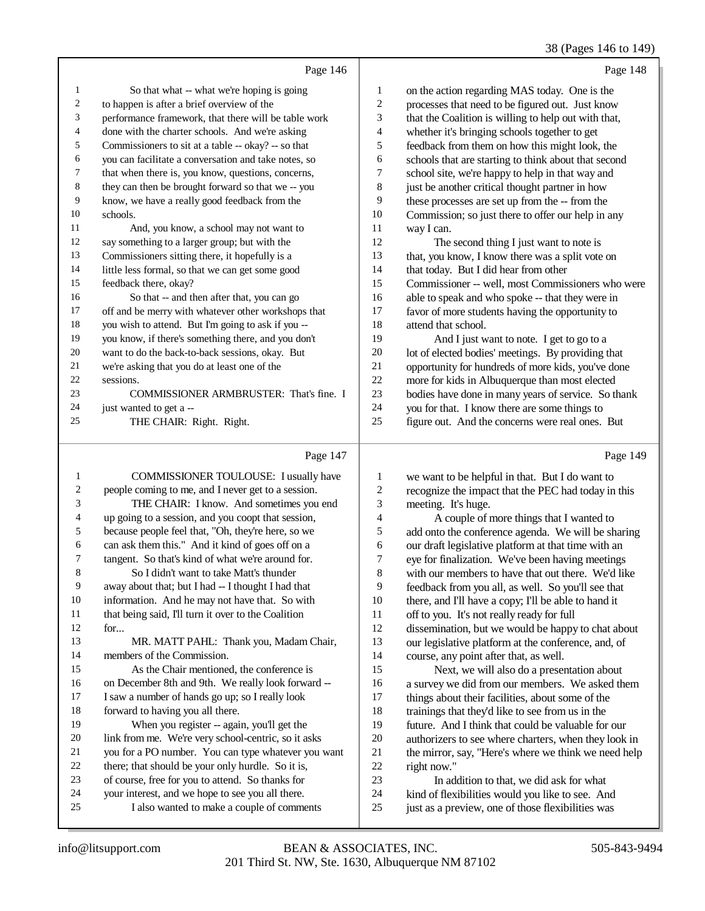Page 146

1 So that what -- what we're hoping is going
2 to happen is after a brief overview of the
3 performance framework, that there will be table work
4 done with the charter schools. And we're asking
5 Commissioners to sit at a table -- okay? -- so that
6 you can facilitate a conversation and take notes, so
7 that when there is, you know, questions, concerns,
8 they can then be brought forward so that we -- you
9 know, we have a really good feedback from the
10 schools.
11 And, you know, a school may not want to
12 say something to a larger group; but with the
13 Commissioners sitting there, it hopefully is a
14 little less formal, so that we can get some good
15 feedback there, okay?
16 So that -- and then after that, you can go
17 off and be merry with whatever other workshops that
18 you wish to attend. But I'm going to ask if you --
19 you know, if there's something there, and you don't
20 want to do the back-to-back sessions, okay. But
21 we're asking that you do at least one of the
22 sessions.
23 COMMISSIONER ARMBRUSTER: That's fine. I
24 just wanted to get a --
25 THE CHAIR: Right. Right.

Page 147

1 COMMISSIONER TOULOUSE: I usually have
2 people coming to me, and I never get to a session.
3 THE CHAIR: I know. And sometimes you end
4 up going to a session, and you coopt that session,
5 because people feel that, "Oh, they're here, so we
6 can ask them this." And it kind of goes off on a
7 tangent. So that's kind of what we're around for.
8 So I didn't want to take Matt's thunder
9 away about that; but I had -- I thought I had that
10 information. And he may not have that. So with
11 that being said, I'll turn it over to the Coalition
12 for...
13 MR. MATT PAHL: Thank you, Madam Chair,
14 members of the Commission.
15 As the Chair mentioned, the conference is
16 on December 8th and 9th. We really look forward --
17 I saw a number of hands go up; so I really look
18 forward to having you all there.
19 When you register -- again, you'll get the
20 link from me. We're very school-centric, so it asks
21 you for a PO number. You can type whatever you want
22 there; that should be your only hurdle. So it is,
23 of course, free for you to attend. So thanks for
24 your interest, and we hope to see you all there.
25 I also wanted to make a couple of comments

Page 148

1 on the action regarding MAS today. One is the
2 processes that need to be figured out. Just know
3 that the Coalition is willing to help out with that,
4 whether it's bringing schools together to get
5 feedback from them on how this might look, the
6 schools that are starting to think about that second
7 school site, we're happy to help in that way and
8 just be another critical thought partner in how
9 these processes are set up from the -- from the
10 Commission; so just there to offer our help in any
11 way I can.
12 The second thing I just want to note is
13 that, you know, I know there was a split vote on
14 that today. But I did hear from other
15 Commissioner -- well, most Commissioners who were
16 able to speak and who spoke -- that they were in
17 favor of more students having the opportunity to
18 attend that school.
19 And I just want to note. I get to go to a
20 lot of elected bodies' meetings. By providing that
21 opportunity for hundreds of more kids, you've done
22 more for kids in Albuquerque than most elected
23 bodies have done in many years of service. So thank
24 you for that. I know there are some things to
25 figure out. And the concerns were real ones. But

Page 149

1 we want to be helpful in that. But I do want to
2 recognize the impact that the PEC had today in this
3 meeting. It's huge.
4 A couple of more things that I wanted to
5 add onto the conference agenda. We will be sharing
6 our draft legislative platform at that time with an
7 eye for finalization. We've been having meetings
8 with our members to have that out there. We'd like
9 feedback from you all, as well. So you'll see that
10 there, and I'll have a copy; I'll be able to hand it
11 off to you. It's not really ready for full
12 dissemination, but we would be happy to chat about
13 our legislative platform at the conference, and, of
14 course, any point after that, as well.
15 Next, we will also do a presentation about
16 a survey we did from our members. We asked them
17 things about their facilities, about some of the
18 trainings that they'd like to see from us in the
19 future. And I think that could be valuable for our
20 authorizers to see where charters, when they look in
21 the mirror, say, "Here's where we think we need help
22 right now."
23 In addition to that, we did ask for what
24 kind of flexibilities would you like to see. And
25 just as a preview, one of those flexibilities was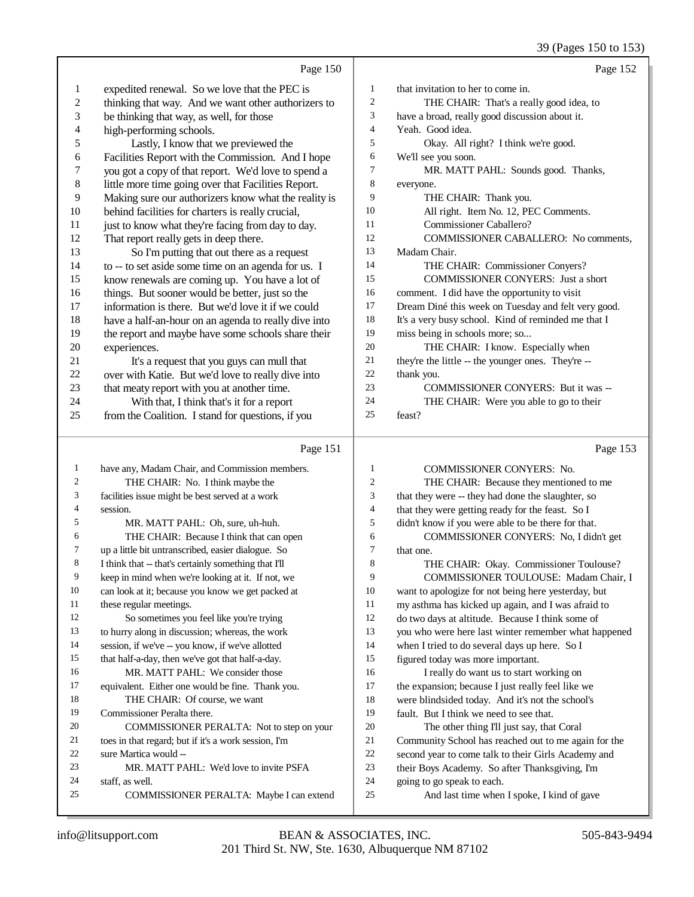Page 150

1 expedited renewal. So we love that the PEC is
2 thinking that way. And we want other authorizers to
3 be thinking that way, as well, for those
4 high-performing schools.
5 Lastly, I know that we previewed the
6 Facilities Report with the Commission. And I hope
7 you got a copy of that report. We'd love to spend a
8 little more time going over that Facilities Report.
9 Making sure our authorizers know what the reality is
10 behind facilities for charters is really crucial,
11 just to know what they're facing from day to day.
12 That report really gets in deep there.
13 So I'm putting that out there as a request
14 to -- to set aside some time on an agenda for us. I
15 know renewals are coming up. You have a lot of
16 things. But sooner would be better, just so the
17 information is there. But we'd love it if we could
18 have a half-an-hour on an agenda to really dive into
19 the report and maybe have some schools share their
20 experiences.
21 It's a request that you guys can mull that
22 over with Katie. But we'd love to really dive into
23 that meaty report with you at another time.
24 With that, I think that's it for a report
25 from the Coalition. I stand for questions, if you

Page 151

1 have any, Madam Chair, and Commission members.
2 THE CHAIR: No. I think maybe the
3 facilities issue might be best served at a work
4 session.
5 MR. MATT PAHL: Oh, sure, uh-huh.
6 THE CHAIR: Because I think that can open
7 up a little bit untranscribed, easier dialogue. So
8 I think that -- that's certainly something that I'll
9 keep in mind when we're looking at it. If not, we
10 can look at it; because you know we get packed at
11 these regular meetings.
12 So sometimes you feel like you're trying
13 to hurry along in discussion; whereas, the work
14 session, if we've -- you know, if we've allotted
15 that half-a-day, then we've got that half-a-day.
16 MR. MATT PAHL: We consider those
17 equivalent. Either one would be fine. Thank you.
18 THE CHAIR: Of course, we want
19 Commissioner Peralta there.
20 COMMISSIONER PERALTA: Not to step on your
21 toes in that regard; but if it's a work session, I'm
22 sure Martica would --
23 MR. MATT PAHL: We'd love to invite PSFA
24 staff, as well.
25 COMMISSIONER PERALTA: Maybe I can extend

Page 152

1 that invitation to her to come in.
2 THE CHAIR: That's a really good idea, to
3 have a broad, really good discussion about it.
4 Yeah. Good idea.
5 Okay. All right? I think we're good.
6 We'll see you soon.
7 MR. MATT PAHL: Sounds good. Thanks,
8 everyone.
9 THE CHAIR: Thank you.
10 All right. Item No. 12, PEC Comments.
11 Commissioner Caballero?
12 COMMISSIONER CABALLERO: No comments,
13 Madam Chair.
14 THE CHAIR: Commissioner Conyers?
15 COMMISSIONER CONYERS: Just a short
16 comment. I did have the opportunity to visit
17 Dream Diné this week on Tuesday and felt very good.
18 It's a very busy school. Kind of reminded me that I
19 miss being in schools more; so...
20 THE CHAIR: I know. Especially when
21 they're the little -- the younger ones. They're --
22 thank you.
23 COMMISSIONER CONYERS: But it was --
24 THE CHAIR: Were you able to go to their
25 feast?

Page 153

1 COMMISSIONER CONYERS: No.
2 THE CHAIR: Because they mentioned to me
3 that they were -- they had done the slaughter, so
4 that they were getting ready for the feast. So I
5 didn't know if you were able to be there for that.
6 COMMISSIONER CONYERS: No, I didn't get
7 that one.
8 THE CHAIR: Okay. Commissioner Toulouse?
9 COMMISSIONER TOULOUSE: Madam Chair, I
10 want to apologize for not being here yesterday, but
11 my asthma has kicked up again, and I was afraid to
12 do two days at altitude. Because I think some of
13 you who were here last winter remember what happened
14 when I tried to do several days up here. So I
15 figured today was more important.
16 I really do want us to start working on
17 the expansion; because I just really feel like we
18 were blindsided today. And it's not the school's
19 fault. But I think we need to see that.
20 The other thing I'll just say, that Coral
21 Community School has reached out to me again for the
22 second year to come talk to their Girls Academy and
23 their Boys Academy. So after Thanksgiving, I'm
24 going to go speak to each.
25 And last time when I spoke, I kind of gave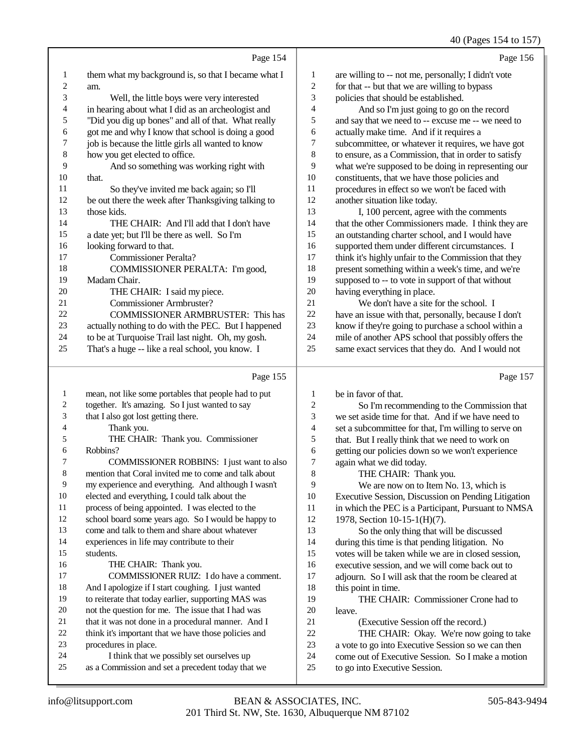Page 154

them what my background is, so that I became what I am.

Well, the little boys were very interested in hearing about what I did as an archeologist and "Did you dig up bones" and all of that. What really got me and why I know that school is doing a good job is because the little girls all wanted to know how you get elected to office.

And so something was working right with that.

So they've invited me back again; so I'll be out there the week after Thanksgiving talking to those kids.

THE CHAIR: And I'll add that I don't have a date yet; but I'll be there as well. So I'm looking forward to that.

Commissioner Peralta?

COMMISSIONER PERALTA: I'm good, Madam Chair.

THE CHAIR: I said my piece.

Commissioner Armbruster?

COMMISSIONER ARMBRUSTER: This has actually nothing to do with the PEC. But I happened to be at Turquoise Trail last night. Oh, my gosh. That's a huge -- like a real school, you know. I

Page 155

mean, not like some portables that people had to put together. It's amazing. So I just wanted to say that I also got lost getting there.

Thank you.

THE CHAIR: Thank you. Commissioner Robbins?

COMMISSIONER ROBBINS: I just want to also mention that Coral invited me to come and talk about my experience and everything. And although I wasn't elected and everything, I could talk about the process of being appointed. I was elected to the school board some years ago. So I would be happy to come and talk to them and share about whatever experiences in life may contribute to their students.

THE CHAIR: Thank you.

COMMISSIONER RUIZ: I do have a comment. And I apologize if I start coughing. I just wanted to reiterate that today earlier, supporting MAS was not the question for me. The issue that I had was that it was not done in a procedural manner. And I think it's important that we have those policies and procedures in place.

I think that we possibly set ourselves up as a Commission and set a precedent today that we

Page 156

are willing to -- not me, personally; I didn't vote for that -- but that we are willing to bypass policies that should be established.

And so I'm just going to go on the record and say that we need to -- excuse me -- we need to actually make time. And if it requires a subcommittee, or whatever it requires, we have got to ensure, as a Commission, that in order to satisfy what we're supposed to be doing in representing our constituents, that we have those policies and procedures in effect so we won't be faced with another situation like today.

I, 100 percent, agree with the comments that the other Commissioners made. I think they are an outstanding charter school, and I would have supported them under different circumstances. I think it's highly unfair to the Commission that they present something within a week's time, and we're supposed to -- to vote in support of that without having everything in place.

We don't have a site for the school. I have an issue with that, personally, because I don't know if they're going to purchase a school within a mile of another APS school that possibly offers the same exact services that they do. And I would not

Page 157

be in favor of that.

So I'm recommending to the Commission that we set aside time for that. And if we have need to set a subcommittee for that, I'm willing to serve on that. But I really think that we need to work on getting our policies down so we won't experience again what we did today.

THE CHAIR: Thank you.

We are now on to Item No. 13, which is Executive Session, Discussion on Pending Litigation in which the PEC is a Participant, Pursuant to NMSA 1978, Section 10-15-1(H)(7).

So the only thing that will be discussed during this time is that pending litigation. No votes will be taken while we are in closed session, executive session, and we will come back out to adjourn. So I will ask that the room be cleared at this point in time.

THE CHAIR: Commissioner Crone had to leave.

(Executive Session off the record.)

THE CHAIR: Okay. We're now going to take a vote to go into Executive Session so we can then come out of Executive Session. So I make a motion to go into Executive Session.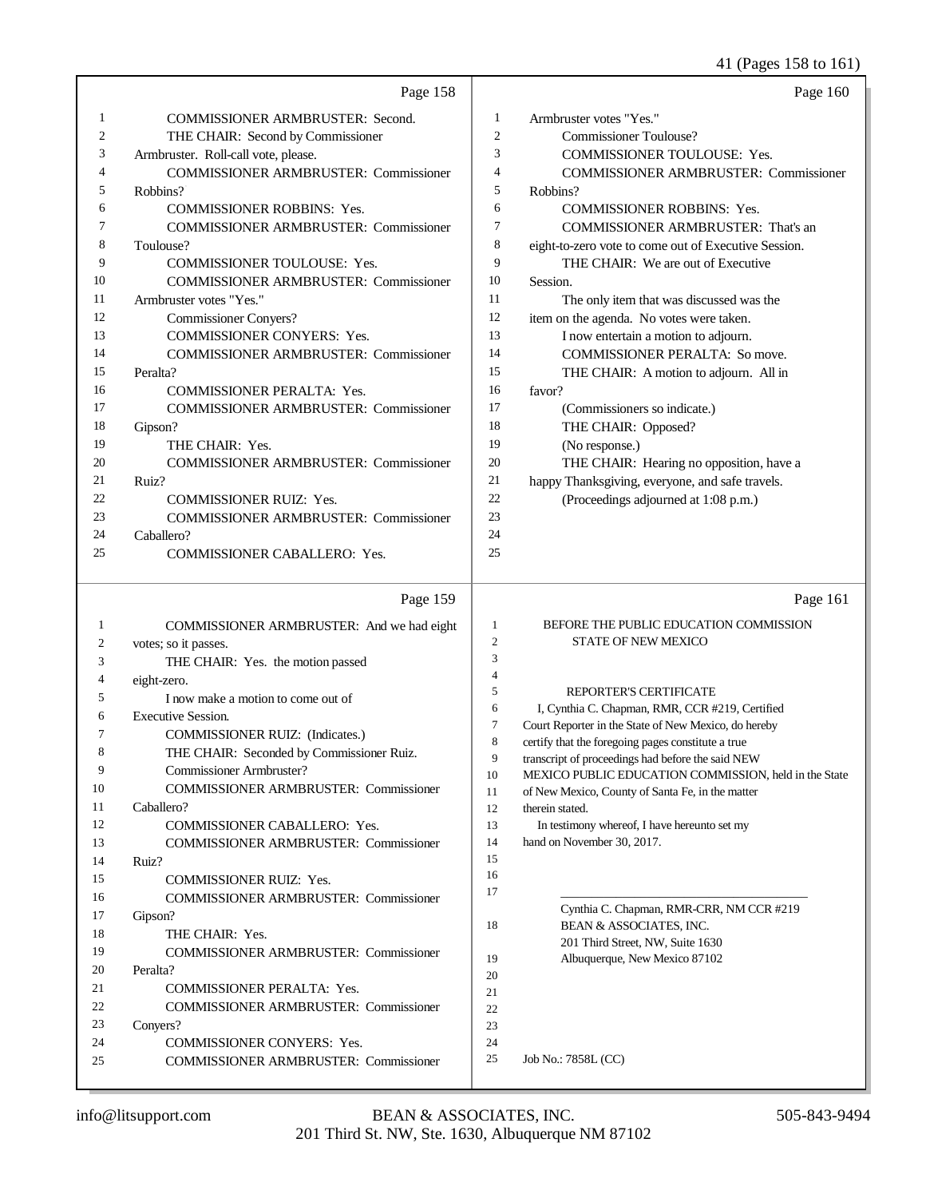Page 158

1 COMMISSIONER ARMBRUSTER: Second.
2 THE CHAIR: Second by Commissioner
3 Armbruster. Roll-call vote, please.
4 COMMISSIONER ARMBRUSTER: Commissioner
5 Robbins?
6 COMMISSIONER ROBBINS: Yes.
7 COMMISSIONER ARMBRUSTER: Commissioner
8 Toulouse?
9 COMMISSIONER TOULOUSE: Yes.
10 COMMISSIONER ARMBRUSTER: Commissioner
11 Armbruster votes "Yes."
12 Commissioner Conyers?
13 COMMISSIONER CONYERS: Yes.
14 COMMISSIONER ARMBRUSTER: Commissioner
15 Peralta?
16 COMMISSIONER PERALTA: Yes.
17 COMMISSIONER ARMBRUSTER: Commissioner
18 Gipson?
19 THE CHAIR: Yes.
20 COMMISSIONER ARMBRUSTER: Commissioner
21 Ruiz?
22 COMMISSIONER RUIZ: Yes.
23 COMMISSIONER ARMBRUSTER: Commissioner
24 Caballero?
25 COMMISSIONER CABALLERO: Yes.

Page 159

1 COMMISSIONER ARMBRUSTER: And we had eight
2 votes; so it passes.
3 THE CHAIR: Yes. the motion passed
4 eight-zero.
5 I now make a motion to come out of
6 Executive Session.
7 COMMISSIONER RUIZ: (Indicates.)
8 THE CHAIR: Seconded by Commissioner Ruiz.
9 Commissioner Armbruster?
10 COMMISSIONER ARMBRUSTER: Commissioner
11 Caballero?
12 COMMISSIONER CABALLERO: Yes.
13 COMMISSIONER ARMBRUSTER: Commissioner
14 Ruiz?
15 COMMISSIONER RUIZ: Yes.
16 COMMISSIONER ARMBRUSTER: Commissioner
17 Gipson?
18 THE CHAIR: Yes.
19 COMMISSIONER ARMBRUSTER: Commissioner
20 Peralta?
21 COMMISSIONER PERALTA: Yes.
22 COMMISSIONER ARMBRUSTER: Commissioner
23 Conyers?
24 COMMISSIONER CONYERS: Yes.
25 COMMISSIONER ARMBRUSTER: Commissioner

Page 160

1 Armbruster votes "Yes."
2 Commissioner Toulouse?
3 COMMISSIONER TOULOUSE: Yes.
4 COMMISSIONER ARMBRUSTER: Commissioner
5 Robbins?
6 COMMISSIONER ROBBINS: Yes.
7 COMMISSIONER ARMBRUSTER: That's an
8 eight-to-zero vote to come out of Executive Session.
9 THE CHAIR: We are out of Executive
10 Session.
11 The only item that was discussed was the
12 item on the agenda. No votes were taken.
13 I now entertain a motion to adjourn.
14 COMMISSIONER PERALTA: So move.
15 THE CHAIR: A motion to adjourn. All in
16 favor?
17 (Commissioners so indicate.)
18 THE CHAIR: Opposed?
19 (No response.)
20 THE CHAIR: Hearing no opposition, have a
21 happy Thanksgiving, everyone, and safe travels.
22 (Proceedings adjourned at 1:08 p.m.)
23
24
25

Page 161

1 BEFORE THE PUBLIC EDUCATION COMMISSION
2 STATE OF NEW MEXICO
3
4
5 REPORTER'S CERTIFICATE
6 I, Cynthia C. Chapman, RMR, CCR #219, Certified
7 Court Reporter in the State of New Mexico, do hereby
8 certify that the foregoing pages constitute a true
9 transcript of proceedings had before the said NEW
10 MEXICO PUBLIC EDUCATION COMMISSION, held in the State
11 of New Mexico, County of Santa Fe, in the matter
12 therein stated.
13 In testimony whereof, I have hereunto set my
14 hand on November 30, 2017.
15
16
17 \_\_\_\_\_\_\_\_\_\_\_\_\_\_\_\_\_\_\_\_\_\_\_\_\_\_\_\_\_\_\_\_\_\_\_\_
Cynthia C. Chapman, RMR-CRR, NM CCR #219
18 BEAN & ASSOCIATES, INC.
201 Third Street, NW, Suite 1630
19 Albuquerque, New Mexico 87102
20
21
22
23
24
25 Job No.: 7858L (CC)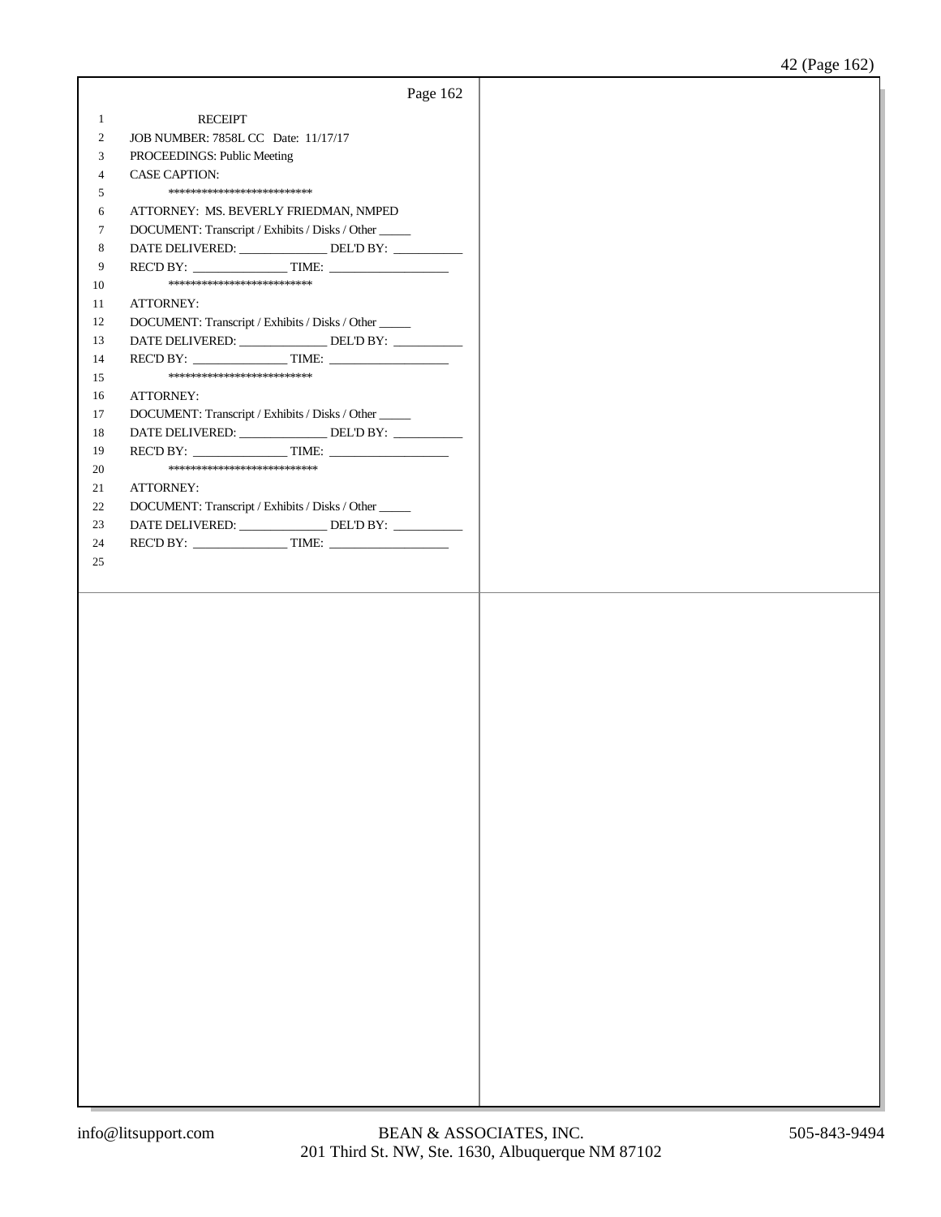Page 162

1 RECEIPT
2 JOB NUMBER: 7858L CC Date: 11/17/17
3 PROCEEDINGS: Public Meeting
4 CASE CAPTION:
5 **************************
6 ATTORNEY: MS. BEVERLY FRIEDMAN, NMPED
7 DOCUMENT: Transcript / Exhibits / Disks / Other _____
8 DATE DELIVERED: _______________ DEL'D BY: ___________
9 REC'D BY: ________________ TIME: ___________________
10 **************************
11 ATTORNEY:
12 DOCUMENT: Transcript / Exhibits / Disks / Other _____
13 DATE DELIVERED: _______________ DEL'D BY: ___________
14 REC'D BY: ________________ TIME: ___________________
15 **************************
16 ATTORNEY:
17 DOCUMENT: Transcript / Exhibits / Disks / Other _____
18 DATE DELIVERED: _______________ DEL'D BY: ___________
19 REC'D BY: ________________ TIME: ___________________
20 ***************************
21 ATTORNEY:
22 DOCUMENT: Transcript / Exhibits / Disks / Other _____
23 DATE DELIVERED: _______________ DEL'D BY: ___________
24 REC'D BY: ________________ TIME: ___________________
25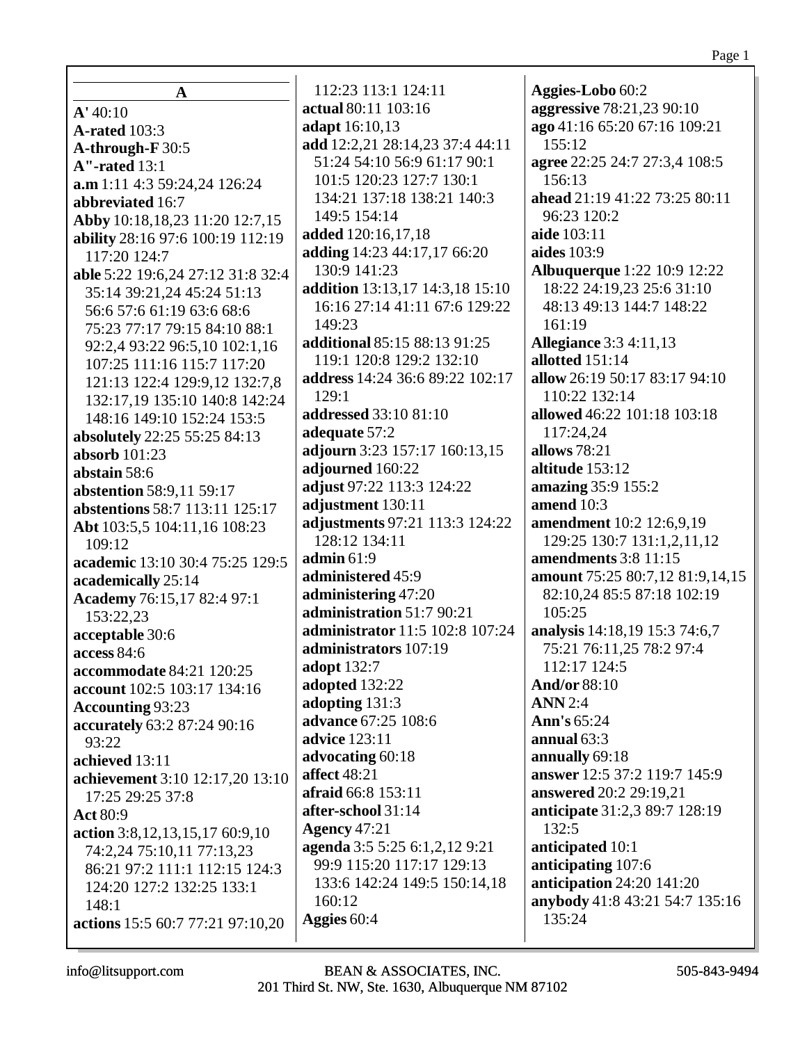## A

**A'** 40:10
**A-rated** 103:3
**A-through-F** 30:5
**A"-rated** 13:1
**a.m** 1:11 4:3 59:24,24 126:24
**abbreviated** 16:7
**Abby** 10:18,18,23 11:20 12:7,15
**ability** 28:16 97:6 100:19 112:19 117:20 124:7
**able** 5:22 19:6,24 27:12 31:8 32:4 35:14 39:21,24 45:24 51:13 56:6 57:6 61:19 63:6 68:6 75:23 77:17 79:15 84:10 88:1 92:2,4 93:22 96:5,10 102:1,16 107:25 111:16 115:7 117:20 121:13 122:4 129:9,12 132:7,8 132:17,19 135:10 140:8 142:24 148:16 149:10 152:24 153:5
**absolutely** 22:25 55:25 84:13
**absorb** 101:23
**abstain** 58:6
**abstention** 58:9,11 59:17
**abstentions** 58:7 113:11 125:17
**Abt** 103:5,5 104:11,16 108:23 109:12
**academic** 13:10 30:4 75:25 129:5
**academically** 25:14
**Academy** 76:15,17 82:4 97:1 153:22,23
**acceptable** 30:6
**access** 84:6
**accommodate** 84:21 120:25
**account** 102:5 103:17 134:16
**Accounting** 93:23
**accurately** 63:2 87:24 90:16 93:22
**achieved** 13:11
**achievement** 3:10 12:17,20 13:10 17:25 29:25 37:8
**Act** 80:9
**action** 3:8,12,13,15,17 60:9,10 74:2,24 75:10,11 77:13,23 86:21 97:2 111:1 112:15 124:3 124:20 127:2 132:25 133:1 148:1
**actions** 15:5 60:7 77:21 97:10,20 112:23 113:1 124:11
**actual** 80:11 103:16
**adapt** 16:10,13
**add** 12:2,21 28:14,23 37:4 44:11 51:24 54:10 56:9 61:17 90:1 101:5 120:23 127:7 130:1 134:21 137:18 138:21 140:3 149:5 154:14
**added** 120:16,17,18
**adding** 14:23 44:17,17 66:20 130:9 141:23
**addition** 13:13,17 14:3,18 15:10 16:16 27:14 41:11 67:6 129:22 149:23
**additional** 85:15 88:13 91:25 119:1 120:8 129:2 132:10
**address** 14:24 36:6 89:22 102:17 129:1
**addressed** 33:10 81:10
**adequate** 57:2
**adjourn** 3:23 157:17 160:13,15
**adjourned** 160:22
**adjust** 97:22 113:3 124:22
**adjustment** 130:11
**adjustments** 97:21 113:3 124:22 128:12 134:11
**admin** 61:9
**administered** 45:9
**administering** 47:20
**administration** 51:7 90:21
**administrator** 11:5 102:8 107:24
**administrators** 107:19
**adopt** 132:7
**adopted** 132:22
**adopting** 131:3
**advance** 67:25 108:6
**advice** 123:11
**advocating** 60:18
**affect** 48:21
**afraid** 66:8 153:11
**after-school** 31:14
**Agency** 47:21
**agenda** 3:5 5:25 6:1,2,12 9:21 99:9 115:20 117:17 129:13 133:6 142:24 149:5 150:14,18 160:12
**Aggies** 60:4
**Aggies-Lobo** 60:2
**aggressive** 78:21,23 90:10
**ago** 41:16 65:20 67:16 109:21 155:12
**agree** 22:25 24:7 27:3,4 108:5 156:13
**ahead** 21:19 41:22 73:25 80:11 96:23 120:2
**aide** 103:11
**aides** 103:9
**Albuquerque** 1:22 10:9 12:22 18:22 24:19,23 25:6 31:10 48:13 49:13 144:7 148:22 161:19
**Allegiance** 3:3 4:11,13
**allotted** 151:14
**allow** 26:19 50:17 83:17 94:10 110:22 132:14
**allowed** 46:22 101:18 103:18 117:24,24
**allows** 78:21
**altitude** 153:12
**amazing** 35:9 155:2
**amend** 10:3
**amendment** 10:2 12:6,9,19 129:25 130:7 131:1,2,11,12
**amendments** 3:8 11:15
**amount** 75:25 80:7,12 81:9,14,15 82:10,24 85:5 87:18 102:19 105:25
**analysis** 14:18,19 15:3 74:6,7 75:21 76:11,25 78:2 97:4 112:17 124:5
**And/or** 88:10
**ANN** 2:4
**Ann's** 65:24
**annual** 63:3
**annually** 69:18
**answer** 12:5 37:2 119:7 145:9
**answered** 20:2 29:19,21
**anticipate** 31:2,3 89:7 128:19 132:5
**anticipated** 10:1
**anticipating** 107:6
**anticipation** 24:20 141:20
**anybody** 41:8 43:21 54:7 135:16 135:24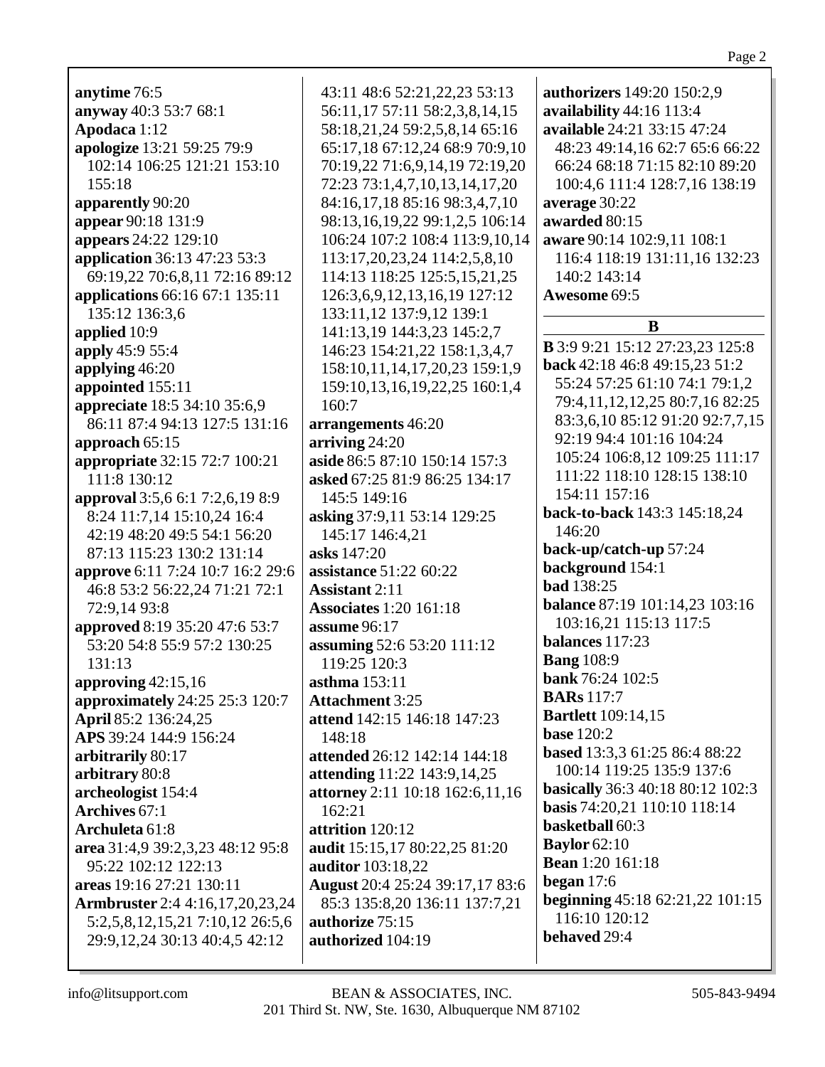**anytime** 76:5
**anyway** 40:3 53:7 68:1
**Apodaca** 1:12
**apologize** 13:21 59:25 79:9 102:14 106:25 121:21 153:10 155:18
**apparently** 90:20
**appear** 90:18 131:9
**appears** 24:22 129:10
**application** 36:13 47:23 53:3 69:19,22 70:6,8,11 72:16 89:12
**applications** 66:16 67:1 135:11 135:12 136:3,6
**applied** 10:9
**apply** 45:9 55:4
**applying** 46:20
**appointed** 155:11
**appreciate** 18:5 34:10 35:6,9 86:11 87:4 94:13 127:5 131:16
**approach** 65:15
**appropriate** 32:15 72:7 100:21 111:8 130:12
**approval** 3:5,6 6:1 7:2,6,19 8:9 8:24 11:7,14 15:10,24 16:4 42:19 48:20 49:5 54:1 56:20 87:13 115:23 130:2 131:14
**approve** 6:11 7:24 10:7 16:2 29:6 46:8 53:2 56:22,24 71:21 72:1 72:9,14 93:8
**approved** 8:19 35:20 47:6 53:7 53:20 54:8 55:9 57:2 130:25 131:13
**approving** 42:15,16
**approximately** 24:25 25:3 120:7
**April** 85:2 136:24,25
**APS** 39:24 144:9 156:24
**arbitrarily** 80:17
**arbitrary** 80:8
**archeologist** 154:4
**Archives** 67:1
**Archuleta** 61:8
**area** 31:4,9 39:2,3,23 48:12 95:8 95:22 102:12 122:13
**areas** 19:16 27:21 130:11
**Armbruster** 2:4 4:16,17,20,23,24 5:2,5,8,12,15,21 7:10,12 26:5,6 29:9,12,24 30:13 40:4,5 42:12 43:11 48:6 52:21,22,23 53:13 56:11,17 57:11 58:2,3,8,14,15 58:18,21,24 59:2,5,8,14 65:16 65:17,18 67:12,24 68:9 70:9,10 70:19,22 71:6,9,14,19 72:19,20 72:23 73:1,4,7,10,13,14,17,20 84:16,17,18 85:16 98:3,4,7,10 98:13,16,19,22 99:1,2,5 106:14 106:24 107:2 108:4 113:9,10,14 113:17,20,23,24 114:2,5,8,10 114:13 118:25 125:5,15,21,25 126:3,6,9,12,13,16,19 127:12 133:11,12 137:9,12 139:1 141:13,19 144:3,23 145:2,7 146:23 154:21,22 158:1,3,4,7 158:10,11,14,17,20,23 159:1,9 159:10,13,16,19,22,25 160:1,4 160:7
**arrangements** 46:20
**arriving** 24:20
**aside** 86:5 87:10 150:14 157:3
**asked** 67:25 81:9 86:25 134:17 145:5 149:16
**asking** 37:9,11 53:14 129:25 145:17 146:4,21
**asks** 147:20
**assistance** 51:22 60:22
**Assistant** 2:11
**Associates** 1:20 161:18
**assume** 96:17
**assuming** 52:6 53:20 111:12 119:25 120:3
**asthma** 153:11
**Attachment** 3:25
**attend** 142:15 146:18 147:23 148:18
**attended** 26:12 142:14 144:18
**attending** 11:22 143:9,14,25
**attorney** 2:11 10:18 162:6,11,16 162:21
**attrition** 120:12
**audit** 15:15,17 80:22,25 81:20
**auditor** 103:18,22
**August** 20:4 25:24 39:17,17 83:6 85:3 135:8,20 136:11 137:7,21
**authorize** 75:15
**authorized** 104:19
**authorizers** 149:20 150:2,9
**availability** 44:16 113:4
**available** 24:21 33:15 47:24 48:23 49:14,16 62:7 65:6 66:22 66:24 68:18 71:15 82:10 89:20 100:4,6 111:4 128:7,16 138:19
**average** 30:22
**awarded** 80:15
**aware** 90:14 102:9,11 108:1 116:4 118:19 131:11,16 132:23 140:2 143:14
**Awesome** 69:5

**B**

**B** 3:9 9:21 15:12 27:23,23 125:8
**back** 42:18 46:8 49:15,23 51:2 55:24 57:25 61:10 74:1 79:1,2 79:4,11,12,12,25 80:7,16 82:25 83:3,6,10 85:12 91:20 92:7,7,15 92:19 94:4 101:16 104:24 105:24 106:8,12 109:25 111:17 111:22 118:10 128:15 138:10 154:11 157:16
**back-to-back** 143:3 145:18,24 146:20
**back-up/catch-up** 57:24
**background** 154:1
**bad** 138:25
**balance** 87:19 101:14,23 103:16 103:16,21 115:13 117:5
**balances** 117:23
**Bang** 108:9
**bank** 76:24 102:5
**BARs** 117:7
**Bartlett** 109:14,15
**base** 120:2
**based** 13:3,3 61:25 86:4 88:22 100:14 119:25 135:9 137:6
**basically** 36:3 40:18 80:12 102:3
**basis** 74:20,21 110:10 118:14
**basketball** 60:3
**Baylor** 62:10
**Bean** 1:20 161:18
**began** 17:6
**beginning** 45:18 62:21,22 101:15 116:10 120:12
**behaved** 29:4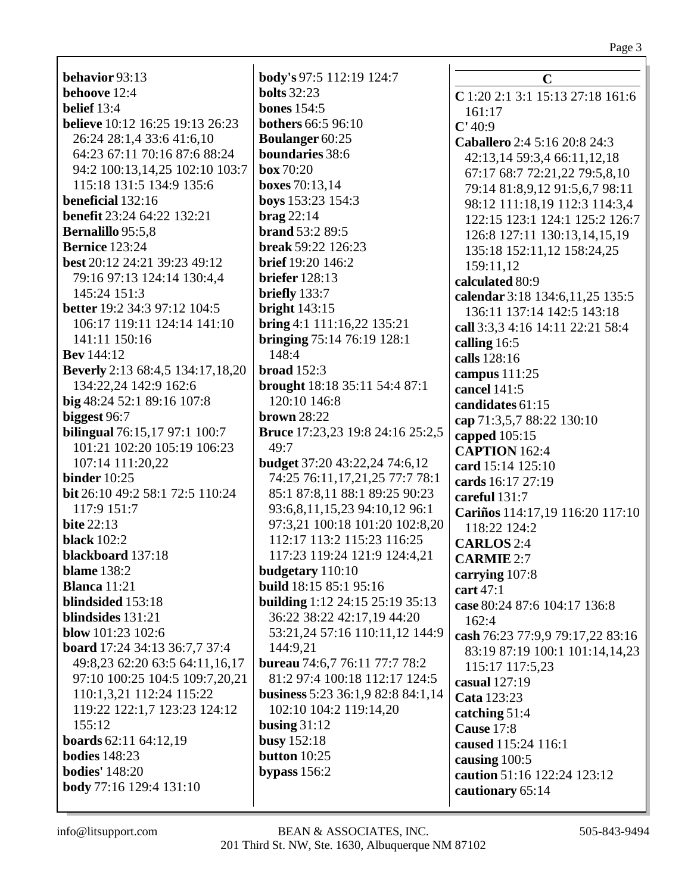**behavior** 93:13
**behoove** 12:4
**belief** 13:4
**believe** 10:12 16:25 19:13 26:23 26:24 28:1,4 33:6 41:6,10 64:23 67:11 70:16 87:6 88:24 94:2 100:13,14,25 102:10 103:7 115:18 131:5 134:9 135:6
**beneficial** 132:16
**benefit** 23:24 64:22 132:21
**Bernalillo** 95:5,8
**Bernice** 123:24
**best** 20:12 24:21 39:23 49:12 79:16 97:13 124:14 130:4,4 145:24 151:3
**better** 19:2 34:3 97:12 104:5 106:17 119:11 124:14 141:10 141:11 150:16
**Bev** 144:12
**Beverly** 2:13 68:4,5 134:17,18,20 134:22,24 142:9 162:6
**big** 48:24 52:1 89:16 107:8
**biggest** 96:7
**bilingual** 76:15,17 97:1 100:7 101:21 102:20 105:19 106:23 107:14 111:20,22
**binder** 10:25
**bit** 26:10 49:2 58:1 72:5 110:24 117:9 151:7
**bite** 22:13
**black** 102:2
**blackboard** 137:18
**blame** 138:2
**Blanca** 11:21
**blindsided** 153:18
**blindsides** 131:21
**blow** 101:23 102:6
**board** 17:24 34:13 36:7,7 37:4 49:8,23 62:20 63:5 64:11,16,17 97:10 100:25 104:5 109:7,20,21 110:1,3,21 112:24 115:22 119:22 122:1,7 123:23 124:12 155:12
**boards** 62:11 64:12,19
**bodies** 148:23
**bodies'** 148:20
**body** 77:16 129:4 131:10
**body's** 97:5 112:19 124:7
**bolts** 32:23
**bones** 154:5
**bothers** 66:5 96:10
**Boulanger** 60:25
**boundaries** 38:6
**box** 70:20
**boxes** 70:13,14
**boys** 153:23 154:3
**brag** 22:14
**brand** 53:2 89:5
**break** 59:22 126:23
**brief** 19:20 146:2
**briefer** 128:13
**briefly** 133:7
**bright** 143:15
**bring** 4:1 111:16,22 135:21
**bringing** 75:14 76:19 128:1 148:4
**broad** 152:3
**brought** 18:18 35:11 54:4 87:1 120:10 146:8
**brown** 28:22
**Bruce** 17:23,23 19:8 24:16 25:2,5 49:7
**budget** 37:20 43:22,24 74:6,12 74:25 76:11,17,21,25 77:7 78:1 85:1 87:8,11 88:1 89:25 90:23 93:6,8,11,15,23 94:10,12 96:1 97:3,21 100:18 101:20 102:8,20 112:17 113:2 115:23 116:25 117:23 119:24 121:9 124:4,21
**budgetary** 110:10
**build** 18:15 85:1 95:16
**building** 1:12 24:15 25:19 35:13 36:22 38:22 42:17,19 44:20 53:21,24 57:16 110:11,12 144:9 144:9,21
**bureau** 74:6,7 76:11 77:7 78:2 81:2 97:4 100:18 112:17 124:5
**business** 5:23 36:1,9 82:8 84:1,14 102:10 104:2 119:14,20
**busing** 31:12
**busy** 152:18
**button** 10:25
**bypass** 156:2

## C

**C** 1:20 2:1 3:1 15:13 27:18 161:6 161:17
**C'** 40:9
**Caballero** 2:4 5:16 20:8 24:3 42:13,14 59:3,4 66:11,12,18 67:17 68:7 72:21,22 79:5,8,10 79:14 81:8,9,12 91:5,6,7 98:11 98:12 111:18,19 112:3 114:3,4 122:15 123:1 124:1 125:2 126:7 126:8 127:11 130:13,14,15,19 135:18 152:11,12 158:24,25 159:11,12
**calculated** 80:9
**calendar** 3:18 134:6,11,25 135:5 136:11 137:14 142:5 143:18
**call** 3:3,3 4:16 14:11 22:21 58:4
**calling** 16:5
**calls** 128:16
**campus** 111:25
**cancel** 141:5
**candidates** 61:15
**cap** 71:3,5,7 88:22 130:10
**capped** 105:15
**CAPTION** 162:4
**card** 15:14 125:10
**cards** 16:17 27:19
**careful** 131:7
**Cariños** 114:17,19 116:20 117:10 118:22 124:2
**CARLOS** 2:4
**CARMIE** 2:7
**carrying** 107:8
**cart** 47:1
**case** 80:24 87:6 104:17 136:8 162:4
**cash** 76:23 77:9,9 79:17,22 83:16 83:19 87:19 100:1 101:14,14,23 115:17 117:5,23
**casual** 127:19
**Cata** 123:23
**catching** 51:4
**Cause** 17:8
**caused** 115:24 116:1
**causing** 100:5
**caution** 51:16 122:24 123:12
**cautionary** 65:14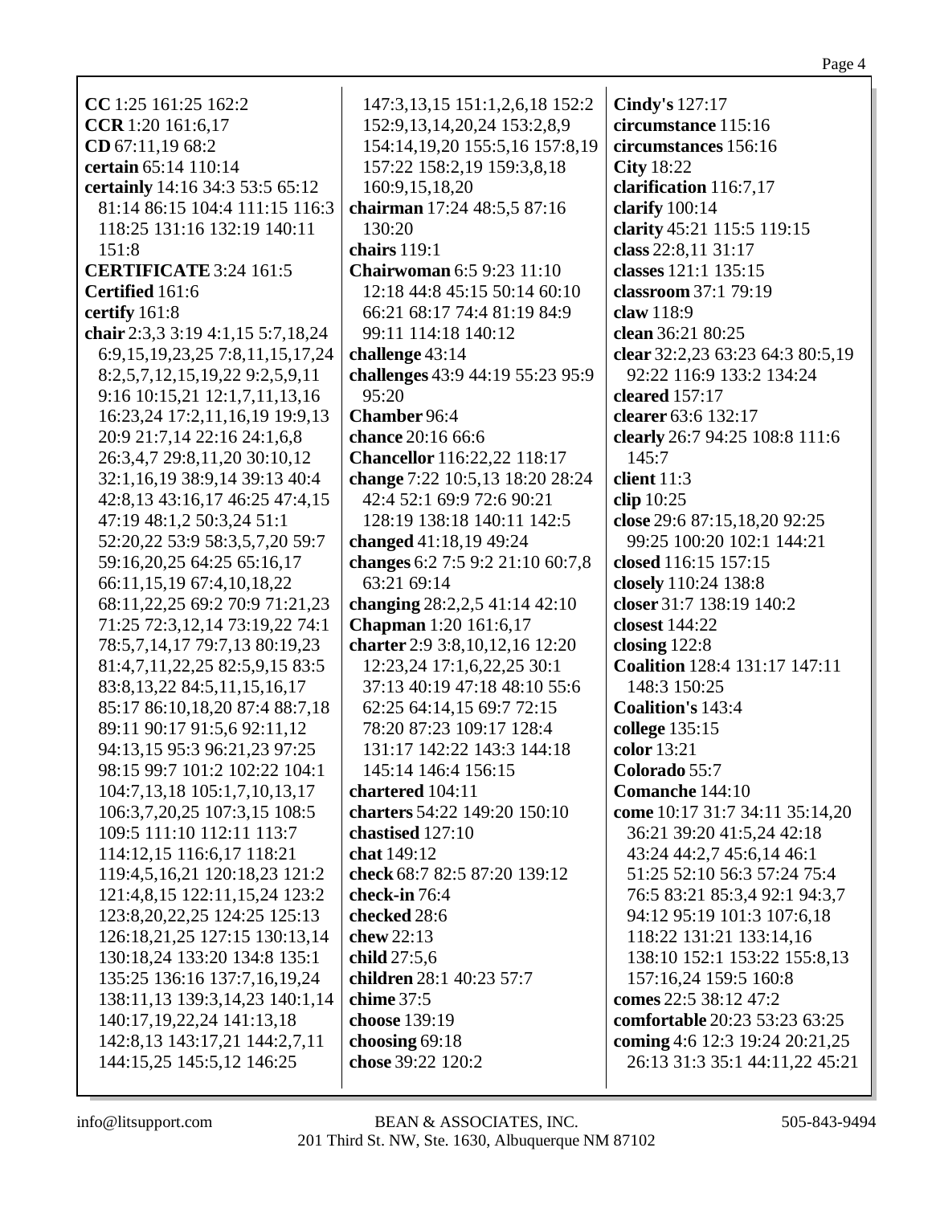**CC** 1:25 161:25 162:2
**CCR** 1:20 161:6,17
**CD** 67:11,19 68:2
**certain** 65:14 110:14
**certainly** 14:16 34:3 53:5 65:12 81:14 86:15 104:4 111:15 116:3 118:25 131:16 132:19 140:11 151:8
**CERTIFICATE** 3:24 161:5
**Certified** 161:6
**certify** 161:8
**chair** 2:3,3 3:19 4:1,15 5:7,18,24 6:9,15,19,23,25 7:8,11,15,17,24 8:2,5,7,12,15,19,22 9:2,5,9,11 9:16 10:15,21 12:1,7,11,13,16 16:23,24 17:2,11,16,19 19:9,13 20:9 21:7,14 22:16 24:1,6,8 26:3,4,7 29:8,11,20 30:10,12 32:1,16,19 38:9,14 39:13 40:4 42:8,13 43:16,17 46:25 47:4,15 47:19 48:1,2 50:3,24 51:1 52:20,22 53:9 58:3,5,7,20 59:7 59:16,20,25 64:25 65:16,17 66:11,15,19 67:4,10,18,22 68:11,22,25 69:2 70:9 71:21,23 71:25 72:3,12,14 73:19,22 74:1 78:5,7,14,17 79:7,13 80:19,23 81:4,7,11,22,25 82:5,9,15 83:5 83:8,13,22 84:5,11,15,16,17 85:17 86:10,18,20 87:4 88:7,18 89:11 90:17 91:5,6 92:11,12 94:13,15 95:3 96:21,23 97:25 98:15 99:7 101:2 102:22 104:1 104:7,13,18 105:1,7,10,13,17 106:3,7,20,25 107:3,15 108:5 109:5 111:10 112:11 113:7 114:12,15 116:6,17 118:21 119:4,5,16,21 120:18,23 121:2 121:4,8,15 122:11,15,24 123:2 123:8,20,22,25 124:25 125:13 126:18,21,25 127:15 130:13,14 130:18,24 133:20 134:8 135:1 135:25 136:16 137:7,16,19,24 138:11,13 139:3,14,23 140:1,14 140:17,19,22,24 141:13,18 142:8,13 143:17,21 144:2,7,11 144:15,25 145:5,12 146:25 147:3,13,15 151:1,2,6,18 152:2 152:9,13,14,20,24 153:2,8,9 154:14,19,20 155:5,16 157:8,19 157:22 158:2,19 159:3,8,18 160:9,15,18,20
**chairman** 17:24 48:5,5 87:16 130:20
**chairs** 119:1
**Chairwoman** 6:5 9:23 11:10 12:18 44:8 45:15 50:14 60:10 66:21 68:17 74:4 81:19 84:9 99:11 114:18 140:12
**challenge** 43:14
**challenges** 43:9 44:19 55:23 95:9 95:20
**Chamber** 96:4
**chance** 20:16 66:6
**Chancellor** 116:22,22 118:17
**change** 7:22 10:5,13 18:20 28:24 42:4 52:1 69:9 72:6 90:21 128:19 138:18 140:11 142:5
**changed** 41:18,19 49:24
**changes** 6:2 7:5 9:2 21:10 60:7,8 63:21 69:14
**changing** 28:2,2,5 41:14 42:10
**Chapman** 1:20 161:6,17
**charter** 2:9 3:8,10,12,16 12:20 12:23,24 17:1,6,22,25 30:1 37:13 40:19 47:18 48:10 55:6 62:25 64:14,15 69:7 72:15 78:20 87:23 109:17 128:4 131:17 142:22 143:3 144:18 145:14 146:4 156:15
**chartered** 104:11
**charters** 54:22 149:20 150:10
**chastised** 127:10
**chat** 149:12
**check** 68:7 82:5 87:20 139:12
**check-in** 76:4
**checked** 28:6
**chew** 22:13
**child** 27:5,6
**children** 28:1 40:23 57:7
**chime** 37:5
**choose** 139:19
**choosing** 69:18
**chose** 39:22 120:2
**Cindy's** 127:17
**circumstance** 115:16
**circumstances** 156:16
**City** 18:22
**clarification** 116:7,17
**clarify** 100:14
**clarity** 45:21 115:5 119:15
**class** 22:8,11 31:17
**classes** 121:1 135:15
**classroom** 37:1 79:19
**claw** 118:9
**clean** 36:21 80:25
**clear** 32:2,23 63:23 64:3 80:5,19 92:22 116:9 133:2 134:24
**cleared** 157:17
**clearer** 63:6 132:17
**clearly** 26:7 94:25 108:8 111:6 145:7
**client** 11:3
**clip** 10:25
**close** 29:6 87:15,18,20 92:25 99:25 100:20 102:1 144:21
**closed** 116:15 157:15
**closely** 110:24 138:8
**closer** 31:7 138:19 140:2
**closest** 144:22
**closing** 122:8
**Coalition** 128:4 131:17 147:11 148:3 150:25
**Coalition's** 143:4
**college** 135:15
**color** 13:21
**Colorado** 55:7
**Comanche** 144:10
**come** 10:17 31:7 34:11 35:14,20 36:21 39:20 41:5,24 42:18 43:24 44:2,7 45:6,14 46:1 51:25 52:10 56:3 57:24 75:4 76:5 83:21 85:3,4 92:1 94:3,7 94:12 95:19 101:3 107:6,18 118:22 131:21 133:14,16 138:10 152:1 153:22 155:8,13 157:16,24 159:5 160:8
**comes** 22:5 38:12 47:2
**comfortable** 20:23 53:23 63:25
**coming** 4:6 12:3 19:24 20:21,25 26:13 31:3 35:1 44:11,22 45:21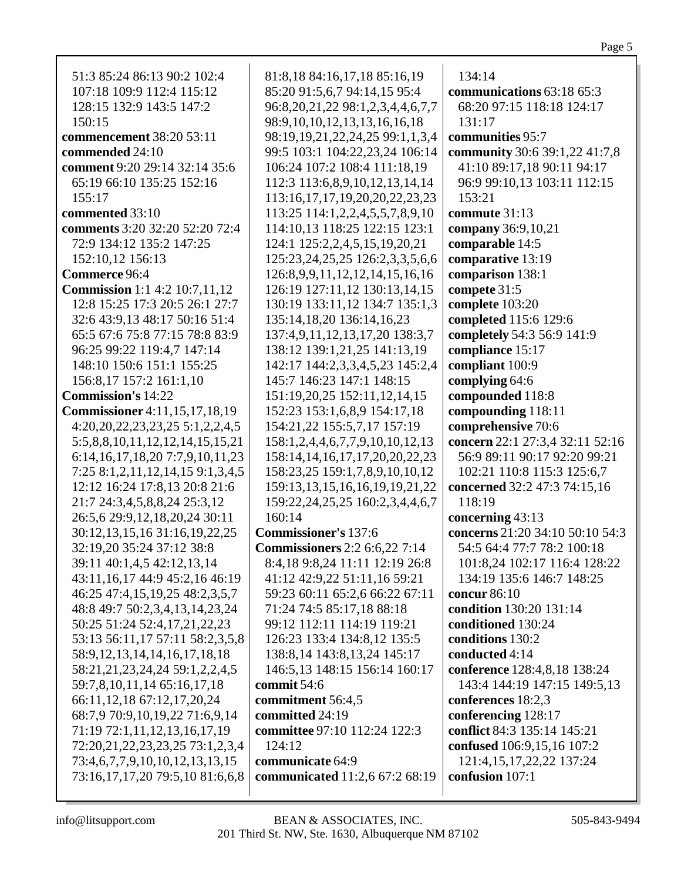51:3 85:24 86:13 90:2 102:4 107:18 109:9 112:4 115:12 128:15 132:9 143:5 147:2 150:15

**commencement** 38:20 53:11

**commended** 24:10

**comment** 9:20 29:14 32:14 35:6 65:19 66:10 135:25 152:16 155:17

**commented** 33:10

**comments** 3:20 32:20 52:20 72:4 72:9 134:12 135:2 147:25 152:10,12 156:13

**Commerce** 96:4

**Commission** 1:1 4:2 10:7,11,12 12:8 15:25 17:3 20:5 26:1 27:7 32:6 43:9,13 48:17 50:16 51:4 65:5 67:6 75:8 77:15 78:8 83:9 96:25 99:22 119:4,7 147:14 148:10 150:6 151:1 155:25 156:8,17 157:2 161:1,10

**Commission's** 14:22

**Commissioner** 4:11,15,17,18,19 4:20,20,22,23,23,25 5:1,2,2,4,5 5:5,8,8,10,11,12,12,14,15,15,21 6:14,16,17,18,20 7:7,9,10,11,23 7:25 8:1,2,11,12,14,15 9:1,3,4,5 12:12 16:24 17:8,13 20:8 21:6 21:7 24:3,4,5,8,8,24 25:3,12 26:5,6 29:9,12,18,20,24 30:11 30:12,13,15,16 31:16,19,22,25 32:19,20 35:24 37:12 38:8 39:11 40:1,4,5 42:12,13,14 43:11,16,17 44:9 45:2,16 46:19 46:25 47:4,15,19,25 48:2,3,5,7 48:8 49:7 50:2,3,4,13,14,23,24 50:25 51:24 52:4,17,21,22,23 53:13 56:11,17 57:11 58:2,3,5,8 58:9,12,13,14,14,16,17,18,18 58:21,21,23,24,24 59:1,2,2,4,5 59:7,8,10,11,14 65:16,17,18 66:11,12,18 67:12,17,20,24 68:7,9 70:9,10,19,22 71:6,9,14 71:19 72:1,11,12,13,16,17,19 72:20,21,22,23,23,25 73:1,2,3,4 73:4,6,7,7,9,10,10,12,13,13,15 73:16,17,17,20 79:5,10 81:6,6,8 81:8,18 84:16,17,18 85:16,19 85:20 91:5,6,7 94:14,15 95:4 96:8,20,21,22 98:1,2,3,4,4,6,7,7 98:9,10,10,12,13,13,16,16,18 98:19,19,21,22,24,25 99:1,1,3,4 99:5 103:1 104:22,23,24 106:14 106:24 107:2 108:4 111:18,19 112:3 113:6,8,9,10,12,13,14,14 113:16,17,17,19,20,20,22,23,23 113:25 114:1,2,2,4,5,5,7,8,9,10 114:10,13 118:25 122:15 123:1 124:1 125:2,2,4,5,15,19,20,21 125:23,24,25,25 126:2,3,3,5,6,6 126:8,9,9,11,12,12,14,15,16,16 126:19 127:11,12 130:13,14,15 130:19 133:11,12 134:7 135:1,3 135:14,18,20 136:14,16,23 137:4,9,11,12,13,17,20 138:3,7 138:12 139:1,21,25 141:13,19 142:17 144:2,3,3,4,5,23 145:2,4 145:7 146:23 147:1 148:15 151:19,20,25 152:11,12,14,15 152:23 153:1,6,8,9 154:17,18 154:21,22 155:5,7,17 157:19 158:1,2,4,4,6,7,7,9,10,10,12,13 158:14,14,16,17,17,20,20,22,23 158:23,25 159:1,7,8,9,10,10,12 159:13,13,15,16,16,19,19,21,22 159:22,24,25,25 160:2,3,4,4,6,7 160:14

**Commissioner's** 137:6

**Commissioners** 2:2 6:6,22 7:14 8:4,18 9:8,24 11:11 12:19 26:8 41:12 42:9,22 51:11,16 59:21 59:23 60:11 65:2,6 66:22 67:11 71:24 74:5 85:17,18 88:18 99:12 112:11 114:19 119:21 126:23 133:4 134:8,12 135:5 138:8,14 143:8,13,24 145:17 146:5,13 148:15 156:14 160:17

**commit** 54:6

**commitment** 56:4,5

**committed** 24:19

**committee** 97:10 112:24 122:3 124:12

**communicate** 64:9

**communicated** 11:2,6 67:2 68:19 134:14

**communications** 63:18 65:3 68:20 97:15 118:18 124:17 131:17

**communities** 95:7

**community** 30:6 39:1,22 41:7,8 41:10 89:17,18 90:11 94:17 96:9 99:10,13 103:11 112:15 153:21

**commute** 31:13

**company** 36:9,10,21

**comparable** 14:5

**comparative** 13:19

**comparison** 138:1

**compete** 31:5

**complete** 103:20

**completed** 115:6 129:6

**completely** 54:3 56:9 141:9

**compliance** 15:17

**compliant** 100:9

**complying** 64:6

**compounded** 118:8

**compounding** 118:11

**comprehensive** 70:6

**concern** 22:1 27:3,4 32:11 52:16 56:9 89:11 90:17 92:20 99:21 102:21 110:8 115:3 125:6,7

**concerned** 32:2 47:3 74:15,16 118:19

**concerning** 43:13

**concerns** 21:20 34:10 50:10 54:3 54:5 64:4 77:7 78:2 100:18 101:8,24 102:17 116:4 128:22 134:19 135:6 146:7 148:25

**concur** 86:10

**condition** 130:20 131:14

**conditioned** 130:24

**conditions** 130:2

**conducted** 4:14

**conference** 128:4,8,18 138:24 143:4 144:19 147:15 149:5,13

**conferences** 18:2,3

**conferencing** 128:17

**conflict** 84:3 135:14 145:21

**confused** 106:9,15,16 107:2 121:4,15,17,22,22 137:24

**confusion** 107:1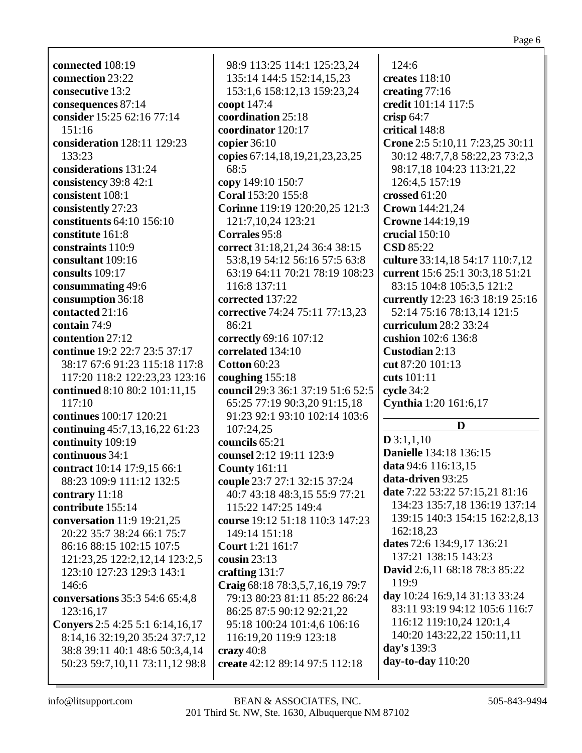**connected** 108:19
**connection** 23:22
**consecutive** 13:2
**consequences** 87:14
**consider** 15:25 62:16 77:14 151:16
**consideration** 128:11 129:23 133:23
**considerations** 131:24
**consistency** 39:8 42:1
**consistent** 108:1
**consistently** 27:23
**constituents** 64:10 156:10
**constitute** 161:8
**constraints** 110:9
**consultant** 109:16
**consults** 109:17
**consummating** 49:6
**consumption** 36:18
**contacted** 21:16
**contain** 74:9
**contention** 27:12
**continue** 19:2 22:7 23:5 37:17 38:17 67:6 91:23 115:18 117:8 117:20 118:2 122:23,23 123:16
**continued** 8:10 80:2 101:11,15 117:10
**continues** 100:17 120:21
**continuing** 45:7,13,16,22 61:23
**continuity** 109:19
**continuous** 34:1
**contract** 10:14 17:9,15 66:1 88:23 109:9 111:12 132:5
**contrary** 11:18
**contribute** 155:14
**conversation** 11:9 19:21,25 20:22 35:7 38:24 66:1 75:7 86:16 88:15 102:15 107:5 121:23,25 122:2,12,14 123:2,5 123:10 127:23 129:3 143:1 146:6
**conversations** 35:3 54:6 65:4,8 123:16,17
**Conyers** 2:5 4:25 5:1 6:14,16,17 8:14,16 32:19,20 35:24 37:7,12 38:8 39:11 40:1 48:6 50:3,4,14 50:23 59:7,10,11 73:11,12 98:8 98:9 113:25 114:1 125:23,24 135:14 144:5 152:14,15,23 153:1,6 158:12,13 159:23,24
**coopt** 147:4
**coordination** 25:18
**coordinator** 120:17
**copier** 36:10
**copies** 67:14,18,19,21,23,23,25 68:5
**copy** 149:10 150:7
**Coral** 153:20 155:8
**Corinne** 119:19 120:20,25 121:3 121:7,10,24 123:21
**Corrales** 95:8
**correct** 31:18,21,24 36:4 38:15 53:8,19 54:12 56:16 57:5 63:8 63:19 64:11 70:21 78:19 108:23 116:8 137:11
**corrected** 137:22
**corrective** 74:24 75:11 77:13,23 86:21
**correctly** 69:16 107:12
**correlated** 134:10
**Cotton** 60:23
**coughing** 155:18
**council** 29:3 36:1 37:19 51:6 52:5 65:25 77:19 90:3,20 91:15,18 91:23 92:1 93:10 102:14 103:6 107:24,25
**councils** 65:21
**counsel** 2:12 19:11 123:9
**County** 161:11
**couple** 23:7 27:1 32:15 37:24 40:7 43:18 48:3,15 55:9 77:21 115:22 147:25 149:4
**course** 19:12 51:18 110:3 147:23 149:14 151:18
**Court** 1:21 161:7
**cousin** 23:13
**crafting** 131:7
**Craig** 68:18 78:3,5,7,16,19 79:7 79:13 80:23 81:11 85:22 86:24 86:25 87:5 90:12 92:21,22 95:18 100:24 101:4,6 106:16 116:19,20 119:9 123:18
**crazy** 40:8
**create** 42:12 89:14 97:5 112:18 124:6
**creates** 118:10
**creating** 77:16
**credit** 101:14 117:5
**crisp** 64:7
**critical** 148:8
**Crone** 2:5 5:10,11 7:23,25 30:11 30:12 48:7,7,8 58:22,23 73:2,3 98:17,18 104:23 113:21,22 126:4,5 157:19
**crossed** 61:20
**Crown** 144:21,24
**Crowne** 144:19,19
**crucial** 150:10
**CSD** 85:22
**culture** 33:14,18 54:17 110:7,12
**current** 15:6 25:1 30:3,18 51:21 83:15 104:8 105:3,5 121:2
**currently** 12:23 16:3 18:19 25:16 52:14 75:16 78:13,14 121:5
**curriculum** 28:2 33:24
**cushion** 102:6 136:8
**Custodian** 2:13
**cut** 87:20 101:13
**cuts** 101:11
**cycle** 34:2
**Cynthia** 1:20 161:6,17

## D

**D** 3:1,1,10
**Danielle** 134:18 136:15
**data** 94:6 116:13,15
**data-driven** 93:25
**date** 7:22 53:22 57:15,21 81:16 134:23 135:7,18 136:19 137:14 139:15 140:3 154:15 162:2,8,13 162:18,23
**dates** 72:6 134:9,17 136:21 137:21 138:15 143:23
**David** 2:6,11 68:18 78:3 85:22 119:9
**day** 10:24 16:9,14 31:13 33:24 83:11 93:19 94:12 105:6 116:7 116:12 119:10,24 120:1,4 140:20 143:22,22 150:11,11
**day's** 139:3
**day-to-day** 110:20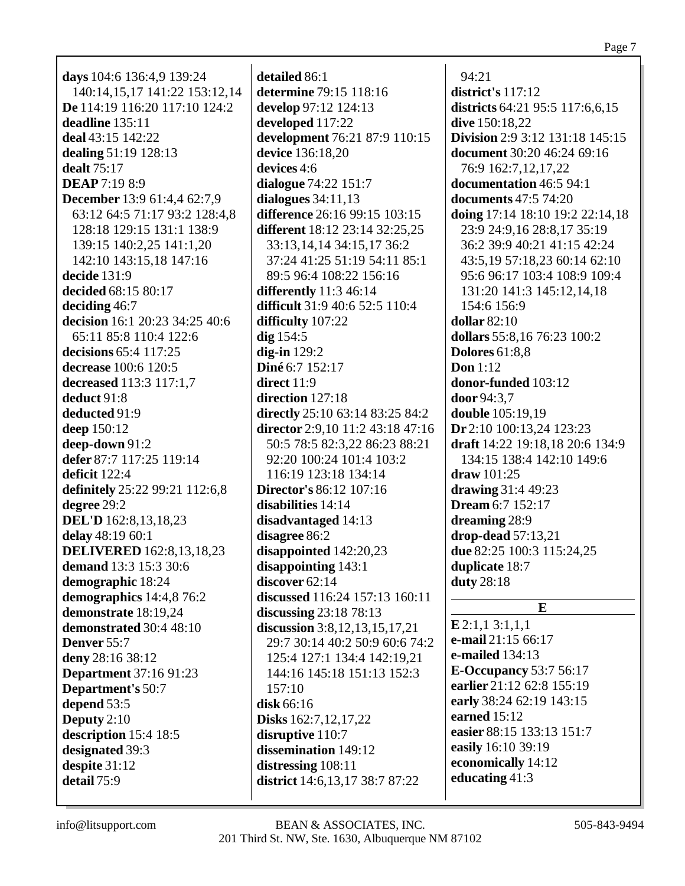**days** 104:6 136:4,9 139:24 140:14,15,17 141:22 153:12,14
**De** 114:19 116:20 117:10 124:2
**deadline** 135:11
**deal** 43:15 142:22
**dealing** 51:19 128:13
**dealt** 75:17
**DEAP** 7:19 8:9
**December** 13:9 61:4,4 62:7,9 63:12 64:5 71:17 93:2 128:4,8 128:18 129:15 131:1 138:9 139:15 140:2,25 141:1,20 142:10 143:15,18 147:16
**decide** 131:9
**decided** 68:15 80:17
**deciding** 46:7
**decision** 16:1 20:23 34:25 40:6 65:11 85:8 110:4 122:6
**decisions** 65:4 117:25
**decrease** 100:6 120:5
**decreased** 113:3 117:1,7
**deduct** 91:8
**deducted** 91:9
**deep** 150:12
**deep-down** 91:2
**defer** 87:7 117:25 119:14
**deficit** 122:4
**definitely** 25:22 99:21 112:6,8
**degree** 29:2
**DEL'D** 162:8,13,18,23
**delay** 48:19 60:1
**DELIVERED** 162:8,13,18,23
**demand** 13:3 15:3 30:6
**demographic** 18:24
**demographics** 14:4,8 76:2
**demonstrate** 18:19,24
**demonstrated** 30:4 48:10
**Denver** 55:7
**deny** 28:16 38:12
**Department** 37:16 91:23
**Department's** 50:7
**depend** 53:5
**Deputy** 2:10
**description** 15:4 18:5
**designated** 39:3
**despite** 31:12
**detail** 75:9
**detailed** 86:1
**determine** 79:15 118:16
**develop** 97:12 124:13
**developed** 117:22
**development** 76:21 87:9 110:15
**device** 136:18,20
**devices** 4:6
**dialogue** 74:22 151:7
**dialogues** 34:11,13
**difference** 26:16 99:15 103:15
**different** 18:12 23:14 32:25,25 33:13,14,14 34:15,17 36:2 37:24 41:25 51:19 54:11 85:1 89:5 96:4 108:22 156:16
**differently** 11:3 46:14
**difficult** 31:9 40:6 52:5 110:4
**difficulty** 107:22
**dig** 154:5
**dig-in** 129:2
**Diné** 6:7 152:17
**direct** 11:9
**direction** 127:18
**directly** 25:10 63:14 83:25 84:2
**director** 2:9,10 11:2 43:18 47:16 50:5 78:5 82:3,22 86:23 88:21 92:20 100:24 101:4 103:2 116:19 123:18 134:14
**Director's** 86:12 107:16
**disabilities** 14:14
**disadvantaged** 14:13
**disagree** 86:2
**disappointed** 142:20,23
**disappointing** 143:1
**discover** 62:14
**discussed** 116:24 157:13 160:11
**discussing** 23:18 78:13
**discussion** 3:8,12,13,15,17,21 29:7 30:14 40:2 50:9 60:6 74:2 125:4 127:1 134:4 142:19,21 144:16 145:18 151:13 152:3 157:10
**disk** 66:16
**Disks** 162:7,12,17,22
**disruptive** 110:7
**dissemination** 149:12
**distressing** 108:11
**district** 14:6,13,17 38:7 87:22 94:21
**district's** 117:12
**districts** 64:21 95:5 117:6,6,15
**dive** 150:18,22
**Division** 2:9 3:12 131:18 145:15
**document** 30:20 46:24 69:16 76:9 162:7,12,17,22
**documentation** 46:5 94:1
**documents** 47:5 74:20
**doing** 17:14 18:10 19:2 22:14,18 23:9 24:9,16 28:8,17 35:19 36:2 39:9 40:21 41:15 42:24 43:5,19 57:18,23 60:14 62:10 95:6 96:17 103:4 108:9 109:4 131:20 141:3 145:12,14,18 154:6 156:9
**dollar** 82:10
**dollars** 55:8,16 76:23 100:2
**Dolores** 61:8,8
**Don** 1:12
**donor-funded** 103:12
**door** 94:3,7
**double** 105:19,19
**Dr** 2:10 100:13,24 123:23
**draft** 14:22 19:18,18 20:6 134:9 134:15 138:4 142:10 149:6
**draw** 101:25
**drawing** 31:4 49:23
**Dream** 6:7 152:17
**dreaming** 28:9
**drop-dead** 57:13,21
**due** 82:25 100:3 115:24,25
**duplicate** 18:7
**duty** 28:18

## E

**E** 2:1,1 3:1,1,1
**e-mail** 21:15 66:17
**e-mailed** 134:13
**E-Occupancy** 53:7 56:17
**earlier** 21:12 62:8 155:19
**early** 38:24 62:19 143:15
**earned** 15:12
**easier** 88:15 133:13 151:7
**easily** 16:10 39:19
**economically** 14:12
**educating** 41:3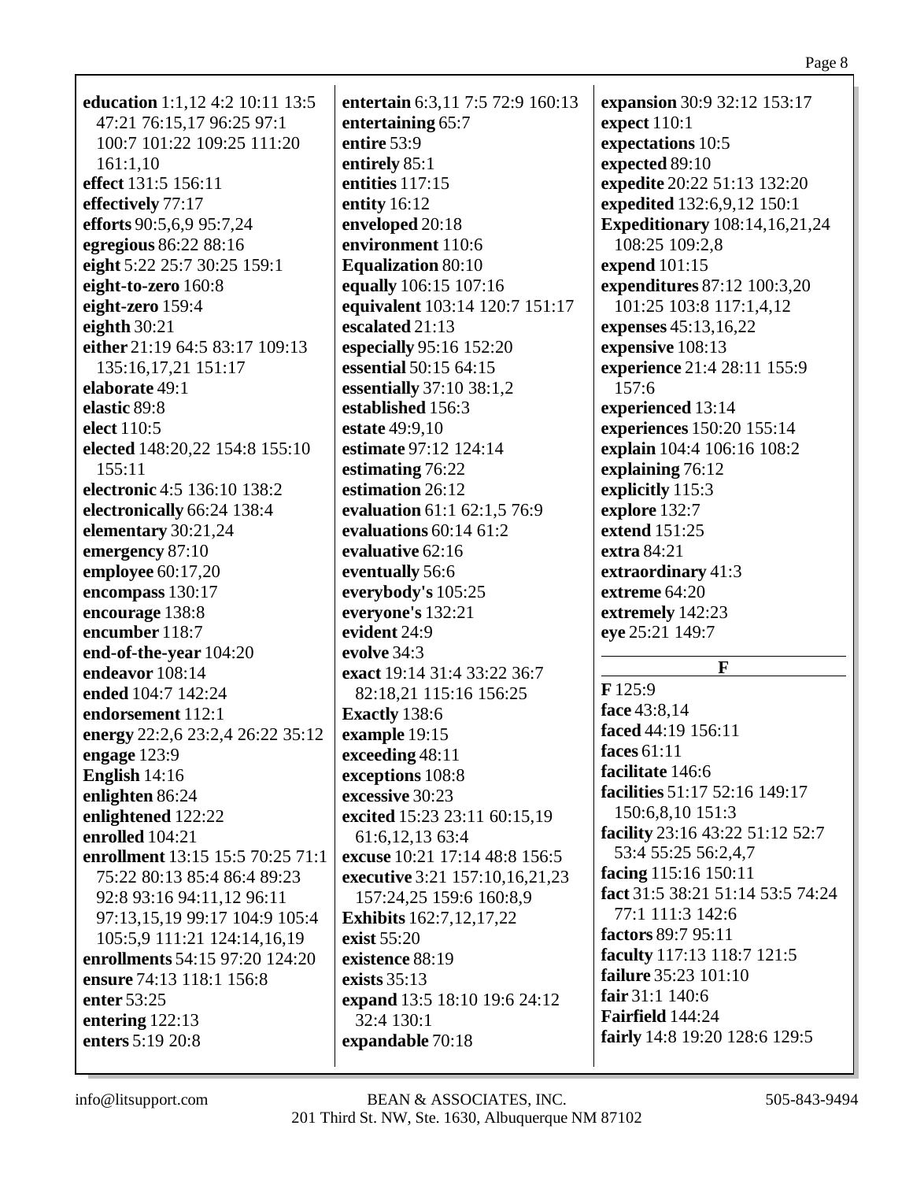**education** 1:1,12 4:2 10:11 13:5 47:21 76:15,17 96:25 97:1 100:7 101:22 109:25 111:20 161:1,10
**effect** 131:5 156:11
**effectively** 77:17
**efforts** 90:5,6,9 95:7,24
**egregious** 86:22 88:16
**eight** 5:22 25:7 30:25 159:1
**eight-to-zero** 160:8
**eight-zero** 159:4
**eighth** 30:21
**either** 21:19 64:5 83:17 109:13 135:16,17,21 151:17
**elaborate** 49:1
**elastic** 89:8
**elect** 110:5
**elected** 148:20,22 154:8 155:10 155:11
**electronic** 4:5 136:10 138:2
**electronically** 66:24 138:4
**elementary** 30:21,24
**emergency** 87:10
**employee** 60:17,20
**encompass** 130:17
**encourage** 138:8
**encumber** 118:7
**end-of-the-year** 104:20
**endeavor** 108:14
**ended** 104:7 142:24
**endorsement** 112:1
**energy** 22:2,6 23:2,4 26:22 35:12
**engage** 123:9
**English** 14:16
**enlighten** 86:24
**enlightened** 122:22
**enrolled** 104:21
**enrollment** 13:15 15:5 70:25 71:1 75:22 80:13 85:4 86:4 89:23 92:8 93:16 94:11,12 96:11 97:13,15,19 99:17 104:9 105:4 105:5,9 111:21 124:14,16,19
**enrollments** 54:15 97:20 124:20
**ensure** 74:13 118:1 156:8
**enter** 53:25
**entering** 122:13
**enters** 5:19 20:8
**entertain** 6:3,11 7:5 72:9 160:13
**entertaining** 65:7
**entire** 53:9
**entirely** 85:1
**entities** 117:15
**entity** 16:12
**enveloped** 20:18
**environment** 110:6
**Equalization** 80:10
**equally** 106:15 107:16
**equivalent** 103:14 120:7 151:17
**escalated** 21:13
**especially** 95:16 152:20
**essential** 50:15 64:15
**essentially** 37:10 38:1,2
**established** 156:3
**estate** 49:9,10
**estimate** 97:12 124:14
**estimating** 76:22
**estimation** 26:12
**evaluation** 61:1 62:1,5 76:9
**evaluations** 60:14 61:2
**evaluative** 62:16
**eventually** 56:6
**everybody's** 105:25
**everyone's** 132:21
**evident** 24:9
**evolve** 34:3
**exact** 19:14 31:4 33:22 36:7 82:18,21 115:16 156:25
**Exactly** 138:6
**example** 19:15
**exceeding** 48:11
**exceptions** 108:8
**excessive** 30:23
**excited** 15:23 23:11 60:15,19 61:6,12,13 63:4
**excuse** 10:21 17:14 48:8 156:5
**executive** 3:21 157:10,16,21,23 157:24,25 159:6 160:8,9
**Exhibits** 162:7,12,17,22
**exist** 55:20
**existence** 88:19
**exists** 35:13
**expand** 13:5 18:10 19:6 24:12 32:4 130:1
**expandable** 70:18
**expansion** 30:9 32:12 153:17
**expect** 110:1
**expectations** 10:5
**expected** 89:10
**expedite** 20:22 51:13 132:20
**expedited** 132:6,9,12 150:1
**Expeditionary** 108:14,16,21,24 108:25 109:2,8
**expend** 101:15
**expenditures** 87:12 100:3,20 101:25 103:8 117:1,4,12
**expenses** 45:13,16,22
**expensive** 108:13
**experience** 21:4 28:11 155:9 157:6
**experienced** 13:14
**experiences** 150:20 155:14
**explain** 104:4 106:16 108:2
**explaining** 76:12
**explicitly** 115:3
**explore** 132:7
**extend** 151:25
**extra** 84:21
**extraordinary** 41:3
**extreme** 64:20
**extremely** 142:23
**eye** 25:21 149:7

## F

**F** 125:9
**face** 43:8,14
**faced** 44:19 156:11
**faces** 61:11
**facilitate** 146:6
**facilities** 51:17 52:16 149:17 150:6,8,10 151:3
**facility** 23:16 43:22 51:12 52:7 53:4 55:25 56:2,4,7
**facing** 115:16 150:11
**fact** 31:5 38:21 51:14 53:5 74:24 77:1 111:3 142:6
**factors** 89:7 95:11
**faculty** 117:13 118:7 121:5
**failure** 35:23 101:10
**fair** 31:1 140:6
**Fairfield** 144:24
**fairly** 14:8 19:20 128:6 129:5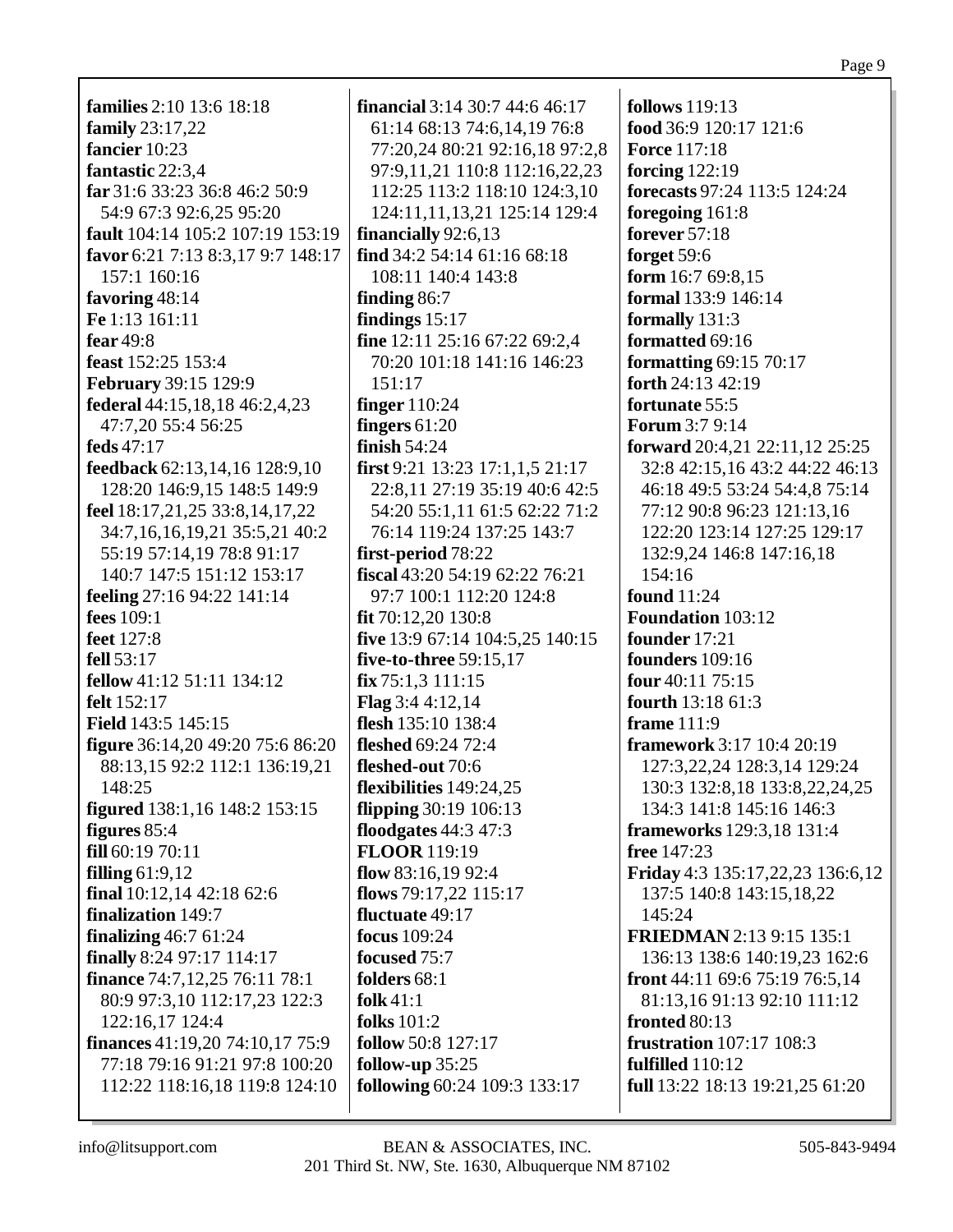**families** 2:10 13:6 18:18
**family** 23:17,22
**fancier** 10:23
**fantastic** 22:3,4
**far** 31:6 33:23 36:8 46:2 50:9 54:9 67:3 92:6,25 95:20
**fault** 104:14 105:2 107:19 153:19
**favor** 6:21 7:13 8:3,17 9:7 148:17 157:1 160:16
**favoring** 48:14
**Fe** 1:13 161:11
**fear** 49:8
**feast** 152:25 153:4
**February** 39:15 129:9
**federal** 44:15,18,18 46:2,4,23 47:7,20 55:4 56:25
**feds** 47:17
**feedback** 62:13,14,16 128:9,10 128:20 146:9,15 148:5 149:9
**feel** 18:17,21,25 33:8,14,17,22 34:7,16,16,19,21 35:5,21 40:2 55:19 57:14,19 78:8 91:17 140:7 147:5 151:12 153:17
**feeling** 27:16 94:22 141:14
**fees** 109:1
**feet** 127:8
**fell** 53:17
**fellow** 41:12 51:11 134:12
**felt** 152:17
**Field** 143:5 145:15
**figure** 36:14,20 49:20 75:6 86:20 88:13,15 92:2 112:1 136:19,21 148:25
**figured** 138:1,16 148:2 153:15
**figures** 85:4
**fill** 60:19 70:11
**filling** 61:9,12
**final** 10:12,14 42:18 62:6
**finalization** 149:7
**finalizing** 46:7 61:24
**finally** 8:24 97:17 114:17
**finance** 74:7,12,25 76:11 78:1 80:9 97:3,10 112:17,23 122:3 122:16,17 124:4
**finances** 41:19,20 74:10,17 75:9 77:18 79:16 91:21 97:8 100:20 112:22 118:16,18 119:8 124:10
**financial** 3:14 30:7 44:6 46:17 61:14 68:13 74:6,14,19 76:8 77:20,24 80:21 92:16,18 97:2,8 97:9,11,21 110:8 112:16,22,23 112:25 113:2 118:10 124:3,10 124:11,11,13,21 125:14 129:4
**financially** 92:6,13
**find** 34:2 54:14 61:16 68:18 108:11 140:4 143:8
**finding** 86:7
**findings** 15:17
**fine** 12:11 25:16 67:22 69:2,4 70:20 101:18 141:16 146:23 151:17
**finger** 110:24
**fingers** 61:20
**finish** 54:24
**first** 9:21 13:23 17:1,1,5 21:17 22:8,11 27:19 35:19 40:6 42:5 54:20 55:1,11 61:5 62:22 71:2 76:14 119:24 137:25 143:7
**first-period** 78:22
**fiscal** 43:20 54:19 62:22 76:21 97:7 100:1 112:20 124:8
**fit** 70:12,20 130:8
**five** 13:9 67:14 104:5,25 140:15
**five-to-three** 59:15,17
**fix** 75:1,3 111:15
**Flag** 3:4 4:12,14
**flesh** 135:10 138:4
**fleshed** 69:24 72:4
**fleshed-out** 70:6
**flexibilities** 149:24,25
**flipping** 30:19 106:13
**floodgates** 44:3 47:3
**FLOOR** 119:19
**flow** 83:16,19 92:4
**flows** 79:17,22 115:17
**fluctuate** 49:17
**focus** 109:24
**focused** 75:7
**folders** 68:1
**folk** 41:1
**folks** 101:2
**follow** 50:8 127:17
**follow-up** 35:25
**following** 60:24 109:3 133:17
**follows** 119:13
**food** 36:9 120:17 121:6
**Force** 117:18
**forcing** 122:19
**forecasts** 97:24 113:5 124:24
**foregoing** 161:8
**forever** 57:18
**forget** 59:6
**form** 16:7 69:8,15
**formal** 133:9 146:14
**formally** 131:3
**formatted** 69:16
**formatting** 69:15 70:17
**forth** 24:13 42:19
**fortunate** 55:5
**Forum** 3:7 9:14
**forward** 20:4,21 22:11,12 25:25 32:8 42:15,16 43:2 44:22 46:13 46:18 49:5 53:24 54:4,8 75:14 77:12 90:8 96:23 121:13,16 122:20 123:14 127:25 129:17 132:9,24 146:8 147:16,18 154:16
**found** 11:24
**Foundation** 103:12
**founder** 17:21
**founders** 109:16
**four** 40:11 75:15
**fourth** 13:18 61:3
**frame** 111:9
**framework** 3:17 10:4 20:19 127:3,22,24 128:3,14 129:24 130:3 132:8,18 133:8,22,24,25 134:3 141:8 145:16 146:3
**frameworks** 129:3,18 131:4
**free** 147:23
**Friday** 4:3 135:17,22,23 136:6,12 137:5 140:8 143:15,18,22 145:24
**FRIEDMAN** 2:13 9:15 135:1 136:13 138:6 140:19,23 162:6
**front** 44:11 69:6 75:19 76:5,14 81:13,16 91:13 92:10 111:12
**fronted** 80:13
**frustration** 107:17 108:3
**fulfilled** 110:12
**full** 13:22 18:13 19:21,25 61:20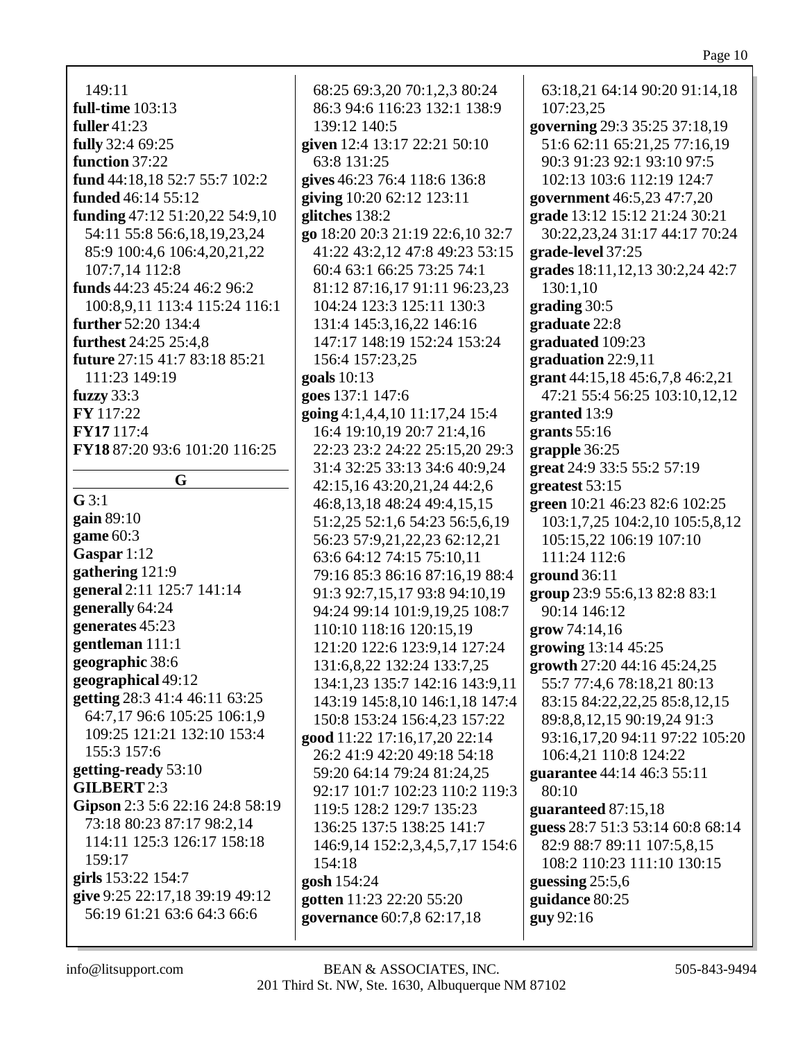149:11
**full-time** 103:13
**fuller** 41:23
**fully** 32:4 69:25
**function** 37:22
**fund** 44:18,18 52:7 55:7 102:2
**funded** 46:14 55:12
**funding** 47:12 51:20,22 54:9,10 54:11 55:8 56:6,18,19,23,24 85:9 100:4,6 106:4,20,21,22 107:7,14 112:8
**funds** 44:23 45:24 46:2 96:2 100:8,9,11 113:4 115:24 116:1
**further** 52:20 134:4
**furthest** 24:25 25:4,8
**future** 27:15 41:7 83:18 85:21 111:23 149:19
**fuzzy** 33:3
**FY** 117:22
**FY17** 117:4
**FY18** 87:20 93:6 101:20 116:25

## G

**G** 3:1
**gain** 89:10
**game** 60:3
**Gaspar** 1:12
**gathering** 121:9
**general** 2:11 125:7 141:14
**generally** 64:24
**generates** 45:23
**gentleman** 111:1
**geographic** 38:6
**geographical** 49:12
**getting** 28:3 41:4 46:11 63:25 64:7,17 96:6 105:25 106:1,9 109:25 121:21 132:10 153:4 155:3 157:6
**getting-ready** 53:10
**GILBERT** 2:3
**Gipson** 2:3 5:6 22:16 24:8 58:19 73:18 80:23 87:17 98:2,14 114:11 125:3 126:17 158:18 159:17
**girls** 153:22 154:7
**give** 9:25 22:17,18 39:19 49:12 56:19 61:21 63:6 64:3 66:6 68:25 69:3,20 70:1,2,3 80:24 86:3 94:6 116:23 132:1 138:9 139:12 140:5
**given** 12:4 13:17 22:21 50:10 63:8 131:25
**gives** 46:23 76:4 118:6 136:8
**giving** 10:20 62:12 123:11
**glitches** 138:2
**go** 18:20 20:3 21:19 22:6,10 32:7 41:22 43:2,12 47:8 49:23 53:15 60:4 63:1 66:25 73:25 74:1 81:12 87:16,17 91:11 96:23,23 104:24 123:3 125:11 130:3 131:4 145:3,16,22 146:16 147:17 148:19 152:24 153:24 156:4 157:23,25
**goals** 10:13
**goes** 137:1 147:6
**going** 4:1,4,4,10 11:17,24 15:4 16:4 19:10,19 20:7 21:4,16 22:23 23:2 24:22 25:15,20 29:3 31:4 32:25 33:13 34:6 40:9,24 42:15,16 43:20,21,24 44:2,6 46:8,13,18 48:24 49:4,15,15 51:2,25 52:1,6 54:23 56:5,6,19 56:23 57:9,21,22,23 62:12,21 63:6 64:12 74:15 75:10,11 79:16 85:3 86:16 87:16,19 88:4 91:3 92:7,15,17 93:8 94:10,19 94:24 99:14 101:9,19,25 108:7 110:10 118:16 120:15,19 121:20 122:6 123:9,14 127:24 131:6,8,22 132:24 133:7,25 134:1,23 135:7 142:16 143:9,11 143:19 145:8,10 146:1,18 147:4 150:8 153:24 156:4,23 157:22
**good** 11:22 17:16,17,20 22:14 26:2 41:9 42:20 49:18 54:18 59:20 64:14 79:24 81:24,25 92:17 101:7 102:23 110:2 119:3 119:5 128:2 129:7 135:23 136:25 137:5 138:25 141:7 146:9,14 152:2,3,4,5,7,17 154:6 154:18
**gosh** 154:24
**gotten** 11:23 22:20 55:20
**governance** 60:7,8 62:17,18 63:18,21 64:14 90:20 91:14,18 107:23,25
**governing** 29:3 35:25 37:18,19 51:6 62:11 65:21,25 77:16,19 90:3 91:23 92:1 93:10 97:5 102:13 103:6 112:19 124:7
**government** 46:5,23 47:7,20
**grade** 13:12 15:12 21:24 30:21 30:22,23,24 31:17 44:17 70:24
**grade-level** 37:25
**grades** 18:11,12,13 30:2,24 42:7 130:1,10
**grading** 30:5
**graduate** 22:8
**graduated** 109:23
**graduation** 22:9,11
**grant** 44:15,18 45:6,7,8 46:2,21 47:21 55:4 56:25 103:10,12,12
**granted** 13:9
**grants** 55:16
**grapple** 36:25
**great** 24:9 33:5 55:2 57:19
**greatest** 53:15
**green** 10:21 46:23 82:6 102:25 103:1,7,25 104:2,10 105:5,8,12 105:15,22 106:19 107:10 111:24 112:6
**ground** 36:11
**group** 23:9 55:6,13 82:8 83:1 90:14 146:12
**grow** 74:14,16
**growing** 13:14 45:25
**growth** 27:20 44:16 45:24,25 55:7 77:4,6 78:18,21 80:13 83:15 84:22,22,25 85:8,12,15 89:8,8,12,15 90:19,24 91:3 93:16,17,20 94:11 97:22 105:20 106:4,21 110:8 124:22
**guarantee** 44:14 46:3 55:11 80:10
**guaranteed** 87:15,18
**guess** 28:7 51:3 53:14 60:8 68:14 82:9 88:7 89:11 107:5,8,15 108:2 110:23 111:10 130:15
**guessing** 25:5,6
**guidance** 80:25
**guy** 92:16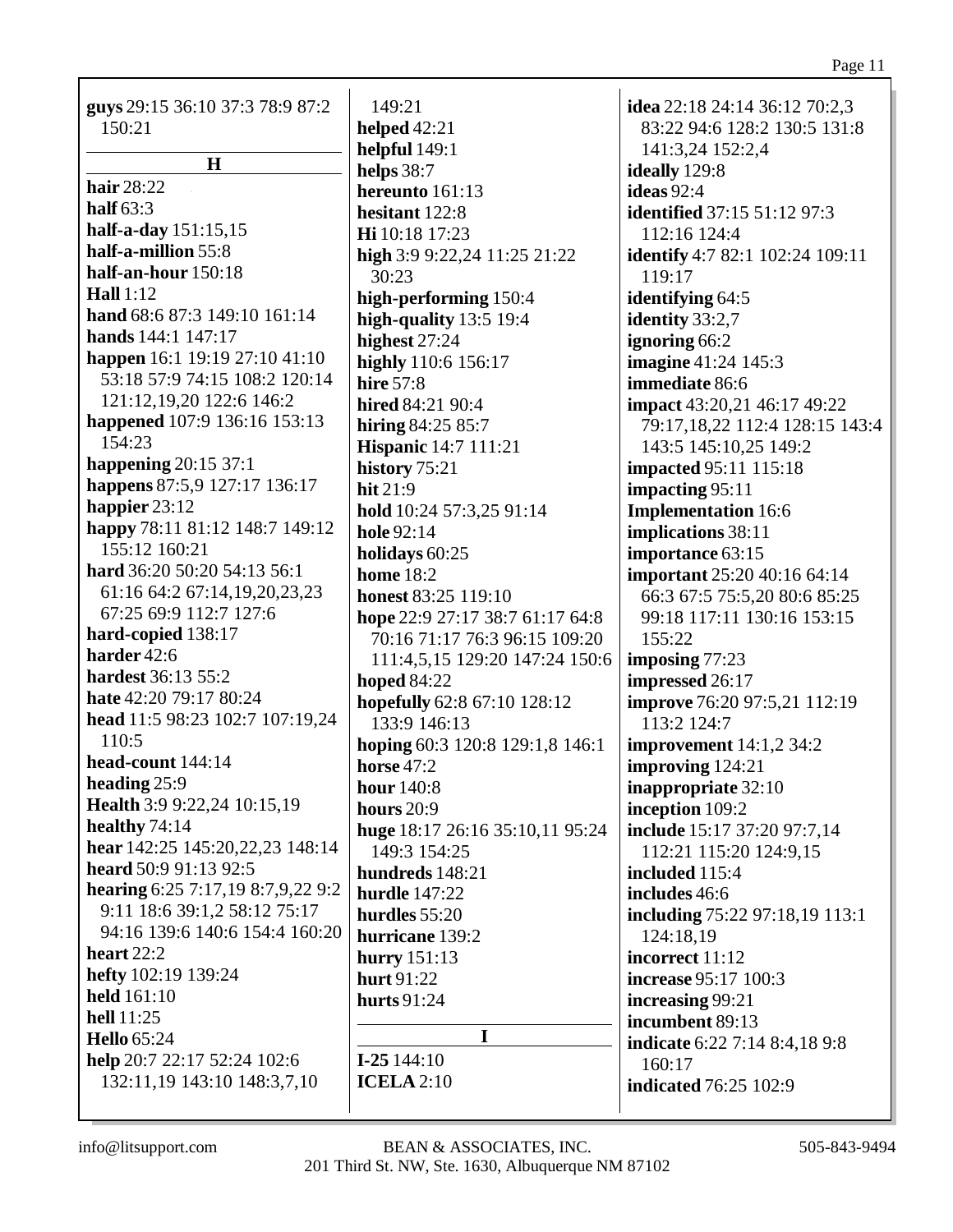**guys** 29:15 36:10 37:3 78:9 87:2 150:21

**H**

**hair** 28:22
**half** 63:3
**half-a-day** 151:15,15
**half-a-million** 55:8
**half-an-hour** 150:18
**Hall** 1:12
**hand** 68:6 87:3 149:10 161:14
**hands** 144:1 147:17
**happen** 16:1 19:19 27:10 41:10 53:18 57:9 74:15 108:2 120:14 121:12,19,20 122:6 146:2
**happened** 107:9 136:16 153:13 154:23
**happening** 20:15 37:1
**happens** 87:5,9 127:17 136:17
**happier** 23:12
**happy** 78:11 81:12 148:7 149:12 155:12 160:21
**hard** 36:20 50:20 54:13 56:1 61:16 64:2 67:14,19,20,23,23 67:25 69:9 112:7 127:6
**hard-copied** 138:17
**harder** 42:6
**hardest** 36:13 55:2
**hate** 42:20 79:17 80:24
**head** 11:5 98:23 102:7 107:19,24 110:5
**head-count** 144:14
**heading** 25:9
**Health** 3:9 9:22,24 10:15,19
**healthy** 74:14
**hear** 142:25 145:20,22,23 148:14
**heard** 50:9 91:13 92:5
**hearing** 6:25 7:17,19 8:7,9,22 9:2 9:11 18:6 39:1,2 58:12 75:17 94:16 139:6 140:6 154:4 160:20
**heart** 22:2
**hefty** 102:19 139:24
**held** 161:10
**hell** 11:25
**Hello** 65:24
**help** 20:7 22:17 52:24 102:6 132:11,19 143:10 148:3,7,10 149:21
**helped** 42:21
**helpful** 149:1
**helps** 38:7
**hereunto** 161:13
**hesitant** 122:8
**Hi** 10:18 17:23
**high** 3:9 9:22,24 11:25 21:22 30:23
**high-performing** 150:4
**high-quality** 13:5 19:4
**highest** 27:24
**highly** 110:6 156:17
**hire** 57:8
**hired** 84:21 90:4
**hiring** 84:25 85:7
**Hispanic** 14:7 111:21
**history** 75:21
**hit** 21:9
**hold** 10:24 57:3,25 91:14
**hole** 92:14
**holidays** 60:25
**home** 18:2
**honest** 83:25 119:10
**hope** 22:9 27:17 38:7 61:17 64:8 70:16 71:17 76:3 96:15 109:20 111:4,5,15 129:20 147:24 150:6
**hoped** 84:22
**hopefully** 62:8 67:10 128:12 133:9 146:13
**hoping** 60:3 120:8 129:1,8 146:1
**horse** 47:2
**hour** 140:8
**hours** 20:9
**huge** 18:17 26:16 35:10,11 95:24 149:3 154:25
**hundreds** 148:21
**hurdle** 147:22
**hurdles** 55:20
**hurricane** 139:2
**hurry** 151:13
**hurt** 91:22
**hurts** 91:24

**I**

**I-25** 144:10
**ICELA** 2:10
**idea** 22:18 24:14 36:12 70:2,3 83:22 94:6 128:2 130:5 131:8 141:3,24 152:2,4
**ideally** 129:8
**ideas** 92:4
**identified** 37:15 51:12 97:3 112:16 124:4
**identify** 4:7 82:1 102:24 109:11 119:17
**identifying** 64:5
**identity** 33:2,7
**ignoring** 66:2
**imagine** 41:24 145:3
**immediate** 86:6
**impact** 43:20,21 46:17 49:22 79:17,18,22 112:4 128:15 143:4 143:5 145:10,25 149:2
**impacted** 95:11 115:18
**impacting** 95:11
**Implementation** 16:6
**implications** 38:11
**importance** 63:15
**important** 25:20 40:16 64:14 66:3 67:5 75:5,20 80:6 85:25 99:18 117:11 130:16 153:15 155:22
**imposing** 77:23
**impressed** 26:17
**improve** 76:20 97:5,21 112:19 113:2 124:7
**improvement** 14:1,2 34:2
**improving** 124:21
**inappropriate** 32:10
**inception** 109:2
**include** 15:17 37:20 97:7,14 112:21 115:20 124:9,15
**included** 115:4
**includes** 46:6
**including** 75:22 97:18,19 113:1 124:18,19
**incorrect** 11:12
**increase** 95:17 100:3
**increasing** 99:21
**incumbent** 89:13
**indicate** 6:22 7:14 8:4,18 9:8 160:17
**indicated** 76:25 102:9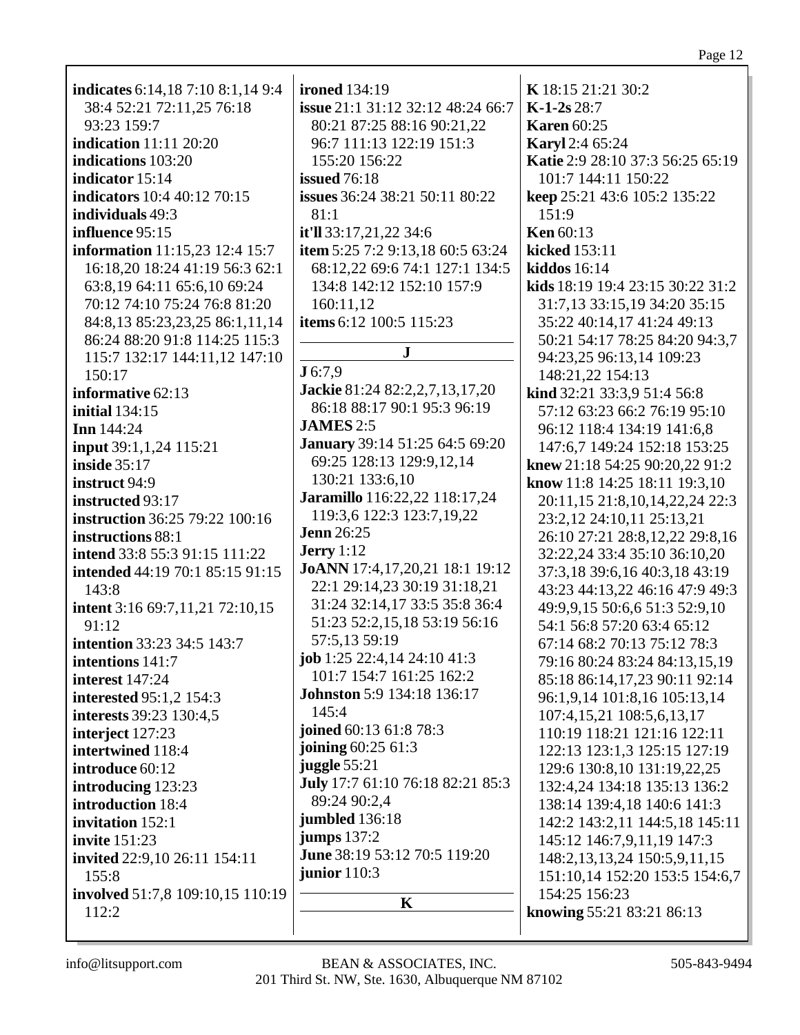**indicates** 6:14,18 7:10 8:1,14 9:4 38:4 52:21 72:11,25 76:18 93:23 159:7
**indication** 11:11 20:20
**indications** 103:20
**indicator** 15:14
**indicators** 10:4 40:12 70:15
**individuals** 49:3
**influence** 95:15
**information** 11:15,23 12:4 15:7 16:18,20 18:24 41:19 56:3 62:1 63:8,19 64:11 65:6,10 69:24 70:12 74:10 75:24 76:8 81:20 84:8,13 85:23,23,25 86:1,11,14 86:24 88:20 91:8 114:25 115:3 115:7 132:17 144:11,12 147:10 150:17
**informative** 62:13
**initial** 134:15
**Inn** 144:24
**input** 39:1,1,24 115:21
**inside** 35:17
**instruct** 94:9
**instructed** 93:17
**instruction** 36:25 79:22 100:16
**instructions** 88:1
**intend** 33:8 55:3 91:15 111:22
**intended** 44:19 70:1 85:15 91:15 143:8
**intent** 3:16 69:7,11,21 72:10,15 91:12
**intention** 33:23 34:5 143:7
**intentions** 141:7
**interest** 147:24
**interested** 95:1,2 154:3
**interests** 39:23 130:4,5
**interject** 127:23
**intertwined** 118:4
**introduce** 60:12
**introducing** 123:23
**introduction** 18:4
**invitation** 152:1
**invite** 151:23
**invited** 22:9,10 26:11 154:11 155:8
**involved** 51:7,8 109:10,15 110:19 112:2
**ironed** 134:19
**issue** 21:1 31:12 32:12 48:24 66:7 80:21 87:25 88:16 90:21,22 96:7 111:13 122:19 151:3 155:20 156:22
**issued** 76:18
**issues** 36:24 38:21 50:11 80:22 81:1
**it'll** 33:17,21,22 34:6
**item** 5:25 7:2 9:13,18 60:5 63:24 68:12,22 69:6 74:1 127:1 134:5 134:8 142:12 152:10 157:9 160:11,12
**items** 6:12 100:5 115:23

## J

**J** 6:7,9
**Jackie** 81:24 82:2,2,7,13,17,20 86:18 88:17 90:1 95:3 96:19
**JAMES** 2:5
**January** 39:14 51:25 64:5 69:20 69:25 128:13 129:9,12,14 130:21 133:6,10
**Jaramillo** 116:22,22 118:17,24 119:3,6 122:3 123:7,19,22
**Jenn** 26:25
**Jerry** 1:12
**JoANN** 17:4,17,20,21 18:1 19:12 22:1 29:14,23 30:19 31:18,21 31:24 32:14,17 33:5 35:8 36:4 51:23 52:2,15,18 53:19 56:16 57:5,13 59:19
**job** 1:25 22:4,14 24:10 41:3 101:7 154:7 161:25 162:2
**Johnston** 5:9 134:18 136:17 145:4
**joined** 60:13 61:8 78:3
**joining** 60:25 61:3
**juggle** 55:21
**July** 17:7 61:10 76:18 82:21 85:3 89:24 90:2,4
**jumbled** 136:18
**jumps** 137:2
**June** 38:19 53:12 70:5 119:20
**junior** 110:3

## K

**K** 18:15 21:21 30:2
**K-1-2s** 28:7
**Karen** 60:25
**Karyl** 2:4 65:24
**Katie** 2:9 28:10 37:3 56:25 65:19 101:7 144:11 150:22
**keep** 25:21 43:6 105:2 135:22 151:9
**Ken** 60:13
**kicked** 153:11
**kiddos** 16:14
**kids** 18:19 19:4 23:15 30:22 31:2 31:7,13 33:15,19 34:20 35:15 35:22 40:14,17 41:24 49:13 50:21 54:17 78:25 84:20 94:3,7 94:23,25 96:13,14 109:23 148:21,22 154:13
**kind** 32:21 33:3,9 51:4 56:8 57:12 63:23 66:2 76:19 95:10 96:12 118:4 134:19 141:6,8 147:6,7 149:24 152:18 153:25
**knew** 21:18 54:25 90:20,22 91:2
**know** 11:8 14:25 18:11 19:3,10 20:11,15 21:8,10,14,22,24 22:3 23:2,12 24:10,11 25:13,21 26:10 27:21 28:8,12,22 29:8,16 32:22,24 33:4 35:10 36:10,20 37:3,18 39:6,16 40:3,18 43:19 43:23 44:13,22 46:16 47:9 49:3 49:9,9,15 50:6,6 51:3 52:9,10 54:1 56:8 57:20 63:4 65:12 67:14 68:2 70:13 75:12 78:3 79:16 80:24 83:24 84:13,15,19 85:18 86:14,17,23 90:11 92:14 96:1,9,14 101:8,16 105:13,14 107:4,15,21 108:5,6,13,17 110:19 118:21 121:16 122:11 122:13 123:1,3 125:15 127:19 129:6 130:8,10 131:19,22,25 132:4,24 134:18 135:13 136:2 138:14 139:4,18 140:6 141:3 142:2 143:2,11 144:5,18 145:11 145:12 146:7,9,11,19 147:3 148:2,13,13,24 150:5,9,11,15 151:10,14 152:20 153:5 154:6,7 154:25 156:23
**knowing** 55:21 83:21 86:13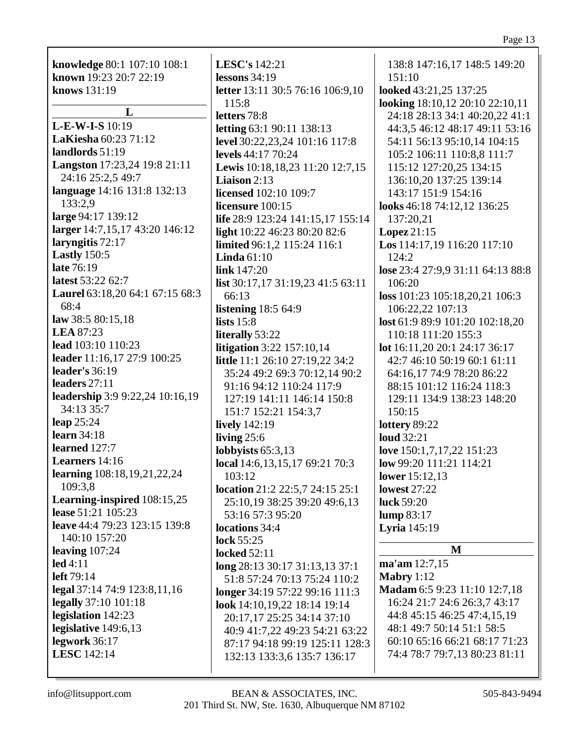**knowledge** 80:1 107:10 108:1
**known** 19:23 20:7 22:19
**knows** 131:19

## L

**L-E-W-I-S** 10:19
**LaKiesha** 60:23 71:12
**landlords** 51:19
**Langston** 17:23,24 19:8 21:11 24:16 25:2,5 49:7
**language** 14:16 131:8 132:13 133:2,9
**large** 94:17 139:12
**larger** 14:7,15,17 43:20 146:12
**laryngitis** 72:17
**Lastly** 150:5
**late** 76:19
**latest** 53:22 62:7
**Laurel** 63:18,20 64:1 67:15 68:3 68:4
**law** 38:5 80:15,18
**LEA** 87:23
**lead** 103:10 110:23
**leader** 11:16,17 27:9 100:25
**leader's** 36:19
**leaders** 27:11
**leadership** 3:9 9:22,24 10:16,19 34:13 35:7
**leap** 25:24
**learn** 34:18
**learned** 127:7
**Learners** 14:16
**learning** 108:18,19,21,22,24 109:3,8
**Learning-inspired** 108:15,25
**lease** 51:21 105:23
**leave** 44:4 79:23 123:15 139:8 140:10 157:20
**leaving** 107:24
**led** 4:11
**left** 79:14
**legal** 37:14 74:9 123:8,11,16
**legally** 37:10 101:18
**legislation** 142:23
**legislative** 149:6,13
**legwork** 36:17
**LESC** 142:14
**LESC's** 142:21
**lessons** 34:19
**letter** 13:11 30:5 76:16 106:9,10 115:8
**letters** 78:8
**letting** 63:1 90:11 138:13
**level** 30:22,23,24 101:16 117:8
**levels** 44:17 70:24
**Lewis** 10:18,18,23 11:20 12:7,15
**Liaison** 2:13
**licensed** 102:10 109:7
**licensure** 100:15
**life** 28:9 123:24 141:15,17 155:14
**light** 10:22 46:23 80:20 82:6
**limited** 96:1,2 115:24 116:1
**Linda** 61:10
**link** 147:20
**list** 30:17,17 31:19,23 41:5 63:11 66:13
**listening** 18:5 64:9
**lists** 15:8
**literally** 53:22
**litigation** 3:22 157:10,14
**little** 11:1 26:10 27:19,22 34:2 35:24 49:2 69:3 70:12,14 90:2 91:16 94:12 110:24 117:9 127:19 141:11 146:14 150:8 151:7 152:21 154:3,7
**lively** 142:19
**living** 25:6
**lobbyists** 65:3,13
**local** 14:6,13,15,17 69:21 70:3 103:12
**location** 21:2 22:5,7 24:15 25:1 25:10,19 38:25 39:20 49:6,13 53:16 57:3 95:20
**locations** 34:4
**lock** 55:25
**locked** 52:11
**long** 28:13 30:17 31:13,13 37:1 51:8 57:24 70:13 75:24 110:2
**longer** 34:19 57:22 99:16 111:3
**look** 14:10,19,22 18:14 19:14 20:17,17 25:25 34:14 37:10 40:9 41:7,22 49:23 54:21 63:22 87:17 94:18 99:19 125:11 128:3 132:13 133:3,6 135:7 136:17 138:8 147:16,17 148:5 149:20 151:10
**looked** 43:21,25 137:25
**looking** 18:10,12 20:10 22:10,11 24:18 28:13 34:1 40:20,22 41:1 44:3,5 46:12 48:17 49:11 53:16 54:11 56:13 95:10,14 104:15 105:2 106:11 110:8,8 111:7 115:12 127:20,25 134:15 136:10,20 137:25 139:14 143:17 151:9 154:16
**looks** 46:18 74:12,12 136:25 137:20,21
**Lopez** 21:15
**Los** 114:17,19 116:20 117:10 124:2
**lose** 23:4 27:9,9 31:11 64:13 88:8 106:20
**loss** 101:23 105:18,20,21 106:3 106:22,22 107:13
**lost** 61:9 89:9 101:20 102:18,20 110:18 111:20 155:3
**lot** 16:11,20 20:1 24:17 36:17 42:7 46:10 50:19 60:1 61:11 64:16,17 74:9 78:20 86:22 88:15 101:12 116:24 118:3 129:11 134:9 138:23 148:20 150:15
**lottery** 89:22
**loud** 32:21
**love** 150:1,7,17,22 151:23
**low** 99:20 111:21 114:21
**lower** 15:12,13
**lowest** 27:22
**luck** 59:20
**lump** 83:17
**Lyria** 145:19

## M

**ma'am** 12:7,15
**Mabry** 1:12
**Madam** 6:5 9:23 11:10 12:7,18 16:24 21:7 24:6 26:3,7 43:17 44:8 45:15 46:25 47:4,15,19 48:1 49:7 50:14 51:1 58:5 60:10 65:16 66:21 68:17 71:23 74:4 78:7 79:7,13 80:23 81:11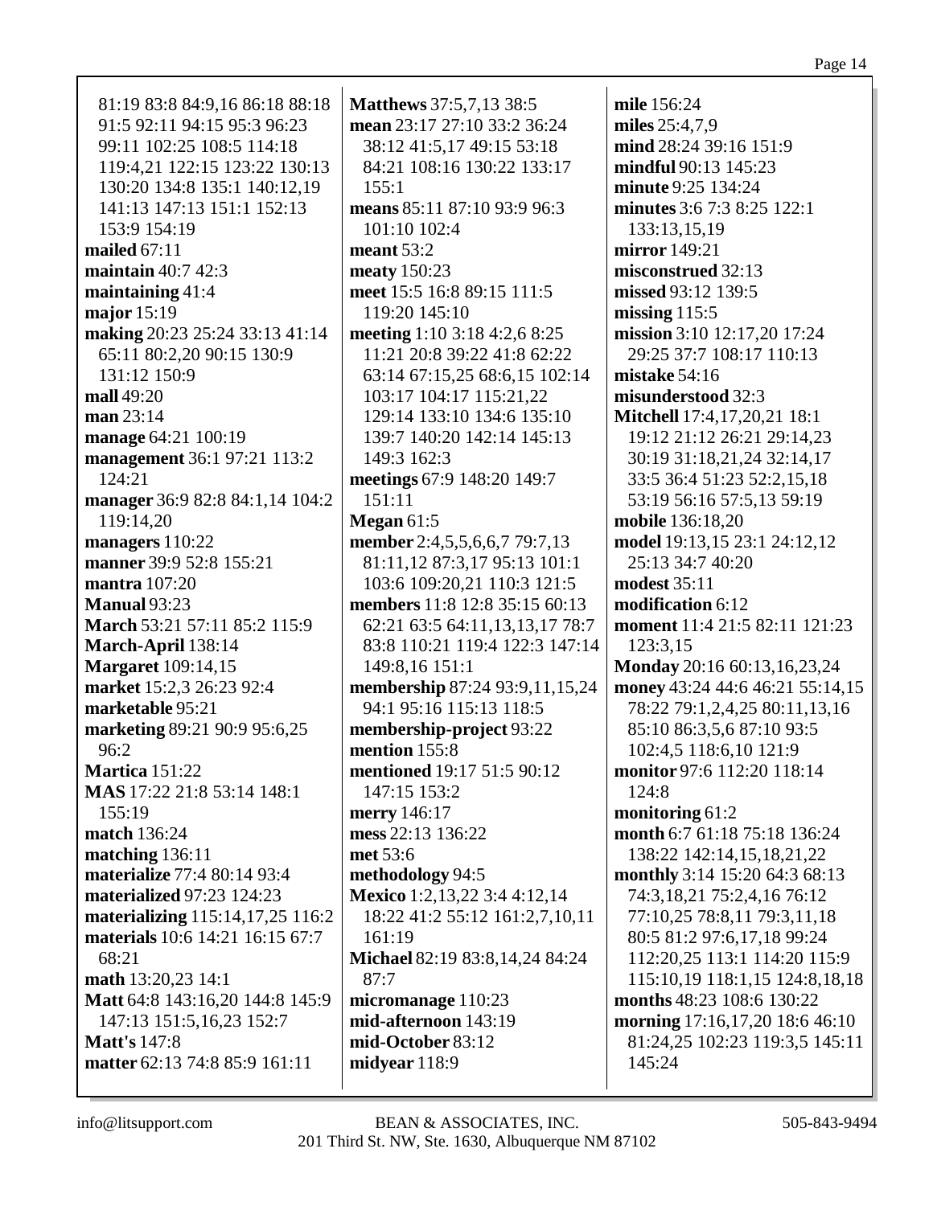81:19 83:8 84:9,16 86:18 88:18 91:5 92:11 94:15 95:3 96:23 99:11 102:25 108:5 114:18 119:4,21 122:15 123:22 130:13 130:20 134:8 135:1 140:12,19 141:13 147:13 151:1 152:13 153:9 154:19
**mailed** 67:11
**maintain** 40:7 42:3
**maintaining** 41:4
**major** 15:19
**making** 20:23 25:24 33:13 41:14 65:11 80:2,20 90:15 130:9 131:12 150:9
**mall** 49:20
**man** 23:14
**manage** 64:21 100:19
**management** 36:1 97:21 113:2 124:21
**manager** 36:9 82:8 84:1,14 104:2 119:14,20
**managers** 110:22
**manner** 39:9 52:8 155:21
**mantra** 107:20
**Manual** 93:23
**March** 53:21 57:11 85:2 115:9
**March-April** 138:14
**Margaret** 109:14,15
**market** 15:2,3 26:23 92:4
**marketable** 95:21
**marketing** 89:21 90:9 95:6,25 96:2
**Martica** 151:22
**MAS** 17:22 21:8 53:14 148:1 155:19
**match** 136:24
**matching** 136:11
**materialize** 77:4 80:14 93:4
**materialized** 97:23 124:23
**materializing** 115:14,17,25 116:2
**materials** 10:6 14:21 16:15 67:7 68:21
**math** 13:20,23 14:1
**Matt** 64:8 143:16,20 144:8 145:9 147:13 151:5,16,23 152:7
**Matt's** 147:8
**matter** 62:13 74:8 85:9 161:11
**Matthews** 37:5,7,13 38:5
**mean** 23:17 27:10 33:2 36:24 38:12 41:5,17 49:15 53:18 84:21 108:16 130:22 133:17 155:1
**means** 85:11 87:10 93:9 96:3 101:10 102:4
**meant** 53:2
**meaty** 150:23
**meet** 15:5 16:8 89:15 111:5 119:20 145:10
**meeting** 1:10 3:18 4:2,6 8:25 11:21 20:8 39:22 41:8 62:22 63:14 67:15,25 68:6,15 102:14 103:17 104:17 115:21,22 129:14 133:10 134:6 135:10 139:7 140:20 142:14 145:13 149:3 162:3
**meetings** 67:9 148:20 149:7 151:11
**Megan** 61:5
**member** 2:4,5,5,6,6,7 79:7,13 81:11,12 87:3,17 95:13 101:1 103:6 109:20,21 110:3 121:5
**members** 11:8 12:8 35:15 60:13 62:21 63:5 64:11,13,13,17 78:7 83:8 110:21 119:4 122:3 147:14 149:8,16 151:1
**membership** 87:24 93:9,11,15,24 94:1 95:16 115:13 118:5
**membership-project** 93:22
**mention** 155:8
**mentioned** 19:17 51:5 90:12 147:15 153:2
**merry** 146:17
**mess** 22:13 136:22
**met** 53:6
**methodology** 94:5
**Mexico** 1:2,13,22 3:4 4:12,14 18:22 41:2 55:12 161:2,7,10,11 161:19
**Michael** 82:19 83:8,14,24 84:24 87:7
**micromanage** 110:23
**mid-afternoon** 143:19
**mid-October** 83:12
**midyear** 118:9
**mile** 156:24
**miles** 25:4,7,9
**mind** 28:24 39:16 151:9
**mindful** 90:13 145:23
**minute** 9:25 134:24
**minutes** 3:6 7:3 8:25 122:1 133:13,15,19
**mirror** 149:21
**misconstrued** 32:13
**missed** 93:12 139:5
**missing** 115:5
**mission** 3:10 12:17,20 17:24 29:25 37:7 108:17 110:13
**mistake** 54:16
**misunderstood** 32:3
**Mitchell** 17:4,17,20,21 18:1 19:12 21:12 26:21 29:14,23 30:19 31:18,21,24 32:14,17 33:5 36:4 51:23 52:2,15,18 53:19 56:16 57:5,13 59:19
**mobile** 136:18,20
**model** 19:13,15 23:1 24:12,12 25:13 34:7 40:20
**modest** 35:11
**modification** 6:12
**moment** 11:4 21:5 82:11 121:23 123:3,15
**Monday** 20:16 60:13,16,23,24
**money** 43:24 44:6 46:21 55:14,15 78:22 79:1,2,4,25 80:11,13,16 85:10 86:3,5,6 87:10 93:5 102:4,5 118:6,10 121:9
**monitor** 97:6 112:20 118:14 124:8
**monitoring** 61:2
**month** 6:7 61:18 75:18 136:24 138:22 142:14,15,18,21,22
**monthly** 3:14 15:20 64:3 68:13 74:3,18,21 75:2,4,16 76:12 77:10,25 78:8,11 79:3,11,18 80:5 81:2 97:6,17,18 99:24 112:20,25 113:1 114:20 115:9 115:10,19 118:1,15 124:8,18,18
**months** 48:23 108:6 130:22
**morning** 17:16,17,20 18:6 46:10 81:24,25 102:23 119:3,5 145:11 145:24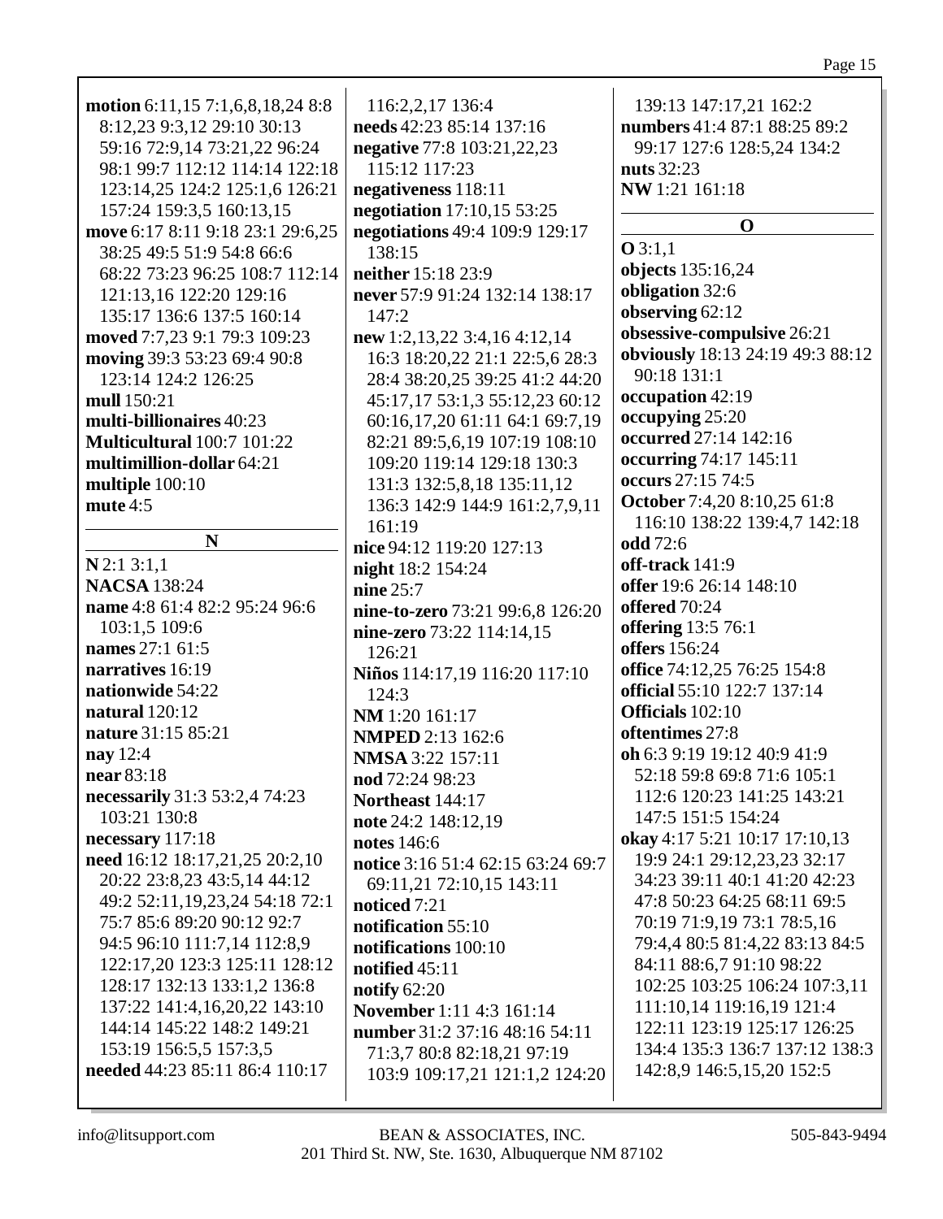**motion** 6:11,15 7:1,6,8,18,24 8:8 8:12,23 9:3,12 29:10 30:13 59:16 72:9,14 73:21,22 96:24 98:1 99:7 112:12 114:14 122:18 123:14,25 124:2 125:1,6 126:21 157:24 159:3,5 160:13,15
**move** 6:17 8:11 9:18 23:1 29:6,25 38:25 49:5 51:9 54:8 66:6 68:22 73:23 96:25 108:7 112:14 121:13,16 122:20 129:16 135:17 136:6 137:5 160:14
**moved** 7:7,23 9:1 79:3 109:23
**moving** 39:3 53:23 69:4 90:8 123:14 124:2 126:25
**mull** 150:21
**multi-billionaires** 40:23
**Multicultural** 100:7 101:22
**multimillion-dollar** 64:21
**multiple** 100:10
**mute** 4:5

**N**

**N** 2:1 3:1,1
**NACSA** 138:24
**name** 4:8 61:4 82:2 95:24 96:6 103:1,5 109:6
**names** 27:1 61:5
**narratives** 16:19
**nationwide** 54:22
**natural** 120:12
**nature** 31:15 85:21
**nay** 12:4
**near** 83:18
**necessarily** 31:3 53:2,4 74:23 103:21 130:8
**necessary** 117:18
**need** 16:12 18:17,21,25 20:2,10 20:22 23:8,23 43:5,14 44:12 49:2 52:11,19,23,24 54:18 72:1 75:7 85:6 89:20 90:12 92:7 94:5 96:10 111:7,14 112:8,9 122:17,20 123:3 125:11 128:12 128:17 132:13 133:1,2 136:8 137:22 141:4,16,20,22 143:10 144:14 145:22 148:2 149:21 153:19 156:5,5 157:3,5
**needed** 44:23 85:11 86:4 110:17 116:2,2,17 136:4
**needs** 42:23 85:14 137:16
**negative** 77:8 103:21,22,23 115:12 117:23
**negativeness** 118:11
**negotiation** 17:10,15 53:25
**negotiations** 49:4 109:9 129:17 138:15
**neither** 15:18 23:9
**never** 57:9 91:24 132:14 138:17 147:2
**new** 1:2,13,22 3:4,16 4:12,14 16:3 18:20,22 21:1 22:5,6 28:3 28:4 38:20,25 39:25 41:2 44:20 45:17,17 53:1,3 55:12,23 60:12 60:16,17,20 61:11 64:1 69:7,19 82:21 89:5,6,19 107:19 108:10 109:20 119:14 129:18 130:3 131:3 132:5,8,18 135:11,12 136:3 142:9 144:9 161:2,7,9,11 161:19
**nice** 94:12 119:20 127:13
**night** 18:2 154:24
**nine** 25:7
**nine-to-zero** 73:21 99:6,8 126:20
**nine-zero** 73:22 114:14,15 126:21
**Niños** 114:17,19 116:20 117:10 124:3
**NM** 1:20 161:17
**NMPED** 2:13 162:6
**NMSA** 3:22 157:11
**nod** 72:24 98:23
**Northeast** 144:17
**note** 24:2 148:12,19
**notes** 146:6
**notice** 3:16 51:4 62:15 63:24 69:7 69:11,21 72:10,15 143:11
**noticed** 7:21
**notification** 55:10
**notifications** 100:10
**notified** 45:11
**notify** 62:20
**November** 1:11 4:3 161:14
**number** 31:2 37:16 48:16 54:11 71:3,7 80:8 82:18,21 97:19 103:9 109:17,21 121:1,2 124:20 139:13 147:17,21 162:2
**numbers** 41:4 87:1 88:25 89:2 99:17 127:6 128:5,24 134:2
**nuts** 32:23
**NW** 1:21 161:18

**O**

**O** 3:1,1
**objects** 135:16,24
**obligation** 32:6
**observing** 62:12
**obsessive-compulsive** 26:21
**obviously** 18:13 24:19 49:3 88:12 90:18 131:1
**occupation** 42:19
**occupying** 25:20
**occurred** 27:14 142:16
**occurring** 74:17 145:11
**occurs** 27:15 74:5
**October** 7:4,20 8:10,25 61:8 116:10 138:22 139:4,7 142:18
**odd** 72:6
**off-track** 141:9
**offer** 19:6 26:14 148:10
**offered** 70:24
**offering** 13:5 76:1
**offers** 156:24
**office** 74:12,25 76:25 154:8
**official** 55:10 122:7 137:14
**Officials** 102:10
**oftentimes** 27:8
**oh** 6:3 9:19 19:12 40:9 41:9 52:18 59:8 69:8 71:6 105:1 112:6 120:23 141:25 143:21 147:5 151:5 154:24
**okay** 4:17 5:21 10:17 17:10,13 19:9 24:1 29:12,23,23 32:17 34:23 39:11 40:1 41:20 42:23 47:8 50:23 64:25 68:11 69:5 70:19 71:9,19 73:1 78:5,16 79:4,4 80:5 81:4,22 83:13 84:5 84:11 88:6,7 91:10 98:22 102:25 103:25 106:24 107:3,11 111:10,14 119:16,19 121:4 122:11 123:19 125:17 126:25 134:4 135:3 136:7 137:12 138:3 142:8,9 146:5,15,20 152:5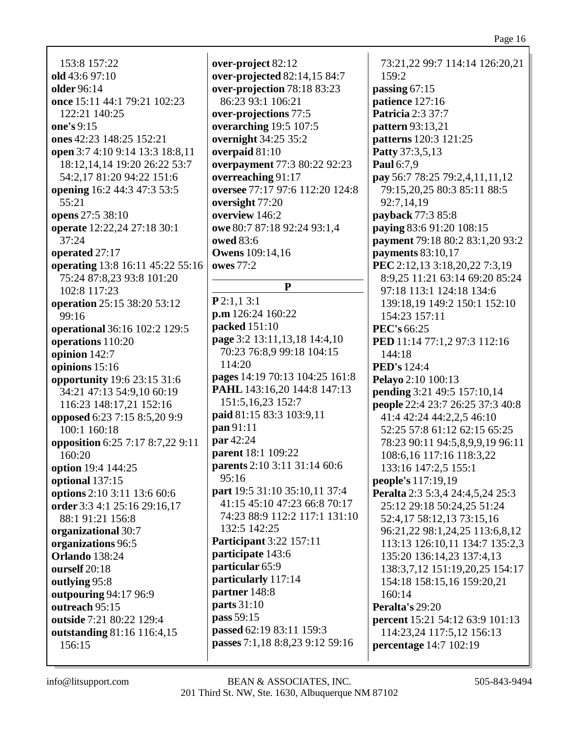153:8 157:22
**old** 43:6 97:10
**older** 96:14
**once** 15:11 44:1 79:21 102:23 122:21 140:25
**one's** 9:15
**ones** 42:23 148:25 152:21
**open** 3:7 4:10 9:14 13:3 18:8,11 18:12,14,14 19:20 26:22 53:7 54:2,17 81:20 94:22 151:6
**opening** 16:2 44:3 47:3 53:5 55:21
**opens** 27:5 38:10
**operate** 12:22,24 27:18 30:1 37:24
**operated** 27:17
**operating** 13:8 16:11 45:22 55:16 75:24 87:8,23 93:8 101:20 102:8 117:23
**operation** 25:15 38:20 53:12 99:16
**operational** 36:16 102:2 129:5
**operations** 110:20
**opinion** 142:7
**opinions** 15:16
**opportunity** 19:6 23:15 31:6 34:21 47:13 54:9,10 60:19 116:23 148:17,21 152:16
**opposed** 6:23 7:15 8:5,20 9:9 100:1 160:18
**opposition** 6:25 7:17 8:7,22 9:11 160:20
**option** 19:4 144:25
**optional** 137:15
**options** 2:10 3:11 13:6 60:6
**order** 3:3 4:1 25:16 29:16,17 88:1 91:21 156:8
**organizational** 30:7
**organizations** 96:5
**Orlando** 138:24
**ourself** 20:18
**outlying** 95:8
**outpouring** 94:17 96:9
**outreach** 95:15
**outside** 7:21 80:22 129:4
**outstanding** 81:16 116:4,15 156:15
**over-project** 82:12
**over-projected** 82:14,15 84:7
**over-projection** 78:18 83:23 86:23 93:1 106:21
**over-projections** 77:5
**overarching** 19:5 107:5
**overnight** 34:25 35:2
**overpaid** 81:10
**overpayment** 77:3 80:22 92:23
**overreaching** 91:17
**oversee** 77:17 97:6 112:20 124:8
**oversight** 77:20
**overview** 146:2
**owe** 80:7 87:18 92:24 93:1,4
**owed** 83:6
**Owens** 109:14,16
**owes** 77:2

## P

**P** 2:1,1 3:1
**p.m** 126:24 160:22
**packed** 151:10
**page** 3:2 13:11,13,18 14:4,10 70:23 76:8,9 99:18 104:15 114:20
**pages** 14:19 70:13 104:25 161:8
**PAHL** 143:16,20 144:8 147:13 151:5,16,23 152:7
**paid** 81:15 83:3 103:9,11
**pan** 91:11
**par** 42:24
**parent** 18:1 109:22
**parents** 2:10 3:11 31:14 60:6 95:16
**part** 19:5 31:10 35:10,11 37:4 41:15 45:10 47:23 66:8 70:17 74:23 88:9 112:2 117:1 131:10 132:5 142:25
**Participant** 3:22 157:11
**participate** 143:6
**particular** 65:9
**particularly** 117:14
**partner** 148:8
**parts** 31:10
**pass** 59:15
**passed** 62:19 83:11 159:3
**passes** 7:1,18 8:8,23 9:12 59:16
73:21,22 99:7 114:14 126:20,21 159:2
**passing** 67:15
**patience** 127:16
**Patricia** 2:3 37:7
**pattern** 93:13,21
**patterns** 120:3 121:25
**Patty** 37:3,5,13
**Paul** 6:7,9
**pay** 56:7 78:25 79:2,4,11,11,12 79:15,20,25 80:3 85:11 88:5 92:7,14,19
**payback** 77:3 85:8
**paying** 83:6 91:20 108:15
**payment** 79:18 80:2 83:1,20 93:2
**payments** 83:10,17
**PEC** 2:12,13 3:18,20,22 7:3,19 8:9,25 11:21 63:14 69:20 85:24 97:18 113:1 124:18 134:6 139:18,19 149:2 150:1 152:10 154:23 157:11
**PEC's** 66:25
**PED** 11:14 77:1,2 97:3 112:16 144:18
**PED's** 124:4
**Pelayo** 2:10 100:13
**pending** 3:21 49:5 157:10,14
**people** 22:4 23:7 26:25 37:3 40:8 41:4 42:24 44:2,2,5 46:10 52:25 57:8 61:12 62:15 65:25 78:23 90:11 94:5,8,9,9,19 96:11 108:6,16 117:16 118:3,22 133:16 147:2,5 155:1
**people's** 117:19,19
**Peralta** 2:3 5:3,4 24:4,5,24 25:3 25:12 29:18 50:24,25 51:24 52:4,17 58:12,13 73:15,16 96:21,22 98:1,24,25 113:6,8,12 113:13 126:10,11 134:7 135:2,3 135:20 136:14,23 137:4,13 138:3,7,12 151:19,20,25 154:17 154:18 158:15,16 159:20,21 160:14
**Peralta's** 29:20
**percent** 15:21 54:12 63:9 101:13 114:23,24 117:5,12 156:13
**percentage** 14:7 102:19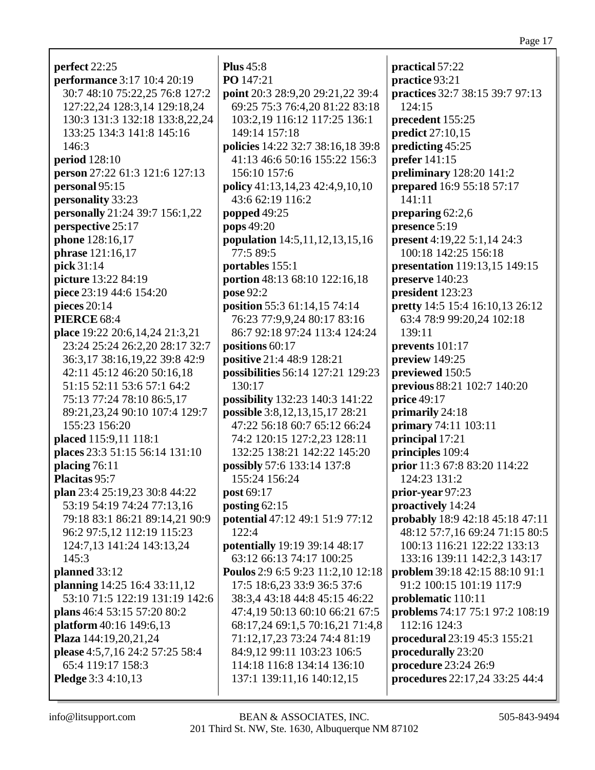**perfect** 22:25
**performance** 3:17 10:4 20:19 30:7 48:10 75:22,25 76:8 127:2 127:22,24 128:3,14 129:18,24 130:3 131:3 132:18 133:8,22,24 133:25 134:3 141:8 145:16 146:3
**period** 128:10
**person** 27:22 61:3 121:6 127:13
**personal** 95:15
**personality** 33:23
**personally** 21:24 39:7 156:1,22
**perspective** 25:17
**phone** 128:16,17
**phrase** 121:16,17
**pick** 31:14
**picture** 13:22 84:19
**piece** 23:19 44:6 154:20
**pieces** 20:14
**PIERCE** 68:4
**place** 19:22 20:6,14,24 21:3,21 23:24 25:24 26:2,20 28:17 32:7 36:3,17 38:16,19,22 39:8 42:9 42:11 45:12 46:20 50:16,18 51:15 52:11 53:6 57:1 64:2 75:13 77:24 78:10 86:5,17 89:21,23,24 90:10 107:4 129:7 155:23 156:20
**placed** 115:9,11 118:1
**places** 23:3 51:15 56:14 131:10
**placing** 76:11
**Placitas** 95:7
**plan** 23:4 25:19,23 30:8 44:22 53:19 54:19 74:24 77:13,16 79:18 83:1 86:21 89:14,21 90:9 96:2 97:5,12 112:19 115:23 124:7,13 141:24 143:13,24 145:3
**planned** 33:12
**planning** 14:25 16:4 33:11,12 53:10 71:5 122:19 131:19 142:6
**plans** 46:4 53:15 57:20 80:2
**platform** 40:16 149:6,13
**Plaza** 144:19,20,21,24
**please** 4:5,7,16 24:2 57:25 58:4 65:4 119:17 158:3
**Pledge** 3:3 4:10,13
**Plus** 45:8
**PO** 147:21
**point** 20:3 28:9,20 29:21,22 39:4 69:25 75:3 76:4,20 81:22 83:18 103:2,19 116:12 117:25 136:1 149:14 157:18
**policies** 14:22 32:7 38:16,18 39:8 41:13 46:6 50:16 155:22 156:3 156:10 157:6
**policy** 41:13,14,23 42:4,9,10,10 43:6 62:19 116:2
**popped** 49:25
**pops** 49:20
**population** 14:5,11,12,13,15,16 77:5 89:5
**portables** 155:1
**portion** 48:13 68:10 122:16,18
**pose** 92:2
**position** 55:3 61:14,15 74:14 76:23 77:9,9,24 80:17 83:16 86:7 92:18 97:24 113:4 124:24
**positions** 60:17
**positive** 21:4 48:9 128:21
**possibilities** 56:14 127:21 129:23 130:17
**possibility** 132:23 140:3 141:22
**possible** 3:8,12,13,15,17 28:21 47:22 56:18 60:7 65:12 66:24 74:2 120:15 127:2,23 128:11 132:25 138:21 142:22 145:20
**possibly** 57:6 133:14 137:8 155:24 156:24
**post** 69:17
**posting** 62:15
**potential** 47:12 49:1 51:9 77:12 122:4
**potentially** 19:19 39:14 48:17 63:12 66:13 74:17 100:25
**Poulos** 2:9 6:5 9:23 11:2,10 12:18 17:5 18:6,23 33:9 36:5 37:6 38:3,4 43:18 44:8 45:15 46:22 47:4,19 50:13 60:10 66:21 67:5 68:17,24 69:1,5 70:16,21 71:4,8 71:12,17,23 73:24 74:4 81:19 84:9,12 99:11 103:23 106:5 114:18 116:8 134:14 136:10 137:1 139:11,16 140:12,15
**practical** 57:22
**practice** 93:21
**practices** 32:7 38:15 39:7 97:13 124:15
**precedent** 155:25
**predict** 27:10,15
**predicting** 45:25
**prefer** 141:15
**preliminary** 128:20 141:2
**prepared** 16:9 55:18 57:17 141:11
**preparing** 62:2,6
**presence** 5:19
**present** 4:19,22 5:1,14 24:3 100:18 142:25 156:18
**presentation** 119:13,15 149:15
**preserve** 140:23
**president** 123:23
**pretty** 14:5 15:4 16:10,13 26:12 63:4 78:9 99:20,24 102:18 139:11
**prevents** 101:17
**preview** 149:25
**previewed** 150:5
**previous** 88:21 102:7 140:20
**price** 49:17
**primarily** 24:18
**primary** 74:11 103:11
**principal** 17:21
**principles** 109:4
**prior** 11:3 67:8 83:20 114:22 124:23 131:2
**prior-year** 97:23
**proactively** 14:24
**probably** 18:9 42:18 45:18 47:11 48:12 57:7,16 69:24 71:15 80:5 100:13 116:21 122:22 133:13 133:16 139:11 142:2,3 143:17
**problem** 39:18 42:15 88:10 91:1 91:2 100:15 101:19 117:9
**problematic** 110:11
**problems** 74:17 75:1 97:2 108:19 112:16 124:3
**procedural** 23:19 45:3 155:21
**procedurally** 23:20
**procedure** 23:24 26:9
**procedures** 22:17,24 33:25 44:4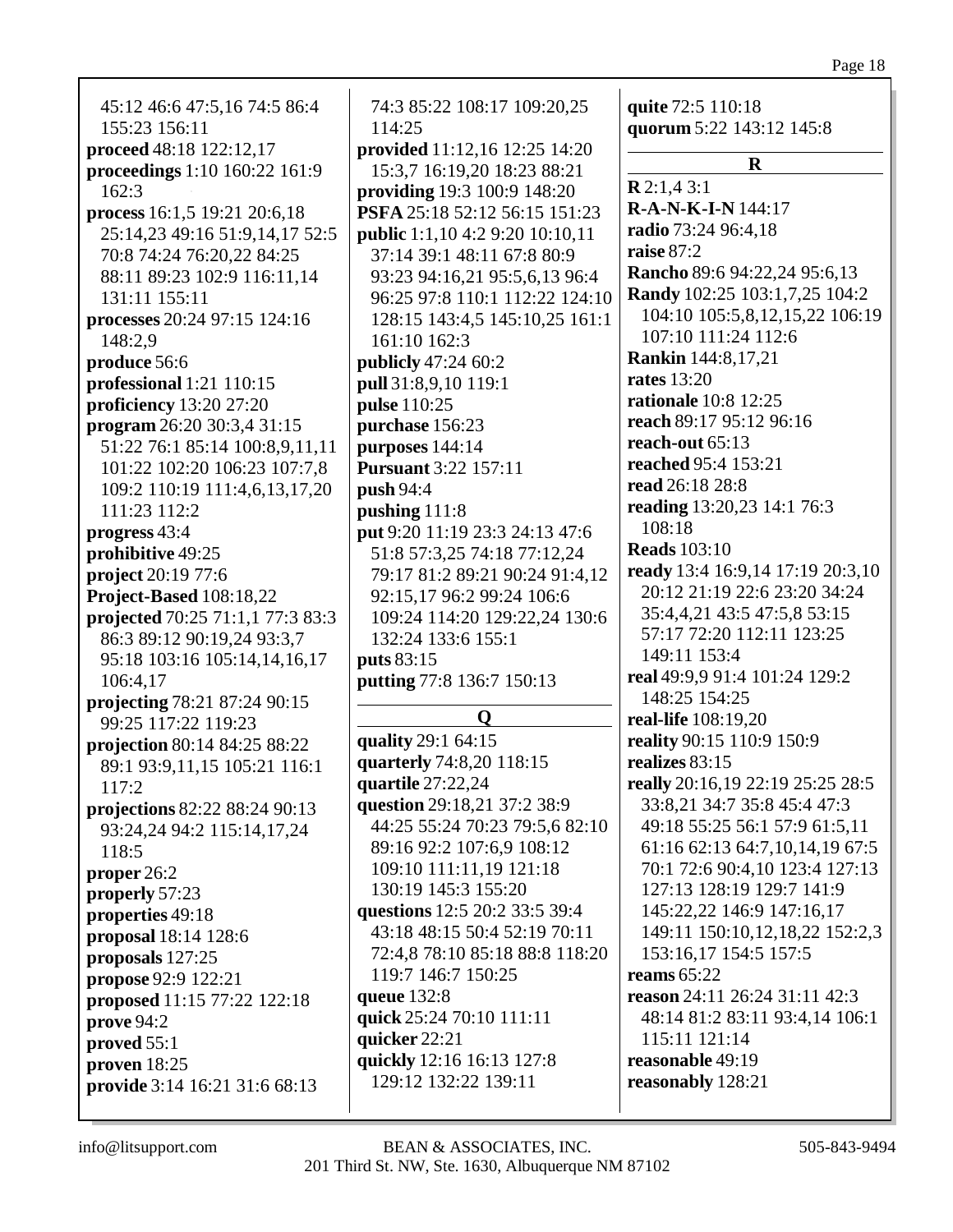45:12 46:6 47:5,16 74:5 86:4 155:23 156:11
**proceed** 48:18 122:12,17
**proceedings** 1:10 160:22 161:9 162:3
**process** 16:1,5 19:21 20:6,18 25:14,23 49:16 51:9,14,17 52:5 70:8 74:24 76:20,22 84:25 88:11 89:23 102:9 116:11,14 131:11 155:11
**processes** 20:24 97:15 124:16 148:2,9
**produce** 56:6
**professional** 1:21 110:15
**proficiency** 13:20 27:20
**program** 26:20 30:3,4 31:15 51:22 76:1 85:14 100:8,9,11,11 101:22 102:20 106:23 107:7,8 109:2 110:19 111:4,6,13,17,20 111:23 112:2
**progress** 43:4
**prohibitive** 49:25
**project** 20:19 77:6
**Project-Based** 108:18,22
**projected** 70:25 71:1,1 77:3 83:3 86:3 89:12 90:19,24 93:3,7 95:18 103:16 105:14,14,16,17 106:4,17
**projecting** 78:21 87:24 90:15 99:25 117:22 119:23
**projection** 80:14 84:25 88:22 89:1 93:9,11,15 105:21 116:1 117:2
**projections** 82:22 88:24 90:13 93:24,24 94:2 115:14,17,24 118:5
**proper** 26:2
**properly** 57:23
**properties** 49:18
**proposal** 18:14 128:6
**proposals** 127:25
**propose** 92:9 122:21
**proposed** 11:15 77:22 122:18
**prove** 94:2
**proved** 55:1
**proven** 18:25
**provide** 3:14 16:21 31:6 68:13 74:3 85:22 108:17 109:20,25 114:25
**provided** 11:12,16 12:25 14:20 15:3,7 16:19,20 18:23 88:21
**providing** 19:3 100:9 148:20
**PSFA** 25:18 52:12 56:15 151:23
**public** 1:1,10 4:2 9:20 10:10,11 37:14 39:1 48:11 67:8 80:9 93:23 94:16,21 95:5,6,13 96:4 96:25 97:8 110:1 112:22 124:10 128:15 143:4,5 145:10,25 161:1 161:10 162:3
**publicly** 47:24 60:2
**pull** 31:8,9,10 119:1
**pulse** 110:25
**purchase** 156:23
**purposes** 144:14
**Pursuant** 3:22 157:11
**push** 94:4
**pushing** 111:8
**put** 9:20 11:19 23:3 24:13 47:6 51:8 57:3,25 74:18 77:12,24 79:17 81:2 89:21 90:24 91:4,12 92:15,17 96:2 99:24 106:6 109:24 114:20 129:22,24 130:6 132:24 133:6 155:1
**puts** 83:15
**putting** 77:8 136:7 150:13

## Q

**quality** 29:1 64:15
**quarterly** 74:8,20 118:15
**quartile** 27:22,24
**question** 29:18,21 37:2 38:9 44:25 55:24 70:23 79:5,6 82:10 89:16 92:2 107:6,9 108:12 109:10 111:11,19 121:18 130:19 145:3 155:20
**questions** 12:5 20:2 33:5 39:4 43:18 48:15 50:4 52:19 70:11 72:4,8 78:10 85:18 88:8 118:20 119:7 146:7 150:25
**queue** 132:8
**quick** 25:24 70:10 111:11
**quicker** 22:21
**quickly** 12:16 16:13 127:8 129:12 132:22 139:11
**quite** 72:5 110:18
**quorum** 5:22 143:12 145:8

## R

**R** 2:1,4 3:1
**R-A-N-K-I-N** 144:17
**radio** 73:24 96:4,18
**raise** 87:2
**Rancho** 89:6 94:22,24 95:6,13
**Randy** 102:25 103:1,7,25 104:2 104:10 105:5,8,12,15,22 106:19 107:10 111:24 112:6
**Rankin** 144:8,17,21
**rates** 13:20
**rationale** 10:8 12:25
**reach** 89:17 95:12 96:16
**reach-out** 65:13
**reached** 95:4 153:21
**read** 26:18 28:8
**reading** 13:20,23 14:1 76:3 108:18
**Reads** 103:10
**ready** 13:4 16:9,14 17:19 20:3,10 20:12 21:19 22:6 23:20 34:24 35:4,4,21 43:5 47:5,8 53:15 57:17 72:20 112:11 123:25 149:11 153:4
**real** 49:9,9 91:4 101:24 129:2 148:25 154:25
**real-life** 108:19,20
**reality** 90:15 110:9 150:9
**realizes** 83:15
**really** 20:16,19 22:19 25:25 28:5 33:8,21 34:7 35:8 45:4 47:3 49:18 55:25 56:1 57:9 61:5,11 61:16 62:13 64:7,10,14,19 67:5 70:1 72:6 90:4,10 123:4 127:13 127:13 128:19 129:7 141:9 145:22,22 146:9 147:16,17 149:11 150:10,12,18,22 152:2,3 153:16,17 154:5 157:5
**reams** 65:22
**reason** 24:11 26:24 31:11 42:3 48:14 81:2 83:11 93:4,14 106:1 115:11 121:14
**reasonable** 49:19
**reasonably** 128:21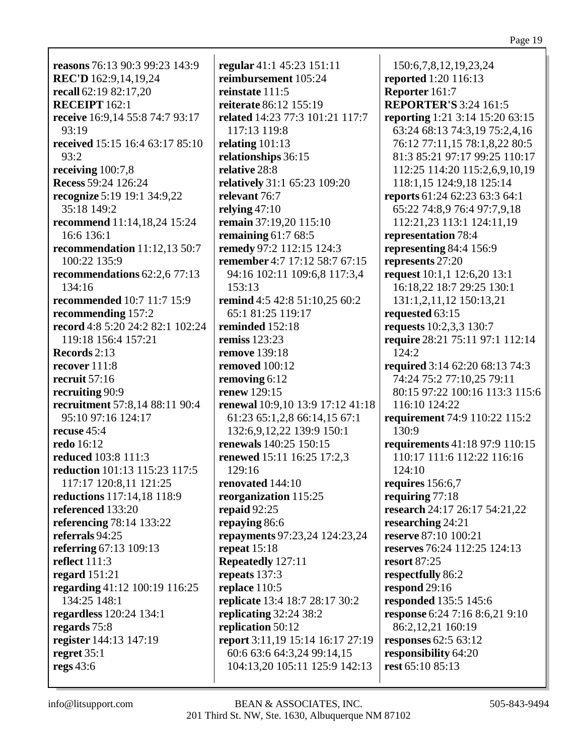**reasons** 76:13 90:3 99:23 143:9
**REC'D** 162:9,14,19,24
**recall** 62:19 82:17,20
**RECEIPT** 162:1
**receive** 16:9,14 55:8 74:7 93:17 93:19
**received** 15:15 16:4 63:17 85:10 93:2
**receiving** 100:7,8
**Recess** 59:24 126:24
**recognize** 5:19 19:1 34:9,22 35:18 149:2
**recommend** 11:14,18,24 15:24 16:6 136:1
**recommendation** 11:12,13 50:7 100:22 135:9
**recommendations** 62:2,6 77:13 134:16
**recommended** 10:7 11:7 15:9
**recommending** 157:2
**record** 4:8 5:20 24:2 82:1 102:24 119:18 156:4 157:21
**Records** 2:13
**recover** 111:8
**recruit** 57:16
**recruiting** 90:9
**recruitment** 57:8,14 88:11 90:4 95:10 97:16 124:17
**recuse** 45:4
**redo** 16:12
**reduced** 103:8 111:3
**reduction** 101:13 115:23 117:5 117:17 120:8,11 121:25
**reductions** 117:14,18 118:9
**referenced** 133:20
**referencing** 78:14 133:22
**referrals** 94:25
**referring** 67:13 109:13
**reflect** 111:3
**regard** 151:21
**regarding** 41:12 100:19 116:25 134:25 148:1
**regardless** 120:24 134:1
**regards** 75:8
**register** 144:13 147:19
**regret** 35:1
**regs** 43:6
**regular** 41:1 45:23 151:11
**reimbursement** 105:24
**reinstate** 111:5
**reiterate** 86:12 155:19
**related** 14:23 77:3 101:21 117:7 117:13 119:8
**relating** 101:13
**relationships** 36:15
**relative** 28:8
**relatively** 31:1 65:23 109:20
**relevant** 76:7
**relying** 47:10
**remain** 37:19,20 115:10
**remaining** 61:7 68:5
**remedy** 97:2 112:15 124:3
**remember** 4:7 17:12 58:7 67:15 94:16 102:11 109:6,8 117:3,4 153:13
**remind** 4:5 42:8 51:10,25 60:2 65:1 81:25 119:17
**reminded** 152:18
**remiss** 123:23
**remove** 139:18
**removed** 100:12
**removing** 6:12
**renew** 129:15
**renewal** 10:9,10 13:9 17:12 41:18 61:23 65:1,2,8 66:14,15 67:1 132:6,9,12,22 139:9 150:1
**renewals** 140:25 150:15
**renewed** 15:11 16:25 17:2,3 129:16
**renovated** 144:10
**reorganization** 115:25
**repaid** 92:25
**repaying** 86:6
**repayments** 97:23,24 124:23,24
**repeat** 15:18
**Repeatedly** 127:11
**repeats** 137:3
**replace** 110:5
**replicate** 13:4 18:7 28:17 30:2
**replicating** 32:24 38:2
**replication** 50:12
**report** 3:11,19 15:14 16:17 27:19 60:6 63:6 64:3,24 99:14,15 104:13,20 105:11 125:9 142:13 150:6,7,8,12,19,23,24
**reported** 1:20 116:13
**Reporter** 161:7
**REPORTER'S** 3:24 161:5
**reporting** 1:21 3:14 15:20 63:15 63:24 68:13 74:3,19 75:2,4,16 76:12 77:11,15 78:1,8,22 80:5 81:3 85:21 97:17 99:25 110:17 112:25 114:20 115:2,6,9,10,19 118:1,15 124:9,18 125:14
**reports** 61:24 62:23 63:3 64:1 65:22 74:8,9 76:4 97:7,9,18 112:21,23 113:1 124:11,19
**representation** 78:4
**representing** 84:4 156:9
**represents** 27:20
**request** 10:1,1 12:6,20 13:1 16:18,22 18:7 29:25 130:1 131:1,2,11,12 150:13,21
**requested** 63:15
**requests** 10:2,3,3 130:7
**require** 28:21 75:11 97:1 112:14 124:2
**required** 3:14 62:20 68:13 74:3 74:24 75:2 77:10,25 79:11 80:15 97:22 100:16 113:3 115:6 116:10 124:22
**requirement** 74:9 110:22 115:2 130:9
**requirements** 41:18 97:9 110:15 110:17 111:6 112:22 116:16 124:10
**requires** 156:6,7
**requiring** 77:18
**research** 24:17 26:17 54:21,22
**researching** 24:21
**reserve** 87:10 100:21
**reserves** 76:24 112:25 124:13
**resort** 87:25
**respectfully** 86:2
**respond** 29:16
**responded** 135:5 145:6
**response** 6:24 7:16 8:6,21 9:10 86:2,12,21 160:19
**responses** 62:5 63:12
**responsibility** 64:20
**rest** 65:10 85:13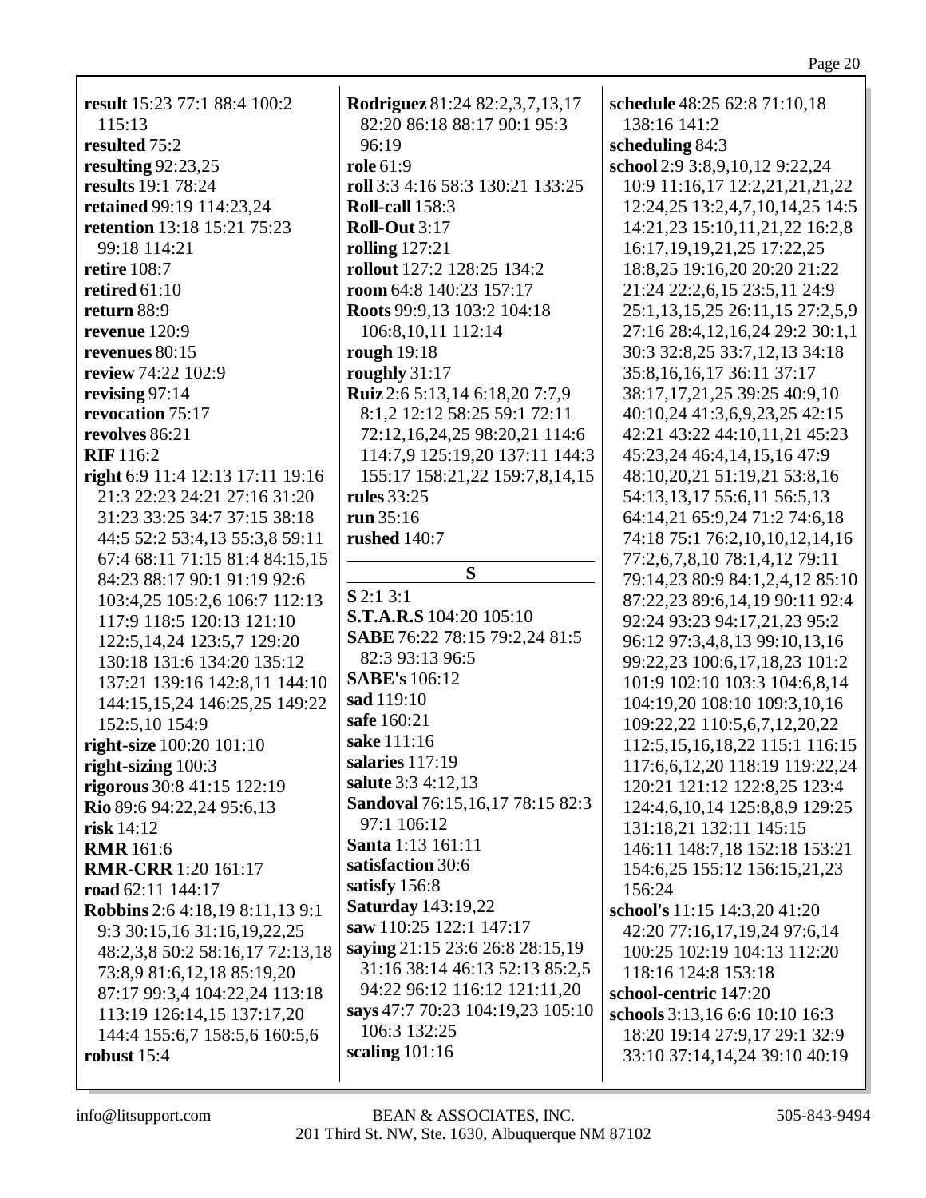**result** 15:23 77:1 88:4 100:2 115:13
**resulted** 75:2
**resulting** 92:23,25
**results** 19:1 78:24
**retained** 99:19 114:23,24
**retention** 13:18 15:21 75:23 99:18 114:21
**retire** 108:7
**retired** 61:10
**return** 88:9
**revenue** 120:9
**revenues** 80:15
**review** 74:22 102:9
**revising** 97:14
**revocation** 75:17
**revolves** 86:21
**RIF** 116:2
**right** 6:9 11:4 12:13 17:11 19:16 21:3 22:23 24:21 27:16 31:20 31:23 33:25 34:7 37:15 38:18 44:5 52:2 53:4,13 55:3,8 59:11 67:4 68:11 71:15 81:4 84:15,15 84:23 88:17 90:1 91:19 92:6 103:4,25 105:2,6 106:7 112:13 117:9 118:5 120:13 121:10 122:5,14,24 123:5,7 129:20 130:18 131:6 134:20 135:12 137:21 139:16 142:8,11 144:10 144:15,15,24 146:25,25 149:22 152:5,10 154:9
**right-size** 100:20 101:10
**right-sizing** 100:3
**rigorous** 30:8 41:15 122:19
**Rio** 89:6 94:22,24 95:6,13
**risk** 14:12
**RMR** 161:6
**RMR-CRR** 1:20 161:17
**road** 62:11 144:17
**Robbins** 2:6 4:18,19 8:11,13 9:1 9:3 30:15,16 31:16,19,22,25 48:2,3,8 50:2 58:16,17 72:13,18 73:8,9 81:6,12,18 85:19,20 87:17 99:3,4 104:22,24 113:18 113:19 126:14,15 137:17,20 144:4 155:6,7 158:5,6 160:5,6
**robust** 15:4
**Rodriguez** 81:24 82:2,3,7,13,17 82:20 86:18 88:17 90:1 95:3 96:19
**role** 61:9
**roll** 3:3 4:16 58:3 130:21 133:25
**Roll-call** 158:3
**Roll-Out** 3:17
**rolling** 127:21
**rollout** 127:2 128:25 134:2
**room** 64:8 140:23 157:17
**Roots** 99:9,13 103:2 104:18 106:8,10,11 112:14
**rough** 19:18
**roughly** 31:17
**Ruiz** 2:6 5:13,14 6:18,20 7:7,9 8:1,2 12:12 58:25 59:1 72:11 72:12,16,24,25 98:20,21 114:6 114:7,9 125:19,20 137:11 144:3 155:17 158:21,22 159:7,8,14,15
**rules** 33:25
**run** 35:16
**rushed** 140:7

## S

**S** 2:1 3:1
**S.T.A.R.S** 104:20 105:10
**SABE** 76:22 78:15 79:2,24 81:5 82:3 93:13 96:5
**SABE's** 106:12
**sad** 119:10
**safe** 160:21
**sake** 111:16
**salaries** 117:19
**salute** 3:3 4:12,13
**Sandoval** 76:15,16,17 78:15 82:3 97:1 106:12
**Santa** 1:13 161:11
**satisfaction** 30:6
**satisfy** 156:8
**Saturday** 143:19,22
**saw** 110:25 122:1 147:17
**saying** 21:15 23:6 26:8 28:15,19 31:16 38:14 46:13 52:13 85:2,5 94:22 96:12 116:12 121:11,20
**says** 47:7 70:23 104:19,23 105:10 106:3 132:25
**scaling** 101:16
**schedule** 48:25 62:8 71:10,18 138:16 141:2
**scheduling** 84:3
**school** 2:9 3:8,9,10,12 9:22,24 10:9 11:16,17 12:2,21,21,21,22 12:24,25 13:2,4,7,10,14,25 14:5 14:21,23 15:10,11,21,22 16:2,8 16:17,19,19,21,25 17:22,25 18:8,25 19:16,20 20:20 21:22 21:24 22:2,6,15 23:5,11 24:9 25:1,13,15,25 26:11,15 27:2,5,9 27:16 28:4,12,16,24 29:2 30:1,1 30:3 32:8,25 33:7,12,13 34:18 35:8,16,16,17 36:11 37:17 38:17,17,21,25 39:25 40:9,10 40:10,24 41:3,6,9,23,25 42:15 42:21 43:22 44:10,11,21 45:23 45:23,24 46:4,14,15,16 47:9 48:10,20,21 51:19,21 53:8,16 54:13,13,17 55:6,11 56:5,13 64:14,21 65:9,24 71:2 74:6,18 74:18 75:1 76:2,10,10,12,14,16 77:2,6,7,8,10 78:1,4,12 79:11 79:14,23 80:9 84:1,2,4,12 85:10 87:22,23 89:6,14,19 90:11 92:4 92:24 93:23 94:17,21,23 95:2 96:12 97:3,4,8,13 99:10,13,16 99:22,23 100:6,17,18,23 101:2 101:9 102:10 103:3 104:6,8,14 104:19,20 108:10 109:3,10,16 109:22,22 110:5,6,7,12,20,22 112:5,15,16,18,22 115:1 116:15 117:6,6,12,20 118:19 119:22,24 120:21 121:12 122:8,25 123:4 124:4,6,10,14 125:8,8,9 129:25 131:18,21 132:11 145:15 146:11 148:7,18 152:18 153:21 154:6,25 155:12 156:15,21,23 156:24
**school's** 11:15 14:3,20 41:20 42:20 77:16,17,19,24 97:6,14 100:25 102:19 104:13 112:20 118:16 124:8 153:18
**school-centric** 147:20
**schools** 3:13,16 6:6 10:10 16:3 18:20 19:14 27:9,17 29:1 32:9 33:10 37:14,14,24 39:10 40:19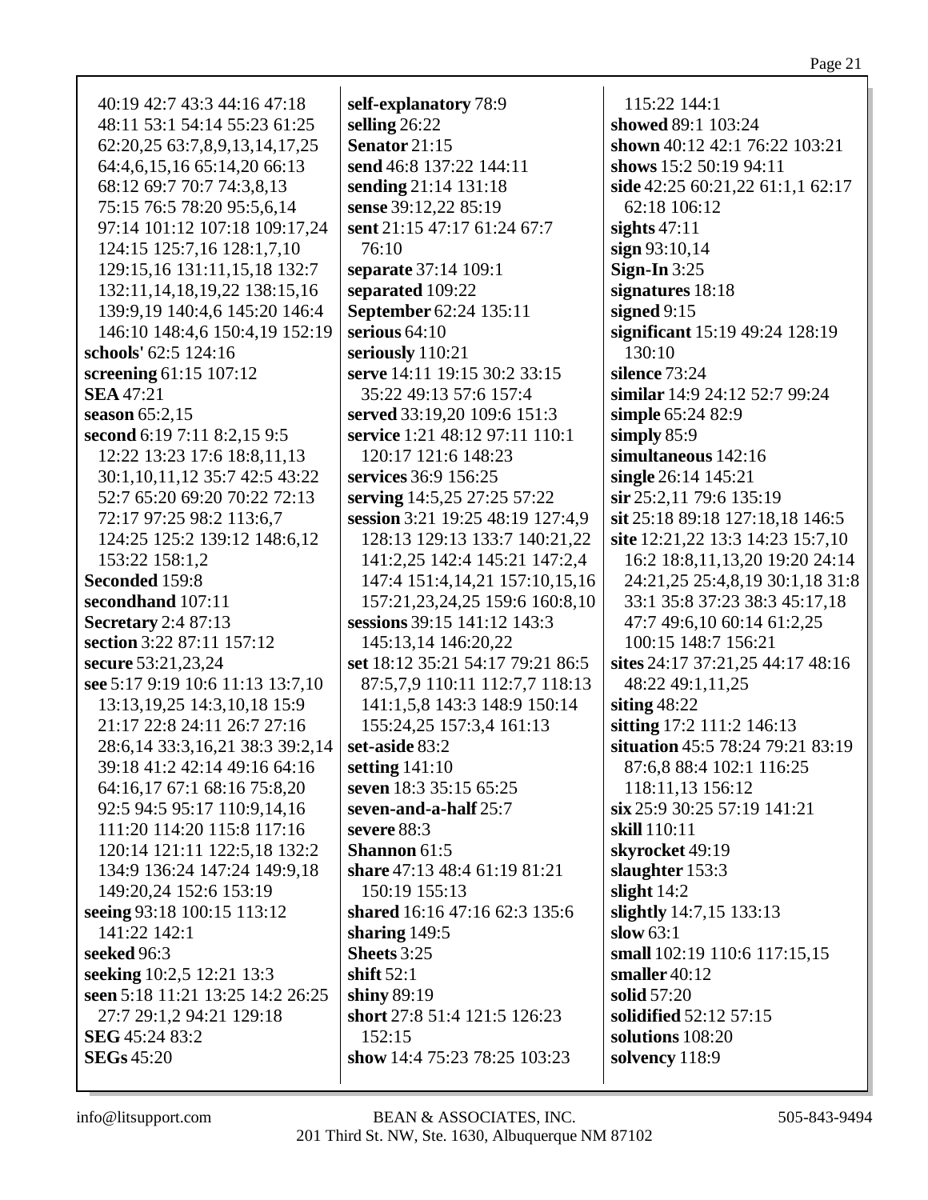40:19 42:7 43:3 44:16 47:18 48:11 53:1 54:14 55:23 61:25 62:20,25 63:7,8,9,13,14,17,25 64:4,6,15,16 65:14,20 66:13 68:12 69:7 70:7 74:3,8,13 75:15 76:5 78:20 95:5,6,14 97:14 101:12 107:18 109:17,24 124:15 125:7,16 128:1,7,10 129:15,16 131:11,15,18 132:7 132:11,14,18,19,22 138:15,16 139:9,19 140:4,6 145:20 146:4 146:10 148:4,6 150:4,19 152:19

**schools'** 62:5 124:16
**screening** 61:15 107:12
**SEA** 47:21
**season** 65:2,15
**second** 6:19 7:11 8:2,15 9:5 12:22 13:23 17:6 18:8,11,13 30:1,10,11,12 35:7 42:5 43:22 52:7 65:20 69:20 70:22 72:13 72:17 97:25 98:2 113:6,7 124:25 125:2 139:12 148:6,12 153:22 158:1,2
**Seconded** 159:8
**secondhand** 107:11
**Secretary** 2:4 87:13
**section** 3:22 87:11 157:12
**secure** 53:21,23,24
**see** 5:17 9:19 10:6 11:13 13:7,10 13:13,19,25 14:3,10,18 15:9 21:17 22:8 24:11 26:7 27:16 28:6,14 33:3,16,21 38:3 39:2,14 39:18 41:2 42:14 49:16 64:16 64:16,17 67:1 68:16 75:8,20 92:5 94:5 95:17 110:9,14,16 111:20 114:20 115:8 117:16 120:14 121:11 122:5,18 132:2 134:9 136:24 147:24 149:9,18 149:20,24 152:6 153:19
**seeing** 93:18 100:15 113:12 141:22 142:1
**seeked** 96:3
**seeking** 10:2,5 12:21 13:3
**seen** 5:18 11:21 13:25 14:2 26:25 27:7 29:1,2 94:21 129:18
**SEG** 45:24 83:2
**SEGs** 45:20
**self-explanatory** 78:9
**selling** 26:22
**Senator** 21:15
**send** 46:8 137:22 144:11
**sending** 21:14 131:18
**sense** 39:12,22 85:19
**sent** 21:15 47:17 61:24 67:7 76:10
**separate** 37:14 109:1
**separated** 109:22
**September** 62:24 135:11
**serious** 64:10
**seriously** 110:21
**serve** 14:11 19:15 30:2 33:15 35:22 49:13 57:6 157:4
**served** 33:19,20 109:6 151:3
**service** 1:21 48:12 97:11 110:1 120:17 121:6 148:23
**services** 36:9 156:25
**serving** 14:5,25 27:25 57:22
**session** 3:21 19:25 48:19 127:4,9 128:13 129:13 133:7 140:21,22 141:2,25 142:4 145:21 147:2,4 147:4 151:4,14,21 157:10,15,16 157:21,23,24,25 159:6 160:8,10
**sessions** 39:15 141:12 143:3 145:13,14 146:20,22
**set** 18:12 35:21 54:17 79:21 86:5 87:5,7,9 110:11 112:7,7 118:13 141:1,5,8 143:3 148:9 150:14 155:24,25 157:3,4 161:13
**set-aside** 83:2
**setting** 141:10
**seven** 18:3 35:15 65:25
**seven-and-a-half** 25:7
**severe** 88:3
**Shannon** 61:5
**share** 47:13 48:4 61:19 81:21 150:19 155:13
**shared** 16:16 47:16 62:3 135:6
**sharing** 149:5
**Sheets** 3:25
**shift** 52:1
**shiny** 89:19
**short** 27:8 51:4 121:5 126:23 152:15
**show** 14:4 75:23 78:25 103:23 115:22 144:1
**showed** 89:1 103:24
**shown** 40:12 42:1 76:22 103:21
**shows** 15:2 50:19 94:11
**side** 42:25 60:21,22 61:1,1 62:17 62:18 106:12
**sights** 47:11
**sign** 93:10,14
**Sign-In** 3:25
**signatures** 18:18
**signed** 9:15
**significant** 15:19 49:24 128:19 130:10
**silence** 73:24
**similar** 14:9 24:12 52:7 99:24
**simple** 65:24 82:9
**simply** 85:9
**simultaneous** 142:16
**single** 26:14 145:21
**sir** 25:2,11 79:6 135:19
**sit** 25:18 89:18 127:18,18 146:5
**site** 12:21,22 13:3 14:23 15:7,10 16:2 18:8,11,13,20 19:20 24:14 24:21,25 25:4,8,19 30:1,18 31:8 33:1 35:8 37:23 38:3 45:17,18 47:7 49:6,10 60:14 61:2,25 100:15 148:7 156:21
**sites** 24:17 37:21,25 44:17 48:16 48:22 49:1,11,25
**siting** 48:22
**sitting** 17:2 111:2 146:13
**situation** 45:5 78:24 79:21 83:19 87:6,8 88:4 102:1 116:25 118:11,13 156:12
**six** 25:9 30:25 57:19 141:21
**skill** 110:11
**skyrocket** 49:19
**slaughter** 153:3
**slight** 14:2
**slightly** 14:7,15 133:13
**slow** 63:1
**small** 102:19 110:6 117:15,15
**smaller** 40:12
**solid** 57:20
**solidified** 52:12 57:15
**solutions** 108:20
**solvency** 118:9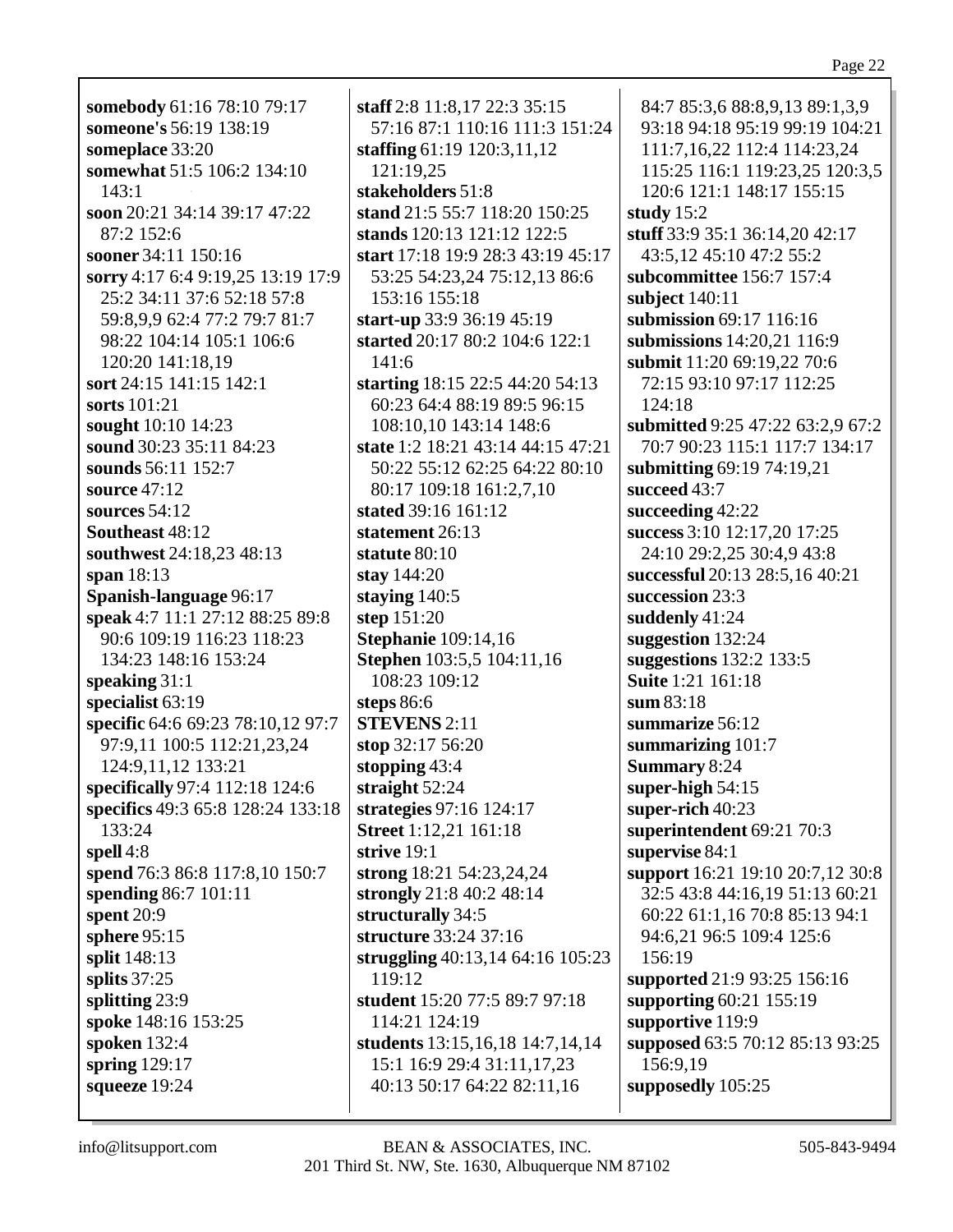**somebody** 61:16 78:10 79:17
**someone's** 56:19 138:19
**someplace** 33:20
**somewhat** 51:5 106:2 134:10 143:1
**soon** 20:21 34:14 39:17 47:22 87:2 152:6
**sooner** 34:11 150:16
**sorry** 4:17 6:4 9:19,25 13:19 17:9 25:2 34:11 37:6 52:18 57:8 59:8,9,9 62:4 77:2 79:7 81:7 98:22 104:14 105:1 106:6 120:20 141:18,19
**sort** 24:15 141:15 142:1
**sorts** 101:21
**sought** 10:10 14:23
**sound** 30:23 35:11 84:23
**sounds** 56:11 152:7
**source** 47:12
**sources** 54:12
**Southeast** 48:12
**southwest** 24:18,23 48:13
**span** 18:13
**Spanish-language** 96:17
**speak** 4:7 11:1 27:12 88:25 89:8 90:6 109:19 116:23 118:23 134:23 148:16 153:24
**speaking** 31:1
**specialist** 63:19
**specific** 64:6 69:23 78:10,12 97:7 97:9,11 100:5 112:21,23,24 124:9,11,12 133:21
**specifically** 97:4 112:18 124:6
**specifics** 49:3 65:8 128:24 133:18 133:24
**spell** 4:8
**spend** 76:3 86:8 117:8,10 150:7
**spending** 86:7 101:11
**spent** 20:9
**sphere** 95:15
**split** 148:13
**splits** 37:25
**splitting** 23:9
**spoke** 148:16 153:25
**spoken** 132:4
**spring** 129:17
**squeeze** 19:24
**staff** 2:8 11:8,17 22:3 35:15 57:16 87:1 110:16 111:3 151:24
**staffing** 61:19 120:3,11,12 121:19,25
**stakeholders** 51:8
**stand** 21:5 55:7 118:20 150:25
**stands** 120:13 121:12 122:5
**start** 17:18 19:9 28:3 43:19 45:17 53:25 54:23,24 75:12,13 86:6 153:16 155:18
**start-up** 33:9 36:19 45:19
**started** 20:17 80:2 104:6 122:1 141:6
**starting** 18:15 22:5 44:20 54:13 60:23 64:4 88:19 89:5 96:15 108:10,10 143:14 148:6
**state** 1:2 18:21 43:14 44:15 47:21 50:22 55:12 62:25 64:22 80:10 80:17 109:18 161:2,7,10
**stated** 39:16 161:12
**statement** 26:13
**statute** 80:10
**stay** 144:20
**staying** 140:5
**step** 151:20
**Stephanie** 109:14,16
**Stephen** 103:5,5 104:11,16 108:23 109:12
**steps** 86:6
**STEVENS** 2:11
**stop** 32:17 56:20
**stopping** 43:4
**straight** 52:24
**strategies** 97:16 124:17
**Street** 1:12,21 161:18
**strive** 19:1
**strong** 18:21 54:23,24,24
**strongly** 21:8 40:2 48:14
**structurally** 34:5
**structure** 33:24 37:16
**struggling** 40:13,14 64:16 105:23 119:12
**student** 15:20 77:5 89:7 97:18 114:21 124:19
**students** 13:15,16,18 14:7,14,14 15:1 16:9 29:4 31:11,17,23 40:13 50:17 64:22 82:11,16 84:7 85:3,6 88:8,9,13 89:1,3,9 93:18 94:18 95:19 99:19 104:21 111:7,16,22 112:4 114:23,24 115:25 116:1 119:23,25 120:3,5 120:6 121:1 148:17 155:15
**study** 15:2
**stuff** 33:9 35:1 36:14,20 42:17 43:5,12 45:10 47:2 55:2
**subcommittee** 156:7 157:4
**subject** 140:11
**submission** 69:17 116:16
**submissions** 14:20,21 116:9
**submit** 11:20 69:19,22 70:6 72:15 93:10 97:17 112:25 124:18
**submitted** 9:25 47:22 63:2,9 67:2 70:7 90:23 115:1 117:7 134:17
**submitting** 69:19 74:19,21
**succeed** 43:7
**succeeding** 42:22
**success** 3:10 12:17,20 17:25 24:10 29:2,25 30:4,9 43:8
**successful** 20:13 28:5,16 40:21
**succession** 23:3
**suddenly** 41:24
**suggestion** 132:24
**suggestions** 132:2 133:5
**Suite** 1:21 161:18
**sum** 83:18
**summarize** 56:12
**summarizing** 101:7
**Summary** 8:24
**super-high** 54:15
**super-rich** 40:23
**superintendent** 69:21 70:3
**supervise** 84:1
**support** 16:21 19:10 20:7,12 30:8 32:5 43:8 44:16,19 51:13 60:21 60:22 61:1,16 70:8 85:13 94:1 94:6,21 96:5 109:4 125:6 156:19
**supported** 21:9 93:25 156:16
**supporting** 60:21 155:19
**supportive** 119:9
**supposed** 63:5 70:12 85:13 93:25 156:9,19
**supposedly** 105:25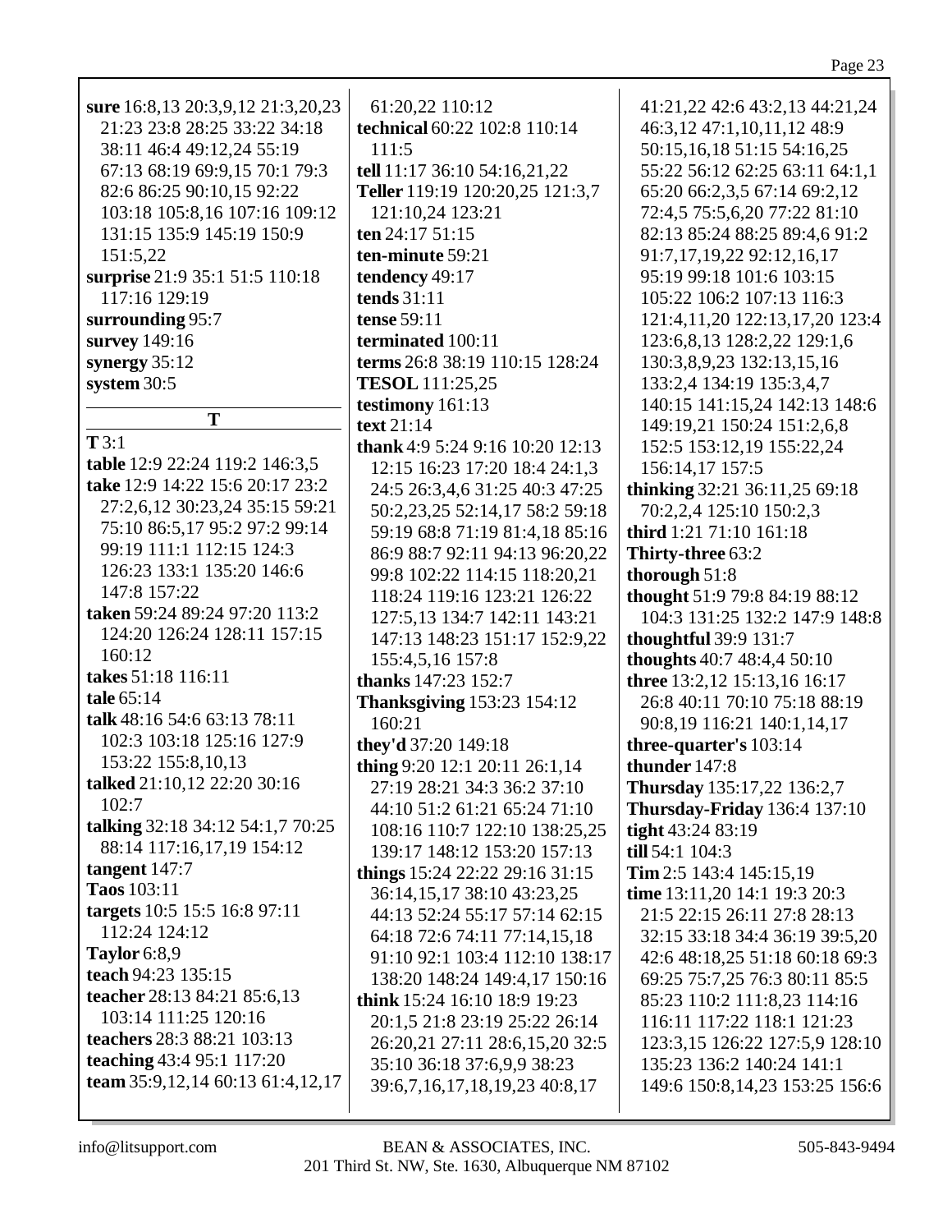**sure** 16:8,13 20:3,9,12 21:3,20,23 21:23 23:8 28:25 33:22 34:18 38:11 46:4 49:12,24 55:19 67:13 68:19 69:9,15 70:1 79:3 82:6 86:25 90:10,15 92:22 103:18 105:8,16 107:16 109:12 131:15 135:9 145:19 150:9 151:5,22
**surprise** 21:9 35:1 51:5 110:18 117:16 129:19
**surrounding** 95:7
**survey** 149:16
**synergy** 35:12
**system** 30:5

## T

**T** 3:1
**table** 12:9 22:24 119:2 146:3,5
**take** 12:9 14:22 15:6 20:17 23:2 27:2,6,12 30:23,24 35:15 59:21 75:10 86:5,17 95:2 97:2 99:14 99:19 111:1 112:15 124:3 126:23 133:1 135:20 146:6 147:8 157:22
**taken** 59:24 89:24 97:20 113:2 124:20 126:24 128:11 157:15 160:12
**takes** 51:18 116:11
**tale** 65:14
**talk** 48:16 54:6 63:13 78:11 102:3 103:18 125:16 127:9 153:22 155:8,10,13
**talked** 21:10,12 22:20 30:16 102:7
**talking** 32:18 34:12 54:1,7 70:25 88:14 117:16,17,19 154:12
**tangent** 147:7
**Taos** 103:11
**targets** 10:5 15:5 16:8 97:11 112:24 124:12
**Taylor** 6:8,9
**teach** 94:23 135:15
**teacher** 28:13 84:21 85:6,13 103:14 111:25 120:16
**teachers** 28:3 88:21 103:13
**teaching** 43:4 95:1 117:20
**team** 35:9,12,14 60:13 61:4,12,17 61:20,22 110:12
**technical** 60:22 102:8 110:14 111:5
**tell** 11:17 36:10 54:16,21,22
**Teller** 119:19 120:20,25 121:3,7 121:10,24 123:21
**ten** 24:17 51:15
**ten-minute** 59:21
**tendency** 49:17
**tends** 31:11
**tense** 59:11
**terminated** 100:11
**terms** 26:8 38:19 110:15 128:24
**TESOL** 111:25,25
**testimony** 161:13
**text** 21:14
**thank** 4:9 5:24 9:16 10:20 12:13 12:15 16:23 17:20 18:4 24:1,3 24:5 26:3,4,6 31:25 40:3 47:25 50:2,23,25 52:14,17 58:2 59:18 59:19 68:8 71:19 81:4,18 85:16 86:9 88:7 92:11 94:13 96:20,22 99:8 102:22 114:15 118:20,21 118:24 119:16 123:21 126:22 127:5,13 134:7 142:11 143:21 147:13 148:23 151:17 152:9,22 155:4,5,16 157:8
**thanks** 147:23 152:7
**Thanksgiving** 153:23 154:12 160:21
**they'd** 37:20 149:18
**thing** 9:20 12:1 20:11 26:1,14 27:19 28:21 34:3 36:2 37:10 44:10 51:2 61:21 65:24 71:10 108:16 110:7 122:10 138:25,25 139:17 148:12 153:20 157:13
**things** 15:24 22:22 29:16 31:15 36:14,15,17 38:10 43:23,25 44:13 52:24 55:17 57:14 62:15 64:18 72:6 74:11 77:14,15,18 91:10 92:1 103:4 112:10 138:17 138:20 148:24 149:4,17 150:16
**think** 15:24 16:10 18:9 19:23 20:1,5 21:8 23:19 25:22 26:14 26:20,21 27:11 28:6,15,20 32:5 35:10 36:18 37:6,9,9 38:23 39:6,7,16,17,18,19,23 40:8,17 41:21,22 42:6 43:2,13 44:21,24 46:3,12 47:1,10,11,12 48:9 50:15,16,18 51:15 54:16,25 55:22 56:12 62:25 63:11 64:1,1 65:20 66:2,3,5 67:14 69:2,12 72:4,5 75:5,6,20 77:22 81:10 82:13 85:24 88:25 89:4,6 91:2 91:7,17,19,22 92:12,16,17 95:19 99:18 101:6 103:15 105:22 106:2 107:13 116:3 121:4,11,20 122:13,17,20 123:4 123:6,8,13 128:2,22 129:1,6 130:3,8,9,23 132:13,15,16 133:2,4 134:19 135:3,4,7 140:15 141:15,24 142:13 148:6 149:19,21 150:24 151:2,6,8 152:5 153:12,19 155:22,24 156:14,17 157:5
**thinking** 32:21 36:11,25 69:18 70:2,2,4 125:10 150:2,3
**third** 1:21 71:10 161:18
**Thirty-three** 63:2
**thorough** 51:8
**thought** 51:9 79:8 84:19 88:12 104:3 131:25 132:2 147:9 148:8
**thoughtful** 39:9 131:7
**thoughts** 40:7 48:4,4 50:10
**three** 13:2,12 15:13,16 16:17 26:8 40:11 70:10 75:18 88:19 90:8,19 116:21 140:1,14,17
**three-quarter's** 103:14
**thunder** 147:8
**Thursday** 135:17,22 136:2,7
**Thursday-Friday** 136:4 137:10
**tight** 43:24 83:19
**till** 54:1 104:3
**Tim** 2:5 143:4 145:15,19
**time** 13:11,20 14:1 19:3 20:3 21:5 22:15 26:11 27:8 28:13 32:15 33:18 34:4 36:19 39:5,20 42:6 48:18,25 51:18 60:18 69:3 69:25 75:7,25 76:3 80:11 85:5 85:23 110:2 111:8,23 114:16 116:11 117:22 118:1 121:23 123:3,15 126:22 127:5,9 128:10 135:23 136:2 140:24 141:1 149:6 150:8,14,23 153:25 156:6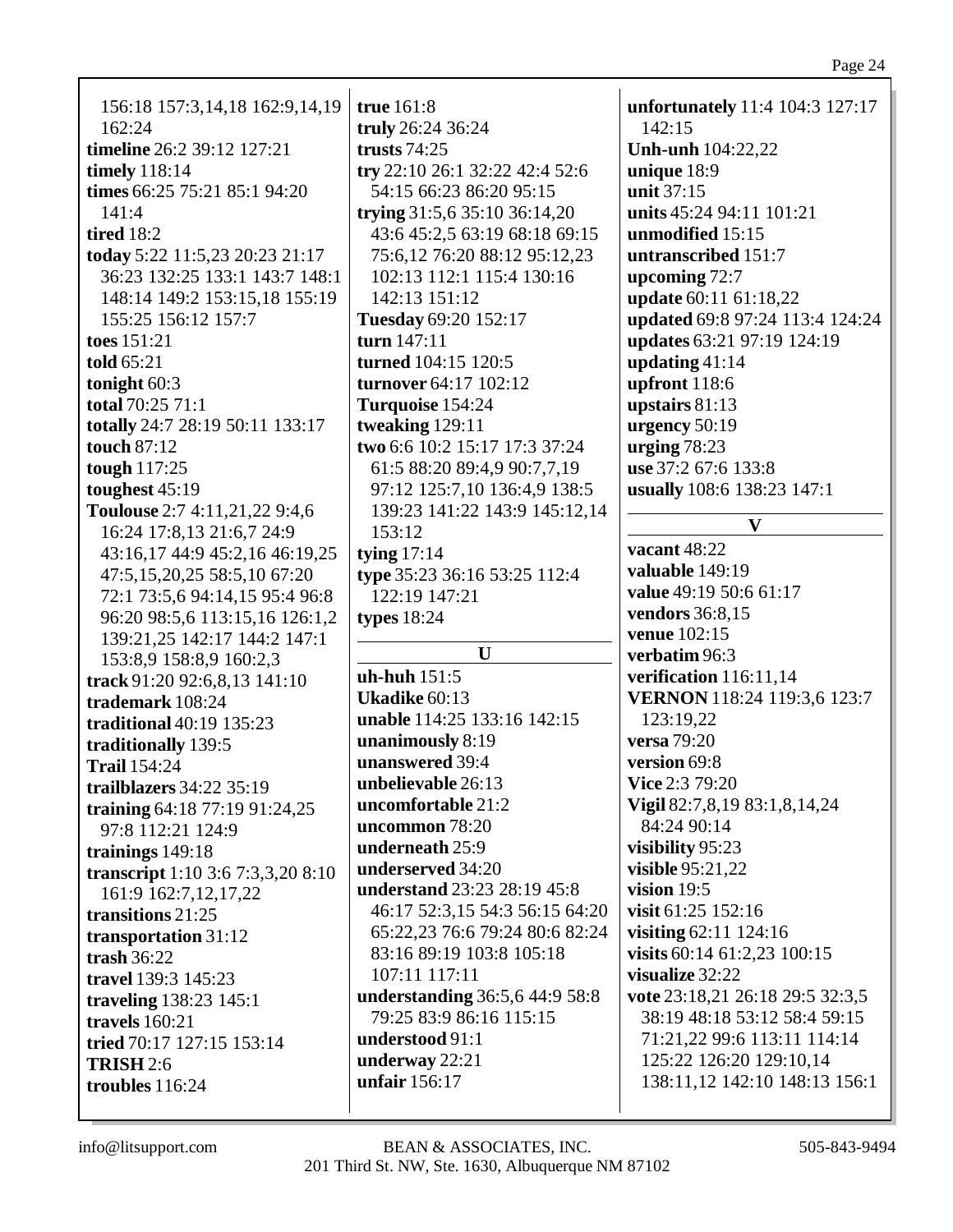156:18 157:3,14,18 162:9,14,19 162:24
**timeline** 26:2 39:12 127:21
**timely** 118:14
**times** 66:25 75:21 85:1 94:20 141:4
**tired** 18:2
**today** 5:22 11:5,23 20:23 21:17 36:23 132:25 133:1 143:7 148:1 148:14 149:2 153:15,18 155:19 155:25 156:12 157:7
**toes** 151:21
**told** 65:21
**tonight** 60:3
**total** 70:25 71:1
**totally** 24:7 28:19 50:11 133:17
**touch** 87:12
**tough** 117:25
**toughest** 45:19
**Toulouse** 2:7 4:11,21,22 9:4,6 16:24 17:8,13 21:6,7 24:9 43:16,17 44:9 45:2,16 46:19,25 47:5,15,20,25 58:5,10 67:20 72:1 73:5,6 94:14,15 95:4 96:8 96:20 98:5,6 113:15,16 126:1,2 139:21,25 142:17 144:2 147:1 153:8,9 158:8,9 160:2,3
**track** 91:20 92:6,8,13 141:10
**trademark** 108:24
**traditional** 40:19 135:23
**traditionally** 139:5
**Trail** 154:24
**trailblazers** 34:22 35:19
**training** 64:18 77:19 91:24,25 97:8 112:21 124:9
**trainings** 149:18
**transcript** 1:10 3:6 7:3,3,20 8:10 161:9 162:7,12,17,22
**transitions** 21:25
**transportation** 31:12
**trash** 36:22
**travel** 139:3 145:23
**traveling** 138:23 145:1
**travels** 160:21
**tried** 70:17 127:15 153:14
**TRISH** 2:6
**troubles** 116:24
**true** 161:8
**truly** 26:24 36:24
**trusts** 74:25
**try** 22:10 26:1 32:22 42:4 52:6 54:15 66:23 86:20 95:15
**trying** 31:5,6 35:10 36:14,20 43:6 45:2,5 63:19 68:18 69:15 75:6,12 76:20 88:12 95:12,23 102:13 112:1 115:4 130:16 142:13 151:12
**Tuesday** 69:20 152:17
**turn** 147:11
**turned** 104:15 120:5
**turnover** 64:17 102:12
**Turquoise** 154:24
**tweaking** 129:11
**two** 6:6 10:2 15:17 17:3 37:24 61:5 88:20 89:4,9 90:7,7,19 97:12 125:7,10 136:4,9 138:5 139:23 141:22 143:9 145:12,14 153:12
**tying** 17:14
**type** 35:23 36:16 53:25 112:4 122:19 147:21
**types** 18:24

## U

**uh-huh** 151:5
**Ukadike** 60:13
**unable** 114:25 133:16 142:15
**unanimously** 8:19
**unanswered** 39:4
**unbelievable** 26:13
**uncomfortable** 21:2
**uncommon** 78:20
**underneath** 25:9
**underserved** 34:20
**understand** 23:23 28:19 45:8 46:17 52:3,15 54:3 56:15 64:20 65:22,23 76:6 79:24 80:6 82:24 83:16 89:19 103:8 105:18 107:11 117:11
**understanding** 36:5,6 44:9 58:8 79:25 83:9 86:16 115:15
**understood** 91:1
**underway** 22:21
**unfair** 156:17
**unfortunately** 11:4 104:3 127:17 142:15
**Unh-unh** 104:22,22
**unique** 18:9
**unit** 37:15
**units** 45:24 94:11 101:21
**unmodified** 15:15
**untranscribed** 151:7
**upcoming** 72:7
**update** 60:11 61:18,22
**updated** 69:8 97:24 113:4 124:24
**updates** 63:21 97:19 124:19
**updating** 41:14
**upfront** 118:6
**upstairs** 81:13
**urgency** 50:19
**urging** 78:23
**use** 37:2 67:6 133:8
**usually** 108:6 138:23 147:1

## V

**vacant** 48:22
**valuable** 149:19
**value** 49:19 50:6 61:17
**vendors** 36:8,15
**venue** 102:15
**verbatim** 96:3
**verification** 116:11,14
**VERNON** 118:24 119:3,6 123:7 123:19,22
**versa** 79:20
**version** 69:8
**Vice** 2:3 79:20
**Vigil** 82:7,8,19 83:1,8,14,24 84:24 90:14
**visibility** 95:23
**visible** 95:21,22
**vision** 19:5
**visit** 61:25 152:16
**visiting** 62:11 124:16
**visits** 60:14 61:2,23 100:15
**visualize** 32:22
**vote** 23:18,21 26:18 29:5 32:3,5 38:19 48:18 53:12 58:4 59:15 71:21,22 99:6 113:11 114:14 125:22 126:20 129:10,14 138:11,12 142:10 148:13 156:1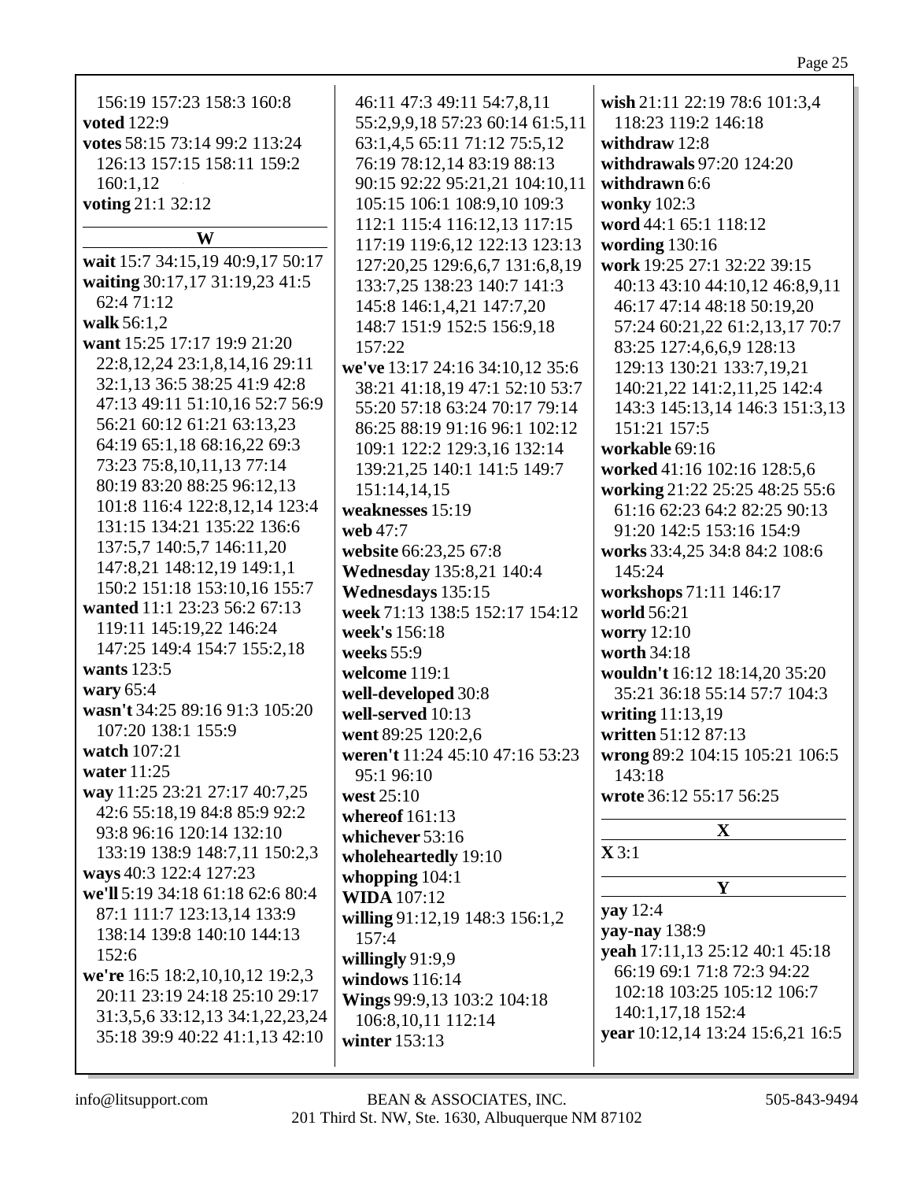156:19 157:23 158:3 160:8
**voted** 122:9
**votes** 58:15 73:14 99:2 113:24 126:13 157:15 158:11 159:2 160:1,12
**voting** 21:1 32:12

## W

**wait** 15:7 34:15,19 40:9,17 50:17
**waiting** 30:17,17 31:19,23 41:5 62:4 71:12
**walk** 56:1,2
**want** 15:25 17:17 19:9 21:20 22:8,12,24 23:1,8,14,16 29:11 32:1,13 36:5 38:25 41:9 42:8 47:13 49:11 51:10,16 52:7 56:9 56:21 60:12 61:21 63:13,23 64:19 65:1,18 68:16,22 69:3 73:23 75:8,10,11,13 77:14 80:19 83:20 88:25 96:12,13 101:8 116:4 122:8,12,14 123:4 131:15 134:21 135:22 136:6 137:5,7 140:5,7 146:11,20 147:8,21 148:12,19 149:1,1 150:2 151:18 153:10,16 155:7
**wanted** 11:1 23:23 56:2 67:13 119:11 145:19,22 146:24 147:25 149:4 154:7 155:2,18
**wants** 123:5
**wary** 65:4
**wasn't** 34:25 89:16 91:3 105:20 107:20 138:1 155:9
**watch** 107:21
**water** 11:25
**way** 11:25 23:21 27:17 40:7,25 42:6 55:18,19 84:8 85:9 92:2 93:8 96:16 120:14 132:10 133:19 138:9 148:7,11 150:2,3
**ways** 40:3 122:4 127:23
**we'll** 5:19 34:18 61:18 62:6 80:4 87:1 111:7 123:13,14 133:9 138:14 139:8 140:10 144:13 152:6
**we're** 16:5 18:2,10,10,12 19:2,3 20:11 23:19 24:18 25:10 29:17 31:3,5,6 33:12,13 34:1,22,23,24 35:18 39:9 40:22 41:1,13 42:10 46:11 47:3 49:11 54:7,8,11 55:2,9,9,18 57:23 60:14 61:5,11 63:1,4,5 65:11 71:12 75:5,12 76:19 78:12,14 83:19 88:13 90:15 92:22 95:21,21 104:10,11 105:15 106:1 108:9,10 109:3 112:1 115:4 116:12,13 117:15 117:19 119:6,12 122:13 123:13 127:20,25 129:6,6,7 131:6,8,19 133:7,25 138:23 140:7 141:3 145:8 146:1,4,21 147:7,20 148:7 151:9 152:5 156:9,18 157:22
**we've** 13:17 24:16 34:10,12 35:6 38:21 41:18,19 47:1 52:10 53:7 55:20 57:18 63:24 70:17 79:14 86:25 88:19 91:16 96:1 102:12 109:1 122:2 129:3,16 132:14 139:21,25 140:1 141:5 149:7 151:14,14,15
**weaknesses** 15:19
**web** 47:7
**website** 66:23,25 67:8
**Wednesday** 135:8,21 140:4
**Wednesdays** 135:15
**week** 71:13 138:5 152:17 154:12
**week's** 156:18
**weeks** 55:9
**welcome** 119:1
**well-developed** 30:8
**well-served** 10:13
**went** 89:25 120:2,6
**weren't** 11:24 45:10 47:16 53:23 95:1 96:10
**west** 25:10
**whereof** 161:13
**whichever** 53:16
**wholeheartedly** 19:10
**whopping** 104:1
**WIDA** 107:12
**willing** 91:12,19 148:3 156:1,2 157:4
**willingly** 91:9,9
**windows** 116:14
**Wings** 99:9,13 103:2 104:18 106:8,10,11 112:14
**winter** 153:13
**wish** 21:11 22:19 78:6 101:3,4 118:23 119:2 146:18
**withdraw** 12:8
**withdrawals** 97:20 124:20
**withdrawn** 6:6
**wonky** 102:3
**word** 44:1 65:1 118:12
**wording** 130:16
**work** 19:25 27:1 32:22 39:15 40:13 43:10 44:10,12 46:8,9,11 46:17 47:14 48:18 50:19,20 57:24 60:21,22 61:2,13,17 70:7 83:25 127:4,6,6,9 128:13 129:13 130:21 133:7,19,21 140:21,22 141:2,11,25 142:4 143:3 145:13,14 146:3 151:3,13 151:21 157:5
**workable** 69:16
**worked** 41:16 102:16 128:5,6
**working** 21:22 25:25 48:25 55:6 61:16 62:23 64:2 82:25 90:13 91:20 142:5 153:16 154:9
**works** 33:4,25 34:8 84:2 108:6 145:24
**workshops** 71:11 146:17
**world** 56:21
**worry** 12:10
**worth** 34:18
**wouldn't** 16:12 18:14,20 35:20 35:21 36:18 55:14 57:7 104:3
**writing** 11:13,19
**written** 51:12 87:13
**wrong** 89:2 104:15 105:21 106:5 143:18
**wrote** 36:12 55:17 56:25

## X

**X** 3:1

## Y

**yay** 12:4
**yay-nay** 138:9
**yeah** 17:11,13 25:12 40:1 45:18 66:19 69:1 71:8 72:3 94:22 102:18 103:25 105:12 106:7 140:1,17,18 152:4
**year** 10:12,14 13:24 15:6,21 16:5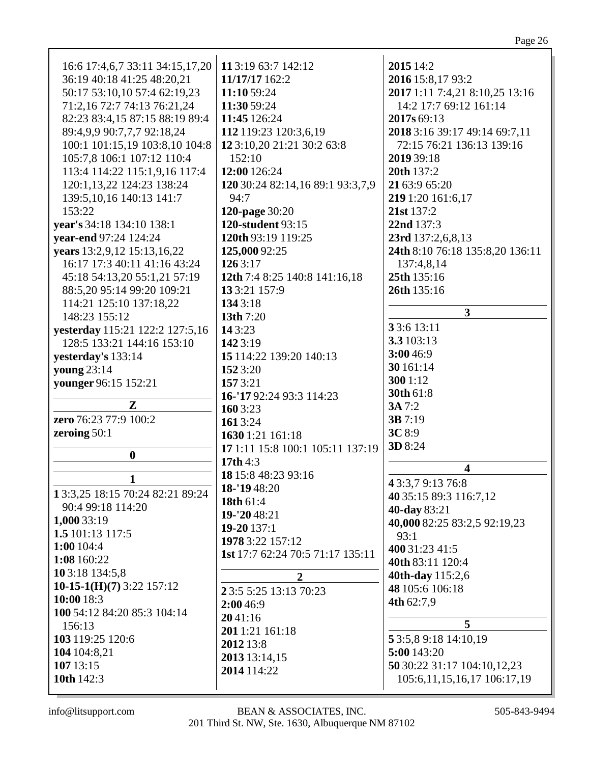16:6 17:4,6,7 33:11 34:15,17,20 36:19 40:18 41:25 48:20,21 50:17 53:10,10 57:4 62:19,23 71:2,16 72:7 74:13 76:21,24 82:23 83:4,15 87:15 88:19 89:4 89:4,9,9 90:7,7,7 92:18,24 100:1 101:15,19 103:8,10 104:8 105:7,8 106:1 107:12 110:4 113:4 114:22 115:1,9,16 117:4 120:1,13,22 124:23 138:24 139:5,10,16 140:13 141:7 153:22

**year's** 34:18 134:10 138:1
**year-end** 97:24 124:24
**years** 13:2,9,12 15:13,16,22 16:17 17:3 40:11 41:16 43:24 45:18 54:13,20 55:1,21 57:19 88:5,20 95:14 99:20 109:21 114:21 125:10 137:18,22 148:23 155:12
**yesterday** 115:21 122:2 127:5,16 128:5 133:21 144:16 153:10
**yesterday's** 133:14
**young** 23:14
**younger** 96:15 152:21

**Z**

**zero** 76:23 77:9 100:2
**zeroing** 50:1

**0**

**1**

**1** 3:3,25 18:15 70:24 82:21 89:24 90:4 99:18 114:20
**1,000** 33:19
**1.5** 101:13 117:5
**1:00** 104:4
**1:08** 160:22
**10** 3:18 134:5,8
**10-15-1(H)(7)** 3:22 157:12
**10:00** 18:3
**100** 54:12 84:20 85:3 104:14 156:13
**103** 119:25 120:6
**104** 104:8,21
**107** 13:15
**10th** 142:3
**11** 3:19 63:7 142:12
**11/17/17** 162:2
**11:10** 59:24
**11:30** 59:24
**11:45** 126:24
**112** 119:23 120:3,6,19
**12** 3:10,20 21:21 30:2 63:8 152:10
**12:00** 126:24
**120** 30:24 82:14,16 89:1 93:3,7,9 94:7
**120-page** 30:20
**120-student** 93:15
**120th** 93:19 119:25
**125,000** 92:25
**126** 3:17
**12th** 7:4 8:25 140:8 141:16,18
**13** 3:21 157:9
**134** 3:18
**13th** 7:20
**14** 3:23
**142** 3:19
**15** 114:22 139:20 140:13
**152** 3:20
**157** 3:21
**16-'17** 92:24 93:3 114:23
**160** 3:23
**161** 3:24
**1630** 1:21 161:18
**17** 1:11 15:8 100:1 105:11 137:19
**17th** 4:3
**18** 15:8 48:23 93:16
**18-'19** 48:20
**18th** 61:4
**19-'20** 48:21
**19-20** 137:1
**1978** 3:22 157:12
**1st** 17:7 62:24 70:5 71:17 135:11

**2**

**2** 3:5 5:25 13:13 70:23
**2:00** 46:9
**20** 41:16
**201** 1:21 161:18
**2012** 13:8
**2013** 13:14,15
**2014** 114:22
**2015** 14:2
**2016** 15:8,17 93:2
**2017** 1:11 7:4,21 8:10,25 13:16 14:2 17:7 69:12 161:14
**2017s** 69:13
**2018** 3:16 39:17 49:14 69:7,11 72:15 76:21 136:13 139:16
**2019** 39:18
**20th** 137:2
**21** 63:9 65:20
**219** 1:20 161:6,17
**21st** 137:2
**22nd** 137:3
**23rd** 137:2,6,8,13
**24th** 8:10 76:18 135:8,20 136:11 137:4,8,14
**25th** 135:16
**26th** 135:16

**3**

**3** 3:6 13:11
**3.3** 103:13
**3:00** 46:9
**30** 161:14
**300** 1:12
**30th** 61:8
**3A** 7:2
**3B** 7:19
**3C** 8:9
**3D** 8:24

**4**

**4** 3:3,7 9:13 76:8
**40** 35:15 89:3 116:7,12
**40-day** 83:21
**40,000** 82:25 83:2,5 92:19,23 93:1
**400** 31:23 41:5
**40th** 83:11 120:4
**40th-day** 115:2,6
**48** 105:6 106:18
**4th** 62:7,9

**5**

**5** 3:5,8 9:18 14:10,19
**5:00** 143:20
**50** 30:22 31:17 104:10,12,23 105:6,11,15,16,17 106:17,19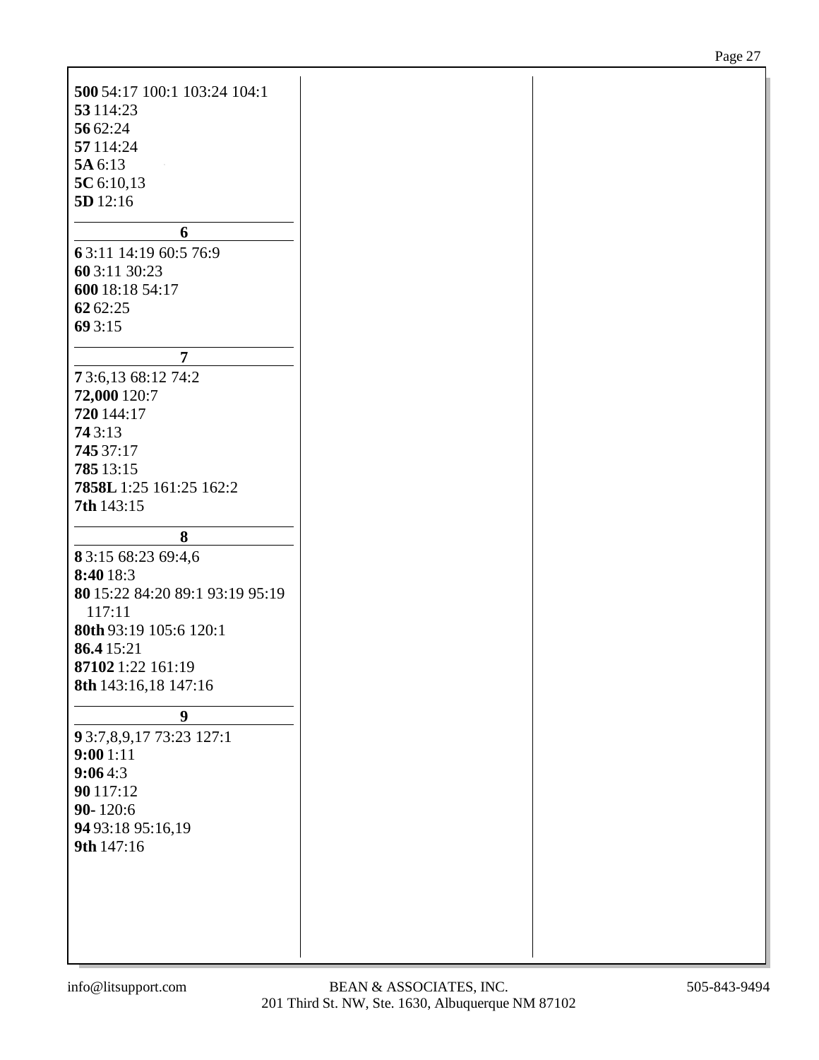**500** 54:17 100:1 103:24 104:1
**53** 114:23
**56** 62:24
**57** 114:24
**5A** 6:13
**5C** 6:10,13
**5D** 12:16

### 6

**6** 3:11 14:19 60:5 76:9
**60** 3:11 30:23
**600** 18:18 54:17
**62** 62:25
**69** 3:15

### 7

**7** 3:6,13 68:12 74:2
**72,000** 120:7
**720** 144:17
**74** 3:13
**745** 37:17
**785** 13:15
**7858L** 1:25 161:25 162:2
**7th** 143:15

### 8

**8** 3:15 68:23 69:4,6
**8:40** 18:3
**80** 15:22 84:20 89:1 93:19 95:19 117:11
**80th** 93:19 105:6 120:1
**86.4** 15:21
**87102** 1:22 161:19
**8th** 143:16,18 147:16

### 9

**9** 3:7,8,9,17 73:23 127:1
**9:00** 1:11
**9:06** 4:3
**90** 117:12
**90-** 120:6
**94** 93:18 95:16,19
**9th** 147:16